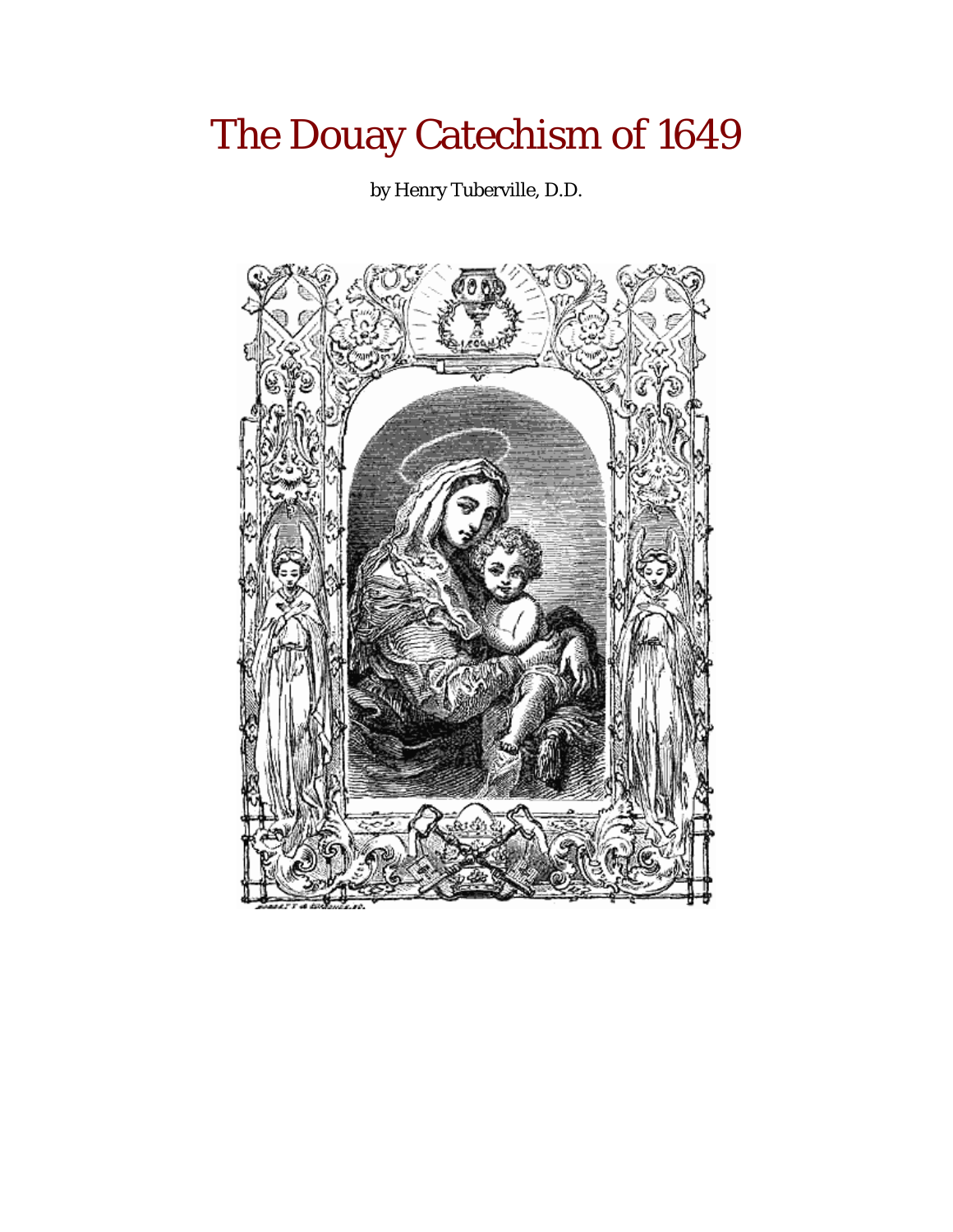# The Douay Catechism of 1649

by Henry Tuberville, D.D.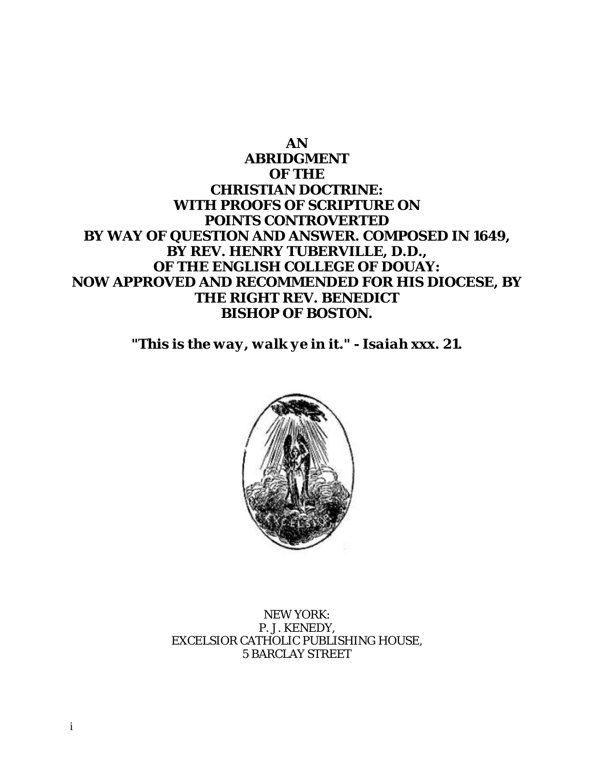# AN ABRIDGMENT OF THE CHRISTIAN DOCTRINE: WITH PROOFS OF SCRIPTURE ON POINTS CONTROVERTED BY WAY OF QUESTION AND ANSWER. COMPOSED IN 1649, BY REV. HENRY TUBERVILLE, D.D., OF THE ENGLISH COLLEGE OF DOUAY: NOW APPROVED AND RECOMMENDED FOR HIS DIOCESE, BY THE RIGHT REV. BENEDICT BISHOP OF BOSTON.

***"This is the way, walk ye in it." - Isaiah xxx. 21.***

NEW YORK:
P. J. KENEDY,
EXCELSIOR CATHOLIC PUBLISHING HOUSE,
5 BARCLAY STREET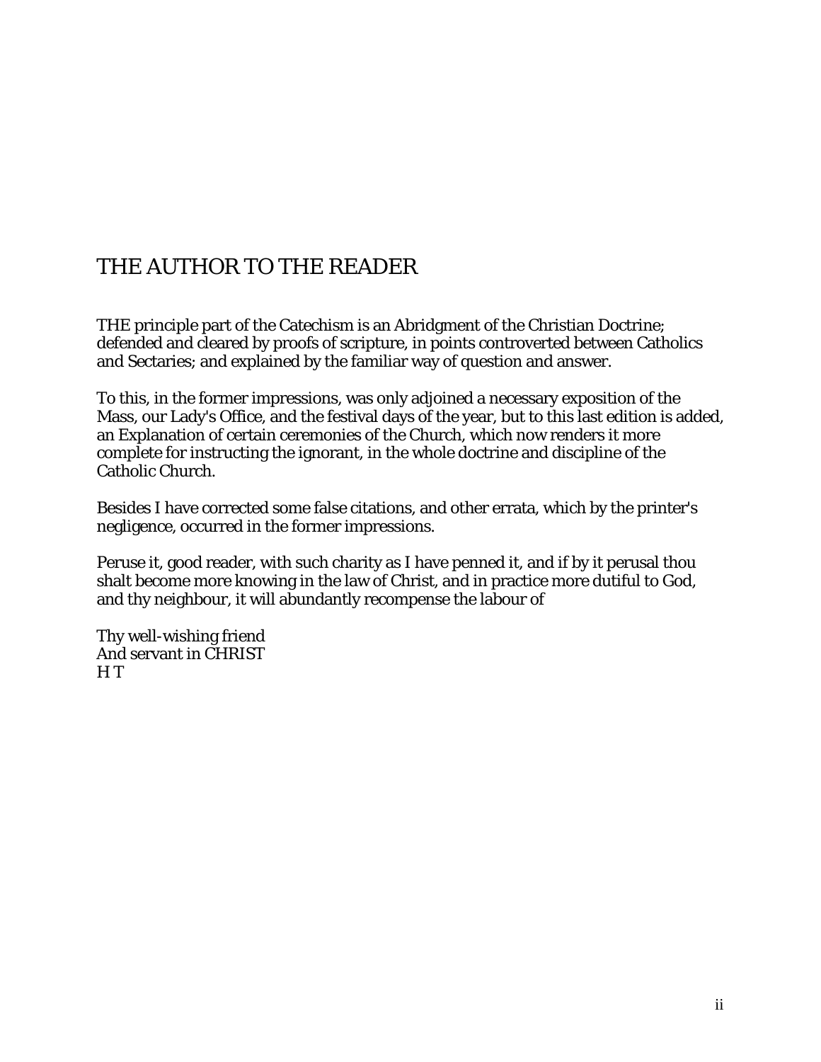# THE AUTHOR TO THE READER

THE principle part of the Catechism is an Abridgment of the Christian Doctrine; defended and cleared by proofs of scripture, in points controverted between Catholics and Sectaries; and explained by the familiar way of question and answer.

To this, in the former impressions, was only adjoined a necessary exposition of the Mass, our Lady's Office, and the festival days of the year, but to this last edition is added, an Explanation of certain ceremonies of the Church, which now renders it more complete for instructing the ignorant, in the whole doctrine and discipline of the Catholic Church.

Besides I have corrected some false citations, and other errata, which by the printer's negligence, occurred in the former impressions.

Peruse it, good reader, with such charity as I have penned it, and if by it perusal thou shalt become more knowing in the law of Christ, and in practice more dutiful to God, and thy neighbour, it will abundantly recompense the labour of

Thy well-wishing friend  
And servant in CHRIST  
H T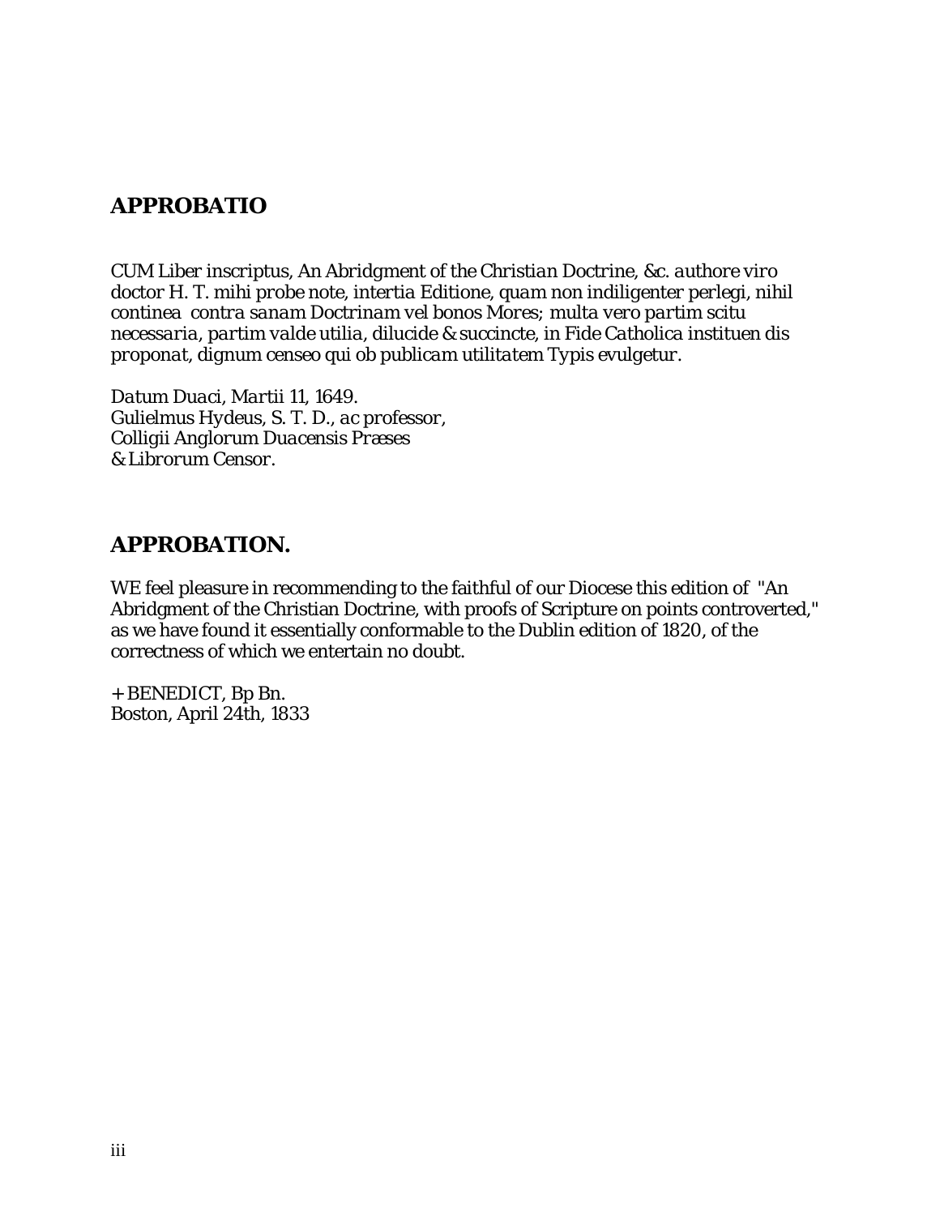## APPROBATIO

*CUM Liber inscriptus, An Abridgment of the Christian Doctrine, &c. authore viro doctor H. T. mihi probe note, intertia Editione, quam non indiligenter perlegi, nihil continea contra sanam Doctrinam vel bonos Mores; multa vero partim scitu necessaria, partim valde utilia, dilucide & succincte, in Fide Catholica instituen dis proponat, dignum censeo qui ob publicam utilitatem Typis evulgetur.*

*Datum Duaci, Martii 11, 1649.*
*Gulielmus Hydeus, S. T. D., ac professor,*
*Colligii Anglorum Duacensis Præses*
*& Librorum Censor.*

## APPROBATION.

WE feel pleasure in recommending to the faithful of our Diocese this edition of "An Abridgment of the Christian Doctrine, with proofs of Scripture on points controverted," as we have found it essentially conformable to the Dublin edition of 1820, of the correctness of which we entertain no doubt.

+ BENEDICT, Bp Bn.
Boston, April 24th, 1833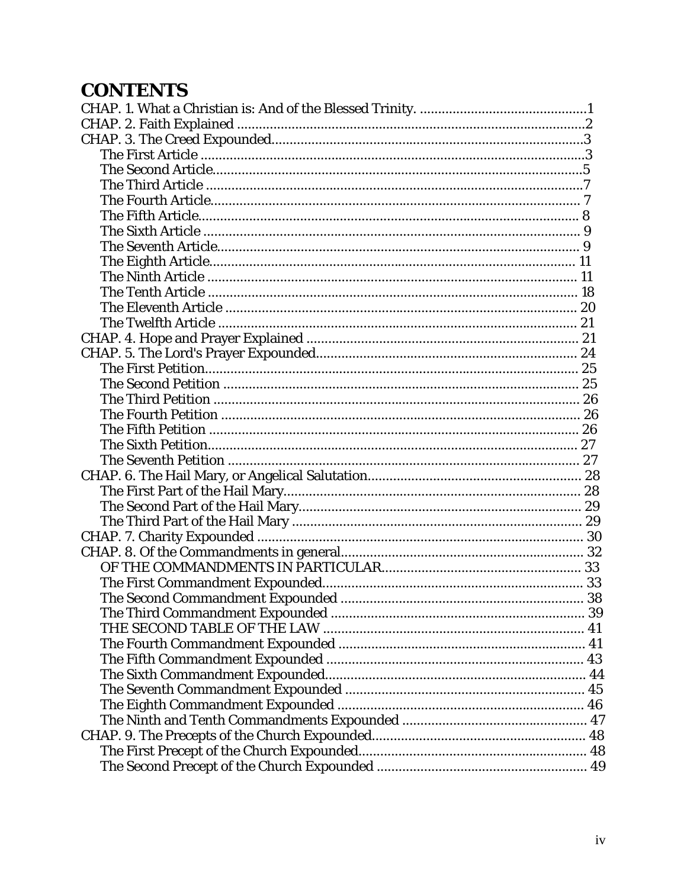# CONTENTS

CHAP. 1. What a Christian is: And of the Blessed Trinity. ..............................................1
CHAP. 2. Faith Explained ...............................................................................................2
CHAP. 3. The Creed Expounded......................................................................................3
- The First Article ..........................................................................................................3
- The Second Article.......................................................................................................5
- The Third Article ........................................................................................................7
- The Fourth Article...................................................................................................... 7
- The Fifth Article......................................................................................................... 8
- The Sixth Article ........................................................................................................ 9
- The Seventh Article.................................................................................................... 9
- The Eighth Article..................................................................................................... 11
- The Ninth Article ...................................................................................................... 11
- The Tenth Article ...................................................................................................... 18
- The Eleventh Article ................................................................................................. 20
- The Twelfth Article ................................................................................................... 21

CHAP. 4. Hope and Prayer Explained ........................................................................... 21
CHAP. 5. The Lord's Prayer Expounded........................................................................ 24
- The First Petition....................................................................................................... 25
- The Second Petition .................................................................................................. 25
- The Third Petition ..................................................................................................... 26
- The Fourth Petition ................................................................................................... 26
- The Fifth Petition ...................................................................................................... 26
- The Sixth Petition...................................................................................................... 27
- The Seventh Petition ................................................................................................. 27

CHAP. 6. The Hail Mary, or Angelical Salutation........................................................... 28
- The First Part of the Hail Mary.................................................................................. 28
- The Second Part of the Hail Mary.............................................................................. 29
- The Third Part of the Hail Mary ................................................................................ 29

CHAP. 7. Charity Expounded ......................................................................................... 30
CHAP. 8. Of the Commandments in general.................................................................. 32
- OF THE COMMANDMENTS IN PARTICULAR....................................................... 33
- The First Commandment Expounded....................................................................... 33
- The Second Commandment Expounded .................................................................. 38
- The Third Commandment Expounded ..................................................................... 39
- THE SECOND TABLE OF THE LAW ....................................................................... 41
- The Fourth Commandment Expounded ................................................................... 41
- The Fifth Commandment Expounded ...................................................................... 43
- The Sixth Commandment Expounded...................................................................... 44
- The Seventh Commandment Expounded ................................................................. 45
- The Eighth Commandment Expounded ................................................................... 46
- The Ninth and Tenth Commandments Expounded .................................................. 47

CHAP. 9. The Precepts of the Church Expounded.......................................................... 48
- The First Precept of the Church Expounded.............................................................. 48
- The Second Precept of the Church Expounded ......................................................... 49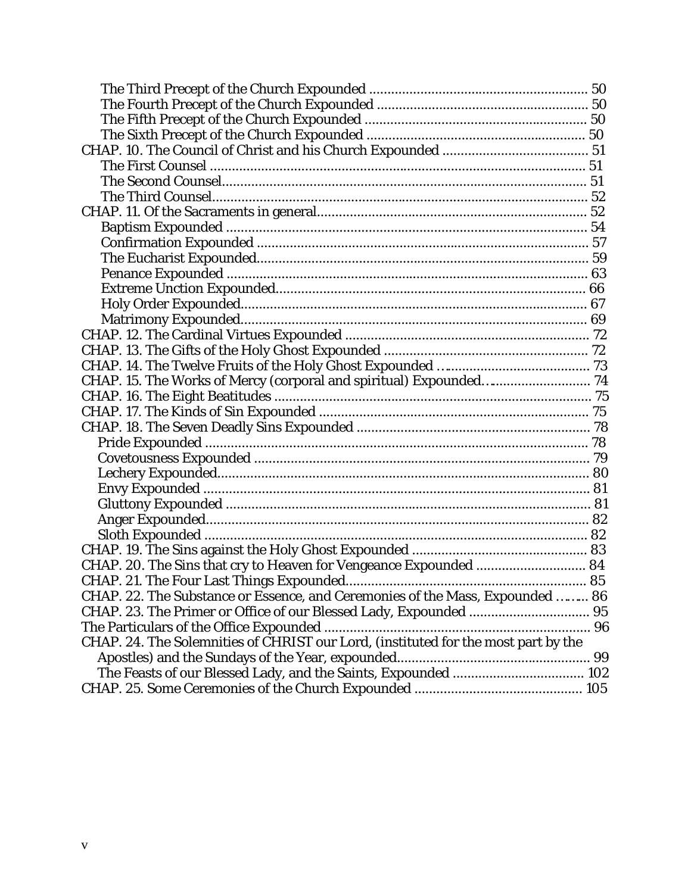- The Third Precept of the Church Expounded ........................................................... 50
- The Fourth Precept of the Church Expounded .......................................................... 50
- The Fifth Precept of the Church Expounded ............................................................ 50
- The Sixth Precept of the Church Expounded ........................................................... 50

CHAP. 10. The Council of Christ and his Church Expounded ........................................ 51

- The First Counsel ..................................................................................................... 51
- The Second Counsel.................................................................................................. 51
- The Third Counsel..................................................................................................... 52

CHAP. 11. Of the Sacraments in general......................................................................... 52

- Baptism Expounded .................................................................................................. 54
- Confirmation Expounded .......................................................................................... 57
- The Eucharist Expounded.......................................................................................... 59
- Penance Expounded .................................................................................................. 63
- Extreme Unction Expounded..................................................................................... 66
- Holy Order Expounded.............................................................................................. 67
- Matrimony Expounded.............................................................................................. 69

CHAP. 12. The Cardinal Virtues Expounded .................................................................. 72

CHAP. 13. The Gifts of the Holy Ghost Expounded ....................................................... 72

CHAP. 14. The Twelve Fruits of the Holy Ghost Expounded …....................................... 73

CHAP. 15. The Works of Mercy (corporal and spiritual) Expounded…........................... 74

CHAP. 16. The Eight Beatitudes ...................................................................................... 75

CHAP. 17. The Kinds of Sin Expounded ......................................................................... 75

CHAP. 18. The Seven Deadly Sins Expounded ............................................................... 78

- Pride Expounded ........................................................................................................ 78
- Covetousness Expounded .......................................................................................... 79
- Lechery Expounded.................................................................................................... 80
- Envy Expounded ......................................................................................................... 81
- Gluttony Expounded ................................................................................................... 81
- Anger Expounded........................................................................................................ 82
- Sloth Expounded ........................................................................................................ 82

CHAP. 19. The Sins against the Holy Ghost Expounded ............................................... 83

CHAP. 20. The Sins that cry to Heaven for Vengeance Expounded ............................. 84

CHAP. 21. The Four Last Things Expounded................................................................. 85

CHAP. 22. The Substance or Essence, and Ceremonies of the Mass, Expounded …….. 86

CHAP. 23. The Primer or Office of our Blessed Lady, Expounded ................................ 95

The Particulars of the Office Expounded ........................................................................ 96

CHAP. 24. The Solemnities of CHRIST our Lord, (instituted for the most part by the Apostles) and the Sundays of the Year, expounded.................................................... 99

- The Feasts of our Blessed Lady, and the Saints, Expounded ................................... 102

CHAP. 25. Some Ceremonies of the Church Expounded ............................................. 105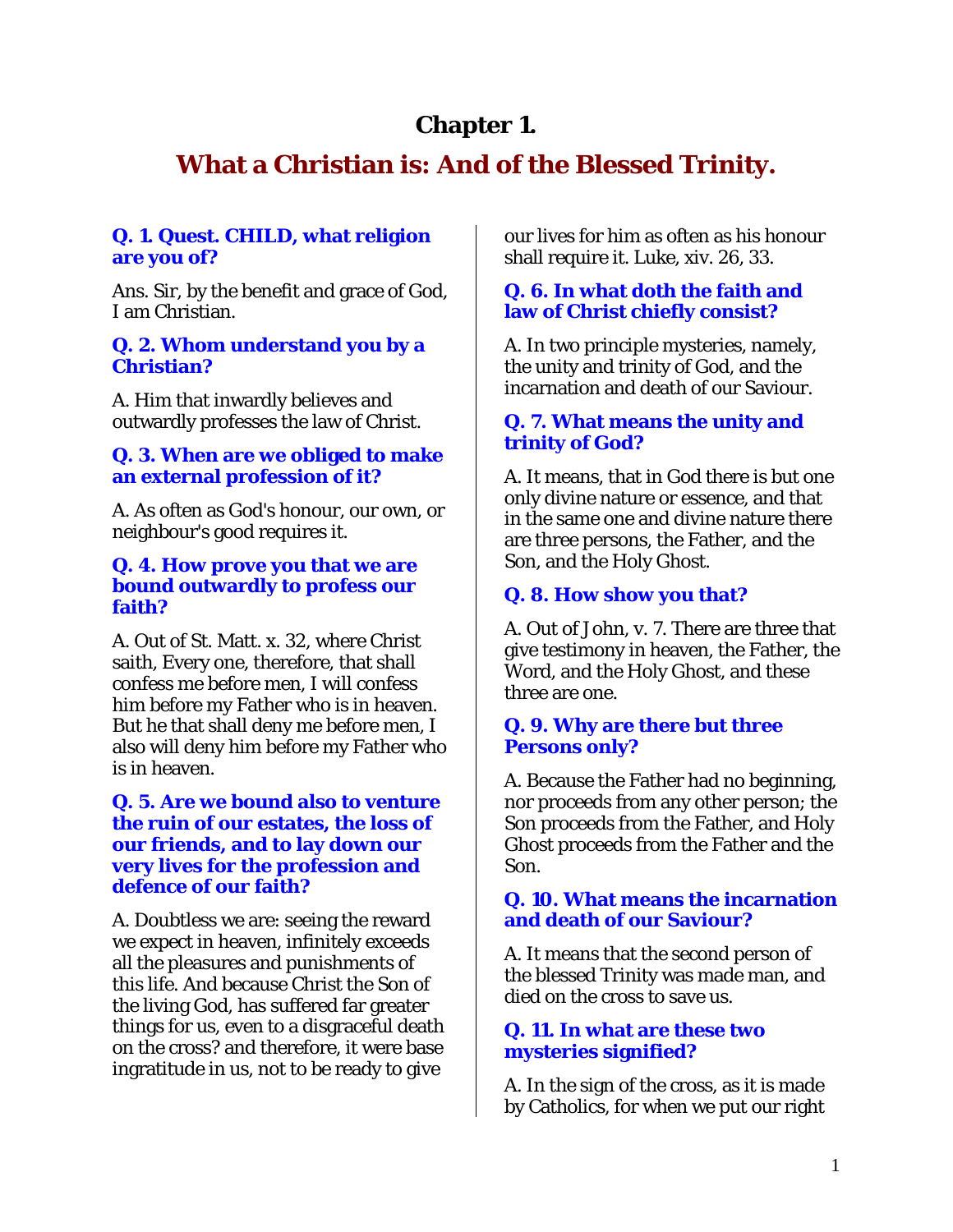# Chapter 1.

## What a Christian is: And of the Blessed Trinity.

**Q. 1. Quest. CHILD, what religion are you of?**

Ans. Sir, by the benefit and grace of God, I am Christian.

**Q. 2. Whom understand you by a Christian?**

A. Him that inwardly believes and outwardly professes the law of Christ.

**Q. 3. When are we obliged to make an external profession of it?**

A. As often as God's honour, our own, or neighbour's good requires it.

**Q. 4. How prove you that we are bound outwardly to profess our faith?**

A. Out of St. Matt. x. 32, where Christ saith, Every one, therefore, that shall confess me before men, I will confess him before my Father who is in heaven. But he that shall deny me before men, I also will deny him before my Father who is in heaven.

**Q. 5. Are we bound also to venture the ruin of our estates, the loss of our friends, and to lay down our very lives for the profession and defence of our faith?**

A. Doubtless we are: seeing the reward we expect in heaven, infinitely exceeds all the pleasures and punishments of this life. And because Christ the Son of the living God, has suffered far greater things for us, even to a disgraceful death on the cross? and therefore, it were base ingratitude in us, not to be ready to give our lives for him as often as his honour shall require it. Luke, xiv. 26, 33.

**Q. 6. In what doth the faith and law of Christ chiefly consist?**

A. In two principle mysteries, namely, the unity and trinity of God, and the incarnation and death of our Saviour.

**Q. 7. What means the unity and trinity of God?**

A. It means, that in God there is but one only divine nature or essence, and that in the same one and divine nature there are three persons, the Father, and the Son, and the Holy Ghost.

**Q. 8. How show you that?**

A. Out of John, v. 7. There are three that give testimony in heaven, the Father, the Word, and the Holy Ghost, and these three are one.

**Q. 9. Why are there but three Persons only?**

A. Because the Father had no beginning, nor proceeds from any other person; the Son proceeds from the Father, and Holy Ghost proceeds from the Father and the Son.

**Q. 10. What means the incarnation and death of our Saviour?**

A. It means that the second person of the blessed Trinity was made man, and died on the cross to save us.

**Q. 11. In what are these two mysteries signified?**

A. In the sign of the cross, as it is made by Catholics, for when we put our right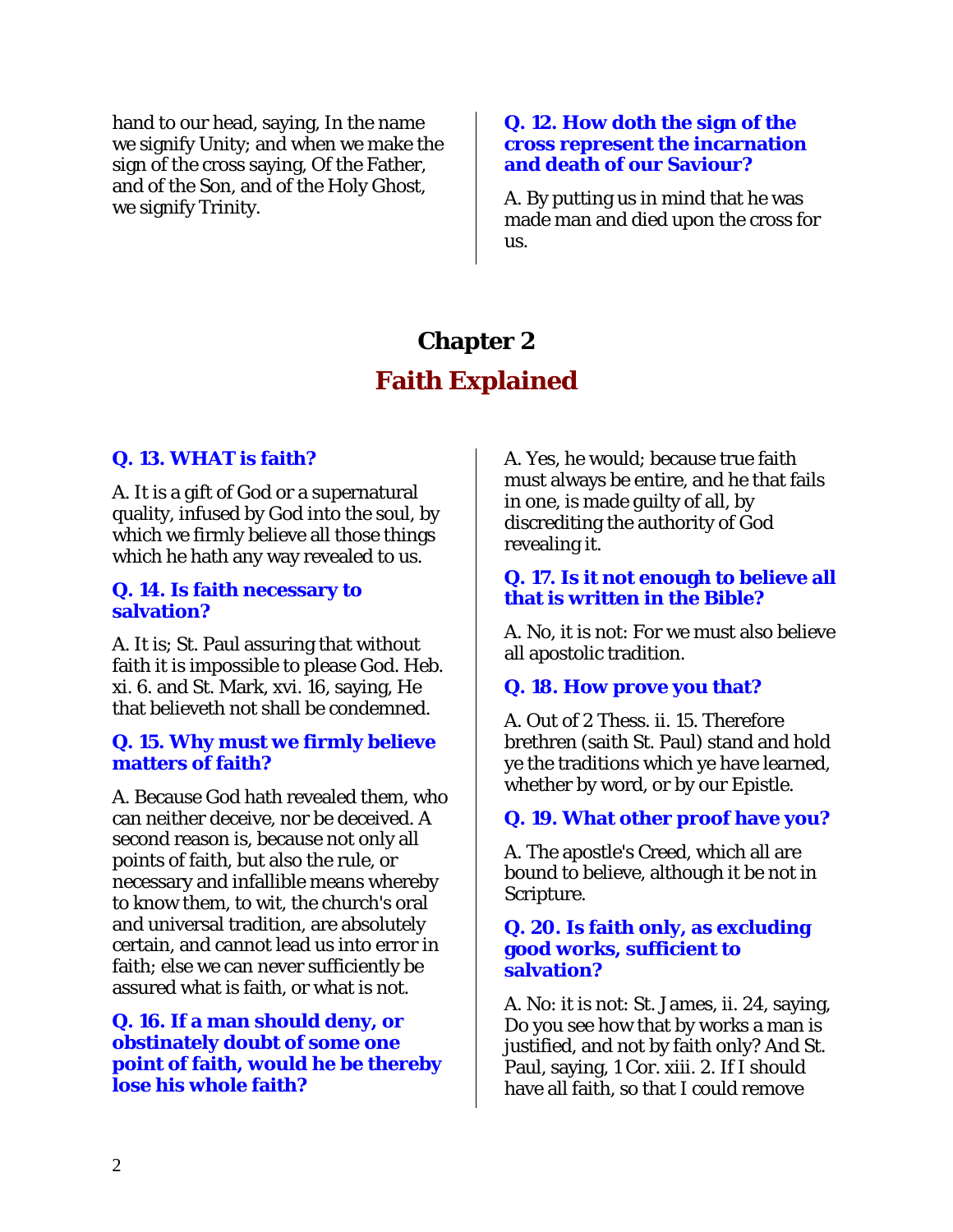hand to our head, saying, In the name we signify Unity; and when we make the sign of the cross saying, Of the Father, and of the Son, and of the Holy Ghost, we signify Trinity.

**Q. 12. How doth the sign of the cross represent the incarnation and death of our Saviour?**

A. By putting us in mind that he was made man and died upon the cross for us.

# Chapter 2

## Faith Explained

**Q. 13. WHAT is faith?**

A. It is a gift of God or a supernatural quality, infused by God into the soul, by which we firmly believe all those things which he hath any way revealed to us.

**Q. 14. Is faith necessary to salvation?**

A. It is; St. Paul assuring that without faith it is impossible to please God. Heb. xi. 6. and St. Mark, xvi. 16, saying, He that believeth not shall be condemned.

**Q. 15. Why must we firmly believe matters of faith?**

A. Because God hath revealed them, who can neither deceive, nor be deceived. A second reason is, because not only all points of faith, but also the rule, or necessary and infallible means whereby to know them, to wit, the church's oral and universal tradition, are absolutely certain, and cannot lead us into error in faith; else we can never sufficiently be assured what is faith, or what is not.

**Q. 16. If a man should deny, or obstinately doubt of some one point of faith, would he be thereby lose his whole faith?**

A. Yes, he would; because true faith must always be entire, and he that fails in one, is made guilty of all, by discrediting the authority of God revealing it.

**Q. 17. Is it not enough to believe all that is written in the Bible?**

A. No, it is not: For we must also believe all apostolic tradition.

**Q. 18. How prove you that?**

A. Out of 2 Thess. ii. 15. Therefore brethren (saith St. Paul) stand and hold ye the traditions which ye have learned, whether by word, or by our Epistle.

**Q. 19. What other proof have you?**

A. The apostle's Creed, which all are bound to believe, although it be not in Scripture.

**Q. 20. Is faith only, as excluding good works, sufficient to salvation?**

A. No: it is not: St. James, ii. 24, saying, Do you see how that by works a man is justified, and not by faith only? And St. Paul, saying, 1 Cor. xiii. 2. If I should have all faith, so that I could remove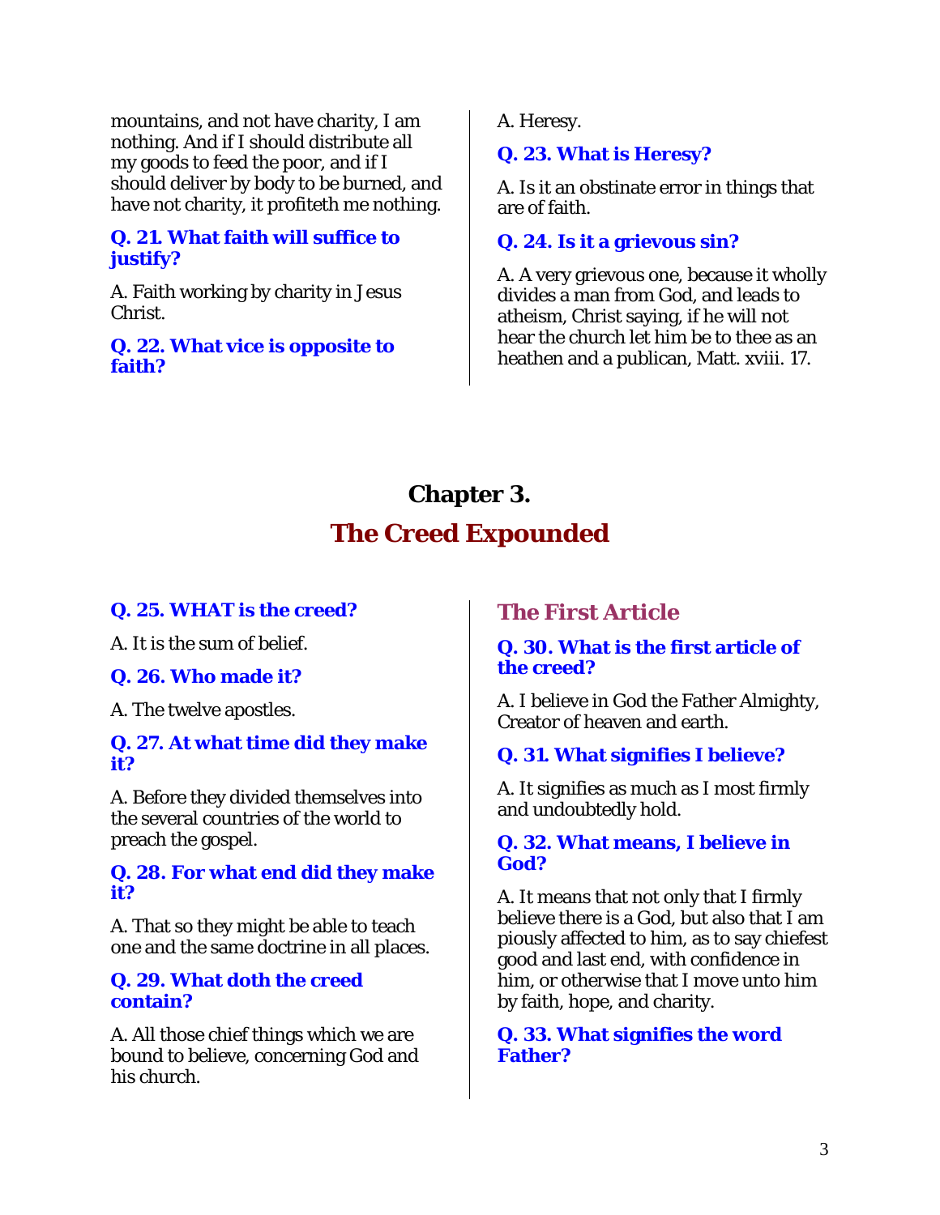mountains, and not have charity, I am nothing. And if I should distribute all my goods to feed the poor, and if I should deliver by body to be burned, and have not charity, it profiteth me nothing.

**Q. 21. What faith will suffice to justify?**

A. Faith working by charity in Jesus Christ.

**Q. 22. What vice is opposite to faith?**

A. Heresy.

**Q. 23. What is Heresy?**

A. Is it an obstinate error in things that are of faith.

**Q. 24. Is it a grievous sin?**

A. A very grievous one, because it wholly divides a man from God, and leads to atheism, Christ saying, if he will not hear the church let him be to thee as an heathen and a publican, Matt. xviii. 17.

# Chapter 3.

# The Creed Expounded

**Q. 25. WHAT is the creed?**

A. It is the sum of belief.

**Q. 26. Who made it?**

A. The twelve apostles.

**Q. 27. At what time did they make it?**

A. Before they divided themselves into the several countries of the world to preach the gospel.

**Q. 28. For what end did they make it?**

A. That so they might be able to teach one and the same doctrine in all places.

**Q. 29. What doth the creed contain?**

A. All those chief things which we are bound to believe, concerning God and his church.

## The First Article

**Q. 30. What is the first article of the creed?**

A. I believe in God the Father Almighty, Creator of heaven and earth.

**Q. 31. What signifies I believe?**

A. It signifies as much as I most firmly and undoubtedly hold.

**Q. 32. What means, I believe in God?**

A. It means that not only that I firmly believe there is a God, but also that I am piously affected to him, as to say chiefest good and last end, with confidence in him, or otherwise that I move unto him by faith, hope, and charity.

**Q. 33. What signifies the word Father?**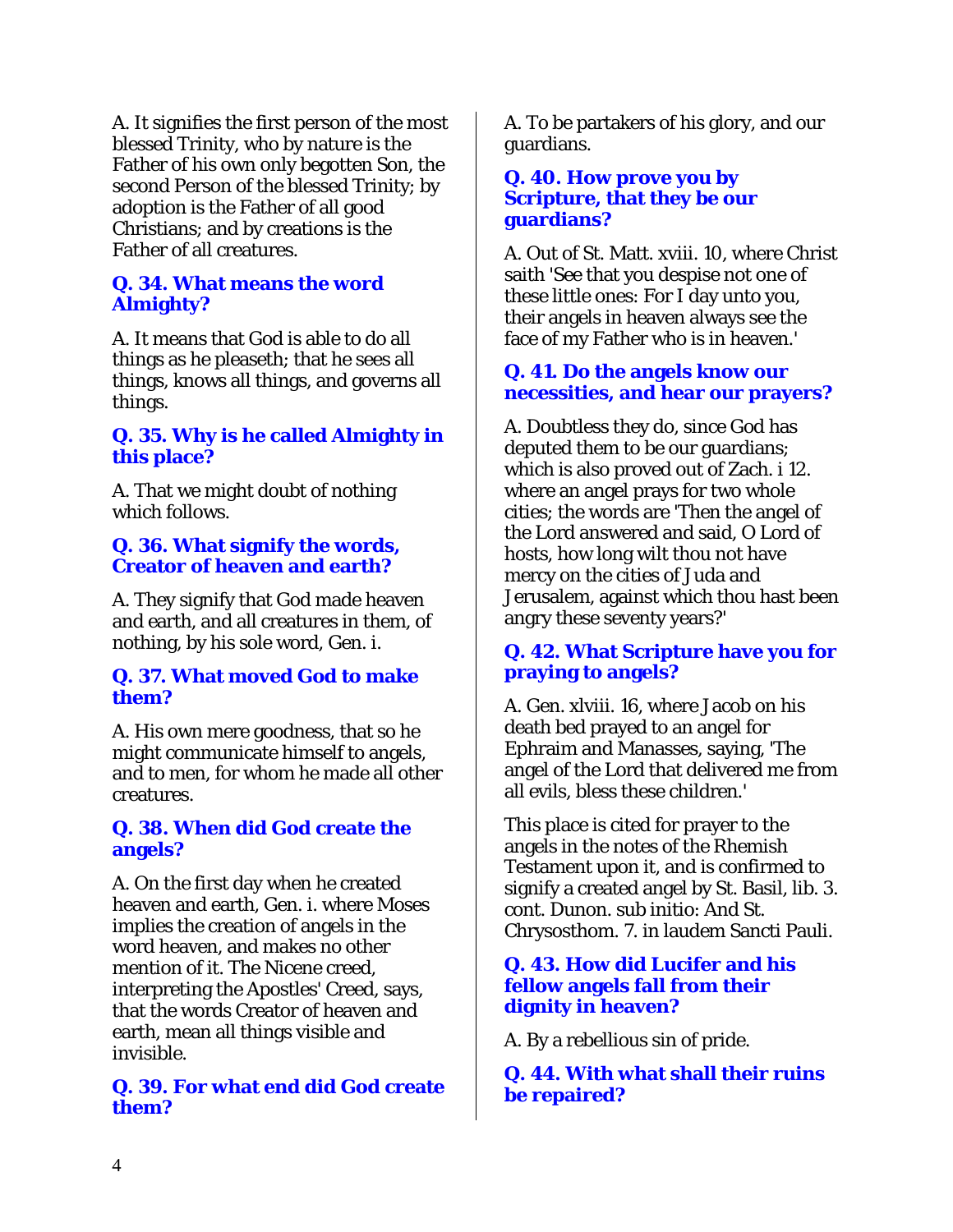A. It signifies the first person of the most blessed Trinity, who by nature is the Father of his own only begotten Son, the second Person of the blessed Trinity; by adoption is the Father of all good Christians; and by creations is the Father of all creatures.

**Q. 34. What means the word Almighty?**

A. It means that God is able to do all things as he pleaseth; that he sees all things, knows all things, and governs all things.

**Q. 35. Why is he called Almighty in this place?**

A. That we might doubt of nothing which follows.

**Q. 36. What signify the words, Creator of heaven and earth?**

A. They signify that God made heaven and earth, and all creatures in them, of nothing, by his sole word, Gen. i.

**Q. 37. What moved God to make them?**

A. His own mere goodness, that so he might communicate himself to angels, and to men, for whom he made all other creatures.

**Q. 38. When did God create the angels?**

A. On the first day when he created heaven and earth, Gen. i. where Moses implies the creation of angels in the word heaven, and makes no other mention of it. The Nicene creed, interpreting the Apostles' Creed, says, that the words Creator of heaven and earth, mean all things visible and invisible.

**Q. 39. For what end did God create them?**

A. To be partakers of his glory, and our guardians.

**Q. 40. How prove you by Scripture, that they be our guardians?**

A. Out of St. Matt. xviii. 10, where Christ saith 'See that you despise not one of these little ones: For I day unto you, their angels in heaven always see the face of my Father who is in heaven.'

**Q. 41. Do the angels know our necessities, and hear our prayers?**

A. Doubtless they do, since God has deputed them to be our guardians; which is also proved out of Zach. i 12. where an angel prays for two whole cities; the words are 'Then the angel of the Lord answered and said, O Lord of hosts, how long wilt thou not have mercy on the cities of Juda and Jerusalem, against which thou hast been angry these seventy years?'

**Q. 42. What Scripture have you for praying to angels?**

A. Gen. xlviii. 16, where Jacob on his death bed prayed to an angel for Ephraim and Manasses, saying, 'The angel of the Lord that delivered me from all evils, bless these children.'

This place is cited for prayer to the angels in the notes of the Rhemish Testament upon it, and is confirmed to signify a created angel by St. Basil, lib. 3. cont. Dunon. sub initio: And St. Chrysosthom. 7. in laudem Sancti Pauli.

**Q. 43. How did Lucifer and his fellow angels fall from their dignity in heaven?**

A. By a rebellious sin of pride.

**Q. 44. With what shall their ruins be repaired?**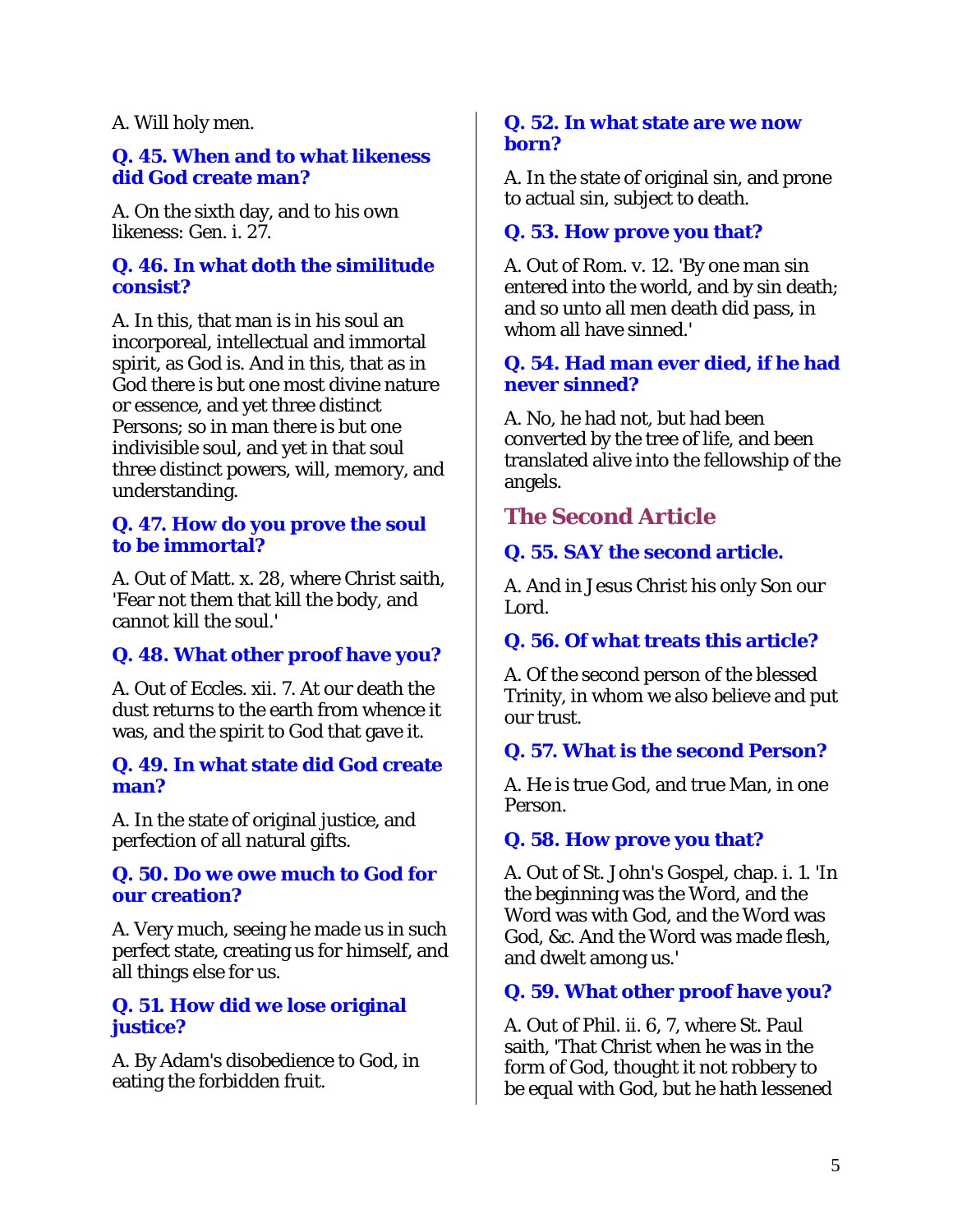A. Will holy men.

**Q. 45. When and to what likeness did God create man?**

A. On the sixth day, and to his own likeness: Gen. i. 27.

**Q. 46. In what doth the similitude consist?**

A. In this, that man is in his soul an incorporeal, intellectual and immortal spirit, as God is. And in this, that as in God there is but one most divine nature or essence, and yet three distinct Persons; so in man there is but one indivisible soul, and yet in that soul three distinct powers, will, memory, and understanding.

**Q. 47. How do you prove the soul to be immortal?**

A. Out of Matt. x. 28, where Christ saith, 'Fear not them that kill the body, and cannot kill the soul.'

**Q. 48. What other proof have you?**

A. Out of Eccles. xii. 7. At our death the dust returns to the earth from whence it was, and the spirit to God that gave it.

**Q. 49. In what state did God create man?**

A. In the state of original justice, and perfection of all natural gifts.

**Q. 50. Do we owe much to God for our creation?**

A. Very much, seeing he made us in such perfect state, creating us for himself, and all things else for us.

**Q. 51. How did we lose original justice?**

A. By Adam's disobedience to God, in eating the forbidden fruit.

**Q. 52. In what state are we now born?**

A. In the state of original sin, and prone to actual sin, subject to death.

**Q. 53. How prove you that?**

A. Out of Rom. v. 12. 'By one man sin entered into the world, and by sin death; and so unto all men death did pass, in whom all have sinned.'

**Q. 54. Had man ever died, if he had never sinned?**

A. No, he had not, but had been converted by the tree of life, and been translated alive into the fellowship of the angels.

## The Second Article

**Q. 55. SAY the second article.**

A. And in Jesus Christ his only Son our Lord.

**Q. 56. Of what treats this article?**

A. Of the second person of the blessed Trinity, in whom we also believe and put our trust.

**Q. 57. What is the second Person?**

A. He is true God, and true Man, in one Person.

**Q. 58. How prove you that?**

A. Out of St. John's Gospel, chap. i. 1. 'In the beginning was the Word, and the Word was with God, and the Word was God, &c. And the Word was made flesh, and dwelt among us.'

**Q. 59. What other proof have you?**

A. Out of Phil. ii. 6, 7, where St. Paul saith, 'That Christ when he was in the form of God, thought it not robbery to be equal with God, but he hath lessened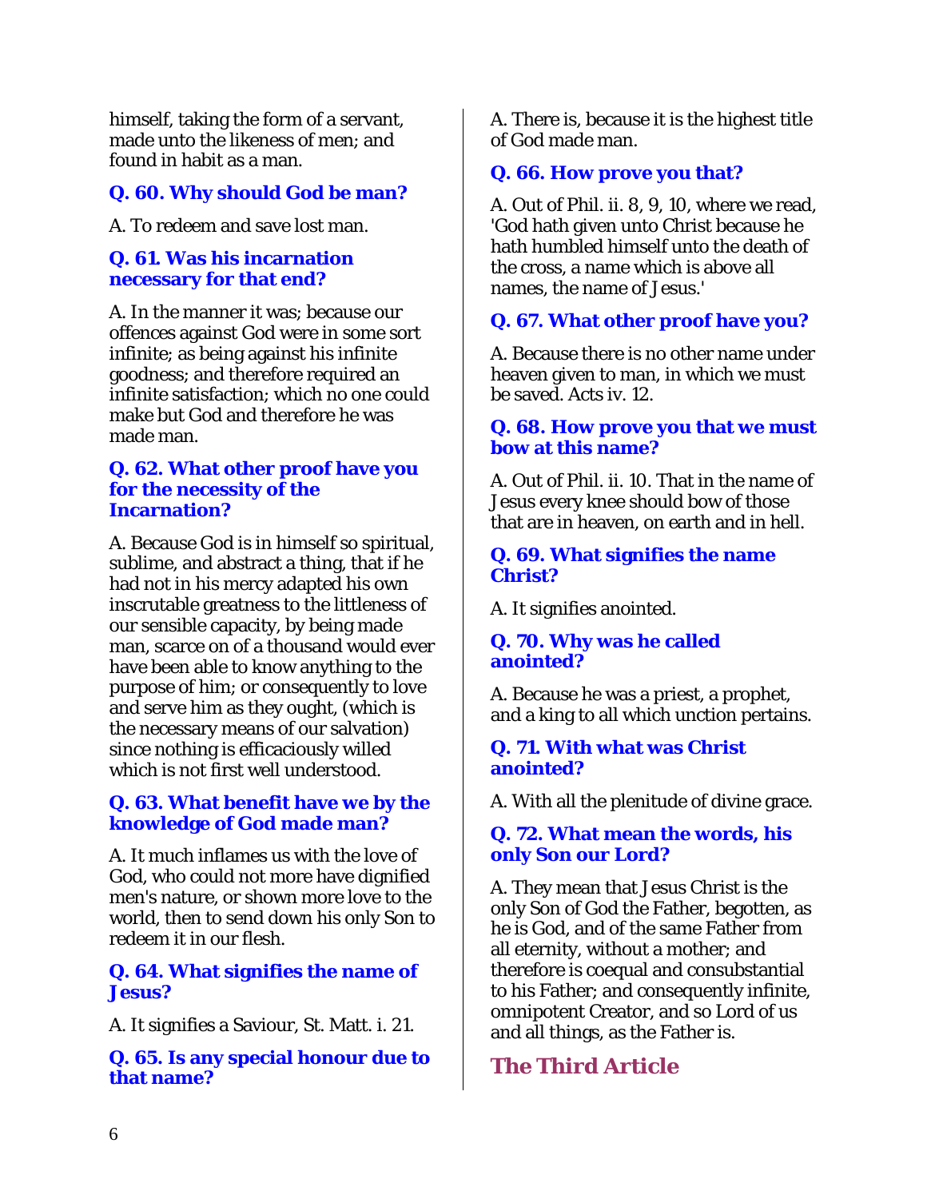himself, taking the form of a servant, made unto the likeness of men; and found in habit as a man.

### Q. 60. Why should God be man?

A. To redeem and save lost man.

### Q. 61. Was his incarnation necessary for that end?

A. In the manner it was; because our offences against God were in some sort infinite; as being against his infinite goodness; and therefore required an infinite satisfaction; which no one could make but God and therefore he was made man.

### Q. 62. What other proof have you for the necessity of the Incarnation?

A. Because God is in himself so spiritual, sublime, and abstract a thing, that if he had not in his mercy adapted his own inscrutable greatness to the littleness of our sensible capacity, by being made man, scarce on of a thousand would ever have been able to know anything to the purpose of him; or consequently to love and serve him as they ought, (which is the necessary means of our salvation) since nothing is efficaciously willed which is not first well understood.

### Q. 63. What benefit have we by the knowledge of God made man?

A. It much inflames us with the love of God, who could not more have dignified men's nature, or shown more love to the world, then to send down his only Son to redeem it in our flesh.

### Q. 64. What signifies the name of Jesus?

A. It signifies a Saviour, St. Matt. i. 21.

### Q. 65. Is any special honour due to that name?

A. There is, because it is the highest title of God made man.

### Q. 66. How prove you that?

A. Out of Phil. ii. 8, 9, 10, where we read, 'God hath given unto Christ because he hath humbled himself unto the death of the cross, a name which is above all names, the name of Jesus.'

### Q. 67. What other proof have you?

A. Because there is no other name under heaven given to man, in which we must be saved. Acts iv. 12.

### Q. 68. How prove you that we must bow at this name?

A. Out of Phil. ii. 10. That in the name of Jesus every knee should bow of those that are in heaven, on earth and in hell.

### Q. 69. What signifies the name Christ?

A. It signifies anointed.

### Q. 70. Why was he called anointed?

A. Because he was a priest, a prophet, and a king to all which unction pertains.

### Q. 71. With what was Christ anointed?

A. With all the plenitude of divine grace.

### Q. 72. What mean the words, his only Son our Lord?

A. They mean that Jesus Christ is the only Son of God the Father, begotten, as he is God, and of the same Father from all eternity, without a mother; and therefore is coequal and consubstantial to his Father; and consequently infinite, omnipotent Creator, and so Lord of us and all things, as the Father is.

## The Third Article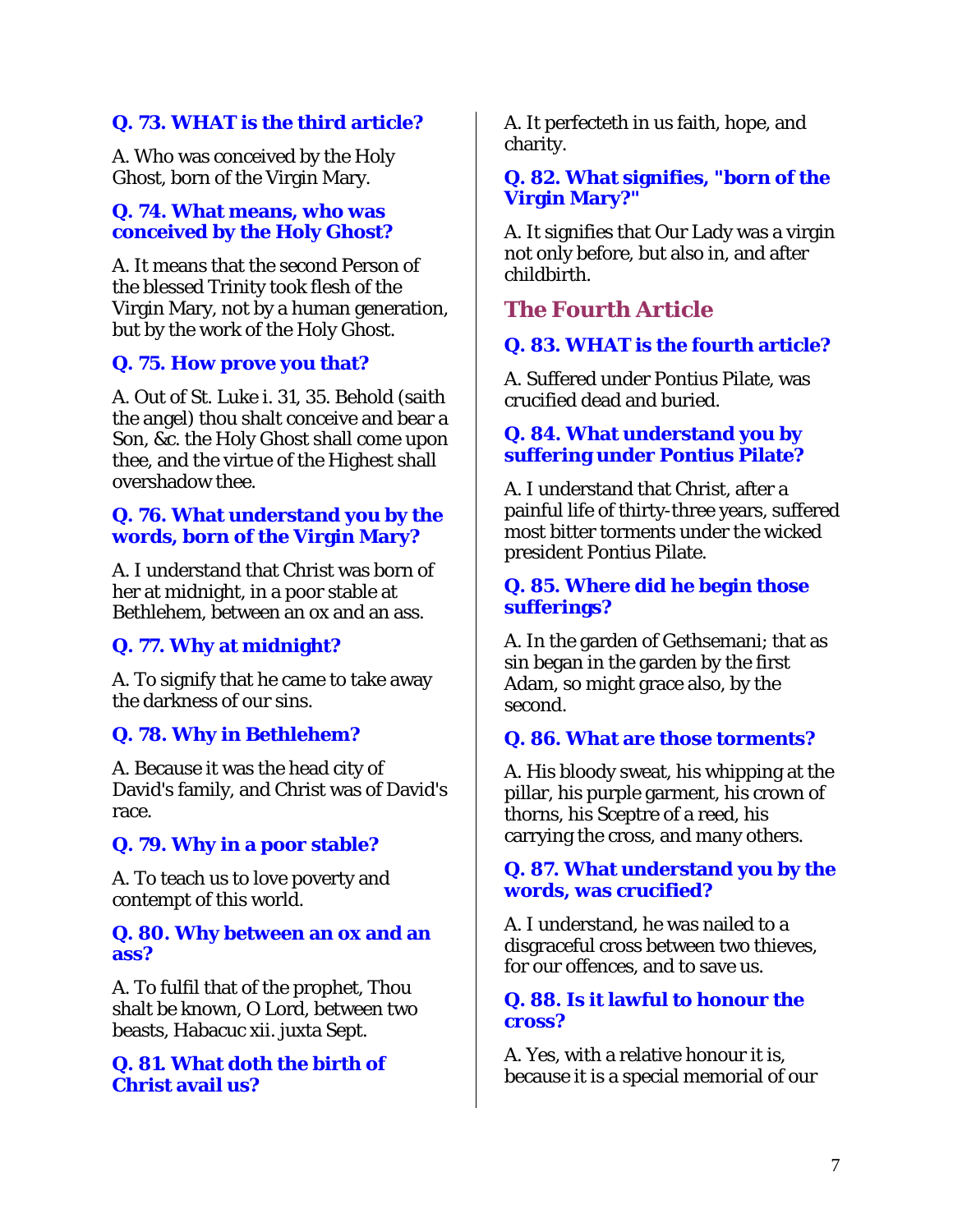### Q. 73. WHAT is the third article?

A. Who was conceived by the Holy Ghost, born of the Virgin Mary.

### Q. 74. What means, who was conceived by the Holy Ghost?

A. It means that the second Person of the blessed Trinity took flesh of the Virgin Mary, not by a human generation, but by the work of the Holy Ghost.

### Q. 75. How prove you that?

A. Out of St. Luke i. 31, 35. Behold (saith the angel) thou shalt conceive and bear a Son, &c. the Holy Ghost shall come upon thee, and the virtue of the Highest shall overshadow thee.

### Q. 76. What understand you by the words, born of the Virgin Mary?

A. I understand that Christ was born of her at midnight, in a poor stable at Bethlehem, between an ox and an ass.

### Q. 77. Why at midnight?

A. To signify that he came to take away the darkness of our sins.

### Q. 78. Why in Bethlehem?

A. Because it was the head city of David's family, and Christ was of David's race.

### Q. 79. Why in a poor stable?

A. To teach us to love poverty and contempt of this world.

### Q. 80. Why between an ox and an ass?

A. To fulfil that of the prophet, Thou shalt be known, O Lord, between two beasts, Habacuc xii. juxta Sept.

### Q. 81. What doth the birth of Christ avail us?

A. It perfecteth in us faith, hope, and charity.

### Q. 82. What signifies, "born of the Virgin Mary?"

A. It signifies that Our Lady was a virgin not only before, but also in, and after childbirth.

## The Fourth Article

### Q. 83. WHAT is the fourth article?

A. Suffered under Pontius Pilate, was crucified dead and buried.

### Q. 84. What understand you by suffering under Pontius Pilate?

A. I understand that Christ, after a painful life of thirty-three years, suffered most bitter torments under the wicked president Pontius Pilate.

### Q. 85. Where did he begin those sufferings?

A. In the garden of Gethsemani; that as sin began in the garden by the first Adam, so might grace also, by the second.

### Q. 86. What are those torments?

A. His bloody sweat, his whipping at the pillar, his purple garment, his crown of thorns, his Sceptre of a reed, his carrying the cross, and many others.

### Q. 87. What understand you by the words, was crucified?

A. I understand, he was nailed to a disgraceful cross between two thieves, for our offences, and to save us.

### Q. 88. Is it lawful to honour the cross?

A. Yes, with a relative honour it is, because it is a special memorial of our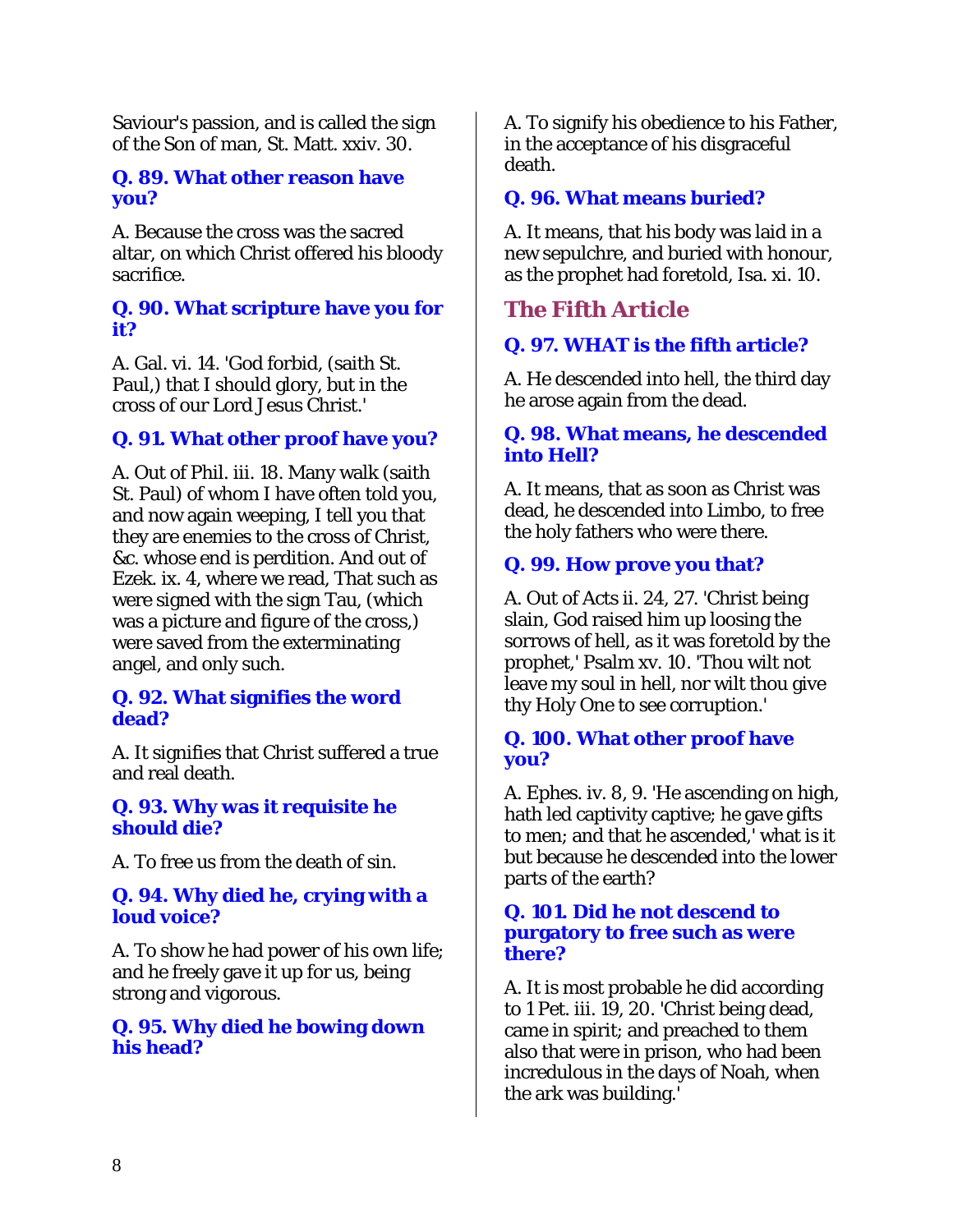Saviour's passion, and is called the sign of the Son of man, St. Matt. xxiv. 30.

### Q. 89. What other reason have you?

A. Because the cross was the sacred altar, on which Christ offered his bloody sacrifice.

### Q. 90. What scripture have you for it?

A. Gal. vi. 14. 'God forbid, (saith St. Paul,) that I should glory, but in the cross of our Lord Jesus Christ.'

### Q. 91. What other proof have you?

A. Out of Phil. iii. 18. Many walk (saith St. Paul) of whom I have often told you, and now again weeping, I tell you that they are enemies to the cross of Christ, &c. whose end is perdition. And out of Ezek. ix. 4, where we read, That such as were signed with the sign Tau, (which was a picture and figure of the cross,) were saved from the exterminating angel, and only such.

### Q. 92. What signifies the word dead?

A. It signifies that Christ suffered a true and real death.

### Q. 93. Why was it requisite he should die?

A. To free us from the death of sin.

### Q. 94. Why died he, crying with a loud voice?

A. To show he had power of his own life; and he freely gave it up for us, being strong and vigorous.

### Q. 95. Why died he bowing down his head?

A. To signify his obedience to his Father, in the acceptance of his disgraceful death.

### Q. 96. What means buried?

A. It means, that his body was laid in a new sepulchre, and buried with honour, as the prophet had foretold, Isa. xi. 10.

## The Fifth Article

### Q. 97. WHAT is the fifth article?

A. He descended into hell, the third day he arose again from the dead.

### Q. 98. What means, he descended into Hell?

A. It means, that as soon as Christ was dead, he descended into Limbo, to free the holy fathers who were there.

### Q. 99. How prove you that?

A. Out of Acts ii. 24, 27. 'Christ being slain, God raised him up loosing the sorrows of hell, as it was foretold by the prophet,' Psalm xv. 10. 'Thou wilt not leave my soul in hell, nor wilt thou give thy Holy One to see corruption.'

### Q. 100. What other proof have you?

A. Ephes. iv. 8, 9. 'He ascending on high, hath led captivity captive; he gave gifts to men; and that he ascended,' what is it but because he descended into the lower parts of the earth?

### Q. 101. Did he not descend to purgatory to free such as were there?

A. It is most probable he did according to 1 Pet. iii. 19, 20. 'Christ being dead, came in spirit; and preached to them also that were in prison, who had been incredulous in the days of Noah, when the ark was building.'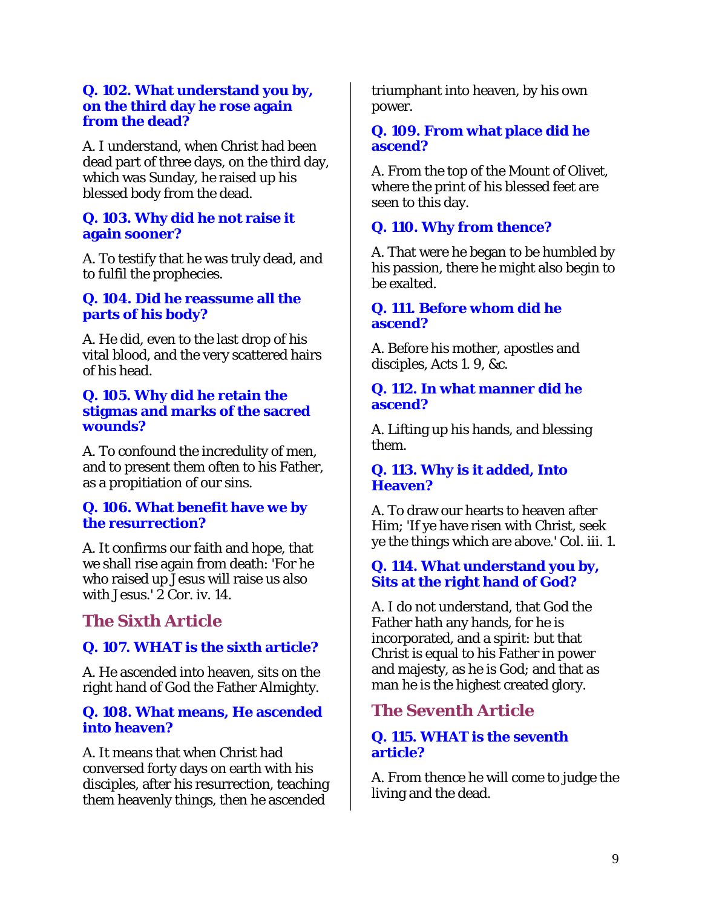**Q. 102. What understand you by, on the third day he rose again from the dead?**

A. I understand, when Christ had been dead part of three days, on the third day, which was Sunday, he raised up his blessed body from the dead.

**Q. 103. Why did he not raise it again sooner?**

A. To testify that he was truly dead, and to fulfil the prophecies.

**Q. 104. Did he reassume all the parts of his body?**

A. He did, even to the last drop of his vital blood, and the very scattered hairs of his head.

**Q. 105. Why did he retain the stigmas and marks of the sacred wounds?**

A. To confound the incredulity of men, and to present them often to his Father, as a propitiation of our sins.

**Q. 106. What benefit have we by the resurrection?**

A. It confirms our faith and hope, that we shall rise again from death: 'For he who raised up Jesus will raise us also with Jesus.' 2 Cor. iv. 14.

## The Sixth Article

**Q. 107. WHAT is the sixth article?**

A. He ascended into heaven, sits on the right hand of God the Father Almighty.

**Q. 108. What means, He ascended into heaven?**

A. It means that when Christ had conversed forty days on earth with his disciples, after his resurrection, teaching them heavenly things, then he ascended triumphant into heaven, by his own power.

**Q. 109. From what place did he ascend?**

A. From the top of the Mount of Olivet, where the print of his blessed feet are seen to this day.

**Q. 110. Why from thence?**

A. That were he began to be humbled by his passion, there he might also begin to be exalted.

**Q. 111. Before whom did he ascend?**

A. Before his mother, apostles and disciples, Acts 1. 9, &c.

**Q. 112. In what manner did he ascend?**

A. Lifting up his hands, and blessing them.

**Q. 113. Why is it added, Into Heaven?**

A. To draw our hearts to heaven after Him; 'If ye have risen with Christ, seek ye the things which are above.' Col. iii. 1.

**Q. 114. What understand you by, Sits at the right hand of God?**

A. I do not understand, that God the Father hath any hands, for he is incorporated, and a spirit: but that Christ is equal to his Father in power and majesty, as he is God; and that as man he is the highest created glory.

## The Seventh Article

**Q. 115. WHAT is the seventh article?**

A. From thence he will come to judge the living and the dead.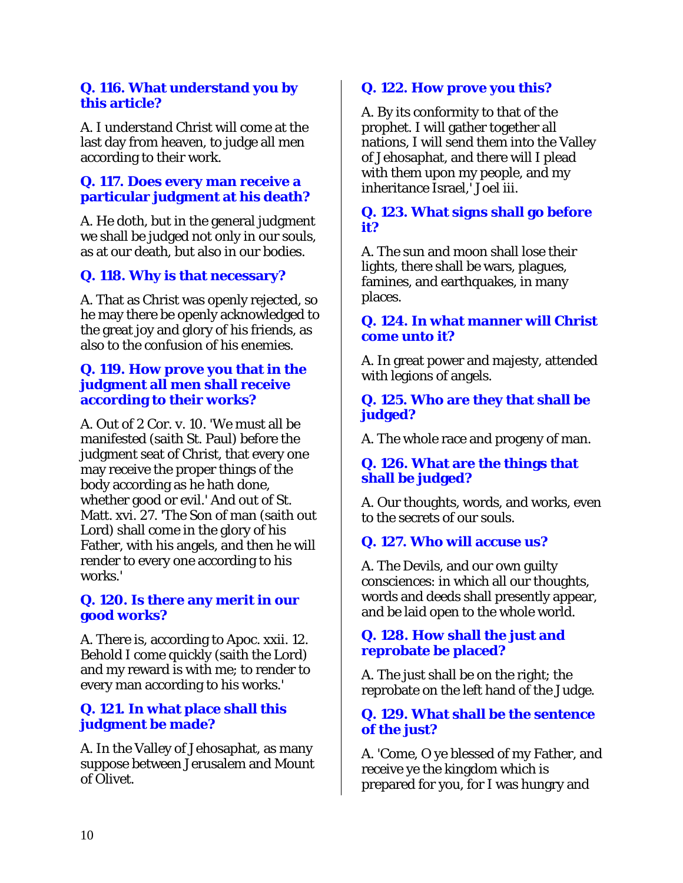**Q. 116. What understand you by this article?**

A. I understand Christ will come at the last day from heaven, to judge all men according to their work.

**Q. 117. Does every man receive a particular judgment at his death?**

A. He doth, but in the general judgment we shall be judged not only in our souls, as at our death, but also in our bodies.

**Q. 118. Why is that necessary?**

A. That as Christ was openly rejected, so he may there be openly acknowledged to the great joy and glory of his friends, as also to the confusion of his enemies.

**Q. 119. How prove you that in the judgment all men shall receive according to their works?**

A. Out of 2 Cor. v. 10. 'We must all be manifested (saith St. Paul) before the judgment seat of Christ, that every one may receive the proper things of the body according as he hath done, whether good or evil.' And out of St. Matt. xvi. 27. 'The Son of man (saith out Lord) shall come in the glory of his Father, with his angels, and then he will render to every one according to his works.'

**Q. 120. Is there any merit in our good works?**

A. There is, according to Apoc. xxii. 12. Behold I come quickly (saith the Lord) and my reward is with me; to render to every man according to his works.'

**Q. 121. In what place shall this judgment be made?**

A. In the Valley of Jehosaphat, as many suppose between Jerusalem and Mount of Olivet.

**Q. 122. How prove you this?**

A. By its conformity to that of the prophet. I will gather together all nations, I will send them into the Valley of Jehosaphat, and there will I plead with them upon my people, and my inheritance Israel,' Joel iii.

**Q. 123. What signs shall go before it?**

A. The sun and moon shall lose their lights, there shall be wars, plagues, famines, and earthquakes, in many places.

**Q. 124. In what manner will Christ come unto it?**

A. In great power and majesty, attended with legions of angels.

**Q. 125. Who are they that shall be judged?**

A. The whole race and progeny of man.

**Q. 126. What are the things that shall be judged?**

A. Our thoughts, words, and works, even to the secrets of our souls.

**Q. 127. Who will accuse us?**

A. The Devils, and our own guilty consciences: in which all our thoughts, words and deeds shall presently appear, and be laid open to the whole world.

**Q. 128. How shall the just and reprobate be placed?**

A. The just shall be on the right; the reprobate on the left hand of the Judge.

**Q. 129. What shall be the sentence of the just?**

A. 'Come, O ye blessed of my Father, and receive ye the kingdom which is prepared for you, for I was hungry and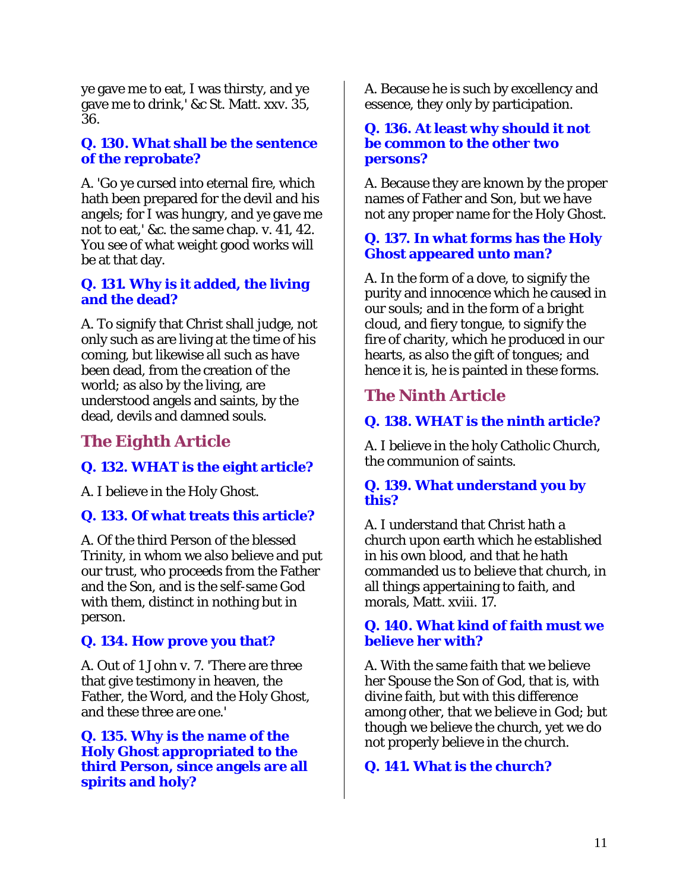ye gave me to eat, I was thirsty, and ye gave me to drink,' &c St. Matt. xxv. 35, 36.

### Q. 130. What shall be the sentence of the reprobate?

A. 'Go ye cursed into eternal fire, which hath been prepared for the devil and his angels; for I was hungry, and ye gave me not to eat,' &c. the same chap. v. 41, 42. You see of what weight good works will be at that day.

### Q. 131. Why is it added, the living and the dead?

A. To signify that Christ shall judge, not only such as are living at the time of his coming, but likewise all such as have been dead, from the creation of the world; as also by the living, are understood angels and saints, by the dead, devils and damned souls.

## The Eighth Article

### Q. 132. WHAT is the eight article?

A. I believe in the Holy Ghost.

### Q. 133. Of what treats this article?

A. Of the third Person of the blessed Trinity, in whom we also believe and put our trust, who proceeds from the Father and the Son, and is the self-same God with them, distinct in nothing but in person.

### Q. 134. How prove you that?

A. Out of 1 John v. 7. 'There are three that give testimony in heaven, the Father, the Word, and the Holy Ghost, and these three are one.'

### Q. 135. Why is the name of the Holy Ghost appropriated to the third Person, since angels are all spirits and holy?

A. Because he is such by excellency and essence, they only by participation.

### Q. 136. At least why should it not be common to the other two persons?

A. Because they are known by the proper names of Father and Son, but we have not any proper name for the Holy Ghost.

### Q. 137. In what forms has the Holy Ghost appeared unto man?

A. In the form of a dove, to signify the purity and innocence which he caused in our souls; and in the form of a bright cloud, and fiery tongue, to signify the fire of charity, which he produced in our hearts, as also the gift of tongues; and hence it is, he is painted in these forms.

## The Ninth Article

### Q. 138. WHAT is the ninth article?

A. I believe in the holy Catholic Church, the communion of saints.

### Q. 139. What understand you by this?

A. I understand that Christ hath a church upon earth which he established in his own blood, and that he hath commanded us to believe that church, in all things appertaining to faith, and morals, Matt. xviii. 17.

### Q. 140. What kind of faith must we believe her with?

A. With the same faith that we believe her Spouse the Son of God, that is, with divine faith, but with this difference among other, that we believe in God; but though we believe the church, yet we do not properly believe in the church.

### Q. 141. What is the church?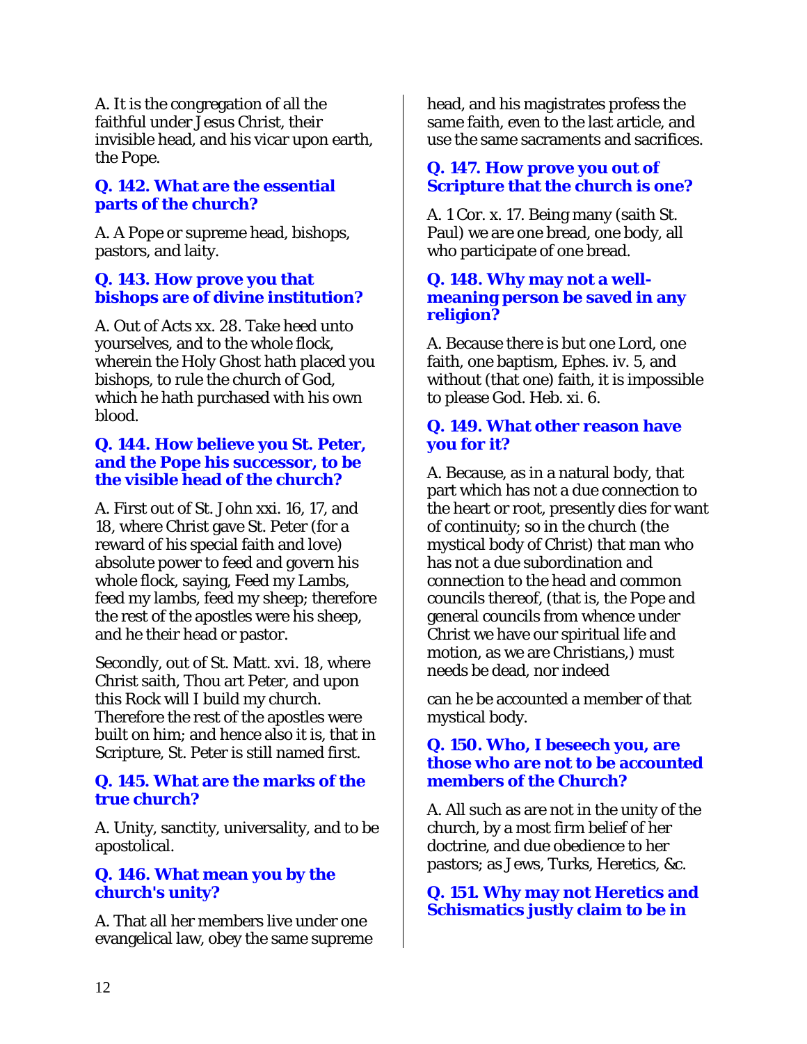A. It is the congregation of all the faithful under Jesus Christ, their invisible head, and his vicar upon earth, the Pope.

### Q. 142. What are the essential parts of the church?

A. A Pope or supreme head, bishops, pastors, and laity.

### Q. 143. How prove you that bishops are of divine institution?

A. Out of Acts xx. 28. Take heed unto yourselves, and to the whole flock, wherein the Holy Ghost hath placed you bishops, to rule the church of God, which he hath purchased with his own blood.

### Q. 144. How believe you St. Peter, and the Pope his successor, to be the visible head of the church?

A. First out of St. John xxi. 16, 17, and 18, where Christ gave St. Peter (for a reward of his special faith and love) absolute power to feed and govern his whole flock, saying, Feed my Lambs, feed my lambs, feed my sheep; therefore the rest of the apostles were his sheep, and he their head or pastor.

Secondly, out of St. Matt. xvi. 18, where Christ saith, Thou art Peter, and upon this Rock will I build my church. Therefore the rest of the apostles were built on him; and hence also it is, that in Scripture, St. Peter is still named first.

### Q. 145. What are the marks of the true church?

A. Unity, sanctity, universality, and to be apostolical.

### Q. 146. What mean you by the church's unity?

A. That all her members live under one evangelical law, obey the same supreme head, and his magistrates profess the same faith, even to the last article, and use the same sacraments and sacrifices.

### Q. 147. How prove you out of Scripture that the church is one?

A. 1 Cor. x. 17. Being many (saith St. Paul) we are one bread, one body, all who participate of one bread.

### Q. 148. Why may not a well-meaning person be saved in any religion?

A. Because there is but one Lord, one faith, one baptism, Ephes. iv. 5, and without (that one) faith, it is impossible to please God. Heb. xi. 6.

### Q. 149. What other reason have you for it?

A. Because, as in a natural body, that part which has not a due connection to the heart or root, presently dies for want of continuity; so in the church (the mystical body of Christ) that man who has not a due subordination and connection to the head and common councils thereof, (that is, the Pope and general councils from whence under Christ we have our spiritual life and motion, as we are Christians,) must needs be dead, nor indeed can he be accounted a member of that mystical body.

### Q. 150. Who, I beseech you, are those who are not to be accounted members of the Church?

A. All such as are not in the unity of the church, by a most firm belief of her doctrine, and due obedience to her pastors; as Jews, Turks, Heretics, &c.

### Q. 151. Why may not Heretics and Schismatics justly claim to be in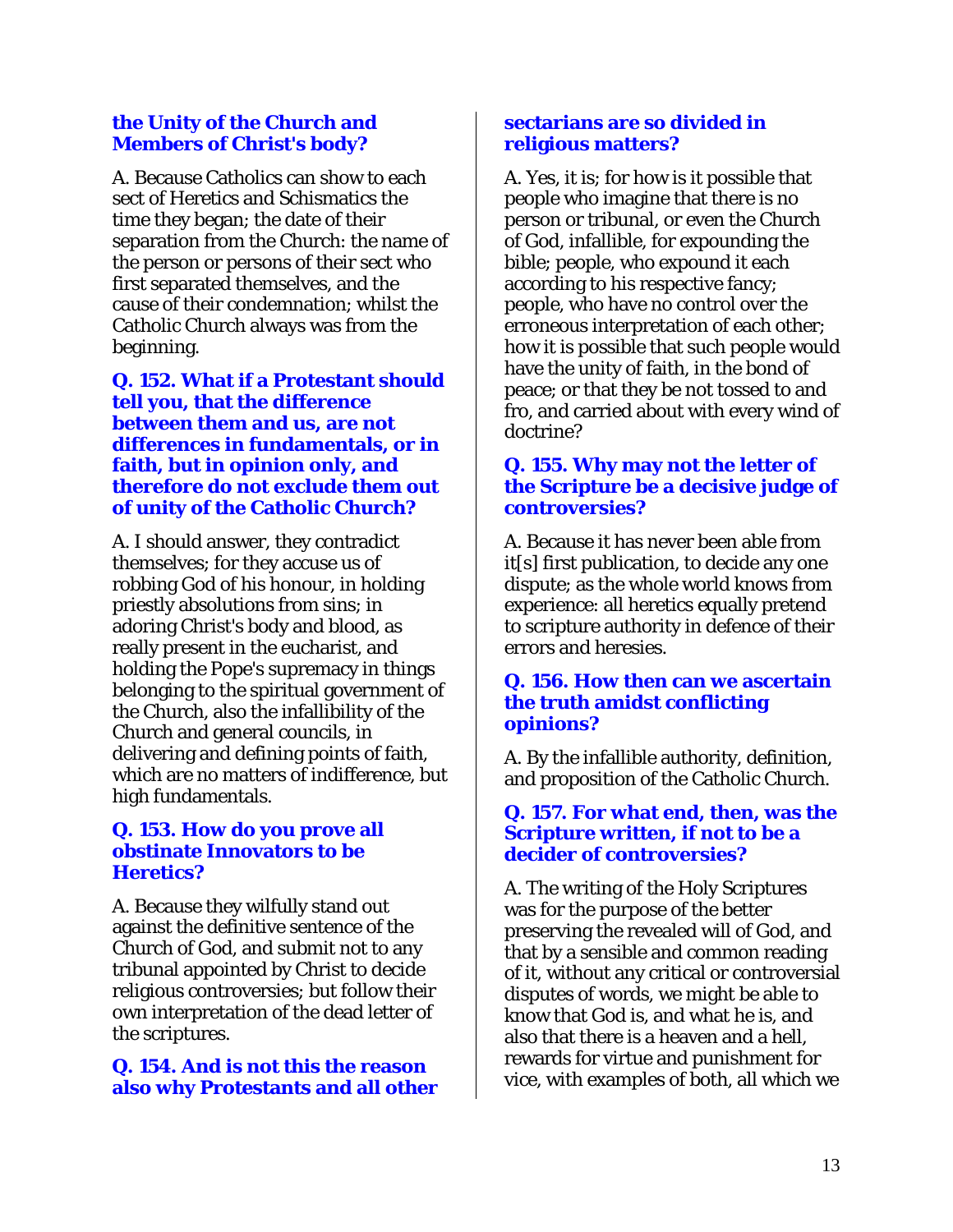**the Unity of the Church and Members of Christ's body?**

A. Because Catholics can show to each sect of Heretics and Schismatics the time they began; the date of their separation from the Church: the name of the person or persons of their sect who first separated themselves, and the cause of their condemnation; whilst the Catholic Church always was from the beginning.

**Q. 152. What if a Protestant should tell you, that the difference between them and us, are not differences in fundamentals, or in faith, but in opinion only, and therefore do not exclude them out of unity of the Catholic Church?**

A. I should answer, they contradict themselves; for they accuse us of robbing God of his honour, in holding priestly absolutions from sins; in adoring Christ's body and blood, as really present in the eucharist, and holding the Pope's supremacy in things belonging to the spiritual government of the Church, also the infallibility of the Church and general councils, in delivering and defining points of faith, which are no matters of indifference, but high fundamentals.

**Q. 153. How do you prove all obstinate Innovators to be Heretics?**

A. Because they wilfully stand out against the definitive sentence of the Church of God, and submit not to any tribunal appointed by Christ to decide religious controversies; but follow their own interpretation of the dead letter of the scriptures.

**Q. 154. And is not this the reason also why Protestants and all other sectarians are so divided in religious matters?**

A. Yes, it is; for how is it possible that people who imagine that there is no person or tribunal, or even the Church of God, infallible, for expounding the bible; people, who expound it each according to his respective fancy; people, who have no control over the erroneous interpretation of each other; how it is possible that such people would have the unity of faith, in the bond of peace; or that they be not tossed to and fro, and carried about with every wind of doctrine?

**Q. 155. Why may not the letter of the Scripture be a decisive judge of controversies?**

A. Because it has never been able from it[s] first publication, to decide any one dispute; as the whole world knows from experience: all heretics equally pretend to scripture authority in defence of their errors and heresies.

**Q. 156. How then can we ascertain the truth amidst conflicting opinions?**

A. By the infallible authority, definition, and proposition of the Catholic Church.

**Q. 157. For what end, then, was the Scripture written, if not to be a decider of controversies?**

A. The writing of the Holy Scriptures was for the purpose of the better preserving the revealed will of God, and that by a sensible and common reading of it, without any critical or controversial disputes of words, we might be able to know that God is, and what he is, and also that there is a heaven and a hell, rewards for virtue and punishment for vice, with examples of both, all which we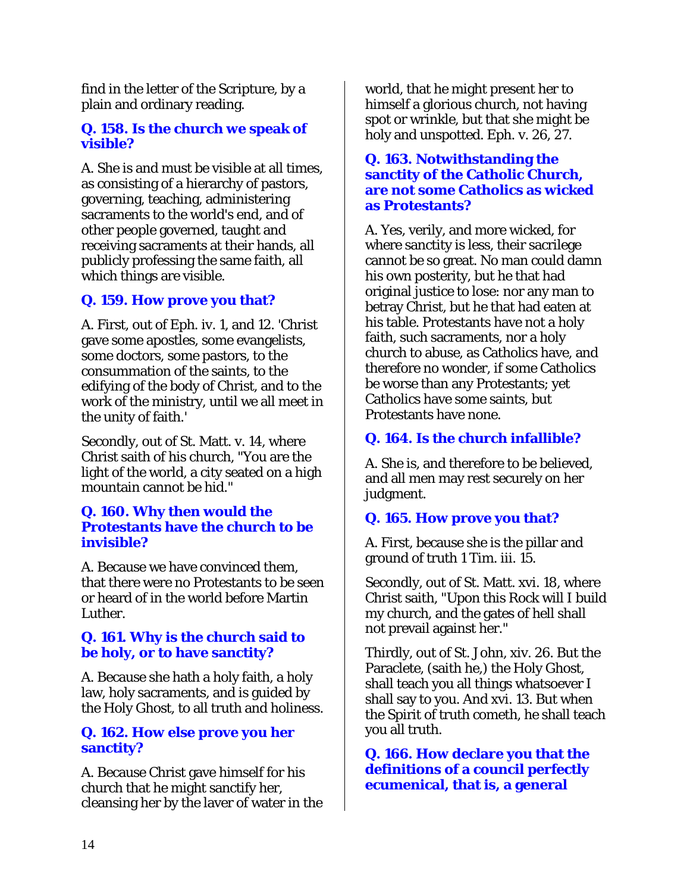find in the letter of the Scripture, by a plain and ordinary reading.

### Q. 158. Is the church we speak of visible?

A. She is and must be visible at all times, as consisting of a hierarchy of pastors, governing, teaching, administering sacraments to the world's end, and of other people governed, taught and receiving sacraments at their hands, all publicly professing the same faith, all which things are visible.

### Q. 159. How prove you that?

A. First, out of Eph. iv. 1, and 12. 'Christ gave some apostles, some evangelists, some doctors, some pastors, to the consummation of the saints, to the edifying of the body of Christ, and to the work of the ministry, until we all meet in the unity of faith.'

Secondly, out of St. Matt. v. 14, where Christ saith of his church, "You are the light of the world, a city seated on a high mountain cannot be hid."

### Q. 160. Why then would the Protestants have the church to be invisible?

A. Because we have convinced them, that there were no Protestants to be seen or heard of in the world before Martin Luther.

### Q. 161. Why is the church said to be holy, or to have sanctity?

A. Because she hath a holy faith, a holy law, holy sacraments, and is guided by the Holy Ghost, to all truth and holiness.

### Q. 162. How else prove you her sanctity?

A. Because Christ gave himself for his church that he might sanctify her, cleansing her by the laver of water in the world, that he might present her to himself a glorious church, not having spot or wrinkle, but that she might be holy and unspotted. Eph. v. 26, 27.

### Q. 163. Notwithstanding the sanctity of the Catholic Church, are not some Catholics as wicked as Protestants?

A. Yes, verily, and more wicked, for where sanctity is less, their sacrilege cannot be so great. No man could damn his own posterity, but he that had original justice to lose: nor any man to betray Christ, but he that had eaten at his table. Protestants have not a holy faith, such sacraments, nor a holy church to abuse, as Catholics have, and therefore no wonder, if some Catholics be worse than any Protestants; yet Catholics have some saints, but Protestants have none.

### Q. 164. Is the church infallible?

A. She is, and therefore to be believed, and all men may rest securely on her judgment.

### Q. 165. How prove you that?

A. First, because she is the pillar and ground of truth 1 Tim. iii. 15.

Secondly, out of St. Matt. xvi. 18, where Christ saith, "Upon this Rock will I build my church, and the gates of hell shall not prevail against her."

Thirdly, out of St. John, xiv. 26. But the Paraclete, (saith he,) the Holy Ghost, shall teach you all things whatsoever I shall say to you. And xvi. 13. But when the Spirit of truth cometh, he shall teach you all truth.

### Q. 166. How declare you that the definitions of a council perfectly ecumenical, that is, a general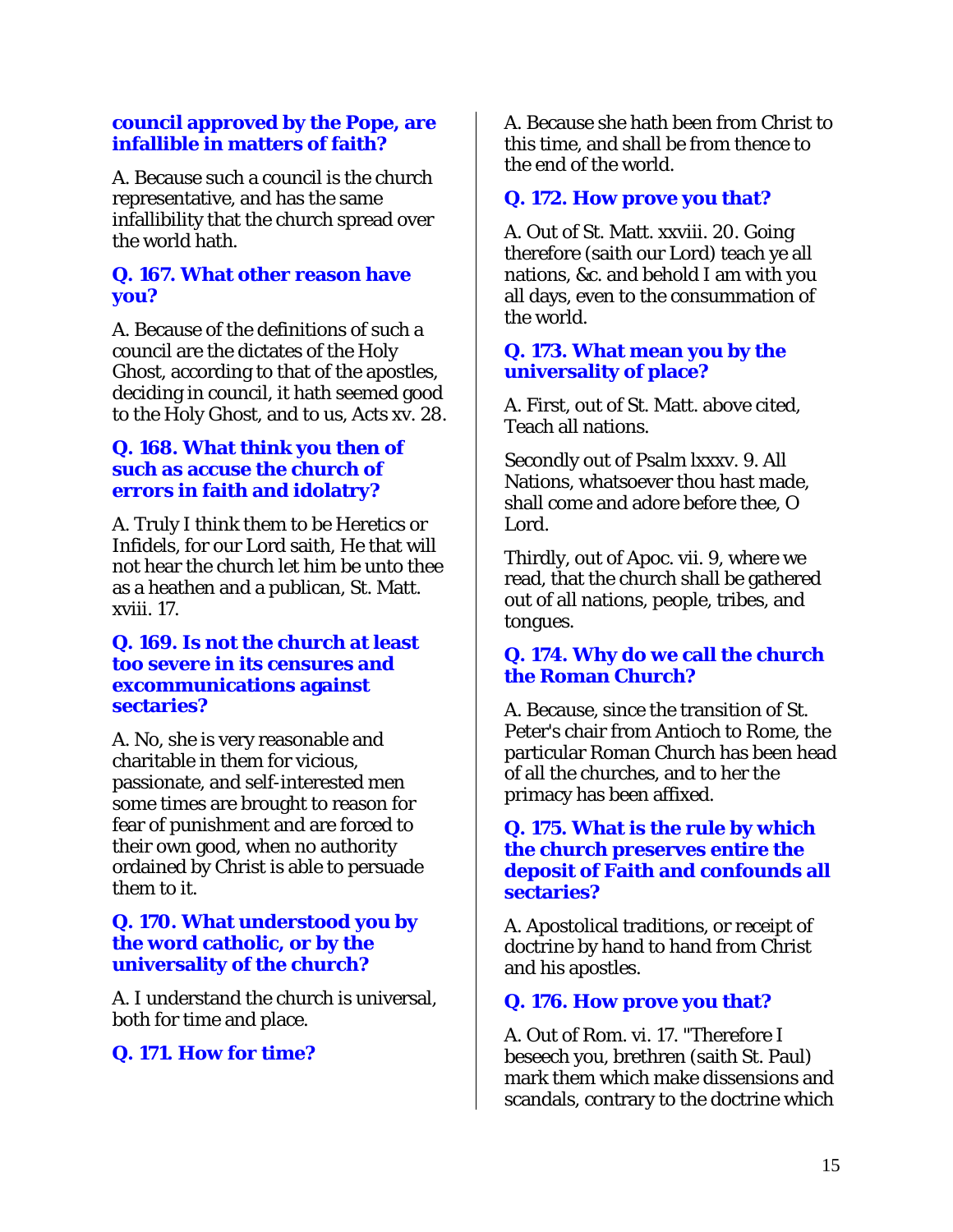**council approved by the Pope, are infallible in matters of faith?**

A. Because such a council is the church representative, and has the same infallibility that the church spread over the world hath.

**Q. 167. What other reason have you?**

A. Because of the definitions of such a council are the dictates of the Holy Ghost, according to that of the apostles, deciding in council, it hath seemed good to the Holy Ghost, and to us, Acts xv. 28.

**Q. 168. What think you then of such as accuse the church of errors in faith and idolatry?**

A. Truly I think them to be Heretics or Infidels, for our Lord saith, He that will not hear the church let him be unto thee as a heathen and a publican, St. Matt. xviii. 17.

**Q. 169. Is not the church at least too severe in its censures and excommunications against sectaries?**

A. No, she is very reasonable and charitable in them for vicious, passionate, and self-interested men some times are brought to reason for fear of punishment and are forced to their own good, when no authority ordained by Christ is able to persuade them to it.

**Q. 170. What understood you by the word catholic, or by the universality of the church?**

A. I understand the church is universal, both for time and place.

**Q. 171. How for time?**

A. Because she hath been from Christ to this time, and shall be from thence to the end of the world.

**Q. 172. How prove you that?**

A. Out of St. Matt. xxviii. 20. Going therefore (saith our Lord) teach ye all nations, &c. and behold I am with you all days, even to the consummation of the world.

**Q. 173. What mean you by the universality of place?**

A. First, out of St. Matt. above cited, Teach all nations.

Secondly out of Psalm lxxxv. 9. All Nations, whatsoever thou hast made, shall come and adore before thee, O Lord.

Thirdly, out of Apoc. vii. 9, where we read, that the church shall be gathered out of all nations, people, tribes, and tongues.

**Q. 174. Why do we call the church the Roman Church?**

A. Because, since the transition of St. Peter's chair from Antioch to Rome, the particular Roman Church has been head of all the churches, and to her the primacy has been affixed.

**Q. 175. What is the rule by which the church preserves entire the deposit of Faith and confounds all sectaries?**

A. Apostolical traditions, or receipt of doctrine by hand to hand from Christ and his apostles.

**Q. 176. How prove you that?**

A. Out of Rom. vi. 17. "Therefore I beseech you, brethren (saith St. Paul) mark them which make dissensions and scandals, contrary to the doctrine which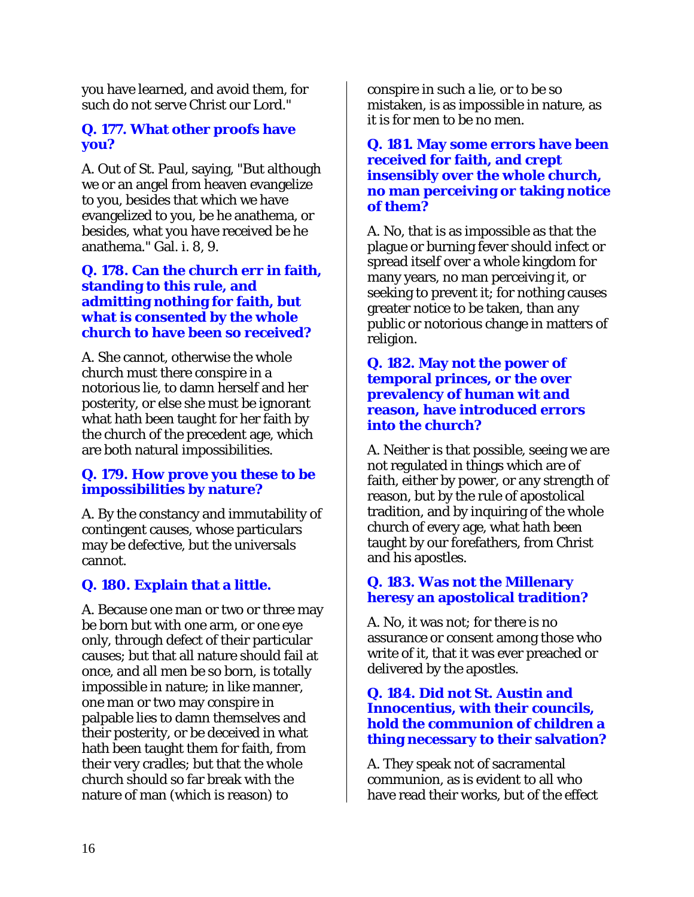you have learned, and avoid them, for such do not serve Christ our Lord."

**Q. 177. What other proofs have you?**

A. Out of St. Paul, saying, "But although we or an angel from heaven evangelize to you, besides that which we have evangelized to you, be he anathema, or besides, what you have received be he anathema." Gal. i. 8, 9.

**Q. 178. Can the church err in faith, standing to this rule, and admitting nothing for faith, but what is consented by the whole church to have been so received?**

A. She cannot, otherwise the whole church must there conspire in a notorious lie, to damn herself and her posterity, or else she must be ignorant what hath been taught for her faith by the church of the precedent age, which are both natural impossibilities.

**Q. 179. How prove you these to be impossibilities by nature?**

A. By the constancy and immutability of contingent causes, whose particulars may be defective, but the universals cannot.

**Q. 180. Explain that a little.**

A. Because one man or two or three may be born but with one arm, or one eye only, through defect of their particular causes; but that all nature should fail at once, and all men be so born, is totally impossible in nature; in like manner, one man or two may conspire in palpable lies to damn themselves and their posterity, or be deceived in what hath been taught them for faith, from their very cradles; but that the whole church should so far break with the nature of man (which is reason) to conspire in such a lie, or to be so mistaken, is as impossible in nature, as it is for men to be no men.

**Q. 181. May some errors have been received for faith, and crept insensibly over the whole church, no man perceiving or taking notice of them?**

A. No, that is as impossible as that the plague or burning fever should infect or spread itself over a whole kingdom for many years, no man perceiving it, or seeking to prevent it; for nothing causes greater notice to be taken, than any public or notorious change in matters of religion.

**Q. 182. May not the power of temporal princes, or the over prevalency of human wit and reason, have introduced errors into the church?**

A. Neither is that possible, seeing we are not regulated in things which are of faith, either by power, or any strength of reason, but by the rule of apostolical tradition, and by inquiring of the whole church of every age, what hath been taught by our forefathers, from Christ and his apostles.

**Q. 183. Was not the Millenary heresy an apostolical tradition?**

A. No, it was not; for there is no assurance or consent among those who write of it, that it was ever preached or delivered by the apostles.

**Q. 184. Did not St. Austin and Innocentius, with their councils, hold the communion of children a thing necessary to their salvation?**

A. They speak not of sacramental communion, as is evident to all who have read their works, but of the effect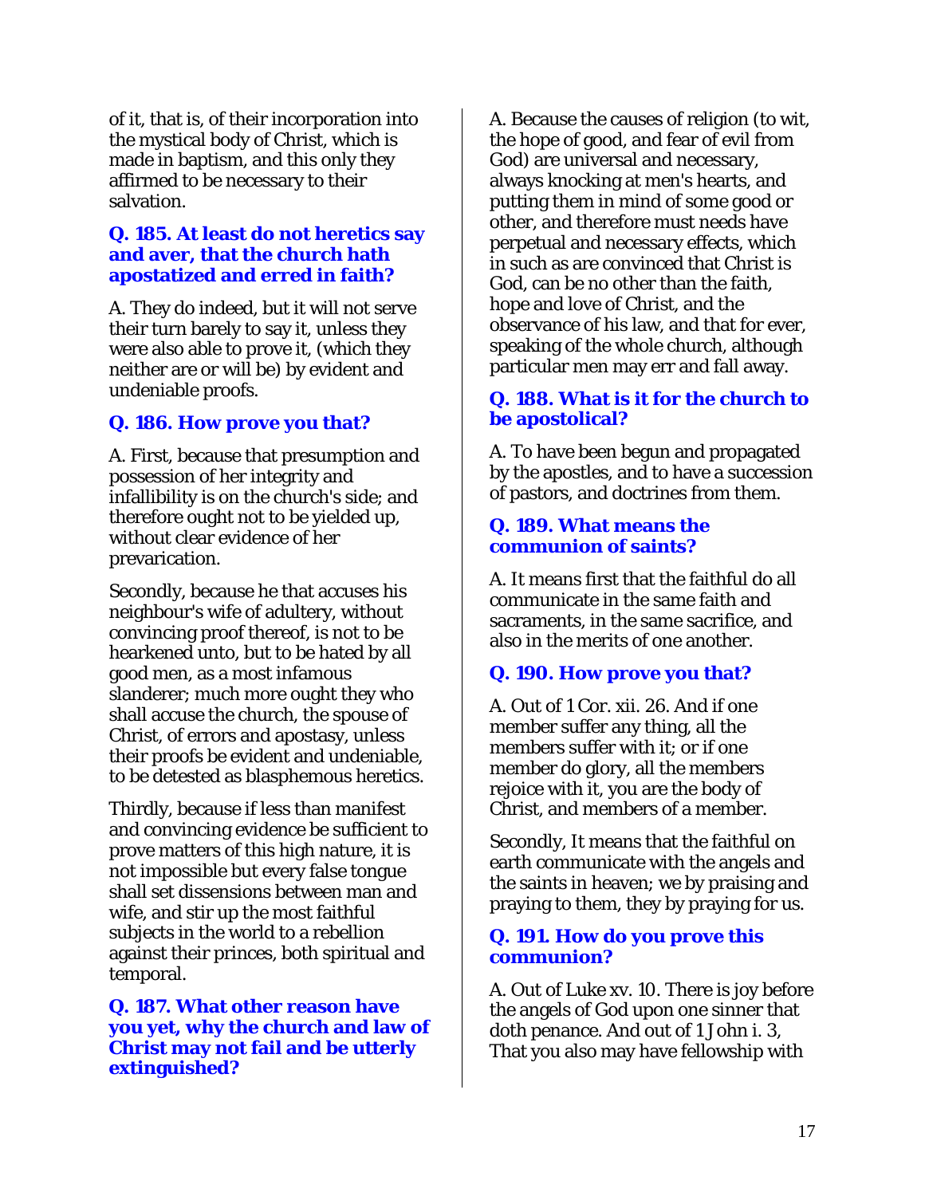of it, that is, of their incorporation into the mystical body of Christ, which is made in baptism, and this only they affirmed to be necessary to their salvation.

### Q. 185. At least do not heretics say and aver, that the church hath apostatized and erred in faith?

A. They do indeed, but it will not serve their turn barely to say it, unless they were also able to prove it, (which they neither are or will be) by evident and undeniable proofs.

### Q. 186. How prove you that?

A. First, because that presumption and possession of her integrity and infallibility is on the church's side; and therefore ought not to be yielded up, without clear evidence of her prevarication.

Secondly, because he that accuses his neighbour's wife of adultery, without convincing proof thereof, is not to be hearkened unto, but to be hated by all good men, as a most infamous slanderer; much more ought they who shall accuse the church, the spouse of Christ, of errors and apostasy, unless their proofs be evident and undeniable, to be detested as blasphemous heretics.

Thirdly, because if less than manifest and convincing evidence be sufficient to prove matters of this high nature, it is not impossible but every false tongue shall set dissensions between man and wife, and stir up the most faithful subjects in the world to a rebellion against their princes, both spiritual and temporal.

### Q. 187. What other reason have you yet, why the church and law of Christ may not fail and be utterly extinguished?

A. Because the causes of religion (to wit, the hope of good, and fear of evil from God) are universal and necessary, always knocking at men's hearts, and putting them in mind of some good or other, and therefore must needs have perpetual and necessary effects, which in such as are convinced that Christ is God, can be no other than the faith, hope and love of Christ, and the observance of his law, and that for ever, speaking of the whole church, although particular men may err and fall away.

### Q. 188. What is it for the church to be apostolical?

A. To have been begun and propagated by the apostles, and to have a succession of pastors, and doctrines from them.

### Q. 189. What means the communion of saints?

A. It means first that the faithful do all communicate in the same faith and sacraments, in the same sacrifice, and also in the merits of one another.

### Q. 190. How prove you that?

A. Out of 1 Cor. xii. 26. And if one member suffer any thing, all the members suffer with it; or if one member do glory, all the members rejoice with it, you are the body of Christ, and members of a member.

Secondly, It means that the faithful on earth communicate with the angels and the saints in heaven; we by praising and praying to them, they by praying for us.

### Q. 191. How do you prove this communion?

A. Out of Luke xv. 10. There is joy before the angels of God upon one sinner that doth penance. And out of 1 John i. 3, That you also may have fellowship with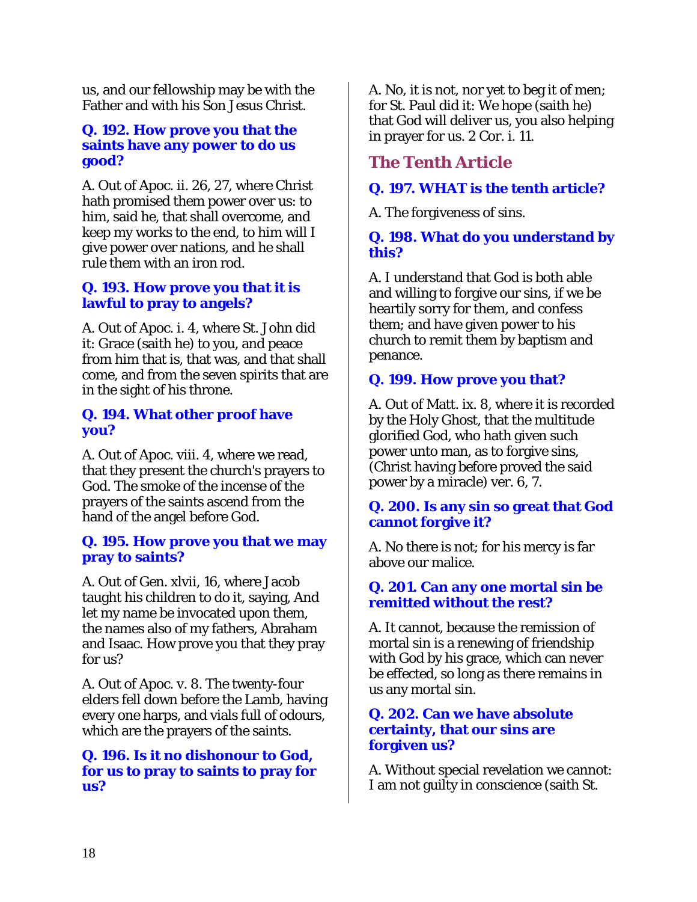us, and our fellowship may be with the Father and with his Son Jesus Christ.

### Q. 192. How prove you that the saints have any power to do us good?

A. Out of Apoc. ii. 26, 27, where Christ hath promised them power over us: to him, said he, that shall overcome, and keep my works to the end, to him will I give power over nations, and he shall rule them with an iron rod.

### Q. 193. How prove you that it is lawful to pray to angels?

A. Out of Apoc. i. 4, where St. John did it: Grace (saith he) to you, and peace from him that is, that was, and that shall come, and from the seven spirits that are in the sight of his throne.

### Q. 194. What other proof have you?

A. Out of Apoc. viii. 4, where we read, that they present the church's prayers to God. The smoke of the incense of the prayers of the saints ascend from the hand of the angel before God.

### Q. 195. How prove you that we may pray to saints?

A. Out of Gen. xlvii, 16, where Jacob taught his children to do it, saying, And let my name be invocated upon them, the names also of my fathers, Abraham and Isaac. How prove you that they pray for us?

A. Out of Apoc. v. 8. The twenty-four elders fell down before the Lamb, having every one harps, and vials full of odours, which are the prayers of the saints.

### Q. 196. Is it no dishonour to God, for us to pray to saints to pray for us?

A. No, it is not, nor yet to beg it of men; for St. Paul did it: We hope (saith he) that God will deliver us, you also helping in prayer for us. 2 Cor. i. 11.

## The Tenth Article

### Q. 197. WHAT is the tenth article?

A. The forgiveness of sins.

### Q. 198. What do you understand by this?

A. I understand that God is both able and willing to forgive our sins, if we be heartily sorry for them, and confess them; and have given power to his church to remit them by baptism and penance.

### Q. 199. How prove you that?

A. Out of Matt. ix. 8, where it is recorded by the Holy Ghost, that the multitude glorified God, who hath given such power unto man, as to forgive sins, (Christ having before proved the said power by a miracle) ver. 6, 7.

### Q. 200. Is any sin so great that God cannot forgive it?

A. No there is not; for his mercy is far above our malice.

### Q. 201. Can any one mortal sin be remitted without the rest?

A. It cannot, because the remission of mortal sin is a renewing of friendship with God by his grace, which can never be effected, so long as there remains in us any mortal sin.

### Q. 202. Can we have absolute certainty, that our sins are forgiven us?

A. Without special revelation we cannot: I am not guilty in conscience (saith St.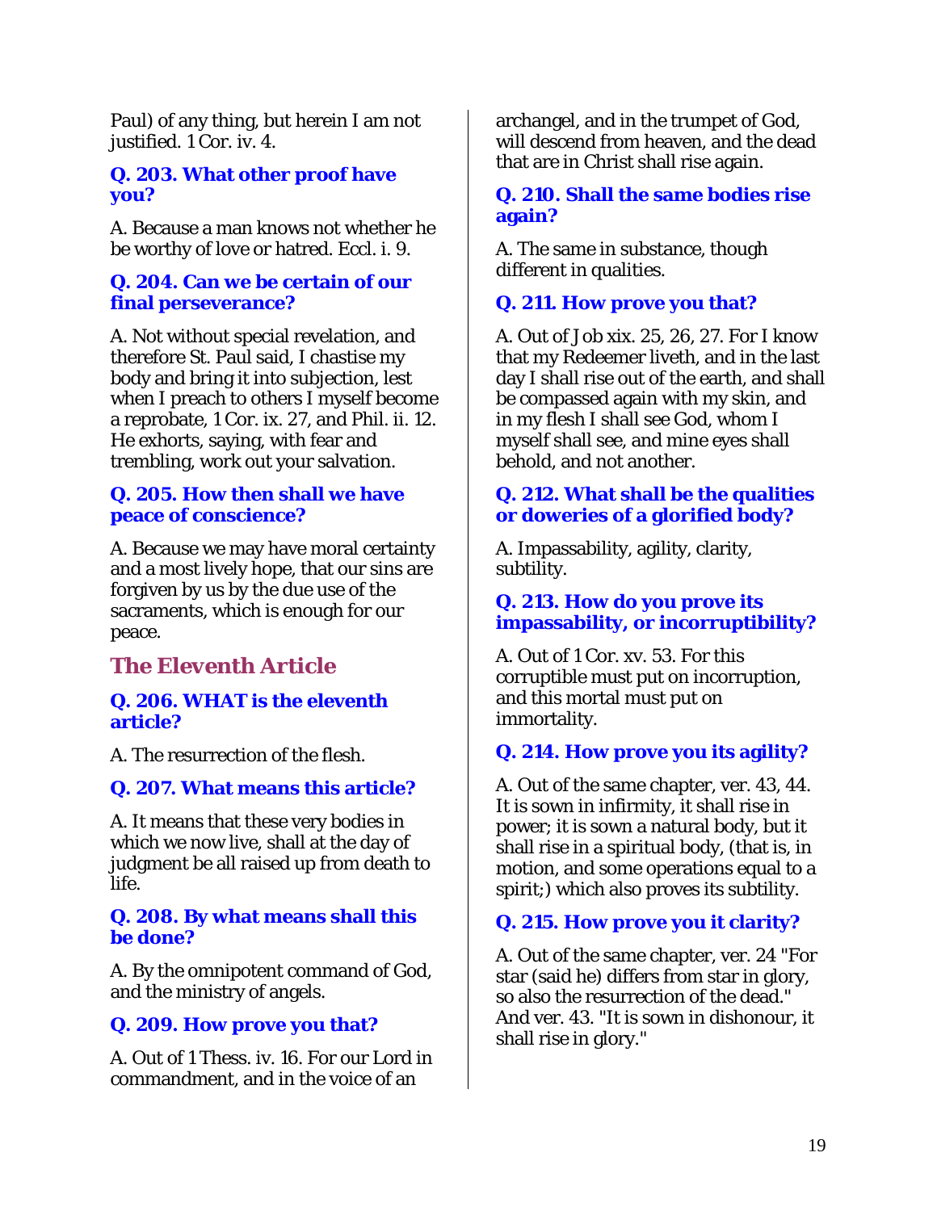Paul) of any thing, but herein I am not justified. 1 Cor. iv. 4.

**Q. 203. What other proof have you?**

A. Because a man knows not whether he be worthy of love or hatred. Eccl. i. 9.

**Q. 204. Can we be certain of our final perseverance?**

A. Not without special revelation, and therefore St. Paul said, I chastise my body and bring it into subjection, lest when I preach to others I myself become a reprobate, 1 Cor. ix. 27, and Phil. ii. 12. He exhorts, saying, with fear and trembling, work out your salvation.

**Q. 205. How then shall we have peace of conscience?**

A. Because we may have moral certainty and a most lively hope, that our sins are forgiven by us by the due use of the sacraments, which is enough for our peace.

## The Eleventh Article

**Q. 206. WHAT is the eleventh article?**

A. The resurrection of the flesh.

**Q. 207. What means this article?**

A. It means that these very bodies in which we now live, shall at the day of judgment be all raised up from death to life.

**Q. 208. By what means shall this be done?**

A. By the omnipotent command of God, and the ministry of angels.

**Q. 209. How prove you that?**

A. Out of 1 Thess. iv. 16. For our Lord in commandment, and in the voice of an archangel, and in the trumpet of God, will descend from heaven, and the dead that are in Christ shall rise again.

**Q. 210. Shall the same bodies rise again?**

A. The same in substance, though different in qualities.

**Q. 211. How prove you that?**

A. Out of Job xix. 25, 26, 27. For I know that my Redeemer liveth, and in the last day I shall rise out of the earth, and shall be compassed again with my skin, and in my flesh I shall see God, whom I myself shall see, and mine eyes shall behold, and not another.

**Q. 212. What shall be the qualities or doweries of a glorified body?**

A. Impassability, agility, clarity, subtility.

**Q. 213. How do you prove its impassability, or incorruptibility?**

A. Out of 1 Cor. xv. 53. For this corruptible must put on incorruption, and this mortal must put on immortality.

**Q. 214. How prove you its agility?**

A. Out of the same chapter, ver. 43, 44. It is sown in infirmity, it shall rise in power; it is sown a natural body, but it shall rise in a spiritual body, (that is, in motion, and some operations equal to a spirit;) which also proves its subtility.

**Q. 215. How prove you it clarity?**

A. Out of the same chapter, ver. 24 "For star (said he) differs from star in glory, so also the resurrection of the dead." And ver. 43. "It is sown in dishonour, it shall rise in glory."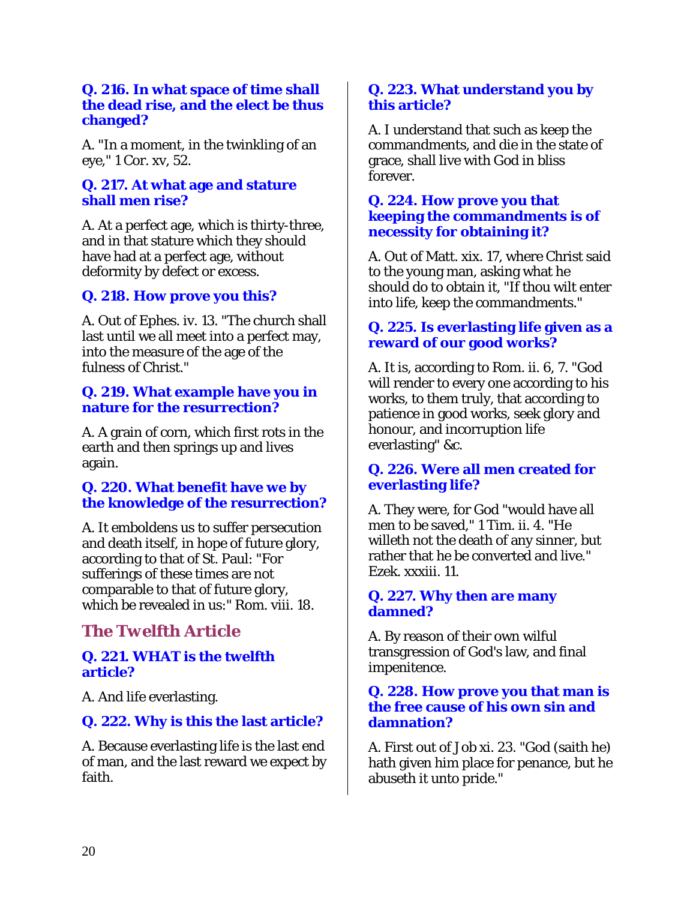**Q. 216. In what space of time shall the dead rise, and the elect be thus changed?**

A. "In a moment, in the twinkling of an eye," 1 Cor. xv, 52.

**Q. 217. At what age and stature shall men rise?**

A. At a perfect age, which is thirty-three, and in that stature which they should have had at a perfect age, without deformity by defect or excess.

**Q. 218. How prove you this?**

A. Out of Ephes. iv. 13. "The church shall last until we all meet into a perfect may, into the measure of the age of the fulness of Christ."

**Q. 219. What example have you in nature for the resurrection?**

A. A grain of corn, which first rots in the earth and then springs up and lives again.

**Q. 220. What benefit have we by the knowledge of the resurrection?**

A. It emboldens us to suffer persecution and death itself, in hope of future glory, according to that of St. Paul: "For sufferings of these times are not comparable to that of future glory, which be revealed in us:" Rom. viii. 18.

## The Twelfth Article

**Q. 221. WHAT is the twelfth article?**

A. And life everlasting.

**Q. 222. Why is this the last article?**

A. Because everlasting life is the last end of man, and the last reward we expect by faith.

**Q. 223. What understand you by this article?**

A. I understand that such as keep the commandments, and die in the state of grace, shall live with God in bliss forever.

**Q. 224. How prove you that keeping the commandments is of necessity for obtaining it?**

A. Out of Matt. xix. 17, where Christ said to the young man, asking what he should do to obtain it, "If thou wilt enter into life, keep the commandments."

**Q. 225. Is everlasting life given as a reward of our good works?**

A. It is, according to Rom. ii. 6, 7. "God will render to every one according to his works, to them truly, that according to patience in good works, seek glory and honour, and incorruption life everlasting" &c.

**Q. 226. Were all men created for everlasting life?**

A. They were, for God "would have all men to be saved," 1 Tim. ii. 4. "He willeth not the death of any sinner, but rather that he be converted and live." Ezek. xxxiii. 11.

**Q. 227. Why then are many damned?**

A. By reason of their own wilful transgression of God's law, and final impenitence.

**Q. 228. How prove you that man is the free cause of his own sin and damnation?**

A. First out of Job xi. 23. "God (saith he) hath given him place for penance, but he abuseth it unto pride."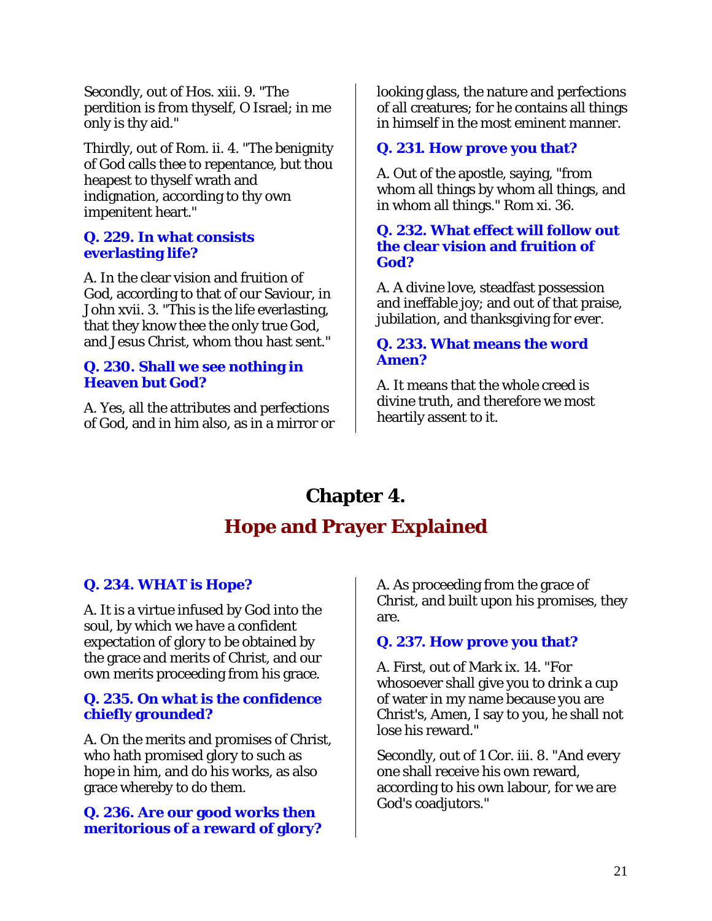Secondly, out of Hos. xiii. 9. "The perdition is from thyself, O Israel; in me only is thy aid."

Thirdly, out of Rom. ii. 4. "The benignity of God calls thee to repentance, but thou heapest to thyself wrath and indignation, according to thy own impenitent heart."

### Q. 229. In what consists everlasting life?

A. In the clear vision and fruition of God, according to that of our Saviour, in John xvii. 3. "This is the life everlasting, that they know thee the only true God, and Jesus Christ, whom thou hast sent."

### Q. 230. Shall we see nothing in Heaven but God?

A. Yes, all the attributes and perfections of God, and in him also, as in a mirror or looking glass, the nature and perfections of all creatures; for he contains all things in himself in the most eminent manner.

### Q. 231. How prove you that?

A. Out of the apostle, saying, "from whom all things by whom all things, and in whom all things." Rom xi. 36.

### Q. 232. What effect will follow out the clear vision and fruition of God?

A. A divine love, steadfast possession and ineffable joy; and out of that praise, jubilation, and thanksgiving for ever.

### Q. 233. What means the word Amen?

A. It means that the whole creed is divine truth, and therefore we most heartily assent to it.

# Chapter 4.

## Hope and Prayer Explained

### Q. 234. WHAT is Hope?

A. It is a virtue infused by God into the soul, by which we have a confident expectation of glory to be obtained by the grace and merits of Christ, and our own merits proceeding from his grace.

### Q. 235. On what is the confidence chiefly grounded?

A. On the merits and promises of Christ, who hath promised glory to such as hope in him, and do his works, as also grace whereby to do them.

### Q. 236. Are our good works then meritorious of a reward of glory?

A. As proceeding from the grace of Christ, and built upon his promises, they are.

### Q. 237. How prove you that?

A. First, out of Mark ix. 14. "For whosoever shall give you to drink a cup of water in my name because you are Christ's, Amen, I say to you, he shall not lose his reward."

Secondly, out of 1 Cor. iii. 8. "And every one shall receive his own reward, according to his own labour, for we are God's coadjutors."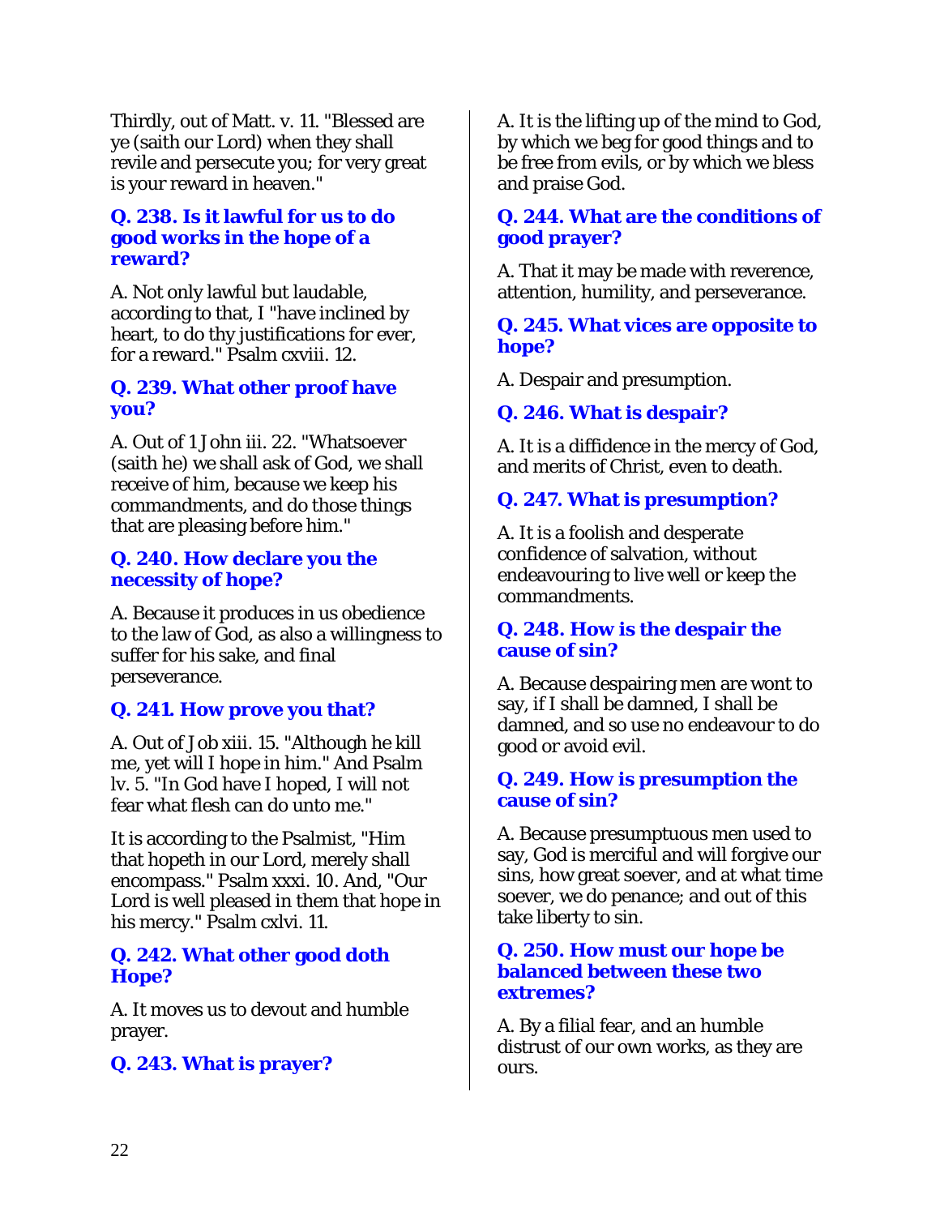Thirdly, out of Matt. v. 11. "Blessed are ye (saith our Lord) when they shall revile and persecute you; for very great is your reward in heaven."

### Q. 238. Is it lawful for us to do good works in the hope of a reward?

A. Not only lawful but laudable, according to that, I "have inclined by heart, to do thy justifications for ever, for a reward." Psalm cxviii. 12.

### Q. 239. What other proof have you?

A. Out of 1 John iii. 22. "Whatsoever (saith he) we shall ask of God, we shall receive of him, because we keep his commandments, and do those things that are pleasing before him."

### Q. 240. How declare you the necessity of hope?

A. Because it produces in us obedience to the law of God, as also a willingness to suffer for his sake, and final perseverance.

### Q. 241. How prove you that?

A. Out of Job xiii. 15. "Although he kill me, yet will I hope in him." And Psalm lv. 5. "In God have I hoped, I will not fear what flesh can do unto me."

It is according to the Psalmist, "Him that hopeth in our Lord, merely shall encompass." Psalm xxxi. 10. And, "Our Lord is well pleased in them that hope in his mercy." Psalm cxlvi. 11.

### Q. 242. What other good doth Hope?

A. It moves us to devout and humble prayer.

### Q. 243. What is prayer?

A. It is the lifting up of the mind to God, by which we beg for good things and to be free from evils, or by which we bless and praise God.

### Q. 244. What are the conditions of good prayer?

A. That it may be made with reverence, attention, humility, and perseverance.

### Q. 245. What vices are opposite to hope?

A. Despair and presumption.

### Q. 246. What is despair?

A. It is a diffidence in the mercy of God, and merits of Christ, even to death.

### Q. 247. What is presumption?

A. It is a foolish and desperate confidence of salvation, without endeavouring to live well or keep the commandments.

### Q. 248. How is the despair the cause of sin?

A. Because despairing men are wont to say, if I shall be damned, I shall be damned, and so use no endeavour to do good or avoid evil.

### Q. 249. How is presumption the cause of sin?

A. Because presumptuous men used to say, God is merciful and will forgive our sins, how great soever, and at what time soever, we do penance; and out of this take liberty to sin.

### Q. 250. How must our hope be balanced between these two extremes?

A. By a filial fear, and an humble distrust of our own works, as they are ours.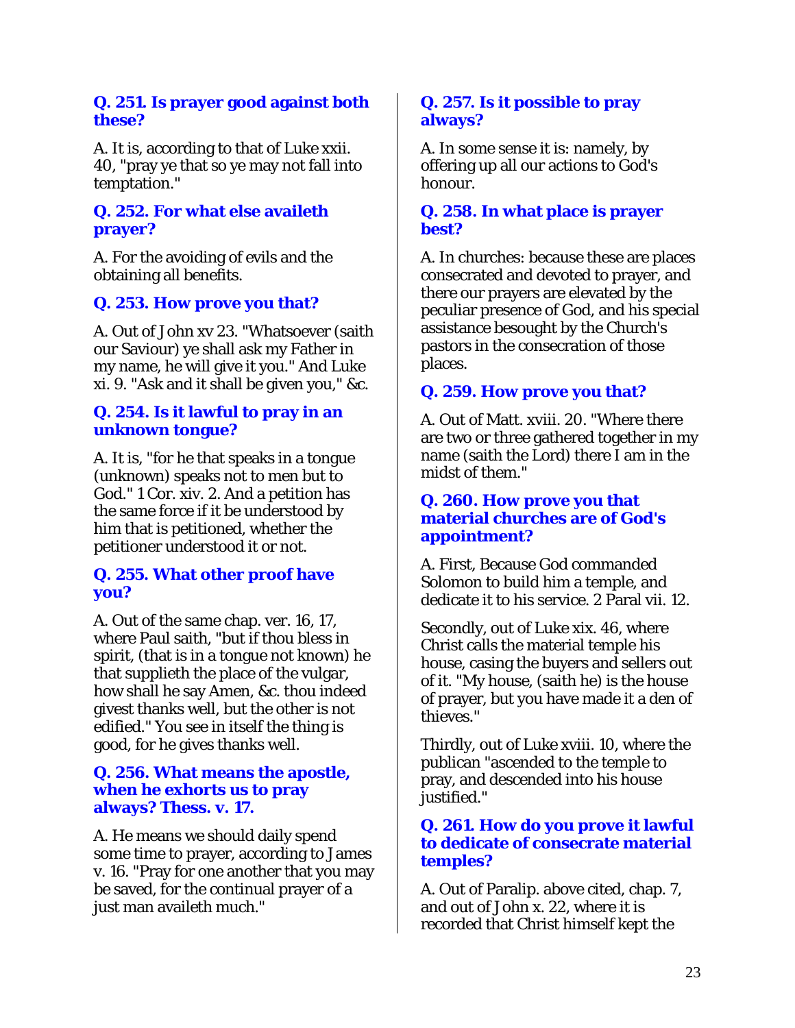### Q. 251. Is prayer good against both these?

A. It is, according to that of Luke xxii. 40, "pray ye that so ye may not fall into temptation."

### Q. 252. For what else availeth prayer?

A. For the avoiding of evils and the obtaining all benefits.

### Q. 253. How prove you that?

A. Out of John xv 23. "Whatsoever (saith our Saviour) ye shall ask my Father in my name, he will give it you." And Luke xi. 9. "Ask and it shall be given you," &c.

### Q. 254. Is it lawful to pray in an unknown tongue?

A. It is, "for he that speaks in a tongue (unknown) speaks not to men but to God." 1 Cor. xiv. 2. And a petition has the same force if it be understood by him that is petitioned, whether the petitioner understood it or not.

### Q. 255. What other proof have you?

A. Out of the same chap. ver. 16, 17, where Paul saith, "but if thou bless in spirit, (that is in a tongue not known) he that supplieth the place of the vulgar, how shall he say Amen, &c. thou indeed givest thanks well, but the other is not edified." You see in itself the thing is good, for he gives thanks well.

### Q. 256. What means the apostle, when he exhorts us to pray always? Thess. v. 17.

A. He means we should daily spend some time to prayer, according to James v. 16. "Pray for one another that you may be saved, for the continual prayer of a just man availeth much."

### Q. 257. Is it possible to pray always?

A. In some sense it is: namely, by offering up all our actions to God's honour.

### Q. 258. In what place is prayer best?

A. In churches: because these are places consecrated and devoted to prayer, and there our prayers are elevated by the peculiar presence of God, and his special assistance besought by the Church's pastors in the consecration of those places.

### Q. 259. How prove you that?

A. Out of Matt. xviii. 20. "Where there are two or three gathered together in my name (saith the Lord) there I am in the midst of them."

### Q. 260. How prove you that material churches are of God's appointment?

A. First, Because God commanded Solomon to build him a temple, and dedicate it to his service. 2 Paral vii. 12.

Secondly, out of Luke xix. 46, where Christ calls the material temple his house, casing the buyers and sellers out of it. "My house, (saith he) is the house of prayer, but you have made it a den of thieves."

Thirdly, out of Luke xviii. 10, where the publican "ascended to the temple to pray, and descended into his house justified."

### Q. 261. How do you prove it lawful to dedicate of consecrate material temples?

A. Out of Paralip. above cited, chap. 7, and out of John x. 22, where it is recorded that Christ himself kept the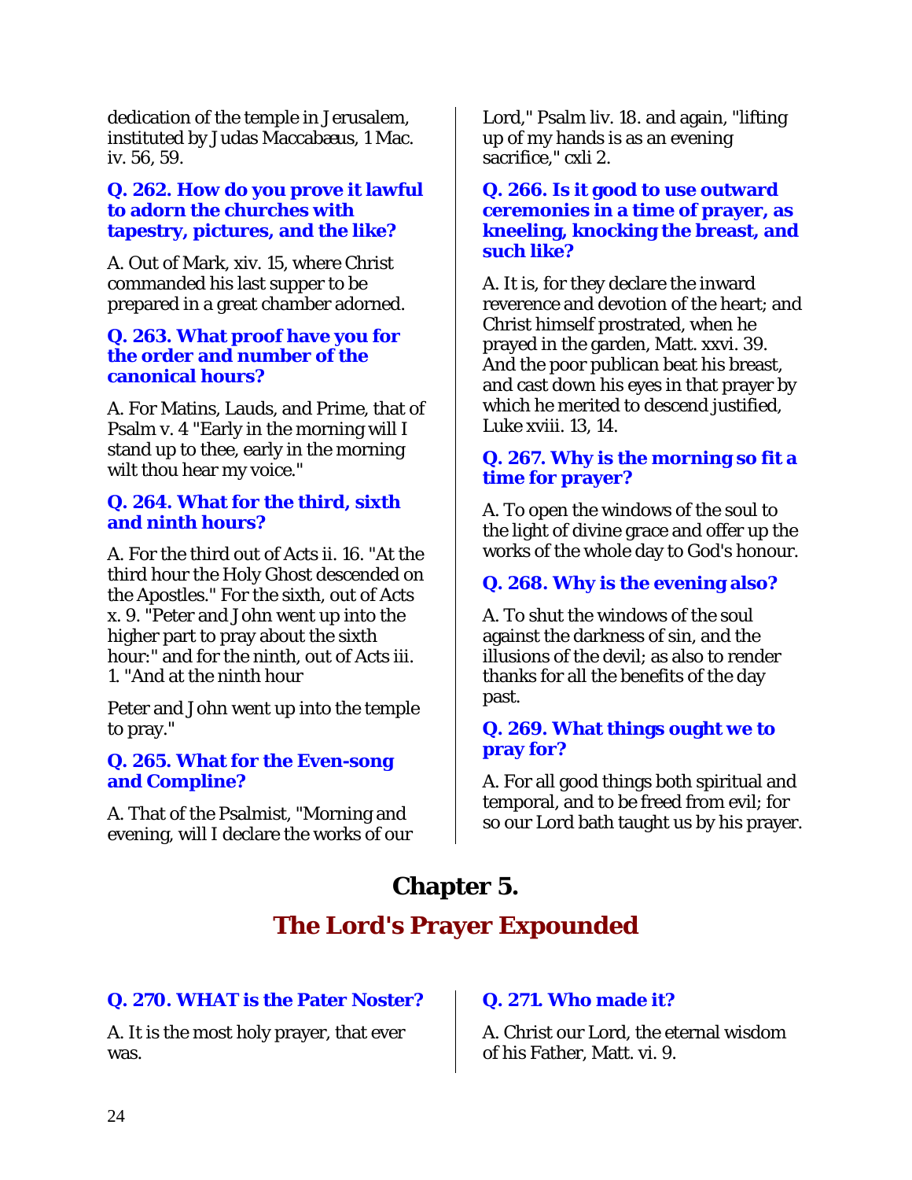dedication of the temple in Jerusalem, instituted by Judas Maccabæus, 1 Mac. iv. 56, 59.

**Q. 262. How do you prove it lawful to adorn the churches with tapestry, pictures, and the like?**

A. Out of Mark, xiv. 15, where Christ commanded his last supper to be prepared in a great chamber adorned.

**Q. 263. What proof have you for the order and number of the canonical hours?**

A. For Matins, Lauds, and Prime, that of Psalm v. 4 "Early in the morning will I stand up to thee, early in the morning wilt thou hear my voice."

**Q. 264. What for the third, sixth and ninth hours?**

A. For the third out of Acts ii. 16. "At the third hour the Holy Ghost descended on the Apostles." For the sixth, out of Acts x. 9. "Peter and John went up into the higher part to pray about the sixth hour:" and for the ninth, out of Acts iii. 1. "And at the ninth hour

Peter and John went up into the temple to pray."

**Q. 265. What for the Even-song and Compline?**

A. That of the Psalmist, "Morning and evening, will I declare the works of our Lord," Psalm liv. 18. and again, "lifting up of my hands is as an evening sacrifice," cxli 2.

**Q. 266. Is it good to use outward ceremonies in a time of prayer, as kneeling, knocking the breast, and such like?**

A. It is, for they declare the inward reverence and devotion of the heart; and Christ himself prostrated, when he prayed in the garden, Matt. xxvi. 39. And the poor publican beat his breast, and cast down his eyes in that prayer by which he merited to descend justified, Luke xviii. 13, 14.

**Q. 267. Why is the morning so fit a time for prayer?**

A. To open the windows of the soul to the light of divine grace and offer up the works of the whole day to God's honour.

**Q. 268. Why is the evening also?**

A. To shut the windows of the soul against the darkness of sin, and the illusions of the devil; as also to render thanks for all the benefits of the day past.

**Q. 269. What things ought we to pray for?**

A. For all good things both spiritual and temporal, and to be freed from evil; for so our Lord bath taught us by his prayer.

# Chapter 5.

## The Lord's Prayer Expounded

**Q. 270. WHAT is the Pater Noster?**

A. It is the most holy prayer, that ever was.

**Q. 271. Who made it?**

A. Christ our Lord, the eternal wisdom of his Father, Matt. vi. 9.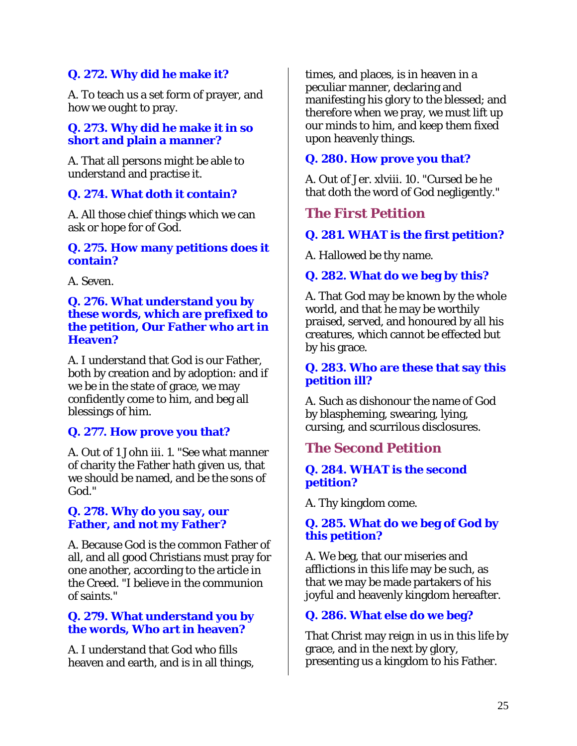### Q. 272. Why did he make it?

A. To teach us a set form of prayer, and how we ought to pray.

### Q. 273. Why did he make it in so short and plain a manner?

A. That all persons might be able to understand and practise it.

### Q. 274. What doth it contain?

A. All those chief things which we can ask or hope for of God.

### Q. 275. How many petitions does it contain?

A. Seven.

### Q. 276. What understand you by these words, which are prefixed to the petition, Our Father who art in Heaven?

A. I understand that God is our Father, both by creation and by adoption: and if we be in the state of grace, we may confidently come to him, and beg all blessings of him.

### Q. 277. How prove you that?

A. Out of 1 John iii. 1. "See what manner of charity the Father hath given us, that we should be named, and be the sons of God."

### Q. 278. Why do you say, our Father, and not my Father?

A. Because God is the common Father of all, and all good Christians must pray for one another, according to the article in the Creed. "I believe in the communion of saints."

### Q. 279. What understand you by the words, Who art in heaven?

A. I understand that God who fills heaven and earth, and is in all things, times, and places, is in heaven in a peculiar manner, declaring and manifesting his glory to the blessed; and therefore when we pray, we must lift up our minds to him, and keep them fixed upon heavenly things.

### Q. 280. How prove you that?

A. Out of Jer. xlviii. 10. "Cursed be he that doth the word of God negligently."

## The First Petition

### Q. 281. WHAT is the first petition?

A. Hallowed be thy name.

### Q. 282. What do we beg by this?

A. That God may be known by the whole world, and that he may be worthily praised, served, and honoured by all his creatures, which cannot be effected but by his grace.

### Q. 283. Who are these that say this petition ill?

A. Such as dishonour the name of God by blaspheming, swearing, lying, cursing, and scurrilous disclosures.

## The Second Petition

### Q. 284. WHAT is the second petition?

A. Thy kingdom come.

### Q. 285. What do we beg of God by this petition?

A. We beg, that our miseries and afflictions in this life may be such, as that we may be made partakers of his joyful and heavenly kingdom hereafter.

### Q. 286. What else do we beg?

That Christ may reign in us in this life by grace, and in the next by glory, presenting us a kingdom to his Father.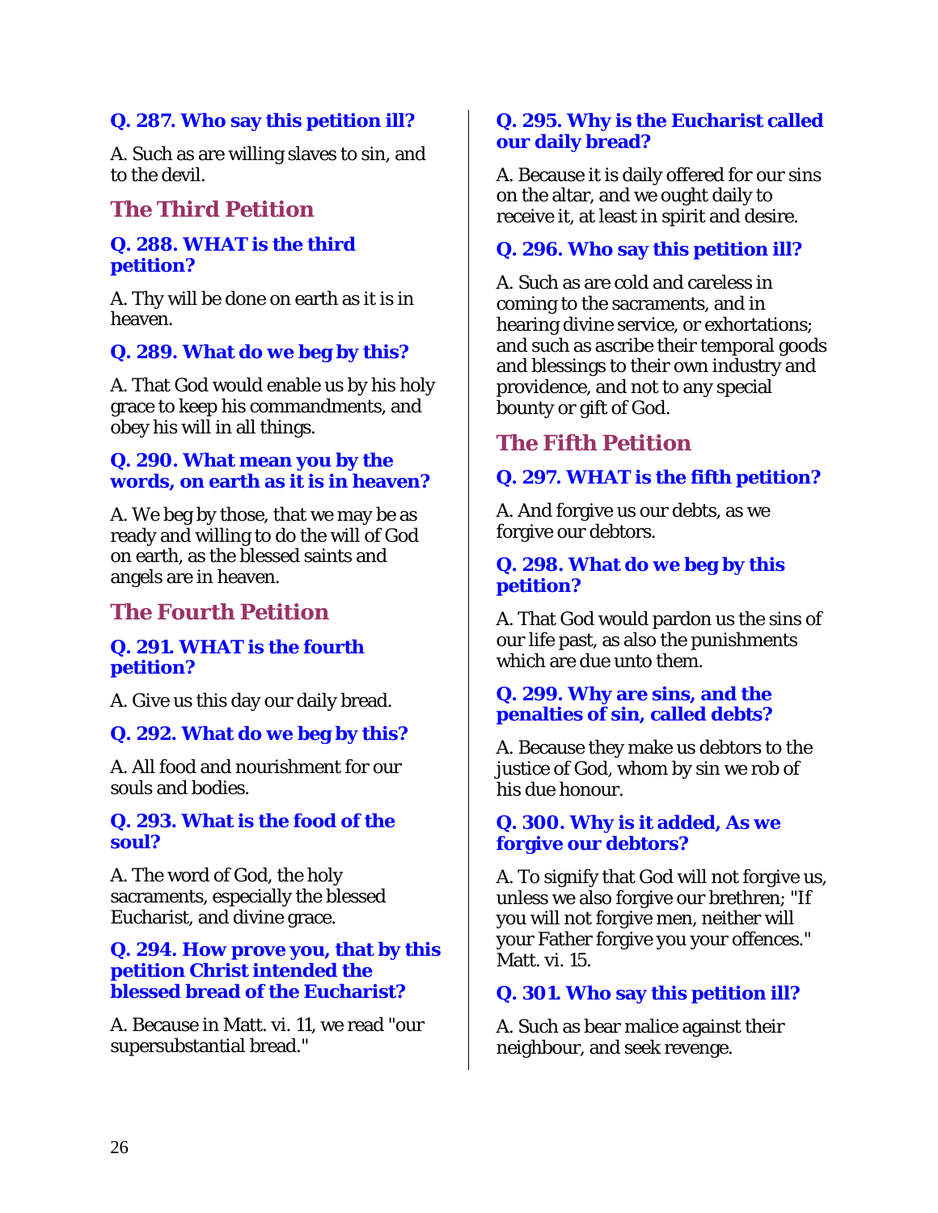**Q. 287. Who say this petition ill?**

A. Such as are willing slaves to sin, and to the devil.

## The Third Petition

**Q. 288. WHAT is the third petition?**

A. Thy will be done on earth as it is in heaven.

**Q. 289. What do we beg by this?**

A. That God would enable us by his holy grace to keep his commandments, and obey his will in all things.

**Q. 290. What mean you by the words, on earth as it is in heaven?**

A. We beg by those, that we may be as ready and willing to do the will of God on earth, as the blessed saints and angels are in heaven.

## The Fourth Petition

**Q. 291. WHAT is the fourth petition?**

A. Give us this day our daily bread.

**Q. 292. What do we beg by this?**

A. All food and nourishment for our souls and bodies.

**Q. 293. What is the food of the soul?**

A. The word of God, the holy sacraments, especially the blessed Eucharist, and divine grace.

**Q. 294. How prove you, that by this petition Christ intended the blessed bread of the Eucharist?**

A. Because in Matt. vi. 11, we read "our supersubstantial bread."

**Q. 295. Why is the Eucharist called our daily bread?**

A. Because it is daily offered for our sins on the altar, and we ought daily to receive it, at least in spirit and desire.

**Q. 296. Who say this petition ill?**

A. Such as are cold and careless in coming to the sacraments, and in hearing divine service, or exhortations; and such as ascribe their temporal goods and blessings to their own industry and providence, and not to any special bounty or gift of God.

## The Fifth Petition

**Q. 297. WHAT is the fifth petition?**

A. And forgive us our debts, as we forgive our debtors.

**Q. 298. What do we beg by this petition?**

A. That God would pardon us the sins of our life past, as also the punishments which are due unto them.

**Q. 299. Why are sins, and the penalties of sin, called debts?**

A. Because they make us debtors to the justice of God, whom by sin we rob of his due honour.

**Q. 300. Why is it added, As we forgive our debtors?**

A. To signify that God will not forgive us, unless we also forgive our brethren; "If you will not forgive men, neither will your Father forgive you your offences." Matt. vi. 15.

**Q. 301. Who say this petition ill?**

A. Such as bear malice against their neighbour, and seek revenge.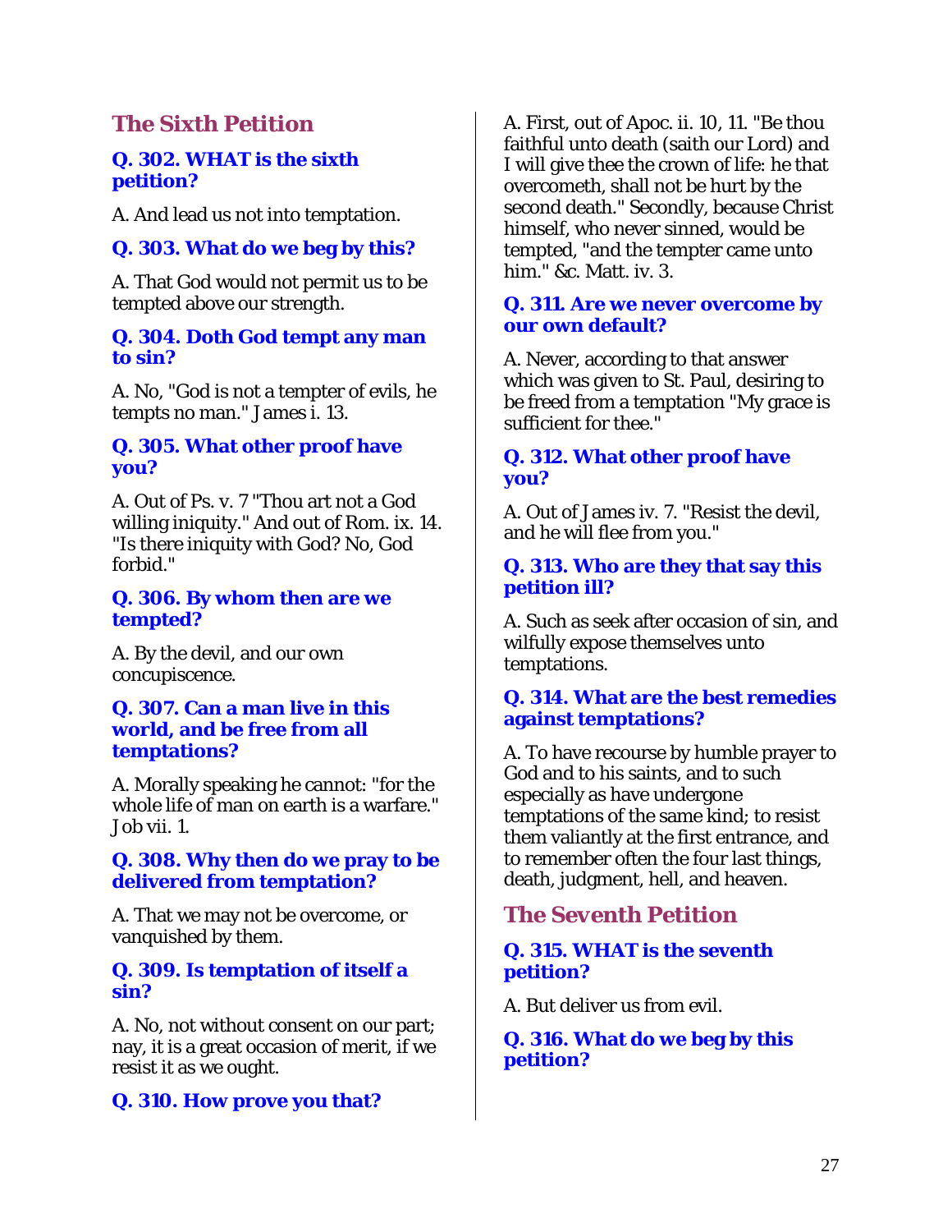## The Sixth Petition

### Q. 302. WHAT is the sixth petition?

A. And lead us not into temptation.

### Q. 303. What do we beg by this?

A. That God would not permit us to be tempted above our strength.

### Q. 304. Doth God tempt any man to sin?

A. No, "God is not a tempter of evils, he tempts no man." James i. 13.

### Q. 305. What other proof have you?

A. Out of Ps. v. 7 "Thou art not a God willing iniquity." And out of Rom. ix. 14. "Is there iniquity with God? No, God forbid."

### Q. 306. By whom then are we tempted?

A. By the devil, and our own concupiscence.

### Q. 307. Can a man live in this world, and be free from all temptations?

A. Morally speaking he cannot: "for the whole life of man on earth is a warfare." Job vii. 1.

### Q. 308. Why then do we pray to be delivered from temptation?

A. That we may not be overcome, or vanquished by them.

### Q. 309. Is temptation of itself a sin?

A. No, not without consent on our part; nay, it is a great occasion of merit, if we resist it as we ought.

### Q. 310. How prove you that?

A. First, out of Apoc. ii. 10, 11. "Be thou faithful unto death (saith our Lord) and I will give thee the crown of life: he that overcometh, shall not be hurt by the second death." Secondly, because Christ himself, who never sinned, would be tempted, "and the tempter came unto him." &c. Matt. iv. 3.

### Q. 311. Are we never overcome by our own default?

A. Never, according to that answer which was given to St. Paul, desiring to be freed from a temptation "My grace is sufficient for thee."

### Q. 312. What other proof have you?

A. Out of James iv. 7. "Resist the devil, and he will flee from you."

### Q. 313. Who are they that say this petition ill?

A. Such as seek after occasion of sin, and wilfully expose themselves unto temptations.

### Q. 314. What are the best remedies against temptations?

A. To have recourse by humble prayer to God and to his saints, and to such especially as have undergone temptations of the same kind; to resist them valiantly at the first entrance, and to remember often the four last things, death, judgment, hell, and heaven.

## The Seventh Petition

### Q. 315. WHAT is the seventh petition?

A. But deliver us from evil.

### Q. 316. What do we beg by this petition?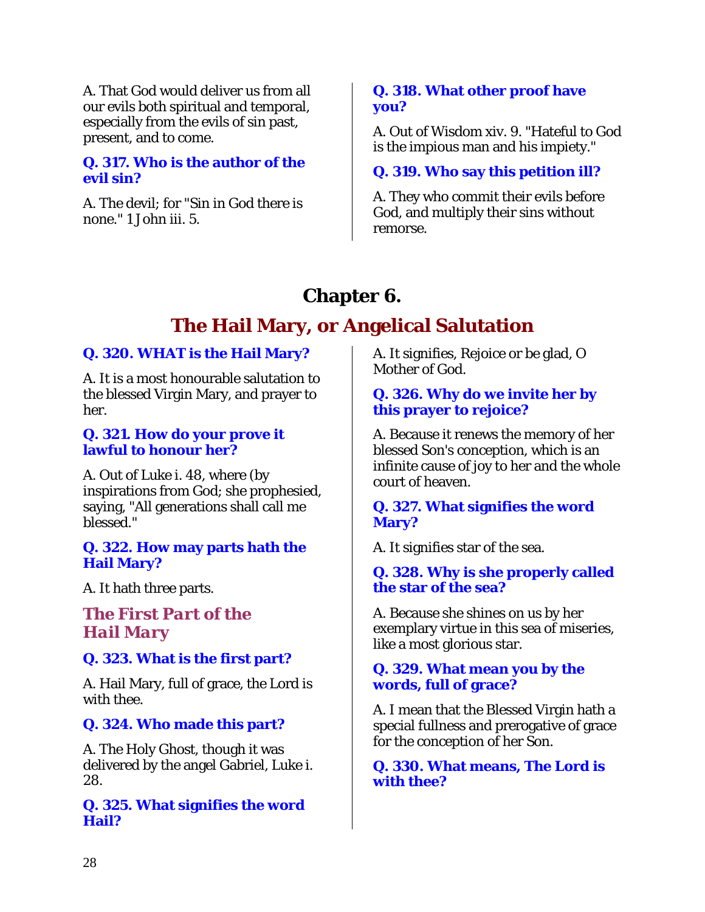A. That God would deliver us from all our evils both spiritual and temporal, especially from the evils of sin past, present, and to come.

**Q. 317. Who is the author of the evil sin?**

A. The devil; for "Sin in God there is none." 1 John iii. 5.

**Q. 318. What other proof have you?**

A. Out of Wisdom xiv. 9. "Hateful to God is the impious man and his impiety."

**Q. 319. Who say this petition ill?**

A. They who commit their evils before God, and multiply their sins without remorse.

# Chapter 6.

## The Hail Mary, or Angelical Salutation

**Q. 320. WHAT is the Hail Mary?**

A. It is a most honourable salutation to the blessed Virgin Mary, and prayer to her.

**Q. 321. How do your prove it lawful to honour her?**

A. Out of Luke i. 48, where (by inspirations from God; she prophesied, saying, "All generations shall call me blessed."

**Q. 322. How may parts hath the Hail Mary?**

A. It hath three parts.

### *The First Part of the Hail Mary*

**Q. 323. What is the first part?**

A. Hail Mary, full of grace, the Lord is with thee.

**Q. 324. Who made this part?**

A. The Holy Ghost, though it was delivered by the angel Gabriel, Luke i. 28.

**Q. 325. What signifies the word Hail?**

A. It signifies, Rejoice or be glad, O Mother of God.

**Q. 326. Why do we invite her by this prayer to rejoice?**

A. Because it renews the memory of her blessed Son's conception, which is an infinite cause of joy to her and the whole court of heaven.

**Q. 327. What signifies the word Mary?**

A. It signifies star of the sea.

**Q. 328. Why is she properly called the star of the sea?**

A. Because she shines on us by her exemplary virtue in this sea of miseries, like a most glorious star.

**Q. 329. What mean you by the words, full of grace?**

A. I mean that the Blessed Virgin hath a special fullness and prerogative of grace for the conception of her Son.

**Q. 330. What means, The Lord is with thee?**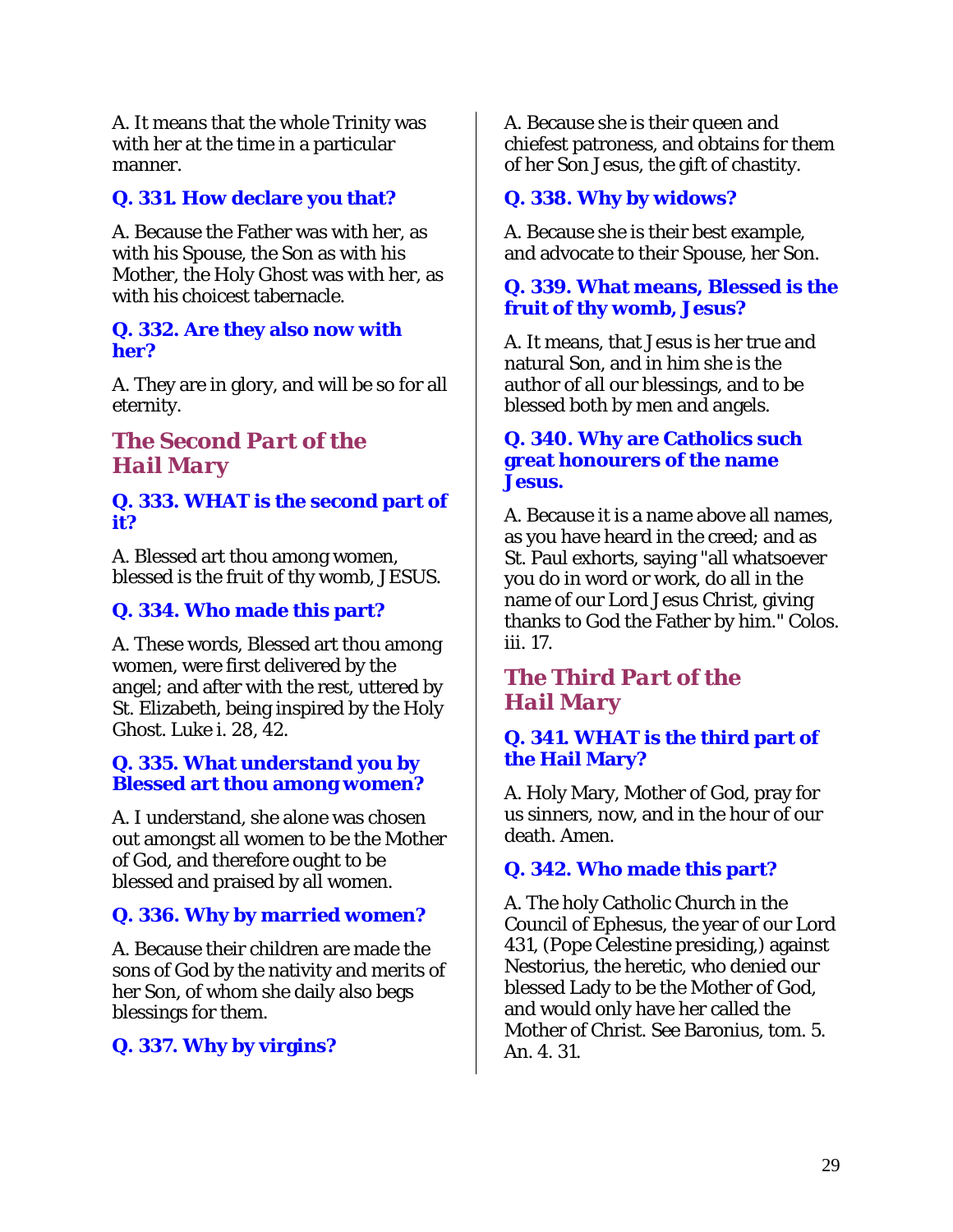A. It means that the whole Trinity was with her at the time in a particular manner.

**Q. 331. How declare you that?**

A. Because the Father was with her, as with his Spouse, the Son as with his Mother, the Holy Ghost was with her, as with his choicest tabernacle.

**Q. 332. Are they also now with her?**

A. They are in glory, and will be so for all eternity.

## The Second Part of the Hail Mary

**Q. 333. WHAT is the second part of it?**

A. Blessed art thou among women, blessed is the fruit of thy womb, JESUS.

**Q. 334. Who made this part?**

A. These words, Blessed art thou among women, were first delivered by the angel; and after with the rest, uttered by St. Elizabeth, being inspired by the Holy Ghost. Luke i. 28, 42.

**Q. 335. What understand you by Blessed art thou among women?**

A. I understand, she alone was chosen out amongst all women to be the Mother of God, and therefore ought to be blessed and praised by all women.

**Q. 336. Why by married women?**

A. Because their children are made the sons of God by the nativity and merits of her Son, of whom she daily also begs blessings for them.

**Q. 337. Why by virgins?**

A. Because she is their queen and chiefest patroness, and obtains for them of her Son Jesus, the gift of chastity.

**Q. 338. Why by widows?**

A. Because she is their best example, and advocate to their Spouse, her Son.

**Q. 339. What means, Blessed is the fruit of thy womb, Jesus?**

A. It means, that Jesus is her true and natural Son, and in him she is the author of all our blessings, and to be blessed both by men and angels.

**Q. 340. Why are Catholics such great honourers of the name Jesus.**

A. Because it is a name above all names, as you have heard in the creed; and as St. Paul exhorts, saying "all whatsoever you do in word or work, do all in the name of our Lord Jesus Christ, giving thanks to God the Father by him." Colos. iii. 17.

## The Third Part of the Hail Mary

**Q. 341. WHAT is the third part of the Hail Mary?**

A. Holy Mary, Mother of God, pray for us sinners, now, and in the hour of our death. Amen.

**Q. 342. Who made this part?**

A. The holy Catholic Church in the Council of Ephesus, the year of our Lord 431, (Pope Celestine presiding,) against Nestorius, the heretic, who denied our blessed Lady to be the Mother of God, and would only have her called the Mother of Christ. See Baronius, tom. 5. An. 4. 31.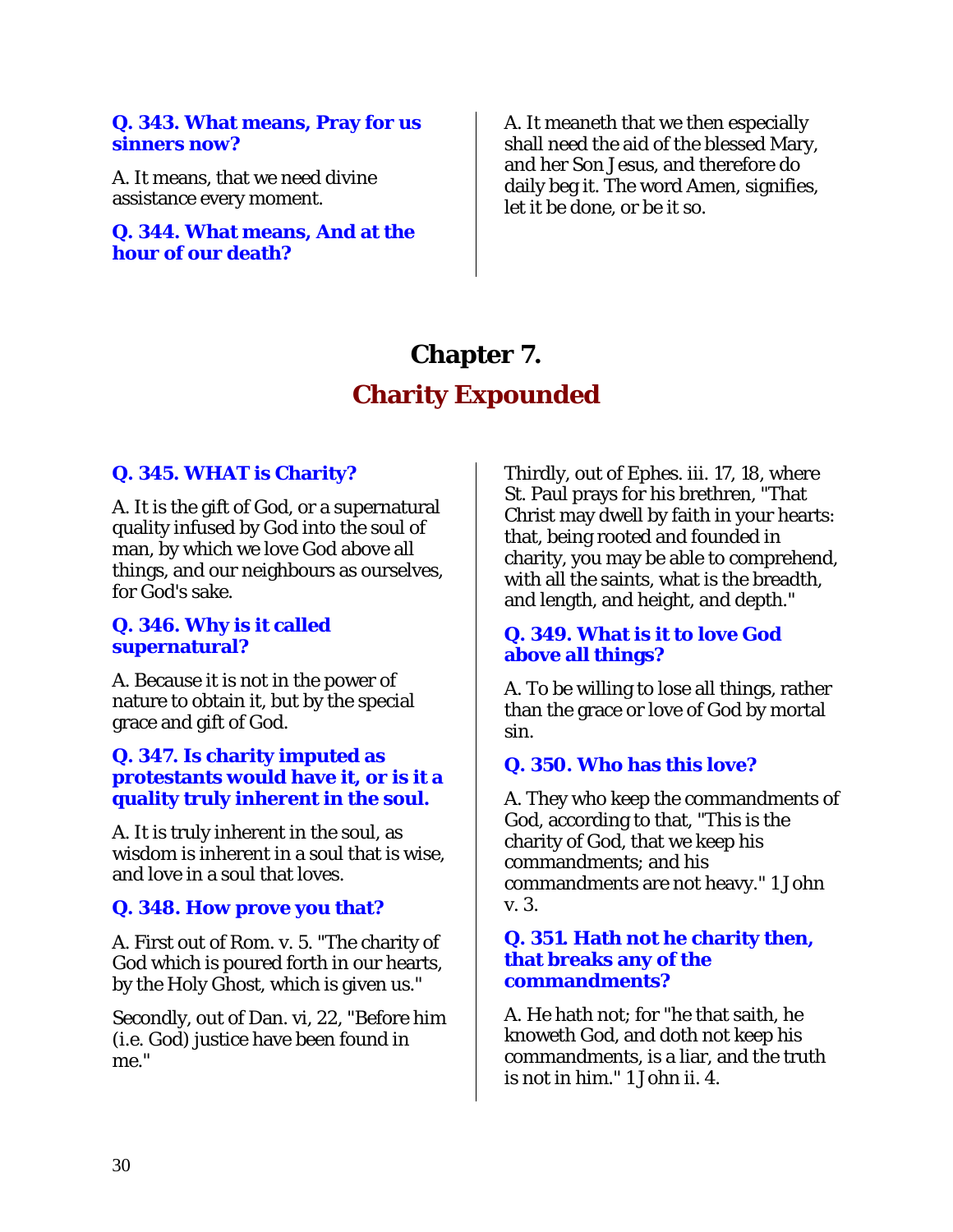**Q. 343. What means, Pray for us sinners now?**

A. It means, that we need divine assistance every moment.

**Q. 344. What means, And at the hour of our death?**

A. It meaneth that we then especially shall need the aid of the blessed Mary, and her Son Jesus, and therefore do daily beg it. The word Amen, signifies, let it be done, or be it so.

# Chapter 7.

## Charity Expounded

**Q. 345. WHAT is Charity?**

A. It is the gift of God, or a supernatural quality infused by God into the soul of man, by which we love God above all things, and our neighbours as ourselves, for God's sake.

**Q. 346. Why is it called supernatural?**

A. Because it is not in the power of nature to obtain it, but by the special grace and gift of God.

**Q. 347. Is charity imputed as protestants would have it, or is it a quality truly inherent in the soul.**

A. It is truly inherent in the soul, as wisdom is inherent in a soul that is wise, and love in a soul that loves.

**Q. 348. How prove you that?**

A. First out of Rom. v. 5. "The charity of God which is poured forth in our hearts, by the Holy Ghost, which is given us."

Secondly, out of Dan. vi, 22, "Before him (i.e. God) justice have been found in me."

Thirdly, out of Ephes. iii. 17, 18, where St. Paul prays for his brethren, "That Christ may dwell by faith in your hearts: that, being rooted and founded in charity, you may be able to comprehend, with all the saints, what is the breadth, and length, and height, and depth."

**Q. 349. What is it to love God above all things?**

A. To be willing to lose all things, rather than the grace or love of God by mortal sin.

**Q. 350. Who has this love?**

A. They who keep the commandments of God, according to that, "This is the charity of God, that we keep his commandments; and his commandments are not heavy." 1 John v. 3.

**Q. 351. Hath not he charity then, that breaks any of the commandments?**

A. He hath not; for "he that saith, he knoweth God, and doth not keep his commandments, is a liar, and the truth is not in him." 1 John ii. 4.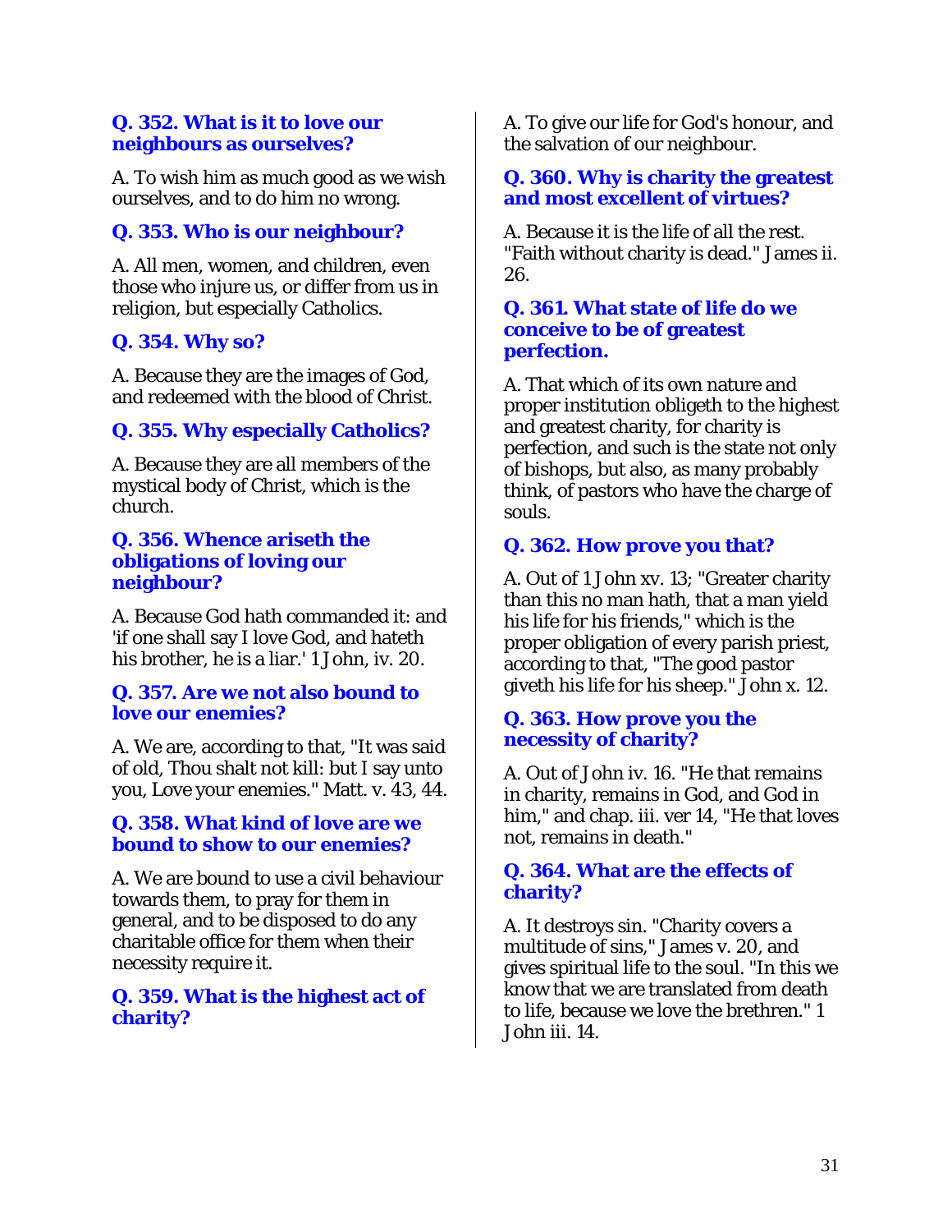**Q. 352. What is it to love our neighbours as ourselves?**

A. To wish him as much good as we wish ourselves, and to do him no wrong.

**Q. 353. Who is our neighbour?**

A. All men, women, and children, even those who injure us, or differ from us in religion, but especially Catholics.

**Q. 354. Why so?**

A. Because they are the images of God, and redeemed with the blood of Christ.

**Q. 355. Why especially Catholics?**

A. Because they are all members of the mystical body of Christ, which is the church.

**Q. 356. Whence ariseth the obligations of loving our neighbour?**

A. Because God hath commanded it: and 'if one shall say I love God, and hateth his brother, he is a liar.' 1 John, iv. 20.

**Q. 357. Are we not also bound to love our enemies?**

A. We are, according to that, "It was said of old, Thou shalt not kill: but I say unto you, Love your enemies." Matt. v. 43, 44.

**Q. 358. What kind of love are we bound to show to our enemies?**

A. We are bound to use a civil behaviour towards them, to pray for them in general, and to be disposed to do any charitable office for them when their necessity require it.

**Q. 359. What is the highest act of charity?**

A. To give our life for God's honour, and the salvation of our neighbour.

**Q. 360. Why is charity the greatest and most excellent of virtues?**

A. Because it is the life of all the rest. "Faith without charity is dead." James ii. 26.

**Q. 361. What state of life do we conceive to be of greatest perfection.**

A. That which of its own nature and proper institution obligeth to the highest and greatest charity, for charity is perfection, and such is the state not only of bishops, but also, as many probably think, of pastors who have the charge of souls.

**Q. 362. How prove you that?**

A. Out of 1 John xv. 13; "Greater charity than this no man hath, that a man yield his life for his friends," which is the proper obligation of every parish priest, according to that, "The good pastor giveth his life for his sheep." John x. 12.

**Q. 363. How prove you the necessity of charity?**

A. Out of John iv. 16. "He that remains in charity, remains in God, and God in him," and chap. iii. ver 14, "He that loves not, remains in death."

**Q. 364. What are the effects of charity?**

A. It destroys sin. "Charity covers a multitude of sins," James v. 20, and gives spiritual life to the soul. "In this we know that we are translated from death to life, because we love the brethren." 1 John iii. 14.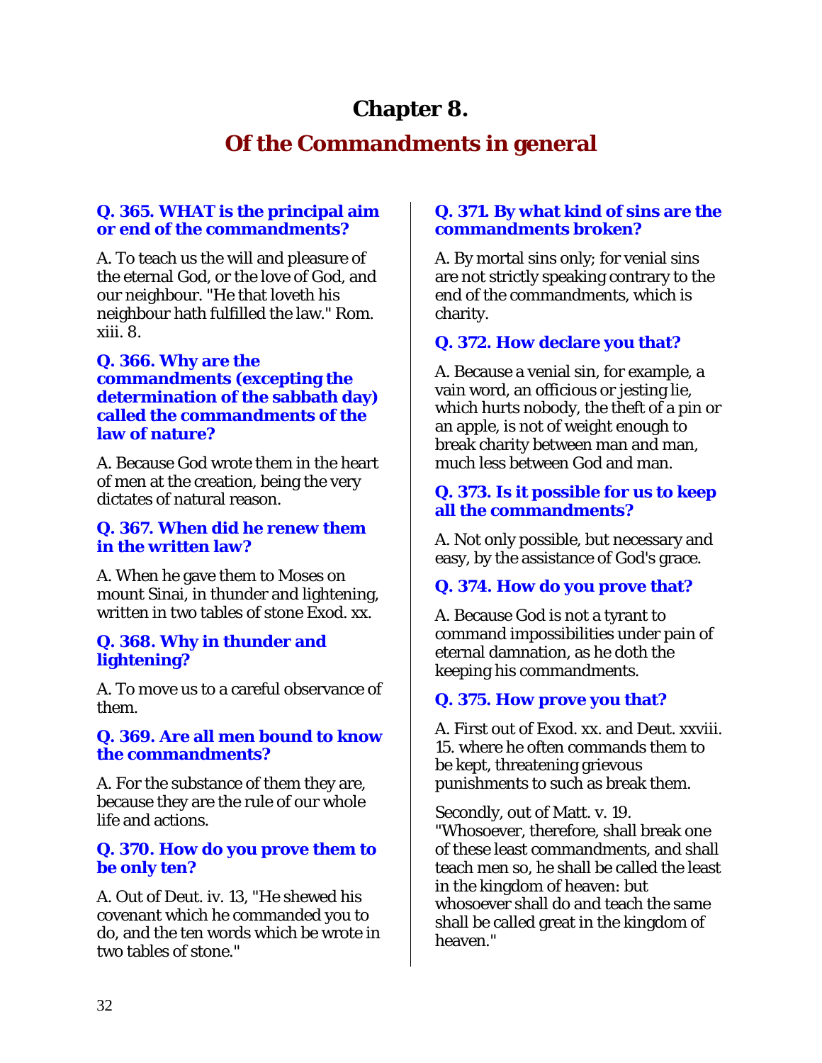# Chapter 8.

## Of the Commandments in general

**Q. 365. WHAT is the principal aim or end of the commandments?**

A. To teach us the will and pleasure of the eternal God, or the love of God, and our neighbour. "He that loveth his neighbour hath fulfilled the law." Rom. xiii. 8.

**Q. 366. Why are the commandments (excepting the determination of the sabbath day) called the commandments of the law of nature?**

A. Because God wrote them in the heart of men at the creation, being the very dictates of natural reason.

**Q. 367. When did he renew them in the written law?**

A. When he gave them to Moses on mount Sinai, in thunder and lightening, written in two tables of stone Exod. xx.

**Q. 368. Why in thunder and lightening?**

A. To move us to a careful observance of them.

**Q. 369. Are all men bound to know the commandments?**

A. For the substance of them they are, because they are the rule of our whole life and actions.

**Q. 370. How do you prove them to be only ten?**

A. Out of Deut. iv. 13, "He shewed his covenant which he commanded you to do, and the ten words which be wrote in two tables of stone."

**Q. 371. By what kind of sins are the commandments broken?**

A. By mortal sins only; for venial sins are not strictly speaking contrary to the end of the commandments, which is charity.

**Q. 372. How declare you that?**

A. Because a venial sin, for example, a vain word, an officious or jesting lie, which hurts nobody, the theft of a pin or an apple, is not of weight enough to break charity between man and man, much less between God and man.

**Q. 373. Is it possible for us to keep all the commandments?**

A. Not only possible, but necessary and easy, by the assistance of God's grace.

**Q. 374. How do you prove that?**

A. Because God is not a tyrant to command impossibilities under pain of eternal damnation, as he doth the keeping his commandments.

**Q. 375. How prove you that?**

A. First out of Exod. xx. and Deut. xxviii. 15. where he often commands them to be kept, threatening grievous punishments to such as break them.

Secondly, out of Matt. v. 19. "Whosoever, therefore, shall break one of these least commandments, and shall teach men so, he shall be called the least in the kingdom of heaven: but whosoever shall do and teach the same shall be called great in the kingdom of heaven."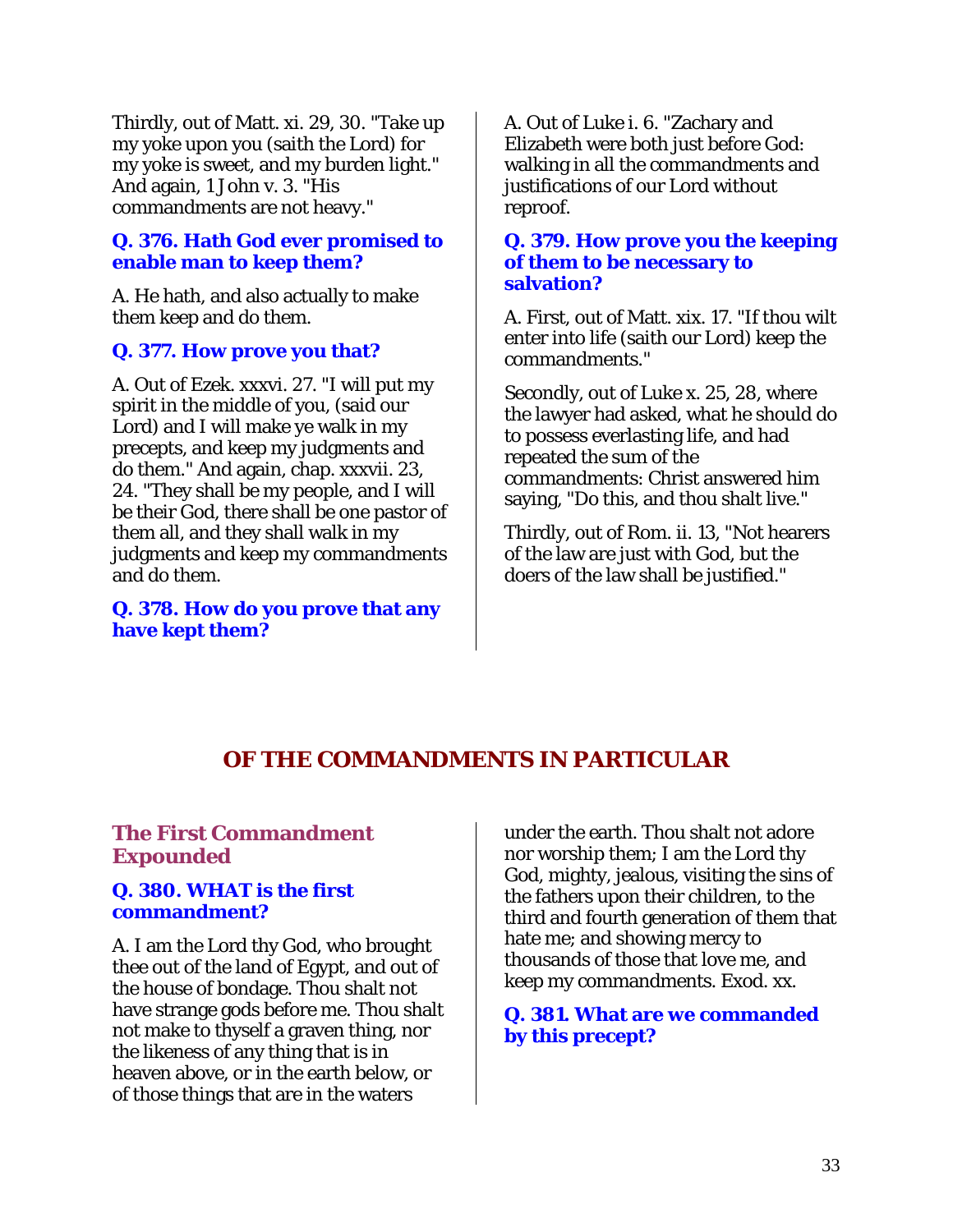Thirdly, out of Matt. xi. 29, 30. "Take up my yoke upon you (saith the Lord) for my yoke is sweet, and my burden light." And again, 1 John v. 3. "His commandments are not heavy."

**Q. 376. Hath God ever promised to enable man to keep them?**

A. He hath, and also actually to make them keep and do them.

**Q. 377. How prove you that?**

A. Out of Ezek. xxxvi. 27. "I will put my spirit in the middle of you, (said our Lord) and I will make ye walk in my precepts, and keep my judgments and do them." And again, chap. xxxvii. 23, 24. "They shall be my people, and I will be their God, there shall be one pastor of them all, and they shall walk in my judgments and keep my commandments and do them.

**Q. 378. How do you prove that any have kept them?**

A. Out of Luke i. 6. "Zachary and Elizabeth were both just before God: walking in all the commandments and justifications of our Lord without reproof.

**Q. 379. How prove you the keeping of them to be necessary to salvation?**

A. First, out of Matt. xix. 17. "If thou wilt enter into life (saith our Lord) keep the commandments."

Secondly, out of Luke x. 25, 28, where the lawyer had asked, what he should do to possess everlasting life, and had repeated the sum of the commandments: Christ answered him saying, "Do this, and thou shalt live."

Thirdly, out of Rom. ii. 13, "Not hearers of the law are just with God, but the doers of the law shall be justified."

# OF THE COMMANDMENTS IN PARTICULAR

## The First Commandment Expounded

**Q. 380. WHAT is the first commandment?**

A. I am the Lord thy God, who brought thee out of the land of Egypt, and out of the house of bondage. Thou shalt not have strange gods before me. Thou shalt not make to thyself a graven thing, nor the likeness of any thing that is in heaven above, or in the earth below, or of those things that are in the waters under the earth. Thou shalt not adore nor worship them; I am the Lord thy God, mighty, jealous, visiting the sins of the fathers upon their children, to the third and fourth generation of them that hate me; and showing mercy to thousands of those that love me, and keep my commandments. Exod. xx.

**Q. 381. What are we commanded by this precept?**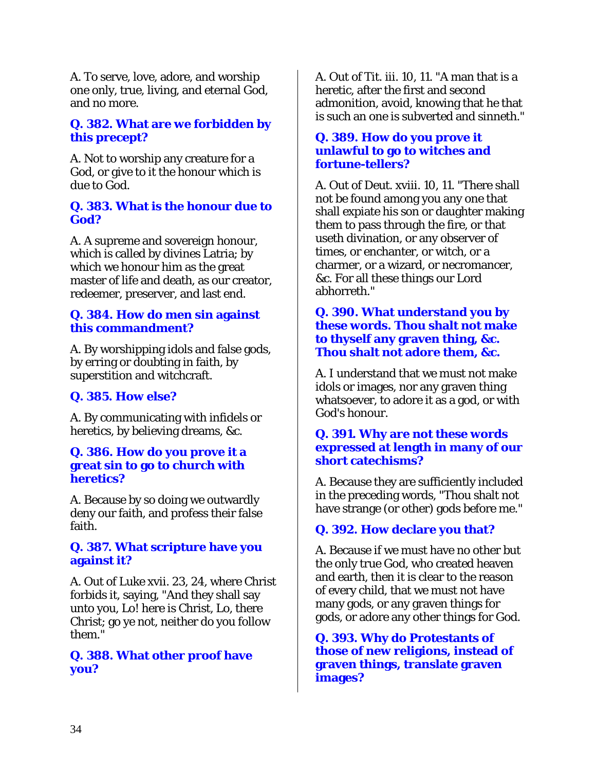A. To serve, love, adore, and worship one only, true, living, and eternal God, and no more.

**Q. 382. What are we forbidden by this precept?**

A. Not to worship any creature for a God, or give to it the honour which is due to God.

**Q. 383. What is the honour due to God?**

A. A supreme and sovereign honour, which is called by divines Latria; by which we honour him as the great master of life and death, as our creator, redeemer, preserver, and last end.

**Q. 384. How do men sin against this commandment?**

A. By worshipping idols and false gods, by erring or doubting in faith, by superstition and witchcraft.

**Q. 385. How else?**

A. By communicating with infidels or heretics, by believing dreams, &c.

**Q. 386. How do you prove it a great sin to go to church with heretics?**

A. Because by so doing we outwardly deny our faith, and profess their false faith.

**Q. 387. What scripture have you against it?**

A. Out of Luke xvii. 23, 24, where Christ forbids it, saying, "And they shall say unto you, Lo! here is Christ, Lo, there Christ; go ye not, neither do you follow them."

**Q. 388. What other proof have you?**

A. Out of Tit. iii. 10, 11. "A man that is a heretic, after the first and second admonition, avoid, knowing that he that is such an one is subverted and sinneth."

**Q. 389. How do you prove it unlawful to go to witches and fortune-tellers?**

A. Out of Deut. xviii. 10, 11. "There shall not be found among you any one that shall expiate his son or daughter making them to pass through the fire, or that useth divination, or any observer of times, or enchanter, or witch, or a charmer, or a wizard, or necromancer, &c. For all these things our Lord abhorreth."

**Q. 390. What understand you by these words. Thou shalt not make to thyself any graven thing, &c. Thou shalt not adore them, &c.**

A. I understand that we must not make idols or images, nor any graven thing whatsoever, to adore it as a god, or with God's honour.

**Q. 391. Why are not these words expressed at length in many of our short catechisms?**

A. Because they are sufficiently included in the preceding words, "Thou shalt not have strange (or other) gods before me."

**Q. 392. How declare you that?**

A. Because if we must have no other but the only true God, who created heaven and earth, then it is clear to the reason of every child, that we must not have many gods, or any graven things for gods, or adore any other things for God.

**Q. 393. Why do Protestants of those of new religions, instead of graven things, translate graven images?**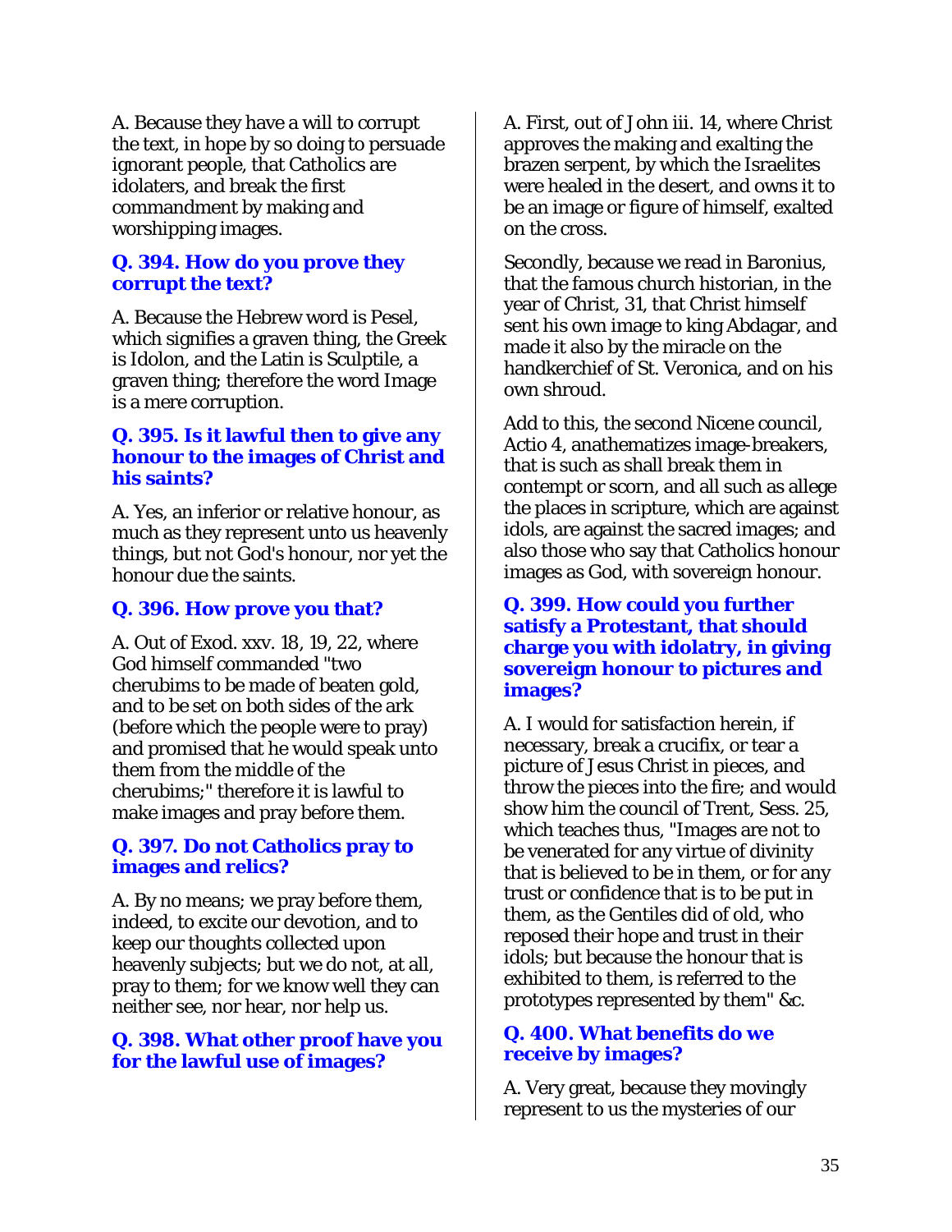A. Because they have a will to corrupt the text, in hope by so doing to persuade ignorant people, that Catholics are idolaters, and break the first commandment by making and worshipping images.

**Q. 394. How do you prove they corrupt the text?**

A. Because the Hebrew word is Pesel, which signifies a graven thing, the Greek is Idolon, and the Latin is Sculptile, a graven thing; therefore the word Image is a mere corruption.

**Q. 395. Is it lawful then to give any honour to the images of Christ and his saints?**

A. Yes, an inferior or relative honour, as much as they represent unto us heavenly things, but not God's honour, nor yet the honour due the saints.

**Q. 396. How prove you that?**

A. Out of Exod. xxv. 18, 19, 22, where God himself commanded "two cherubims to be made of beaten gold, and to be set on both sides of the ark (before which the people were to pray) and promised that he would speak unto them from the middle of the cherubims;" therefore it is lawful to make images and pray before them.

**Q. 397. Do not Catholics pray to images and relics?**

A. By no means; we pray before them, indeed, to excite our devotion, and to keep our thoughts collected upon heavenly subjects; but we do not, at all, pray to them; for we know well they can neither see, nor hear, nor help us.

**Q. 398. What other proof have you for the lawful use of images?**

A. First, out of John iii. 14, where Christ approves the making and exalting the brazen serpent, by which the Israelites were healed in the desert, and owns it to be an image or figure of himself, exalted on the cross.

Secondly, because we read in Baronius, that the famous church historian, in the year of Christ, 31, that Christ himself sent his own image to king Abdagar, and made it also by the miracle on the handkerchief of St. Veronica, and on his own shroud.

Add to this, the second Nicene council, Actio 4, anathematizes image-breakers, that is such as shall break them in contempt or scorn, and all such as allege the places in scripture, which are against idols, are against the sacred images; and also those who say that Catholics honour images as God, with sovereign honour.

**Q. 399. How could you further satisfy a Protestant, that should charge you with idolatry, in giving sovereign honour to pictures and images?**

A. I would for satisfaction herein, if necessary, break a crucifix, or tear a picture of Jesus Christ in pieces, and throw the pieces into the fire; and would show him the council of Trent, Sess. 25, which teaches thus, "Images are not to be venerated for any virtue of divinity that is believed to be in them, or for any trust or confidence that is to be put in them, as the Gentiles did of old, who reposed their hope and trust in their idols; but because the honour that is exhibited to them, is referred to the prototypes represented by them" &c.

**Q. 400. What benefits do we receive by images?**

A. Very great, because they movingly represent to us the mysteries of our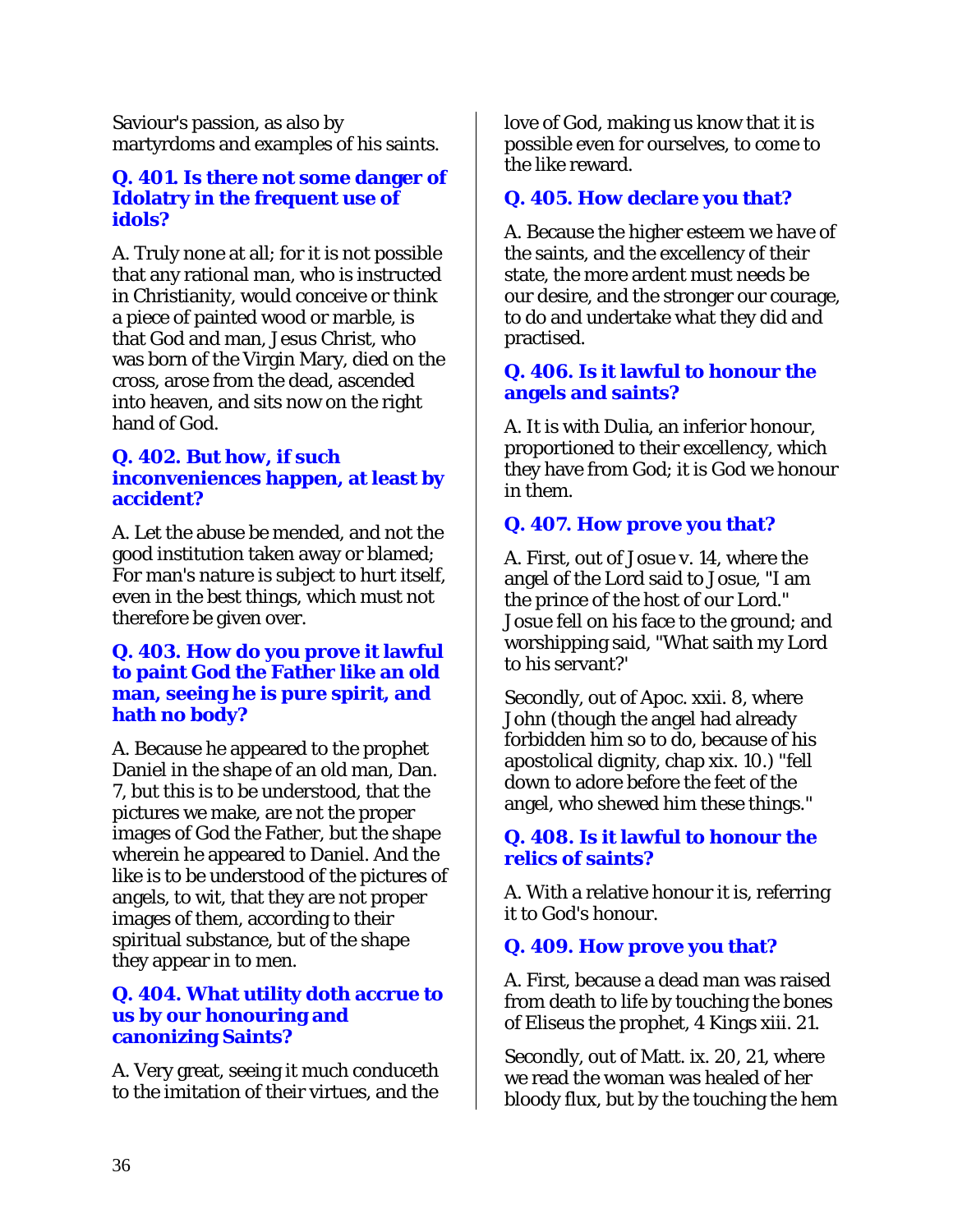Saviour's passion, as also by martyrdoms and examples of his saints.

### Q. 401. Is there not some danger of Idolatry in the frequent use of idols?

A. Truly none at all; for it is not possible that any rational man, who is instructed in Christianity, would conceive or think a piece of painted wood or marble, is that God and man, Jesus Christ, who was born of the Virgin Mary, died on the cross, arose from the dead, ascended into heaven, and sits now on the right hand of God.

### Q. 402. But how, if such inconveniences happen, at least by accident?

A. Let the abuse be mended, and not the good institution taken away or blamed; For man's nature is subject to hurt itself, even in the best things, which must not therefore be given over.

### Q. 403. How do you prove it lawful to paint God the Father like an old man, seeing he is pure spirit, and hath no body?

A. Because he appeared to the prophet Daniel in the shape of an old man, Dan. 7, but this is to be understood, that the pictures we make, are not the proper images of God the Father, but the shape wherein he appeared to Daniel. And the like is to be understood of the pictures of angels, to wit, that they are not proper images of them, according to their spiritual substance, but of the shape they appear in to men.

### Q. 404. What utility doth accrue to us by our honouring and canonizing Saints?

A. Very great, seeing it much conduceth to the imitation of their virtues, and the love of God, making us know that it is possible even for ourselves, to come to the like reward.

### Q. 405. How declare you that?

A. Because the higher esteem we have of the saints, and the excellency of their state, the more ardent must needs be our desire, and the stronger our courage, to do and undertake what they did and practised.

### Q. 406. Is it lawful to honour the angels and saints?

A. It is with Dulia, an inferior honour, proportioned to their excellency, which they have from God; it is God we honour in them.

### Q. 407. How prove you that?

A. First, out of Josue v. 14, where the angel of the Lord said to Josue, "I am the prince of the host of our Lord." Josue fell on his face to the ground; and worshipping said, "What saith my Lord to his servant?'

Secondly, out of Apoc. xxii. 8, where John (though the angel had already forbidden him so to do, because of his apostolical dignity, chap xix. 10.) "fell down to adore before the feet of the angel, who shewed him these things."

### Q. 408. Is it lawful to honour the relics of saints?

A. With a relative honour it is, referring it to God's honour.

### Q. 409. How prove you that?

A. First, because a dead man was raised from death to life by touching the bones of Eliseus the prophet, 4 Kings xiii. 21.

Secondly, out of Matt. ix. 20, 21, where we read the woman was healed of her bloody flux, but by the touching the hem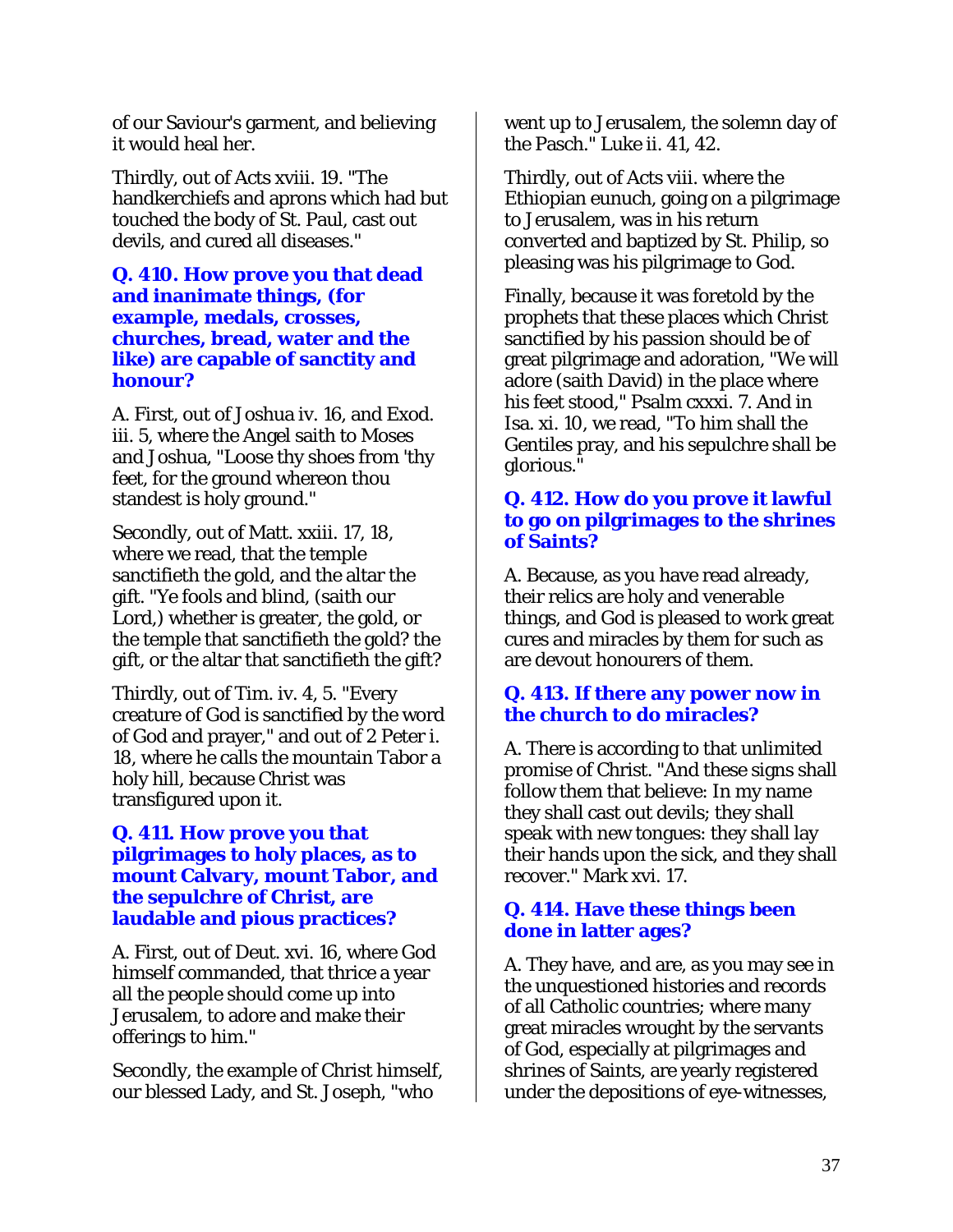of our Saviour's garment, and believing it would heal her.

Thirdly, out of Acts xviii. 19. "The handkerchiefs and aprons which had but touched the body of St. Paul, cast out devils, and cured all diseases."

### Q. 410. How prove you that dead and inanimate things, (for example, medals, crosses, churches, bread, water and the like) are capable of sanctity and honour?

A. First, out of Joshua iv. 16, and Exod. iii. 5, where the Angel saith to Moses and Joshua, "Loose thy shoes from 'thy feet, for the ground whereon thou standest is holy ground."

Secondly, out of Matt. xxiii. 17, 18, where we read, that the temple sanctifieth the gold, and the altar the gift. "Ye fools and blind, (saith our Lord,) whether is greater, the gold, or the temple that sanctifieth the gold? the gift, or the altar that sanctifieth the gift?

Thirdly, out of Tim. iv. 4, 5. "Every creature of God is sanctified by the word of God and prayer," and out of 2 Peter i. 18, where he calls the mountain Tabor a holy hill, because Christ was transfigured upon it.

### Q. 411. How prove you that pilgrimages to holy places, as to mount Calvary, mount Tabor, and the sepulchre of Christ, are laudable and pious practices?

A. First, out of Deut. xvi. 16, where God himself commanded, that thrice a year all the people should come up into Jerusalem, to adore and make their offerings to him."

Secondly, the example of Christ himself, our blessed Lady, and St. Joseph, "who went up to Jerusalem, the solemn day of the Pasch." Luke ii. 41, 42.

Thirdly, out of Acts viii. where the Ethiopian eunuch, going on a pilgrimage to Jerusalem, was in his return converted and baptized by St. Philip, so pleasing was his pilgrimage to God.

Finally, because it was foretold by the prophets that these places which Christ sanctified by his passion should be of great pilgrimage and adoration, "We will adore (saith David) in the place where his feet stood," Psalm cxxxi. 7. And in Isa. xi. 10, we read, "To him shall the Gentiles pray, and his sepulchre shall be glorious."

### Q. 412. How do you prove it lawful to go on pilgrimages to the shrines of Saints?

A. Because, as you have read already, their relics are holy and venerable things, and God is pleased to work great cures and miracles by them for such as are devout honourers of them.

### Q. 413. If there any power now in the church to do miracles?

A. There is according to that unlimited promise of Christ. "And these signs shall follow them that believe: In my name they shall cast out devils; they shall speak with new tongues: they shall lay their hands upon the sick, and they shall recover." Mark xvi. 17.

### Q. 414. Have these things been done in latter ages?

A. They have, and are, as you may see in the unquestioned histories and records of all Catholic countries; where many great miracles wrought by the servants of God, especially at pilgrimages and shrines of Saints, are yearly registered under the depositions of eye-witnesses,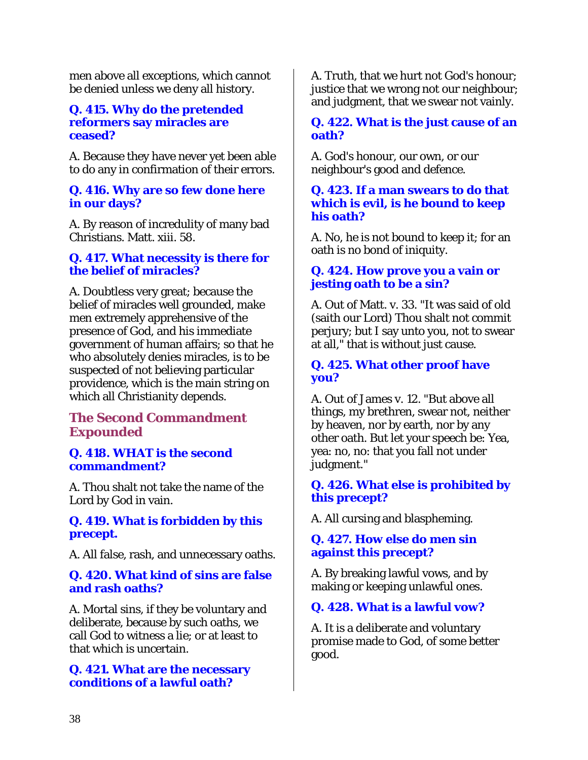men above all exceptions, which cannot be denied unless we deny all history.

**Q. 415. Why do the pretended reformers say miracles are ceased?**

A. Because they have never yet been able to do any in confirmation of their errors.

**Q. 416. Why are so few done here in our days?**

A. By reason of incredulity of many bad Christians. Matt. xiii. 58.

**Q. 417. What necessity is there for the belief of miracles?**

A. Doubtless very great; because the belief of miracles well grounded, make men extremely apprehensive of the presence of God, and his immediate government of human affairs; so that he who absolutely denies miracles, is to be suspected of not believing particular providence, which is the main string on which all Christianity depends.

## The Second Commandment Expounded

**Q. 418. WHAT is the second commandment?**

A. Thou shalt not take the name of the Lord by God in vain.

**Q. 419. What is forbidden by this precept.**

A. All false, rash, and unnecessary oaths.

**Q. 420. What kind of sins are false and rash oaths?**

A. Mortal sins, if they be voluntary and deliberate, because by such oaths, we call God to witness a lie; or at least to that which is uncertain.

**Q. 421. What are the necessary conditions of a lawful oath?**

A. Truth, that we hurt not God's honour; justice that we wrong not our neighbour; and judgment, that we swear not vainly.

**Q. 422. What is the just cause of an oath?**

A. God's honour, our own, or our neighbour's good and defence.

**Q. 423. If a man swears to do that which is evil, is he bound to keep his oath?**

A. No, he is not bound to keep it; for an oath is no bond of iniquity.

**Q. 424. How prove you a vain or jesting oath to be a sin?**

A. Out of Matt. v. 33. "It was said of old (saith our Lord) Thou shalt not commit perjury; but I say unto you, not to swear at all," that is without just cause.

**Q. 425. What other proof have you?**

A. Out of James v. 12. "But above all things, my brethren, swear not, neither by heaven, nor by earth, nor by any other oath. But let your speech be: Yea, yea: no, no: that you fall not under judgment."

**Q. 426. What else is prohibited by this precept?**

A. All cursing and blaspheming.

**Q. 427. How else do men sin against this precept?**

A. By breaking lawful vows, and by making or keeping unlawful ones.

**Q. 428. What is a lawful vow?**

A. It is a deliberate and voluntary promise made to God, of some better good.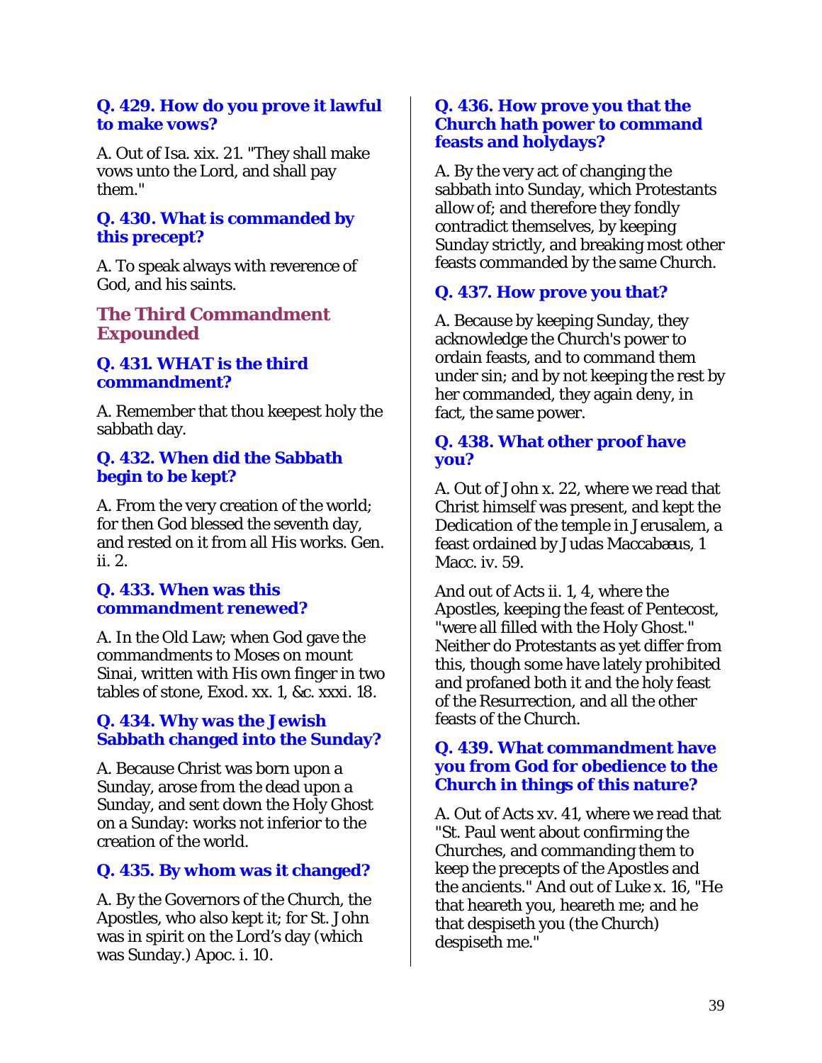**Q. 429. How do you prove it lawful to make vows?**

A. Out of Isa. xix. 21. "They shall make vows unto the Lord, and shall pay them."

**Q. 430. What is commanded by this precept?**

A. To speak always with reverence of God, and his saints.

## The Third Commandment Expounded

**Q. 431. WHAT is the third commandment?**

A. Remember that thou keepest holy the sabbath day.

**Q. 432. When did the Sabbath begin to be kept?**

A. From the very creation of the world; for then God blessed the seventh day, and rested on it from all His works. Gen. ii. 2.

**Q. 433. When was this commandment renewed?**

A. In the Old Law; when God gave the commandments to Moses on mount Sinai, written with His own finger in two tables of stone, Exod. xx. 1, &c. xxxi. 18.

**Q. 434. Why was the Jewish Sabbath changed into the Sunday?**

A. Because Christ was born upon a Sunday, arose from the dead upon a Sunday, and sent down the Holy Ghost on a Sunday: works not inferior to the creation of the world.

**Q. 435. By whom was it changed?**

A. By the Governors of the Church, the Apostles, who also kept it; for St. John was in spirit on the Lord's day (which was Sunday.) Apoc. i. 10.

**Q. 436. How prove you that the Church hath power to command feasts and holydays?**

A. By the very act of changing the sabbath into Sunday, which Protestants allow of; and therefore they fondly contradict themselves, by keeping Sunday strictly, and breaking most other feasts commanded by the same Church.

**Q. 437. How prove you that?**

A. Because by keeping Sunday, they acknowledge the Church's power to ordain feasts, and to command them under sin; and by not keeping the rest by her commanded, they again deny, in fact, the same power.

**Q. 438. What other proof have you?**

A. Out of John x. 22, where we read that Christ himself was present, and kept the Dedication of the temple in Jerusalem, a feast ordained by Judas Maccabæus, 1 Macc. iv. 59.

And out of Acts ii. 1, 4, where the Apostles, keeping the feast of Pentecost, "were all filled with the Holy Ghost." Neither do Protestants as yet differ from this, though some have lately prohibited and profaned both it and the holy feast of the Resurrection, and all the other feasts of the Church.

**Q. 439. What commandment have you from God for obedience to the Church in things of this nature?**

A. Out of Acts xv. 41, where we read that "St. Paul went about confirming the Churches, and commanding them to keep the precepts of the Apostles and the ancients." And out of Luke x. 16, "He that heareth you, heareth me; and he that despiseth you (the Church) despiseth me."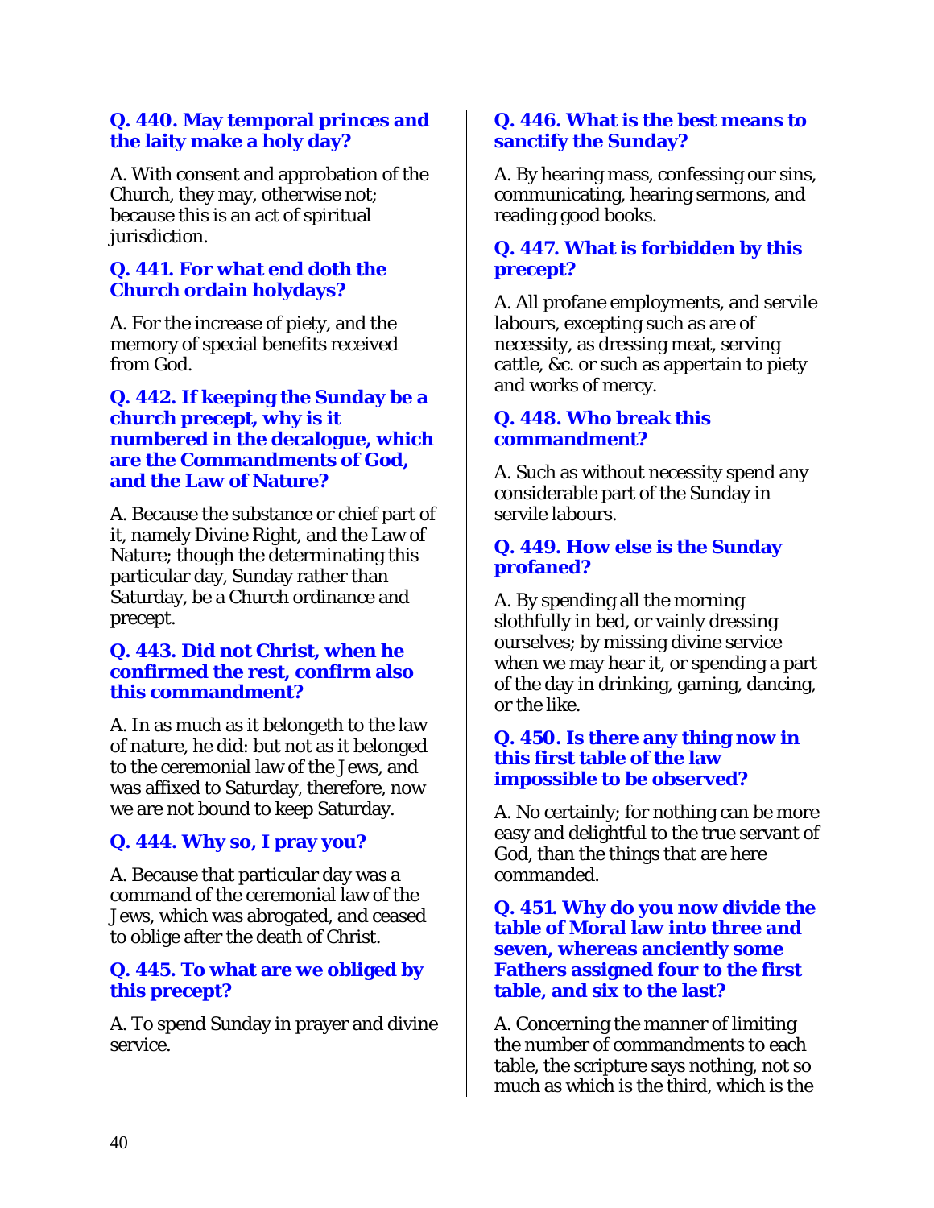**Q. 440. May temporal princes and the laity make a holy day?**

A. With consent and approbation of the Church, they may, otherwise not; because this is an act of spiritual jurisdiction.

**Q. 441. For what end doth the Church ordain holydays?**

A. For the increase of piety, and the memory of special benefits received from God.

**Q. 442. If keeping the Sunday be a church precept, why is it numbered in the decalogue, which are the Commandments of God, and the Law of Nature?**

A. Because the substance or chief part of it, namely Divine Right, and the Law of Nature; though the determinating this particular day, Sunday rather than Saturday, be a Church ordinance and precept.

**Q. 443. Did not Christ, when he confirmed the rest, confirm also this commandment?**

A. In as much as it belongeth to the law of nature, he did: but not as it belonged to the ceremonial law of the Jews, and was affixed to Saturday, therefore, now we are not bound to keep Saturday.

**Q. 444. Why so, I pray you?**

A. Because that particular day was a command of the ceremonial law of the Jews, which was abrogated, and ceased to oblige after the death of Christ.

**Q. 445. To what are we obliged by this precept?**

A. To spend Sunday in prayer and divine service.

**Q. 446. What is the best means to sanctify the Sunday?**

A. By hearing mass, confessing our sins, communicating, hearing sermons, and reading good books.

**Q. 447. What is forbidden by this precept?**

A. All profane employments, and servile labours, excepting such as are of necessity, as dressing meat, serving cattle, &c. or such as appertain to piety and works of mercy.

**Q. 448. Who break this commandment?**

A. Such as without necessity spend any considerable part of the Sunday in servile labours.

**Q. 449. How else is the Sunday profaned?**

A. By spending all the morning slothfully in bed, or vainly dressing ourselves; by missing divine service when we may hear it, or spending a part of the day in drinking, gaming, dancing, or the like.

**Q. 450. Is there any thing now in this first table of the law impossible to be observed?**

A. No certainly; for nothing can be more easy and delightful to the true servant of God, than the things that are here commanded.

**Q. 451. Why do you now divide the table of Moral law into three and seven, whereas anciently some Fathers assigned four to the first table, and six to the last?**

A. Concerning the manner of limiting the number of commandments to each table, the scripture says nothing, not so much as which is the third, which is the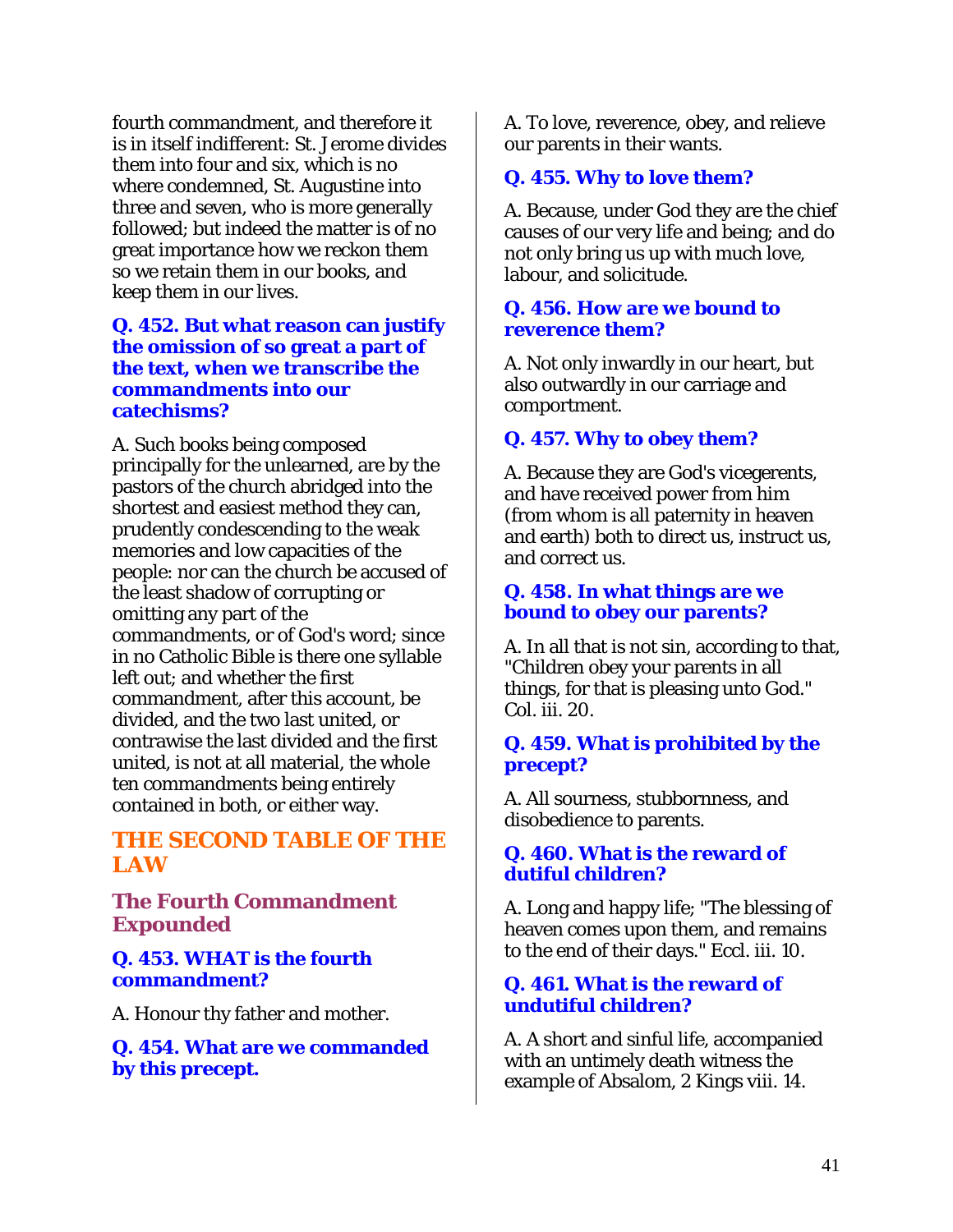fourth commandment, and therefore it is in itself indifferent: St. Jerome divides them into four and six, which is no where condemned, St. Augustine into three and seven, who is more generally followed; but indeed the matter is of no great importance how we reckon them so we retain them in our books, and keep them in our lives.

**Q. 452. But what reason can justify the omission of so great a part of the text, when we transcribe the commandments into our catechisms?**

A. Such books being composed principally for the unlearned, are by the pastors of the church abridged into the shortest and easiest method they can, prudently condescending to the weak memories and low capacities of the people: nor can the church be accused of the least shadow of corrupting or omitting any part of the commandments, or of God's word; since in no Catholic Bible is there one syllable left out; and whether the first commandment, after this account, be divided, and the two last united, or contrawise the last divided and the first united, is not at all material, the whole ten commandments being entirely contained in both, or either way.

## THE SECOND TABLE OF THE LAW

### The Fourth Commandment Expounded

**Q. 453. WHAT is the fourth commandment?**

A. Honour thy father and mother.

**Q. 454. What are we commanded by this precept.**

A. To love, reverence, obey, and relieve our parents in their wants.

**Q. 455. Why to love them?**

A. Because, under God they are the chief causes of our very life and being; and do not only bring us up with much love, labour, and solicitude.

**Q. 456. How are we bound to reverence them?**

A. Not only inwardly in our heart, but also outwardly in our carriage and comportment.

**Q. 457. Why to obey them?**

A. Because they are God's vicegerents, and have received power from him (from whom is all paternity in heaven and earth) both to direct us, instruct us, and correct us.

**Q. 458. In what things are we bound to obey our parents?**

A. In all that is not sin, according to that, "Children obey your parents in all things, for that is pleasing unto God." Col. iii. 20.

**Q. 459. What is prohibited by the precept?**

A. All sourness, stubbornness, and disobedience to parents.

**Q. 460. What is the reward of dutiful children?**

A. Long and happy life; "The blessing of heaven comes upon them, and remains to the end of their days." Eccl. iii. 10.

**Q. 461. What is the reward of undutiful children?**

A. A short and sinful life, accompanied with an untimely death witness the example of Absalom, 2 Kings viii. 14.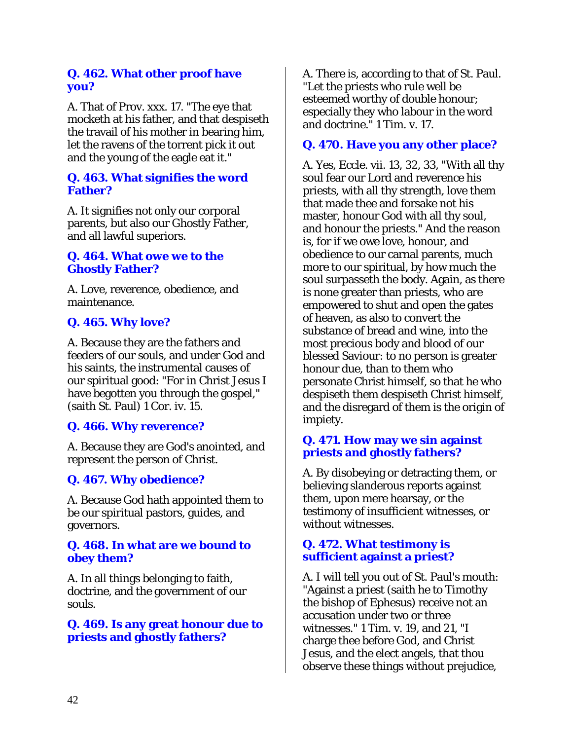**Q. 462. What other proof have you?**

A. That of Prov. xxx. 17. "The eye that mocketh at his father, and that despiseth the travail of his mother in bearing him, let the ravens of the torrent pick it out and the young of the eagle eat it."

**Q. 463. What signifies the word Father?**

A. It signifies not only our corporal parents, but also our Ghostly Father, and all lawful superiors.

**Q. 464. What owe we to the Ghostly Father?**

A. Love, reverence, obedience, and maintenance.

**Q. 465. Why love?**

A. Because they are the fathers and feeders of our souls, and under God and his saints, the instrumental causes of our spiritual good: "For in Christ Jesus I have begotten you through the gospel," (saith St. Paul) 1 Cor. iv. 15.

**Q. 466. Why reverence?**

A. Because they are God's anointed, and represent the person of Christ.

**Q. 467. Why obedience?**

A. Because God hath appointed them to be our spiritual pastors, guides, and governors.

**Q. 468. In what are we bound to obey them?**

A. In all things belonging to faith, doctrine, and the government of our souls.

**Q. 469. Is any great honour due to priests and ghostly fathers?**

A. There is, according to that of St. Paul. "Let the priests who rule well be esteemed worthy of double honour; especially they who labour in the word and doctrine." 1 Tim. v. 17.

**Q. 470. Have you any other place?**

A. Yes, Eccle. vii. 13, 32, 33, "With all thy soul fear our Lord and reverence his priests, with all thy strength, love them that made thee and forsake not his master, honour God with all thy soul, and honour the priests." And the reason is, for if we owe love, honour, and obedience to our carnal parents, much more to our spiritual, by how much the soul surpasseth the body. Again, as there is none greater than priests, who are empowered to shut and open the gates of heaven, as also to convert the substance of bread and wine, into the most precious body and blood of our blessed Saviour: to no person is greater honour due, than to them who personate Christ himself, so that he who despiseth them despiseth Christ himself, and the disregard of them is the origin of impiety.

**Q. 471. How may we sin against priests and ghostly fathers?**

A. By disobeying or detracting them, or believing slanderous reports against them, upon mere hearsay, or the testimony of insufficient witnesses, or without witnesses.

**Q. 472. What testimony is sufficient against a priest?**

A. I will tell you out of St. Paul's mouth: "Against a priest (saith he to Timothy the bishop of Ephesus) receive not an accusation under two or three witnesses." 1 Tim. v. 19, and 21, "I charge thee before God, and Christ Jesus, and the elect angels, that thou observe these things without prejudice,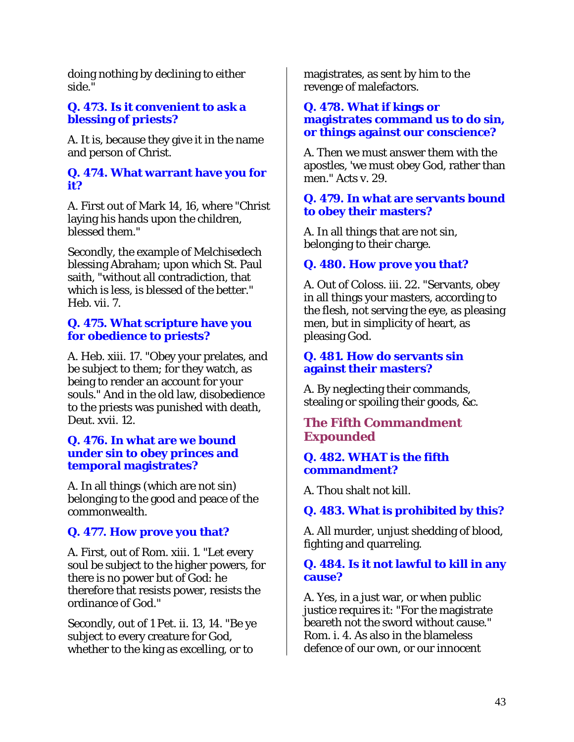doing nothing by declining to either side."

### Q. 473. Is it convenient to ask a blessing of priests?

A. It is, because they give it in the name and person of Christ.

### Q. 474. What warrant have you for it?

A. First out of Mark 14, 16, where "Christ laying his hands upon the children, blessed them."

Secondly, the example of Melchisedech blessing Abraham; upon which St. Paul saith, "without all contradiction, that which is less, is blessed of the better." Heb. vii. 7.

### Q. 475. What scripture have you for obedience to priests?

A. Heb. xiii. 17. "Obey your prelates, and be subject to them; for they watch, as being to render an account for your souls." And in the old law, disobedience to the priests was punished with death, Deut. xvii. 12.

### Q. 476. In what are we bound under sin to obey princes and temporal magistrates?

A. In all things (which are not sin) belonging to the good and peace of the commonwealth.

### Q. 477. How prove you that?

A. First, out of Rom. xiii. 1. "Let every soul be subject to the higher powers, for there is no power but of God: he therefore that resists power, resists the ordinance of God."

Secondly, out of 1 Pet. ii. 13, 14. "Be ye subject to every creature for God, whether to the king as excelling, or to magistrates, as sent by him to the revenge of malefactors.

### Q. 478. What if kings or magistrates command us to do sin, or things against our conscience?

A. Then we must answer them with the apostles, 'we must obey God, rather than men." Acts v. 29.

### Q. 479. In what are servants bound to obey their masters?

A. In all things that are not sin, belonging to their charge.

### Q. 480. How prove you that?

A. Out of Coloss. iii. 22. "Servants, obey in all things your masters, according to the flesh, not serving the eye, as pleasing men, but in simplicity of heart, as pleasing God.

### Q. 481. How do servants sin against their masters?

A. By neglecting their commands, stealing or spoiling their goods, &c.

## The Fifth Commandment Expounded

### Q. 482. WHAT is the fifth commandment?

A. Thou shalt not kill.

### Q. 483. What is prohibited by this?

A. All murder, unjust shedding of blood, fighting and quarreling.

### Q. 484. Is it not lawful to kill in any cause?

A. Yes, in a just war, or when public justice requires it: "For the magistrate beareth not the sword without cause." Rom. i. 4. As also in the blameless defence of our own, or our innocent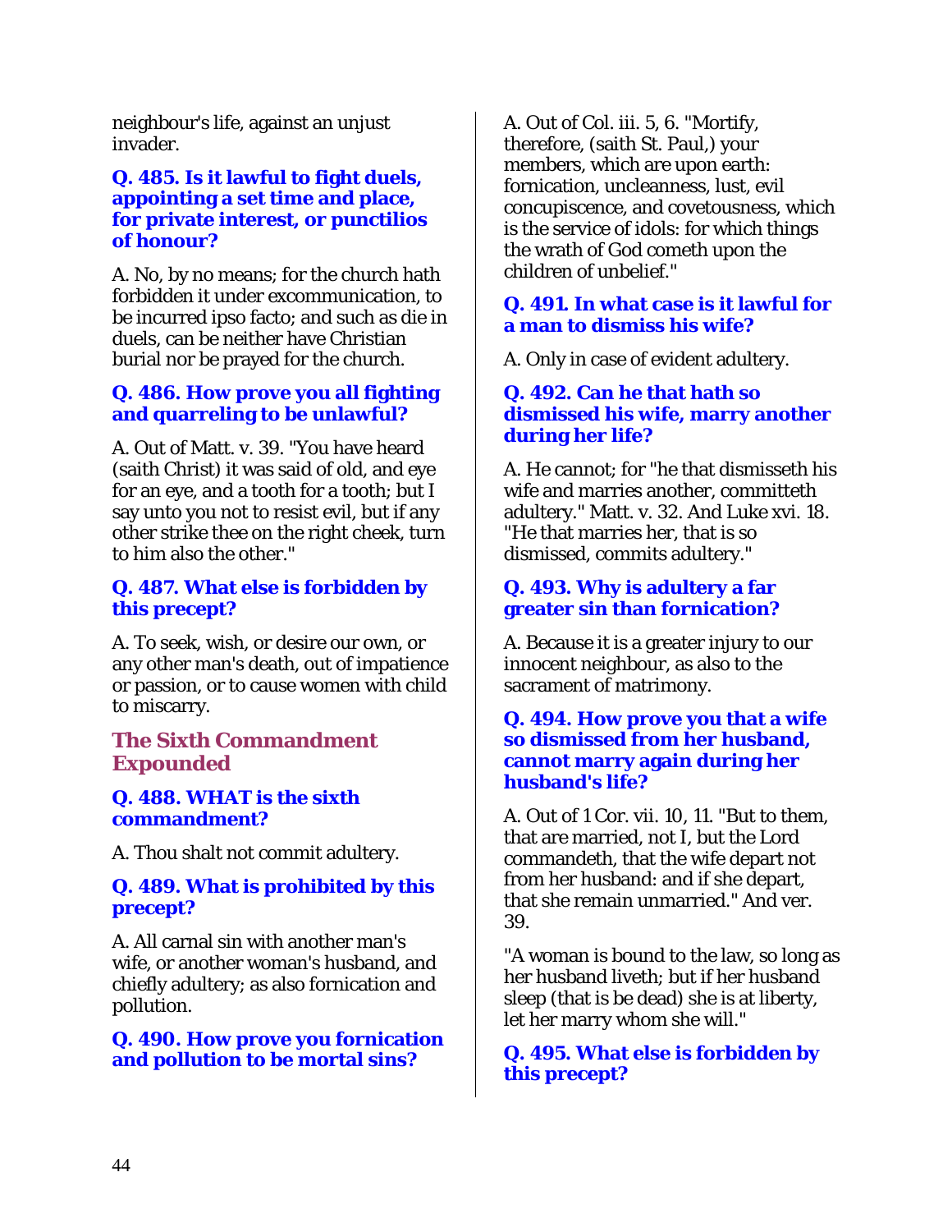neighbour's life, against an unjust invader.

**Q. 485. Is it lawful to fight duels, appointing a set time and place, for private interest, or punctilios of honour?**

A. No, by no means; for the church hath forbidden it under excommunication, to be incurred ipso facto; and such as die in duels, can be neither have Christian burial nor be prayed for the church.

**Q. 486. How prove you all fighting and quarreling to be unlawful?**

A. Out of Matt. v. 39. "You have heard (saith Christ) it was said of old, and eye for an eye, and a tooth for a tooth; but I say unto you not to resist evil, but if any other strike thee on the right cheek, turn to him also the other."

**Q. 487. What else is forbidden by this precept?**

A. To seek, wish, or desire our own, or any other man's death, out of impatience or passion, or to cause women with child to miscarry.

## The Sixth Commandment Expounded

**Q. 488. WHAT is the sixth commandment?**

A. Thou shalt not commit adultery.

**Q. 489. What is prohibited by this precept?**

A. All carnal sin with another man's wife, or another woman's husband, and chiefly adultery; as also fornication and pollution.

**Q. 490. How prove you fornication and pollution to be mortal sins?**

A. Out of Col. iii. 5, 6. "Mortify, therefore, (saith St. Paul,) your members, which are upon earth: fornication, uncleanness, lust, evil concupiscence, and covetousness, which is the service of idols: for which things the wrath of God cometh upon the children of unbelief."

**Q. 491. In what case is it lawful for a man to dismiss his wife?**

A. Only in case of evident adultery.

**Q. 492. Can he that hath so dismissed his wife, marry another during her life?**

A. He cannot; for "he that dismisseth his wife and marries another, committeth adultery." Matt. v. 32. And Luke xvi. 18. "He that marries her, that is so dismissed, commits adultery."

**Q. 493. Why is adultery a far greater sin than fornication?**

A. Because it is a greater injury to our innocent neighbour, as also to the sacrament of matrimony.

**Q. 494. How prove you that a wife so dismissed from her husband, cannot marry again during her husband's life?**

A. Out of 1 Cor. vii. 10, 11. "But to them, that are married, not I, but the Lord commandeth, that the wife depart not from her husband: and if she depart, that she remain unmarried." And ver. 39.

"A woman is bound to the law, so long as her husband liveth; but if her husband sleep (that is be dead) she is at liberty, let her marry whom she will."

**Q. 495. What else is forbidden by this precept?**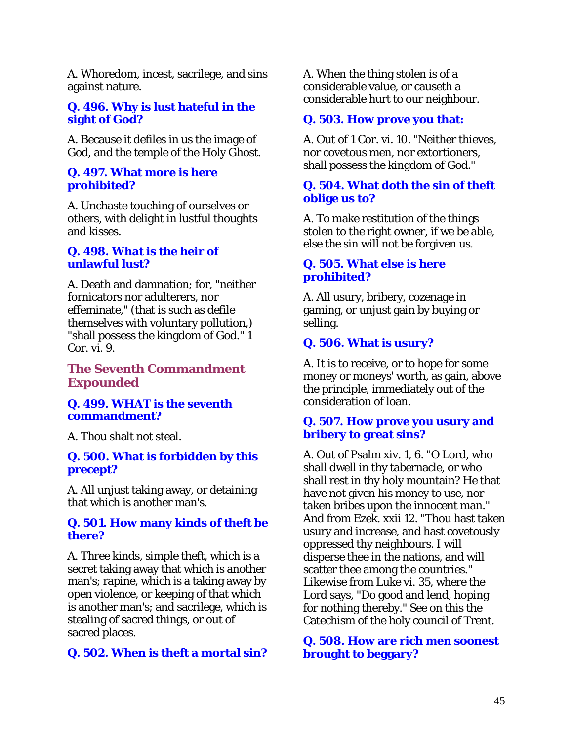A. Whoredom, incest, sacrilege, and sins against nature.

**Q. 496. Why is lust hateful in the sight of God?**

A. Because it defiles in us the image of God, and the temple of the Holy Ghost.

**Q. 497. What more is here prohibited?**

A. Unchaste touching of ourselves or others, with delight in lustful thoughts and kisses.

**Q. 498. What is the heir of unlawful lust?**

A. Death and damnation; for, "neither fornicators nor adulterers, nor effeminate," (that is such as defile themselves with voluntary pollution,) "shall possess the kingdom of God." 1 Cor. vi. 9.

## The Seventh Commandment Expounded

**Q. 499. WHAT is the seventh commandment?**

A. Thou shalt not steal.

**Q. 500. What is forbidden by this precept?**

A. All unjust taking away, or detaining that which is another man's.

**Q. 501. How many kinds of theft be there?**

A. Three kinds, simple theft, which is a secret taking away that which is another man's; rapine, which is a taking away by open violence, or keeping of that which is another man's; and sacrilege, which is stealing of sacred things, or out of sacred places.

**Q. 502. When is theft a mortal sin?**

A. When the thing stolen is of a considerable value, or causeth a considerable hurt to our neighbour.

**Q. 503. How prove you that:**

A. Out of 1 Cor. vi. 10. "Neither thieves, nor covetous men, nor extortioners, shall possess the kingdom of God."

**Q. 504. What doth the sin of theft oblige us to?**

A. To make restitution of the things stolen to the right owner, if we be able, else the sin will not be forgiven us.

**Q. 505. What else is here prohibited?**

A. All usury, bribery, cozenage in gaming, or unjust gain by buying or selling.

**Q. 506. What is usury?**

A. It is to receive, or to hope for some money or moneys' worth, as gain, above the principle, immediately out of the consideration of loan.

**Q. 507. How prove you usury and bribery to great sins?**

A. Out of Psalm xiv. 1, 6. "O Lord, who shall dwell in thy tabernacle, or who shall rest in thy holy mountain? He that have not given his money to use, nor taken bribes upon the innocent man." And from Ezek. xxii 12. "Thou hast taken usury and increase, and hast covetously oppressed thy neighbours. I will disperse thee in the nations, and will scatter thee among the countries." Likewise from Luke vi. 35, where the Lord says, "Do good and lend, hoping for nothing thereby." See on this the Catechism of the holy council of Trent.

**Q. 508. How are rich men soonest brought to beggary?**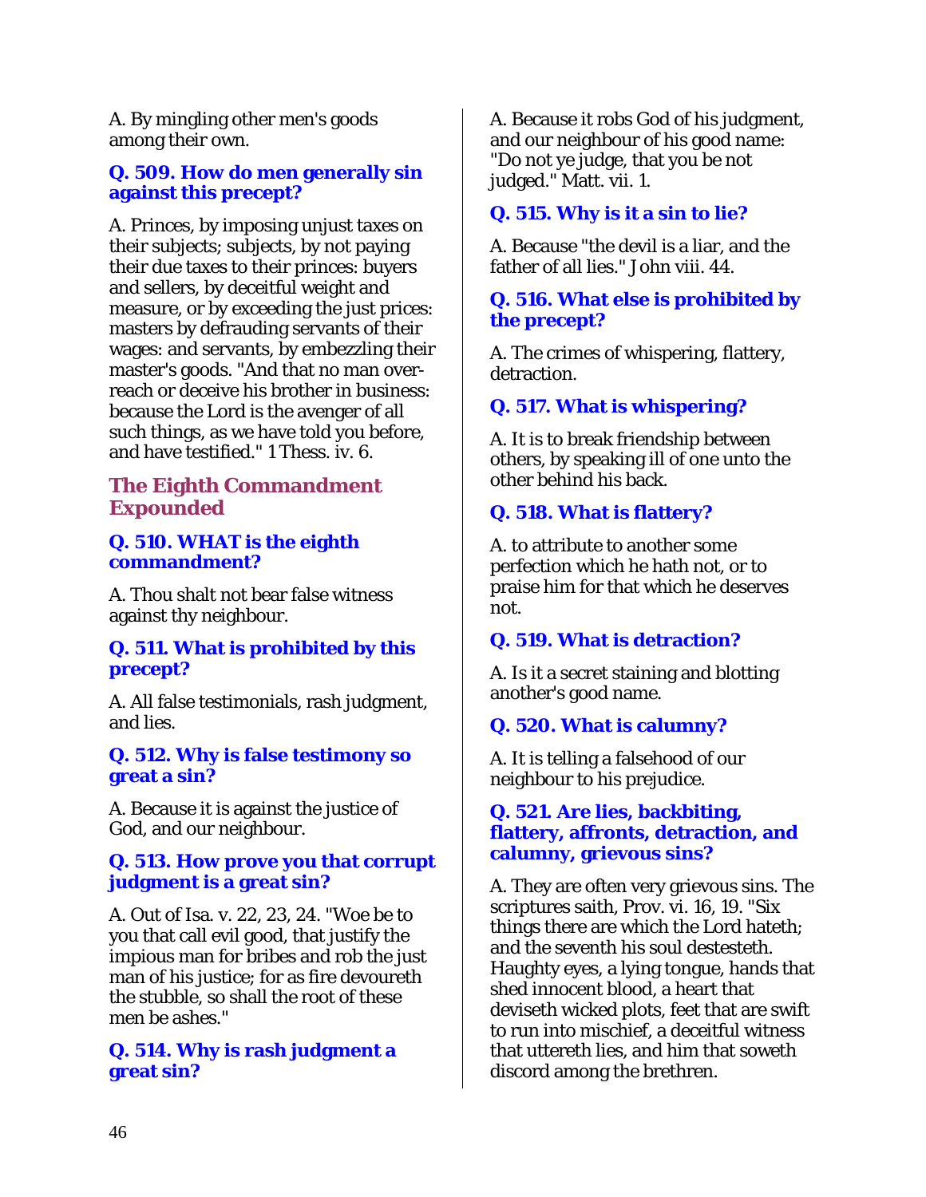A. By mingling other men's goods among their own.

**Q. 509. How do men generally sin against this precept?**

A. Princes, by imposing unjust taxes on their subjects; subjects, by not paying their due taxes to their princes: buyers and sellers, by deceitful weight and measure, or by exceeding the just prices: masters by defrauding servants of their wages: and servants, by embezzling their master's goods. "And that no man over-reach or deceive his brother in business: because the Lord is the avenger of all such things, as we have told you before, and have testified." 1 Thess. iv. 6.

## The Eighth Commandment Expounded

**Q. 510. WHAT is the eighth commandment?**

A. Thou shalt not bear false witness against thy neighbour.

**Q. 511. What is prohibited by this precept?**

A. All false testimonials, rash judgment, and lies.

**Q. 512. Why is false testimony so great a sin?**

A. Because it is against the justice of God, and our neighbour.

**Q. 513. How prove you that corrupt judgment is a great sin?**

A. Out of Isa. v. 22, 23, 24. "Woe be to you that call evil good, that justify the impious man for bribes and rob the just man of his justice; for as fire devoureth the stubble, so shall the root of these men be ashes."

**Q. 514. Why is rash judgment a great sin?**

A. Because it robs God of his judgment, and our neighbour of his good name: "Do not ye judge, that you be not judged." Matt. vii. 1.

**Q. 515. Why is it a sin to lie?**

A. Because "the devil is a liar, and the father of all lies." John viii. 44.

**Q. 516. What else is prohibited by the precept?**

A. The crimes of whispering, flattery, detraction.

**Q. 517. What is whispering?**

A. It is to break friendship between others, by speaking ill of one unto the other behind his back.

**Q. 518. What is flattery?**

A. to attribute to another some perfection which he hath not, or to praise him for that which he deserves not.

**Q. 519. What is detraction?**

A. Is it a secret staining and blotting another's good name.

**Q. 520. What is calumny?**

A. It is telling a falsehood of our neighbour to his prejudice.

**Q. 521. Are lies, backbiting, flattery, affronts, detraction, and calumny, grievous sins?**

A. They are often very grievous sins. The scriptures saith, Prov. vi. 16, 19. "Six things there are which the Lord hateth; and the seventh his soul destesteth. Haughty eyes, a lying tongue, hands that shed innocent blood, a heart that deviseth wicked plots, feet that are swift to run into mischief, a deceitful witness that uttereth lies, and him that soweth discord among the brethren.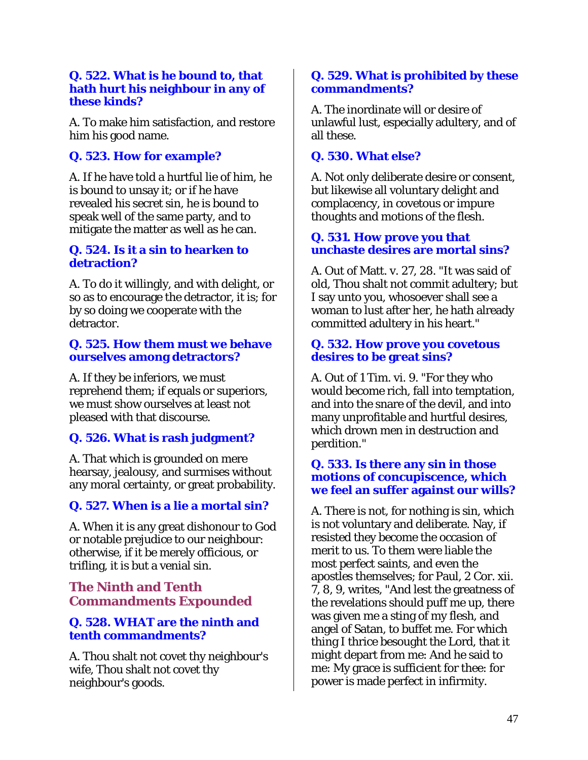**Q. 522. What is he bound to, that hath hurt his neighbour in any of these kinds?**

A. To make him satisfaction, and restore him his good name.

**Q. 523. How for example?**

A. If he have told a hurtful lie of him, he is bound to unsay it; or if he have revealed his secret sin, he is bound to speak well of the same party, and to mitigate the matter as well as he can.

**Q. 524. Is it a sin to hearken to detraction?**

A. To do it willingly, and with delight, or so as to encourage the detractor, it is; for by so doing we cooperate with the detractor.

**Q. 525. How them must we behave ourselves among detractors?**

A. If they be inferiors, we must reprehend them; if equals or superiors, we must show ourselves at least not pleased with that discourse.

**Q. 526. What is rash judgment?**

A. That which is grounded on mere hearsay, jealousy, and surmises without any moral certainty, or great probability.

**Q. 527. When is a lie a mortal sin?**

A. When it is any great dishonour to God or notable prejudice to our neighbour: otherwise, if it be merely officious, or trifling, it is but a venial sin.

## The Ninth and Tenth Commandments Expounded

**Q. 528. WHAT are the ninth and tenth commandments?**

A. Thou shalt not covet thy neighbour's wife, Thou shalt not covet thy neighbour's goods.

**Q. 529. What is prohibited by these commandments?**

A. The inordinate will or desire of unlawful lust, especially adultery, and of all these.

**Q. 530. What else?**

A. Not only deliberate desire or consent, but likewise all voluntary delight and complacency, in covetous or impure thoughts and motions of the flesh.

**Q. 531. How prove you that unchaste desires are mortal sins?**

A. Out of Matt. v. 27, 28. "It was said of old, Thou shalt not commit adultery; but I say unto you, whosoever shall see a woman to lust after her, he hath already committed adultery in his heart."

**Q. 532. How prove you covetous desires to be great sins?**

A. Out of 1 Tim. vi. 9. "For they who would become rich, fall into temptation, and into the snare of the devil, and into many unprofitable and hurtful desires, which drown men in destruction and perdition."

**Q. 533. Is there any sin in those motions of concupiscence, which we feel an suffer against our wills?**

A. There is not, for nothing is sin, which is not voluntary and deliberate. Nay, if resisted they become the occasion of merit to us. To them were liable the most perfect saints, and even the apostles themselves; for Paul, 2 Cor. xii. 7, 8, 9, writes, "And lest the greatness of the revelations should puff me up, there was given me a sting of my flesh, and angel of Satan, to buffet me. For which thing I thrice besought the Lord, that it might depart from me: And he said to me: My grace is sufficient for thee: for power is made perfect in infirmity.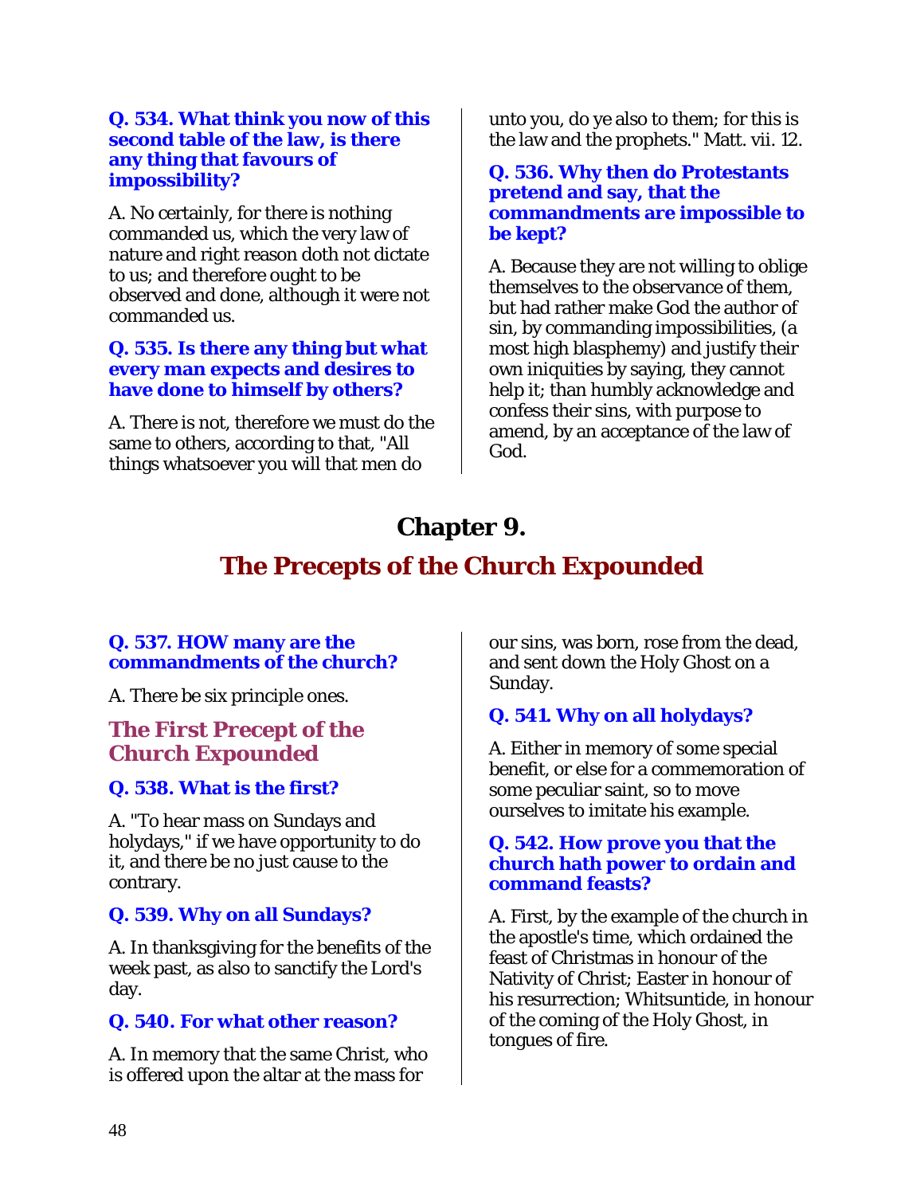**Q. 534. What think you now of this second table of the law, is there any thing that favours of impossibility?**

A. No certainly, for there is nothing commanded us, which the very law of nature and right reason doth not dictate to us; and therefore ought to be observed and done, although it were not commanded us.

**Q. 535. Is there any thing but what every man expects and desires to have done to himself by others?**

A. There is not, therefore we must do the same to others, according to that, "All things whatsoever you will that men do unto you, do ye also to them; for this is the law and the prophets." Matt. vii. 12.

**Q. 536. Why then do Protestants pretend and say, that the commandments are impossible to be kept?**

A. Because they are not willing to oblige themselves to the observance of them, but had rather make God the author of sin, by commanding impossibilities, (a most high blasphemy) and justify their own iniquities by saying, they cannot help it; than humbly acknowledge and confess their sins, with purpose to amend, by an acceptance of the law of God.

# Chapter 9.

## The Precepts of the Church Expounded

**Q. 537. HOW many are the commandments of the church?**

A. There be six principle ones.

### The First Precept of the Church Expounded

**Q. 538. What is the first?**

A. "To hear mass on Sundays and holydays," if we have opportunity to do it, and there be no just cause to the contrary.

**Q. 539. Why on all Sundays?**

A. In thanksgiving for the benefits of the week past, as also to sanctify the Lord's day.

**Q. 540. For what other reason?**

A. In memory that the same Christ, who is offered upon the altar at the mass for our sins, was born, rose from the dead, and sent down the Holy Ghost on a Sunday.

**Q. 541. Why on all holydays?**

A. Either in memory of some special benefit, or else for a commemoration of some peculiar saint, so to move ourselves to imitate his example.

**Q. 542. How prove you that the church hath power to ordain and command feasts?**

A. First, by the example of the church in the apostle's time, which ordained the feast of Christmas in honour of the Nativity of Christ; Easter in honour of his resurrection; Whitsuntide, in honour of the coming of the Holy Ghost, in tongues of fire.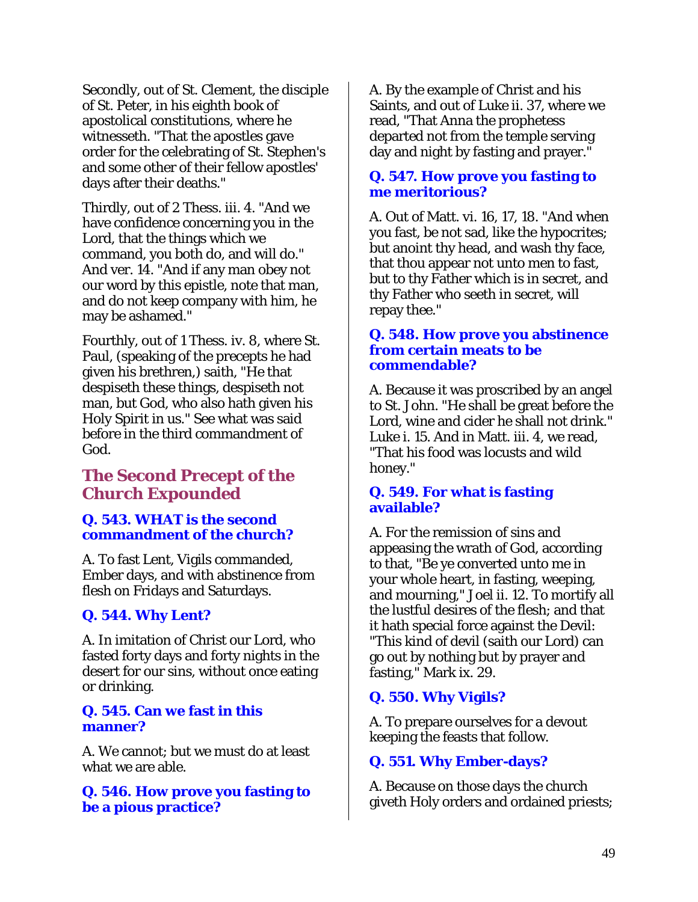Secondly, out of St. Clement, the disciple of St. Peter, in his eighth book of apostolical constitutions, where he witnesseth. "That the apostles gave order for the celebrating of St. Stephen's and some other of their fellow apostles' days after their deaths."

Thirdly, out of 2 Thess. iii. 4. "And we have confidence concerning you in the Lord, that the things which we command, you both do, and will do." And ver. 14. "And if any man obey not our word by this epistle, note that man, and do not keep company with him, he may be ashamed."

Fourthly, out of 1 Thess. iv. 8, where St. Paul, (speaking of the precepts he had given his brethren,) saith, "He that despiseth these things, despiseth not man, but God, who also hath given his Holy Spirit in us." See what was said before in the third commandment of God.

## The Second Precept of the Church Expounded

### Q. 543. WHAT is the second commandment of the church?

A. To fast Lent, Vigils commanded, Ember days, and with abstinence from flesh on Fridays and Saturdays.

### Q. 544. Why Lent?

A. In imitation of Christ our Lord, who fasted forty days and forty nights in the desert for our sins, without once eating or drinking.

### Q. 545. Can we fast in this manner?

A. We cannot; but we must do at least what we are able.

### Q. 546. How prove you fasting to be a pious practice?

A. By the example of Christ and his Saints, and out of Luke ii. 37, where we read, "That Anna the prophetess departed not from the temple serving day and night by fasting and prayer."

### Q. 547. How prove you fasting to me meritorious?

A. Out of Matt. vi. 16, 17, 18. "And when you fast, be not sad, like the hypocrites; but anoint thy head, and wash thy face, that thou appear not unto men to fast, but to thy Father which is in secret, and thy Father who seeth in secret, will repay thee."

### Q. 548. How prove you abstinence from certain meats to be commendable?

A. Because it was proscribed by an angel to St. John. "He shall be great before the Lord, wine and cider he shall not drink." Luke i. 15. And in Matt. iii. 4, we read, "That his food was locusts and wild honey."

### Q. 549. For what is fasting available?

A. For the remission of sins and appeasing the wrath of God, according to that, "Be ye converted unto me in your whole heart, in fasting, weeping, and mourning," Joel ii. 12. To mortify all the lustful desires of the flesh; and that it hath special force against the Devil: "This kind of devil (saith our Lord) can go out by nothing but by prayer and fasting," Mark ix. 29.

### Q. 550. Why Vigils?

A. To prepare ourselves for a devout keeping the feasts that follow.

### Q. 551. Why Ember-days?

A. Because on those days the church giveth Holy orders and ordained priests;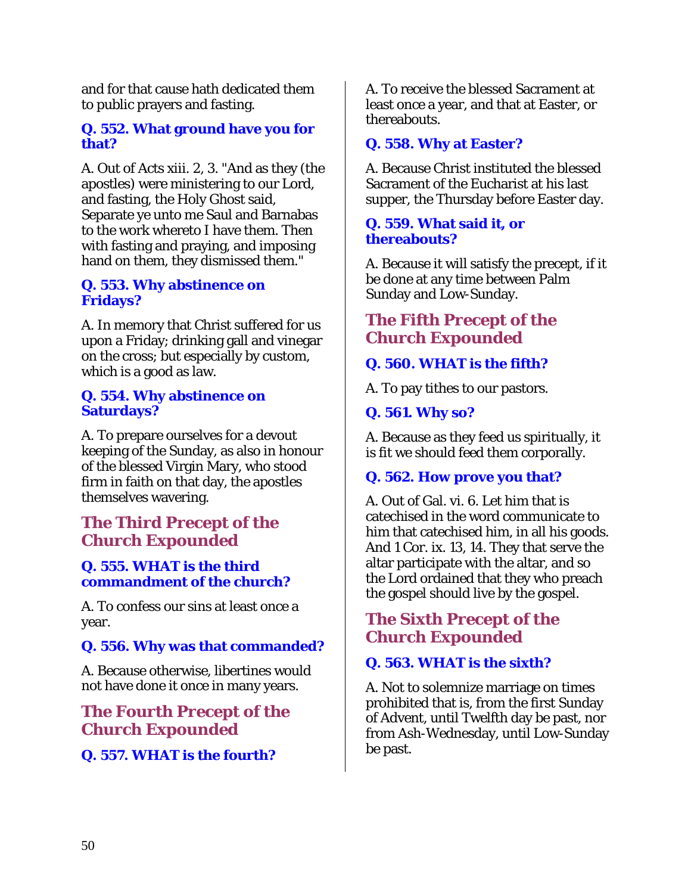and for that cause hath dedicated them to public prayers and fasting.

### Q. 552. What ground have you for that?

A. Out of Acts xiii. 2, 3. "And as they (the apostles) were ministering to our Lord, and fasting, the Holy Ghost said, Separate ye unto me Saul and Barnabas to the work whereto I have them. Then with fasting and praying, and imposing hand on them, they dismissed them."

### Q. 553. Why abstinence on Fridays?

A. In memory that Christ suffered for us upon a Friday; drinking gall and vinegar on the cross; but especially by custom, which is a good as law.

### Q. 554. Why abstinence on Saturdays?

A. To prepare ourselves for a devout keeping of the Sunday, as also in honour of the blessed Virgin Mary, who stood firm in faith on that day, the apostles themselves wavering.

## The Third Precept of the Church Expounded

### Q. 555. WHAT is the third commandment of the church?

A. To confess our sins at least once a year.

### Q. 556. Why was that commanded?

A. Because otherwise, libertines would not have done it once in many years.

## The Fourth Precept of the Church Expounded

### Q. 557. WHAT is the fourth?

A. To receive the blessed Sacrament at least once a year, and that at Easter, or thereabouts.

### Q. 558. Why at Easter?

A. Because Christ instituted the blessed Sacrament of the Eucharist at his last supper, the Thursday before Easter day.

### Q. 559. What said it, or thereabouts?

A. Because it will satisfy the precept, if it be done at any time between Palm Sunday and Low-Sunday.

## The Fifth Precept of the Church Expounded

### Q. 560. WHAT is the fifth?

A. To pay tithes to our pastors.

### Q. 561. Why so?

A. Because as they feed us spiritually, it is fit we should feed them corporally.

### Q. 562. How prove you that?

A. Out of Gal. vi. 6. Let him that is catechised in the word communicate to him that catechised him, in all his goods. And 1 Cor. ix. 13, 14. They that serve the altar participate with the altar, and so the Lord ordained that they who preach the gospel should live by the gospel.

## The Sixth Precept of the Church Expounded

### Q. 563. WHAT is the sixth?

A. Not to solemnize marriage on times prohibited that is, from the first Sunday of Advent, until Twelfth day be past, nor from Ash-Wednesday, until Low-Sunday be past.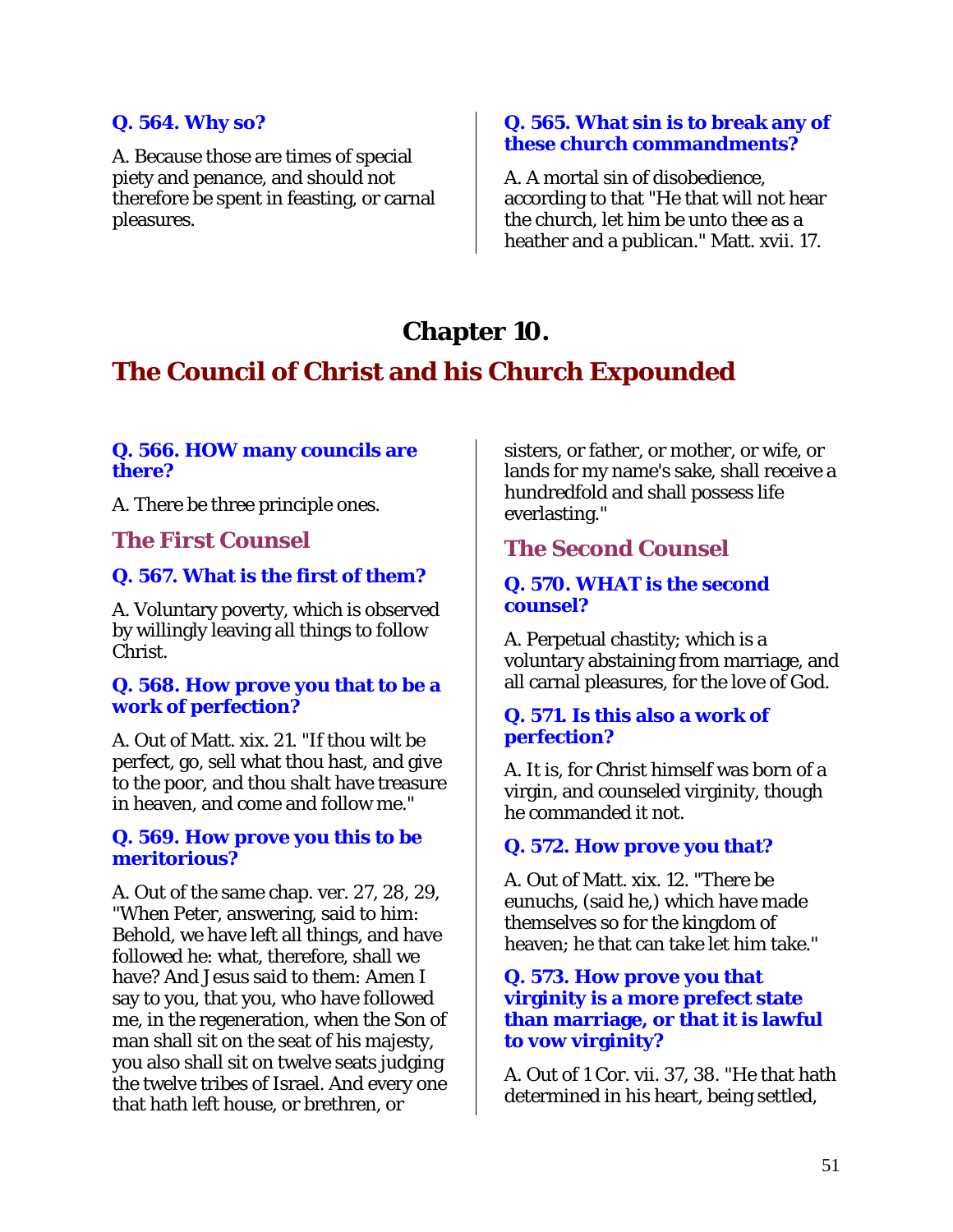**Q. 564. Why so?**

A. Because those are times of special piety and penance, and should not therefore be spent in feasting, or carnal pleasures.

**Q. 565. What sin is to break any of these church commandments?**

A. A mortal sin of disobedience, according to that "He that will not hear the church, let him be unto thee as a heather and a publican." Matt. xvii. 17.

# Chapter 10.

## The Council of Christ and his Church Expounded

**Q. 566. HOW many councils are there?**

A. There be three principle ones.

### The First Counsel

**Q. 567. What is the first of them?**

A. Voluntary poverty, which is observed by willingly leaving all things to follow Christ.

**Q. 568. How prove you that to be a work of perfection?**

A. Out of Matt. xix. 21. "If thou wilt be perfect, go, sell what thou hast, and give to the poor, and thou shalt have treasure in heaven, and come and follow me."

**Q. 569. How prove you this to be meritorious?**

A. Out of the same chap. ver. 27, 28, 29, "When Peter, answering, said to him: Behold, we have left all things, and have followed he: what, therefore, shall we have? And Jesus said to them: Amen I say to you, that you, who have followed me, in the regeneration, when the Son of man shall sit on the seat of his majesty, you also shall sit on twelve seats judging the twelve tribes of Israel. And every one that hath left house, or brethren, or sisters, or father, or mother, or wife, or lands for my name's sake, shall receive a hundredfold and shall possess life everlasting."

### The Second Counsel

**Q. 570. WHAT is the second counsel?**

A. Perpetual chastity; which is a voluntary abstaining from marriage, and all carnal pleasures, for the love of God.

**Q. 571. Is this also a work of perfection?**

A. It is, for Christ himself was born of a virgin, and counseled virginity, though he commanded it not.

**Q. 572. How prove you that?**

A. Out of Matt. xix. 12. "There be eunuchs, (said he,) which have made themselves so for the kingdom of heaven; he that can take let him take."

**Q. 573. How prove you that virginity is a more prefect state than marriage, or that it is lawful to vow virginity?**

A. Out of 1 Cor. vii. 37, 38. "He that hath determined in his heart, being settled,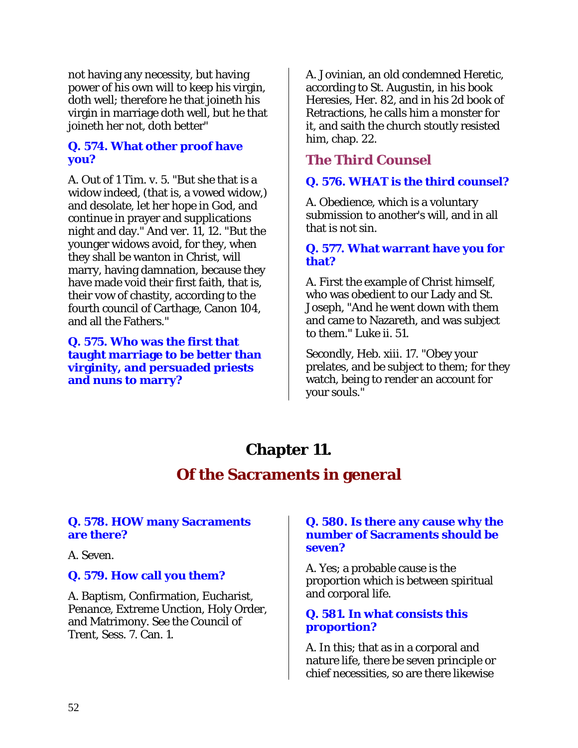not having any necessity, but having power of his own will to keep his virgin, doth well; therefore he that joineth his virgin in marriage doth well, but he that joineth her not, doth better"

**Q. 574. What other proof have you?**

A. Out of 1 Tim. v. 5. "But she that is a widow indeed, (that is, a vowed widow,) and desolate, let her hope in God, and continue in prayer and supplications night and day." And ver. 11, 12. "But the younger widows avoid, for they, when they shall be wanton in Christ, will marry, having damnation, because they have made void their first faith, that is, their vow of chastity, according to the fourth council of Carthage, Canon 104, and all the Fathers."

**Q. 575. Who was the first that taught marriage to be better than virginity, and persuaded priests and nuns to marry?**

A. Jovinian, an old condemned Heretic, according to St. Augustin, in his book Heresies, Her. 82, and in his 2d book of Retractions, he calls him a monster for it, and saith the church stoutly resisted him, chap. 22.

### The Third Counsel

**Q. 576. WHAT is the third counsel?**

A. Obedience, which is a voluntary submission to another's will, and in all that is not sin.

**Q. 577. What warrant have you for that?**

A. First the example of Christ himself, who was obedient to our Lady and St. Joseph, "And he went down with them and came to Nazareth, and was subject to them." Luke ii. 51.

Secondly, Heb. xiii. 17. "Obey your prelates, and be subject to them; for they watch, being to render an account for your souls."

# Chapter 11.

## Of the Sacraments in general

**Q. 578. HOW many Sacraments are there?**

A. Seven.

**Q. 579. How call you them?**

A. Baptism, Confirmation, Eucharist, Penance, Extreme Unction, Holy Order, and Matrimony. See the Council of Trent, Sess. 7. Can. 1.

**Q. 580. Is there any cause why the number of Sacraments should be seven?**

A. Yes; a probable cause is the proportion which is between spiritual and corporal life.

**Q. 581. In what consists this proportion?**

A. In this; that as in a corporal and nature life, there be seven principle or chief necessities, so are there likewise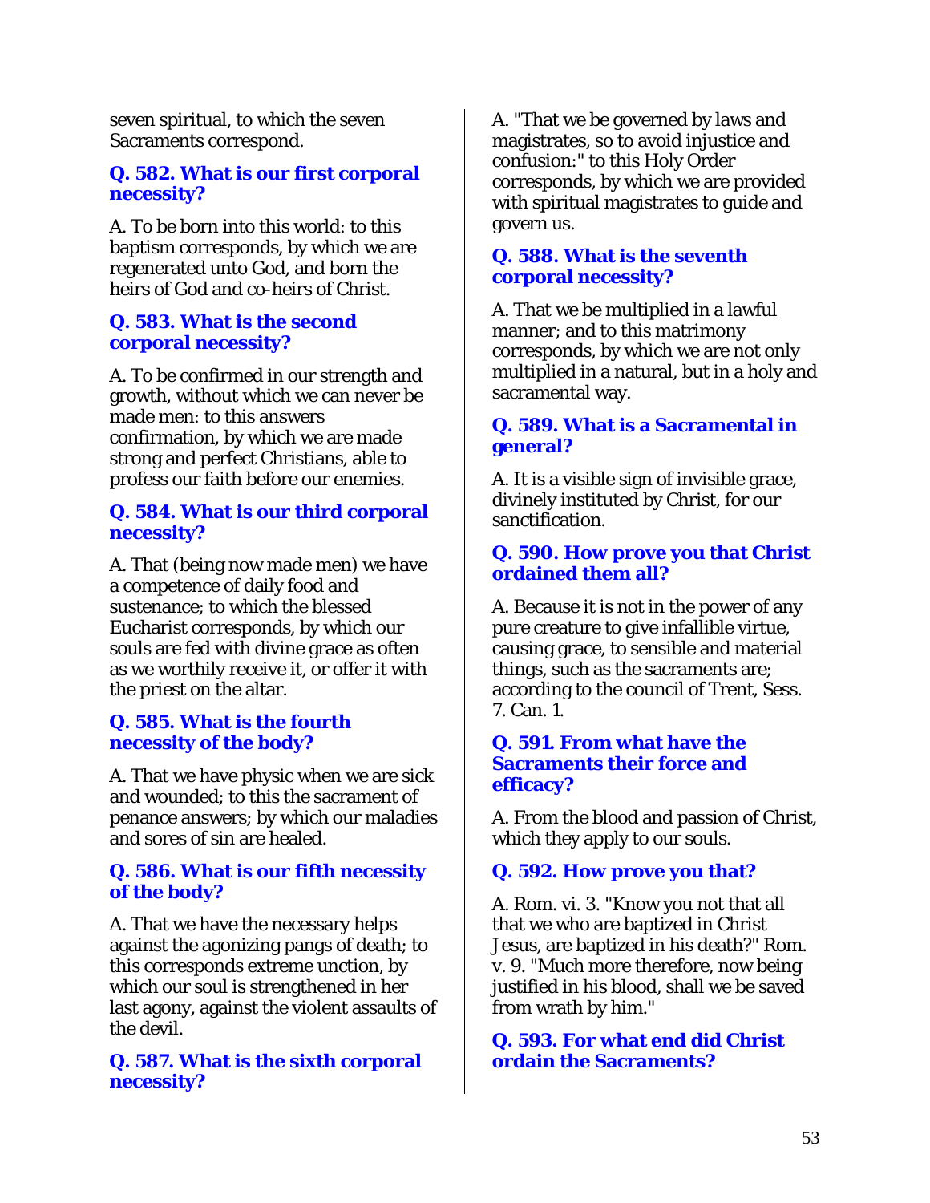seven spiritual, to which the seven Sacraments correspond.

### Q. 582. What is our first corporal necessity?

A. To be born into this world: to this baptism corresponds, by which we are regenerated unto God, and born the heirs of God and co-heirs of Christ.

### Q. 583. What is the second corporal necessity?

A. To be confirmed in our strength and growth, without which we can never be made men: to this answers confirmation, by which we are made strong and perfect Christians, able to profess our faith before our enemies.

### Q. 584. What is our third corporal necessity?

A. That (being now made men) we have a competence of daily food and sustenance; to which the blessed Eucharist corresponds, by which our souls are fed with divine grace as often as we worthily receive it, or offer it with the priest on the altar.

### Q. 585. What is the fourth necessity of the body?

A. That we have physic when we are sick and wounded; to this the sacrament of penance answers; by which our maladies and sores of sin are healed.

### Q. 586. What is our fifth necessity of the body?

A. That we have the necessary helps against the agonizing pangs of death; to this corresponds extreme unction, by which our soul is strengthened in her last agony, against the violent assaults of the devil.

### Q. 587. What is the sixth corporal necessity?

A. "That we be governed by laws and magistrates, so to avoid injustice and confusion:" to this Holy Order corresponds, by which we are provided with spiritual magistrates to guide and govern us.

### Q. 588. What is the seventh corporal necessity?

A. That we be multiplied in a lawful manner; and to this matrimony corresponds, by which we are not only multiplied in a natural, but in a holy and sacramental way.

### Q. 589. What is a Sacramental in general?

A. It is a visible sign of invisible grace, divinely instituted by Christ, for our sanctification.

### Q. 590. How prove you that Christ ordained them all?

A. Because it is not in the power of any pure creature to give infallible virtue, causing grace, to sensible and material things, such as the sacraments are; according to the council of Trent, Sess. 7. Can. 1.

### Q. 591. From what have the Sacraments their force and efficacy?

A. From the blood and passion of Christ, which they apply to our souls.

### Q. 592. How prove you that?

A. Rom. vi. 3. "Know you not that all that we who are baptized in Christ Jesus, are baptized in his death?" Rom. v. 9. "Much more therefore, now being justified in his blood, shall we be saved from wrath by him."

### Q. 593. For what end did Christ ordain the Sacraments?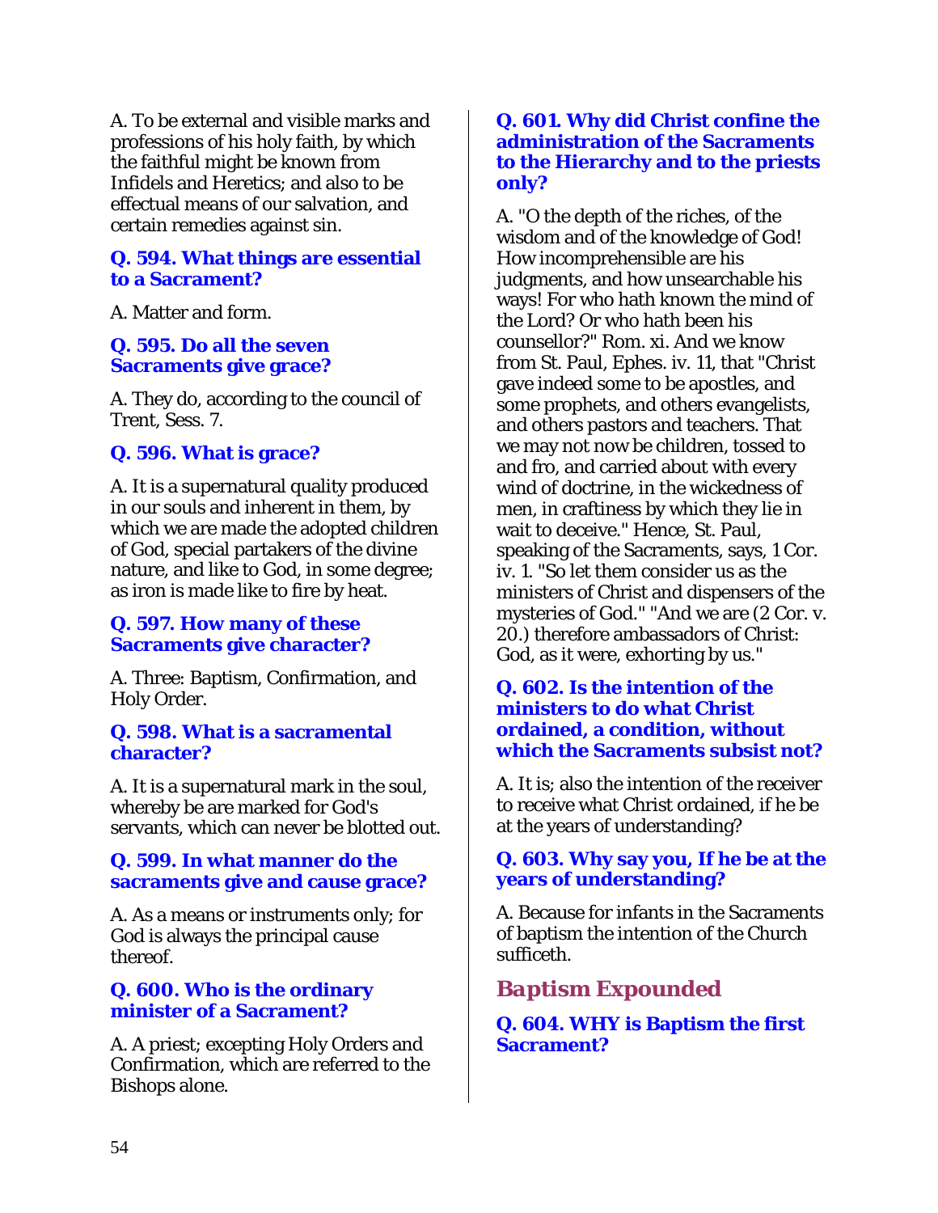A. To be external and visible marks and professions of his holy faith, by which the faithful might be known from Infidels and Heretics; and also to be effectual means of our salvation, and certain remedies against sin.

### Q. 594. What things are essential to a Sacrament?

A. Matter and form.

### Q. 595. Do all the seven Sacraments give grace?

A. They do, according to the council of Trent, Sess. 7.

### Q. 596. What is grace?

A. It is a supernatural quality produced in our souls and inherent in them, by which we are made the adopted children of God, special partakers of the divine nature, and like to God, in some degree; as iron is made like to fire by heat.

### Q. 597. How many of these Sacraments give character?

A. Three: Baptism, Confirmation, and Holy Order.

### Q. 598. What is a sacramental character?

A. It is a supernatural mark in the soul, whereby be are marked for God's servants, which can never be blotted out.

### Q. 599. In what manner do the sacraments give and cause grace?

A. As a means or instruments only; for God is always the principal cause thereof.

### Q. 600. Who is the ordinary minister of a Sacrament?

A. A priest; excepting Holy Orders and Confirmation, which are referred to the Bishops alone.

### Q. 601. Why did Christ confine the administration of the Sacraments to the Hierarchy and to the priests only?

A. "O the depth of the riches, of the wisdom and of the knowledge of God! How incomprehensible are his judgments, and how unsearchable his ways! For who hath known the mind of the Lord? Or who hath been his counsellor?" Rom. xi. And we know from St. Paul, Ephes. iv. 11, that "Christ gave indeed some to be apostles, and some prophets, and others evangelists, and others pastors and teachers. That we may not now be children, tossed to and fro, and carried about with every wind of doctrine, in the wickedness of men, in craftiness by which they lie in wait to deceive." Hence, St. Paul, speaking of the Sacraments, says, 1 Cor. iv. 1. "So let them consider us as the ministers of Christ and dispensers of the mysteries of God." "And we are (2 Cor. v. 20.) therefore ambassadors of Christ: God, as it were, exhorting by us."

### Q. 602. Is the intention of the ministers to do what Christ ordained, a condition, without which the Sacraments subsist not?

A. It is; also the intention of the receiver to receive what Christ ordained, if he be at the years of understanding?

### Q. 603. Why say you, If he be at the years of understanding?

A. Because for infants in the Sacraments of baptism the intention of the Church sufficeth.

## Baptism Expounded

### Q. 604. WHY is Baptism the first Sacrament?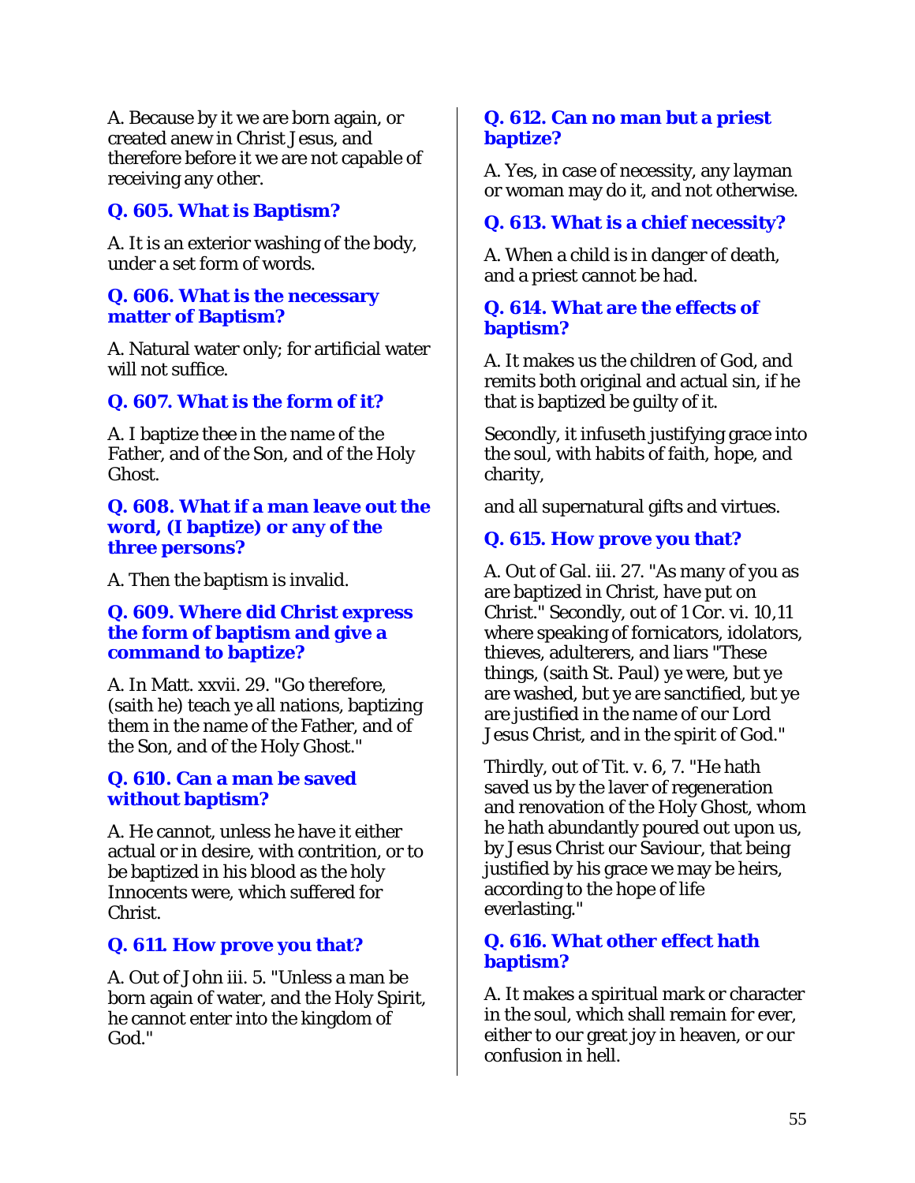A. Because by it we are born again, or created anew in Christ Jesus, and therefore before it we are not capable of receiving any other.

### Q. 605. What is Baptism?

A. It is an exterior washing of the body, under a set form of words.

### Q. 606. What is the necessary matter of Baptism?

A. Natural water only; for artificial water will not suffice.

### Q. 607. What is the form of it?

A. I baptize thee in the name of the Father, and of the Son, and of the Holy Ghost.

### Q. 608. What if a man leave out the word, (I baptize) or any of the three persons?

A. Then the baptism is invalid.

### Q. 609. Where did Christ express the form of baptism and give a command to baptize?

A. In Matt. xxvii. 29. "Go therefore, (saith he) teach ye all nations, baptizing them in the name of the Father, and of the Son, and of the Holy Ghost."

### Q. 610. Can a man be saved without baptism?

A. He cannot, unless he have it either actual or in desire, with contrition, or to be baptized in his blood as the holy Innocents were, which suffered for Christ.

### Q. 611. How prove you that?

A. Out of John iii. 5. "Unless a man be born again of water, and the Holy Spirit, he cannot enter into the kingdom of God."

### Q. 612. Can no man but a priest baptize?

A. Yes, in case of necessity, any layman or woman may do it, and not otherwise.

### Q. 613. What is a chief necessity?

A. When a child is in danger of death, and a priest cannot be had.

### Q. 614. What are the effects of baptism?

A. It makes us the children of God, and remits both original and actual sin, if he that is baptized be guilty of it.

Secondly, it infuseth justifying grace into the soul, with habits of faith, hope, and charity,

and all supernatural gifts and virtues.

### Q. 615. How prove you that?

A. Out of Gal. iii. 27. "As many of you as are baptized in Christ, have put on Christ." Secondly, out of 1 Cor. vi. 10,11 where speaking of fornicators, idolators, thieves, adulterers, and liars "These things, (saith St. Paul) ye were, but ye are washed, but ye are sanctified, but ye are justified in the name of our Lord Jesus Christ, and in the spirit of God."

Thirdly, out of Tit. v. 6, 7. "He hath saved us by the laver of regeneration and renovation of the Holy Ghost, whom he hath abundantly poured out upon us, by Jesus Christ our Saviour, that being justified by his grace we may be heirs, according to the hope of life everlasting."

### Q. 616. What other effect hath baptism?

A. It makes a spiritual mark or character in the soul, which shall remain for ever, either to our great joy in heaven, or our confusion in hell.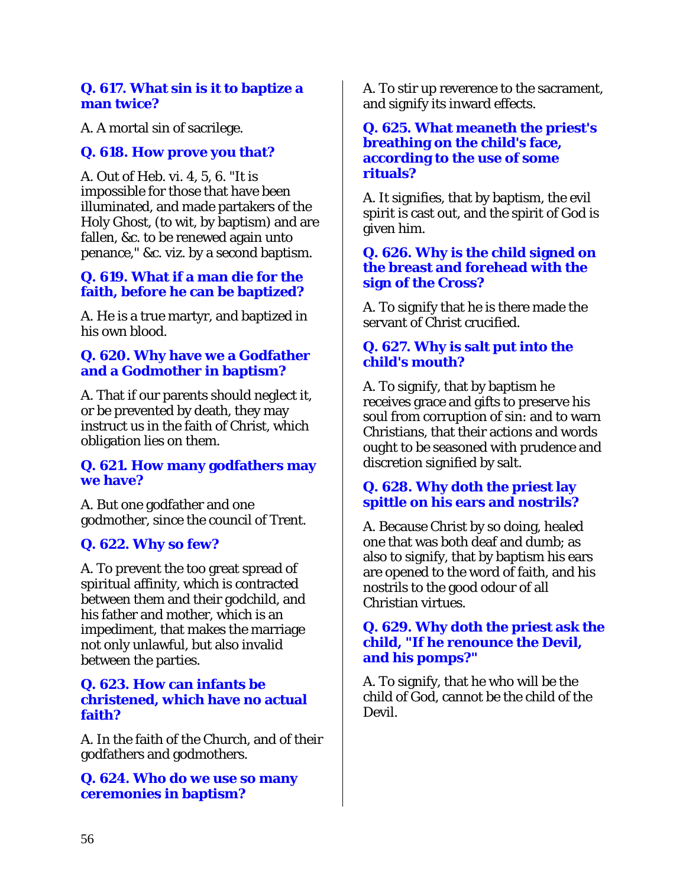### Q. 617. What sin is it to baptize a man twice?

A. A mortal sin of sacrilege.

### Q. 618. How prove you that?

A. Out of Heb. vi. 4, 5, 6. "It is impossible for those that have been illuminated, and made partakers of the Holy Ghost, (to wit, by baptism) and are fallen, &c. to be renewed again unto penance," &c. viz. by a second baptism.

### Q. 619. What if a man die for the faith, before he can be baptized?

A. He is a true martyr, and baptized in his own blood.

### Q. 620. Why have we a Godfather and a Godmother in baptism?

A. That if our parents should neglect it, or be prevented by death, they may instruct us in the faith of Christ, which obligation lies on them.

### Q. 621. How many godfathers may we have?

A. But one godfather and one godmother, since the council of Trent.

### Q. 622. Why so few?

A. To prevent the too great spread of spiritual affinity, which is contracted between them and their godchild, and his father and mother, which is an impediment, that makes the marriage not only unlawful, but also invalid between the parties.

### Q. 623. How can infants be christened, which have no actual faith?

A. In the faith of the Church, and of their godfathers and godmothers.

### Q. 624. Who do we use so many ceremonies in baptism?

A. To stir up reverence to the sacrament, and signify its inward effects.

### Q. 625. What meaneth the priest's breathing on the child's face, according to the use of some rituals?

A. It signifies, that by baptism, the evil spirit is cast out, and the spirit of God is given him.

### Q. 626. Why is the child signed on the breast and forehead with the sign of the Cross?

A. To signify that he is there made the servant of Christ crucified.

### Q. 627. Why is salt put into the child's mouth?

A. To signify, that by baptism he receives grace and gifts to preserve his soul from corruption of sin: and to warn Christians, that their actions and words ought to be seasoned with prudence and discretion signified by salt.

### Q. 628. Why doth the priest lay spittle on his ears and nostrils?

A. Because Christ by so doing, healed one that was both deaf and dumb; as also to signify, that by baptism his ears are opened to the word of faith, and his nostrils to the good odour of all Christian virtues.

### Q. 629. Why doth the priest ask the child, "If he renounce the Devil, and his pomps?"

A. To signify, that he who will be the child of God, cannot be the child of the Devil.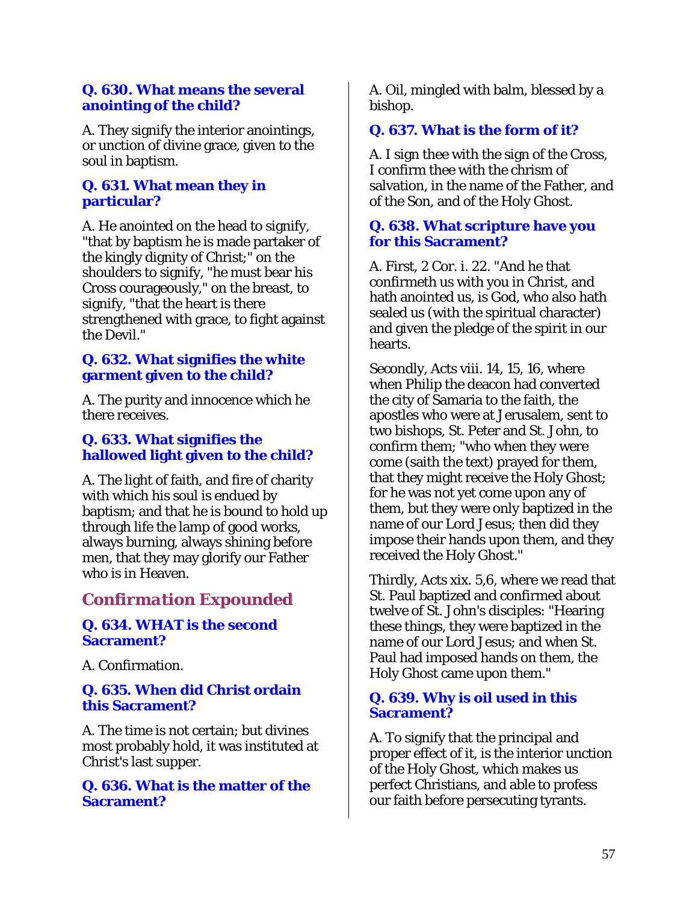**Q. 630. What means the several anointing of the child?**

A. They signify the interior anointings, or unction of divine grace, given to the soul in baptism.

**Q. 631. What mean they in particular?**

A. He anointed on the head to signify, "that by baptism he is made partaker of the kingly dignity of Christ;" on the shoulders to signify, "he must bear his Cross courageously," on the breast, to signify, "that the heart is there strengthened with grace, to fight against the Devil."

**Q. 632. What signifies the white garment given to the child?**

A. The purity and innocence which he there receives.

**Q. 633. What signifies the hallowed light given to the child?**

A. The light of faith, and fire of charity with which his soul is endued by baptism; and that he is bound to hold up through life the lamp of good works, always burning, always shining before men, that they may glorify our Father who is in Heaven.

## *Confirmation Expounded*

**Q. 634. WHAT is the second Sacrament?**

A. Confirmation.

**Q. 635. When did Christ ordain this Sacrament?**

A. The time is not certain; but divines most probably hold, it was instituted at Christ's last supper.

**Q. 636. What is the matter of the Sacrament?**

A. Oil, mingled with balm, blessed by a bishop.

**Q. 637. What is the form of it?**

A. I sign thee with the sign of the Cross, I confirm thee with the chrism of salvation, in the name of the Father, and of the Son, and of the Holy Ghost.

**Q. 638. What scripture have you for this Sacrament?**

A. First, 2 Cor. i. 22. "And he that confirmeth us with you in Christ, and hath anointed us, is God, who also hath sealed us (with the spiritual character) and given the pledge of the spirit in our hearts.

Secondly, Acts viii. 14, 15, 16, where when Philip the deacon had converted the city of Samaria to the faith, the apostles who were at Jerusalem, sent to two bishops, St. Peter and St. John, to confirm them; "who when they were come (saith the text) prayed for them, that they might receive the Holy Ghost; for he was not yet come upon any of them, but they were only baptized in the name of our Lord Jesus; then did they impose their hands upon them, and they received the Holy Ghost."

Thirdly, Acts xix. 5,6, where we read that St. Paul baptized and confirmed about twelve of St. John's disciples: "Hearing these things, they were baptized in the name of our Lord Jesus; and when St. Paul had imposed hands on them, the Holy Ghost came upon them."

**Q. 639. Why is oil used in this Sacrament?**

A. To signify that the principal and proper effect of it, is the interior unction of the Holy Ghost, which makes us perfect Christians, and able to profess our faith before persecuting tyrants.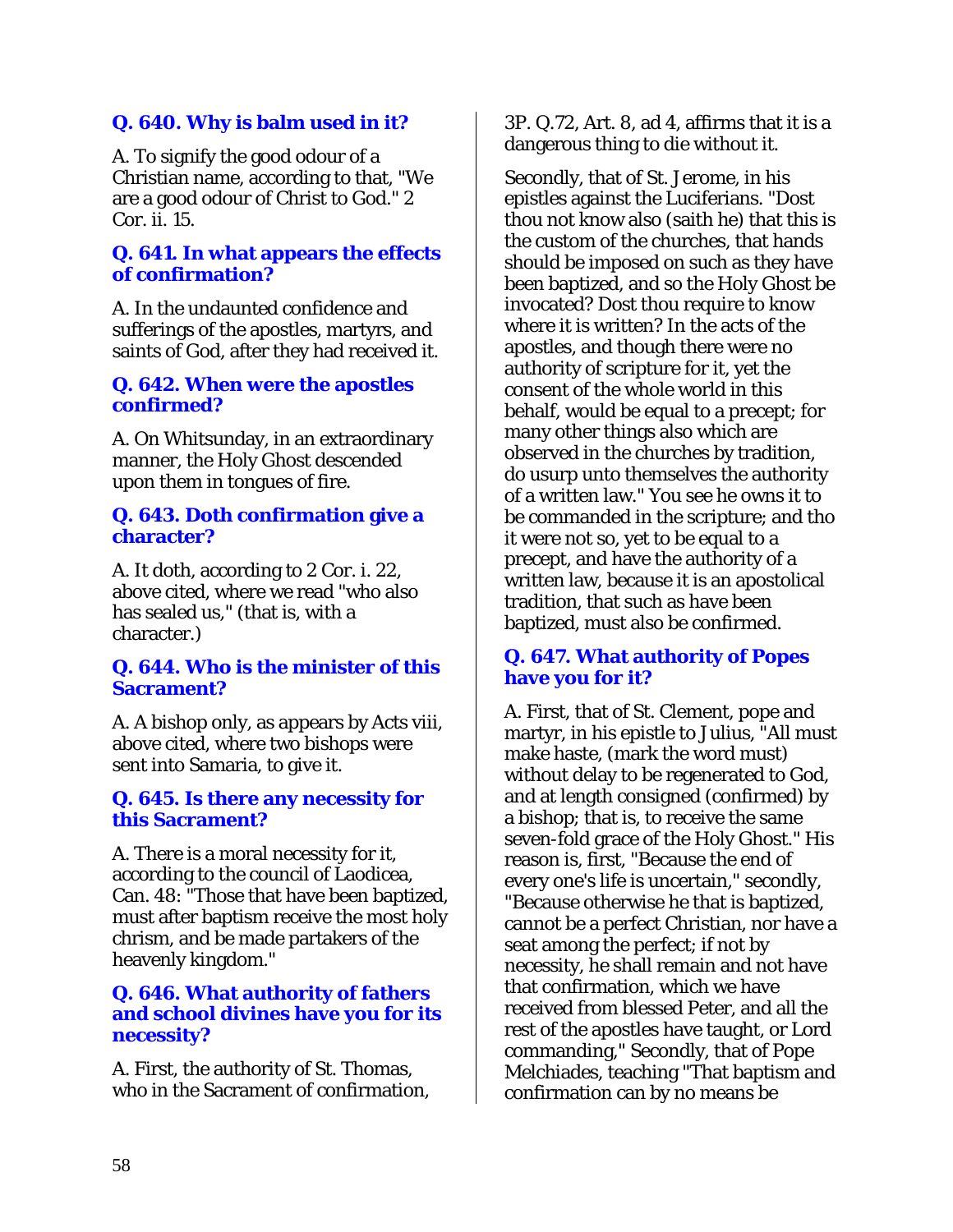**Q. 640. Why is balm used in it?**

A. To signify the good odour of a Christian name, according to that, "We are a good odour of Christ to God." 2 Cor. ii. 15.

**Q. 641. In what appears the effects of confirmation?**

A. In the undaunted confidence and sufferings of the apostles, martyrs, and saints of God, after they had received it.

**Q. 642. When were the apostles confirmed?**

A. On Whitsunday, in an extraordinary manner, the Holy Ghost descended upon them in tongues of fire.

**Q. 643. Doth confirmation give a character?**

A. It doth, according to 2 Cor. i. 22, above cited, where we read "who also has sealed us," (that is, with a character.)

**Q. 644. Who is the minister of this Sacrament?**

A. A bishop only, as appears by Acts viii, above cited, where two bishops were sent into Samaria, to give it.

**Q. 645. Is there any necessity for this Sacrament?**

A. There is a moral necessity for it, according to the council of Laodicea, Can. 48: "Those that have been baptized, must after baptism receive the most holy chrism, and be made partakers of the heavenly kingdom."

**Q. 646. What authority of fathers and school divines have you for its necessity?**

A. First, the authority of St. Thomas, who in the Sacrament of confirmation, 3P. Q.72, Art. 8, ad 4, affirms that it is a dangerous thing to die without it.

Secondly, that of St. Jerome, in his epistles against the Luciferians. "Dost thou not know also (saith he) that this is the custom of the churches, that hands should be imposed on such as they have been baptized, and so the Holy Ghost be invocated? Dost thou require to know where it is written? In the acts of the apostles, and though there were no authority of scripture for it, yet the consent of the whole world in this behalf, would be equal to a precept; for many other things also which are observed in the churches by tradition, do usurp unto themselves the authority of a written law." You see he owns it to be commanded in the scripture; and tho it were not so, yet to be equal to a precept, and have the authority of a written law, because it is an apostolical tradition, that such as have been baptized, must also be confirmed.

**Q. 647. What authority of Popes have you for it?**

A. First, that of St. Clement, pope and martyr, in his epistle to Julius, "All must make haste, (mark the word must) without delay to be regenerated to God, and at length consigned (confirmed) by a bishop; that is, to receive the same seven-fold grace of the Holy Ghost." His reason is, first, "Because the end of every one's life is uncertain," secondly, "Because otherwise he that is baptized, cannot be a perfect Christian, nor have a seat among the perfect; if not by necessity, he shall remain and not have that confirmation, which we have received from blessed Peter, and all the rest of the apostles have taught, or Lord commanding," Secondly, that of Pope Melchiades, teaching "That baptism and confirmation can by no means be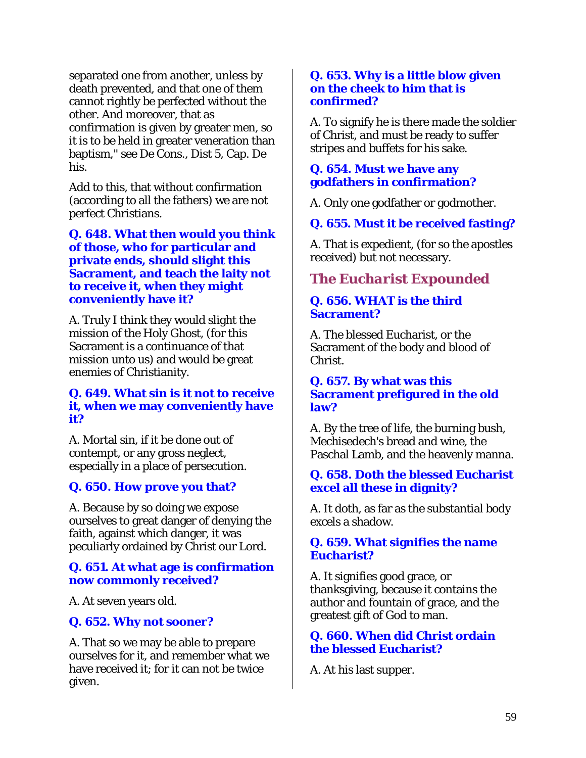separated one from another, unless by death prevented, and that one of them cannot rightly be perfected without the other. And moreover, that as confirmation is given by greater men, so it is to be held in greater veneration than baptism," see De Cons., Dist 5, Cap. De his.

Add to this, that without confirmation (according to all the fathers) we are not perfect Christians.

### Q. 648. What then would you think of those, who for particular and private ends, should slight this Sacrament, and teach the laity not to receive it, when they might conveniently have it?

A. Truly I think they would slight the mission of the Holy Ghost, (for this Sacrament is a continuance of that mission unto us) and would be great enemies of Christianity.

### Q. 649. What sin is it not to receive it, when we may conveniently have it?

A. Mortal sin, if it be done out of contempt, or any gross neglect, especially in a place of persecution.

### Q. 650. How prove you that?

A. Because by so doing we expose ourselves to great danger of denying the faith, against which danger, it was peculiarly ordained by Christ our Lord.

### Q. 651. At what age is confirmation now commonly received?

A. At seven years old.

### Q. 652. Why not sooner?

A. That so we may be able to prepare ourselves for it, and remember what we have received it; for it can not be twice given.

### Q. 653. Why is a little blow given on the cheek to him that is confirmed?

A. To signify he is there made the soldier of Christ, and must be ready to suffer stripes and buffets for his sake.

### Q. 654. Must we have any godfathers in confirmation?

A. Only one godfather or godmother.

### Q. 655. Must it be received fasting?

A. That is expedient, (for so the apostles received) but not necessary.

## *The Eucharist Expounded*

### Q. 656. WHAT is the third Sacrament?

A. The blessed Eucharist, or the Sacrament of the body and blood of Christ.

### Q. 657. By what was this Sacrament prefigured in the old law?

A. By the tree of life, the burning bush, Mechisedech's bread and wine, the Paschal Lamb, and the heavenly manna.

### Q. 658. Doth the blessed Eucharist excel all these in dignity?

A. It doth, as far as the substantial body excels a shadow.

### Q. 659. What signifies the name Eucharist?

A. It signifies good grace, or thanksgiving, because it contains the author and fountain of grace, and the greatest gift of God to man.

### Q. 660. When did Christ ordain the blessed Eucharist?

A. At his last supper.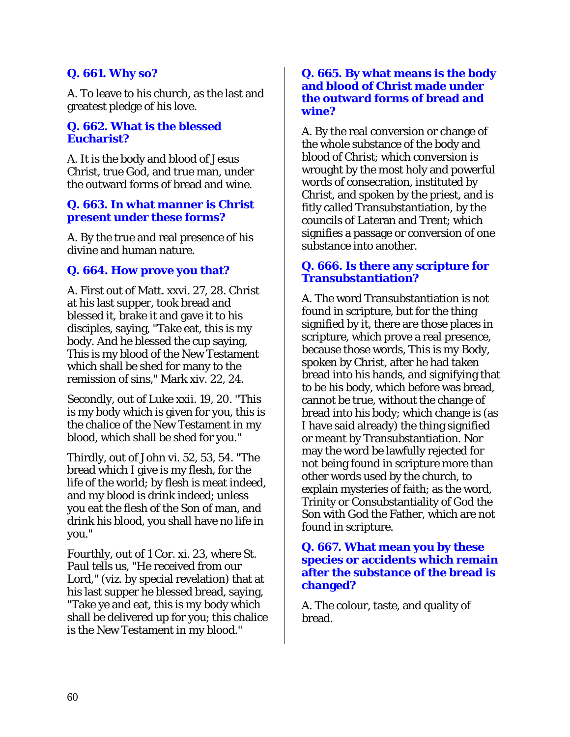**Q. 661. Why so?**

A. To leave to his church, as the last and greatest pledge of his love.

**Q. 662. What is the blessed Eucharist?**

A. It is the body and blood of Jesus Christ, true God, and true man, under the outward forms of bread and wine.

**Q. 663. In what manner is Christ present under these forms?**

A. By the true and real presence of his divine and human nature.

**Q. 664. How prove you that?**

A. First out of Matt. xxvi. 27, 28. Christ at his last supper, took bread and blessed it, brake it and gave it to his disciples, saying, "Take eat, this is my body. And he blessed the cup saying, This is my blood of the New Testament which shall be shed for many to the remission of sins," Mark xiv. 22, 24.

Secondly, out of Luke xxii. 19, 20. "This is my body which is given for you, this is the chalice of the New Testament in my blood, which shall be shed for you."

Thirdly, out of John vi. 52, 53, 54. "The bread which I give is my flesh, for the life of the world; by flesh is meat indeed, and my blood is drink indeed; unless you eat the flesh of the Son of man, and drink his blood, you shall have no life in you."

Fourthly, out of 1 Cor. xi. 23, where St. Paul tells us, "He received from our Lord," (viz. by special revelation) that at his last supper he blessed bread, saying, "Take ye and eat, this is my body which shall be delivered up for you; this chalice is the New Testament in my blood."

**Q. 665. By what means is the body and blood of Christ made under the outward forms of bread and wine?**

A. By the real conversion or change of the whole substance of the body and blood of Christ; which conversion is wrought by the most holy and powerful words of consecration, instituted by Christ, and spoken by the priest, and is fitly called Transubstantiation, by the councils of Lateran and Trent; which signifies a passage or conversion of one substance into another.

**Q. 666. Is there any scripture for Transubstantiation?**

A. The word Transubstantiation is not found in scripture, but for the thing signified by it, there are those places in scripture, which prove a real presence, because those words, This is my Body, spoken by Christ, after he had taken bread into his hands, and signifying that to be his body, which before was bread, cannot be true, without the change of bread into his body; which change is (as I have said already) the thing signified or meant by Transubstantiation. Nor may the word be lawfully rejected for not being found in scripture more than other words used by the church, to explain mysteries of faith; as the word, Trinity or Consubstantiality of God the Son with God the Father, which are not found in scripture.

**Q. 667. What mean you by these species or accidents which remain after the substance of the bread is changed?**

A. The colour, taste, and quality of bread.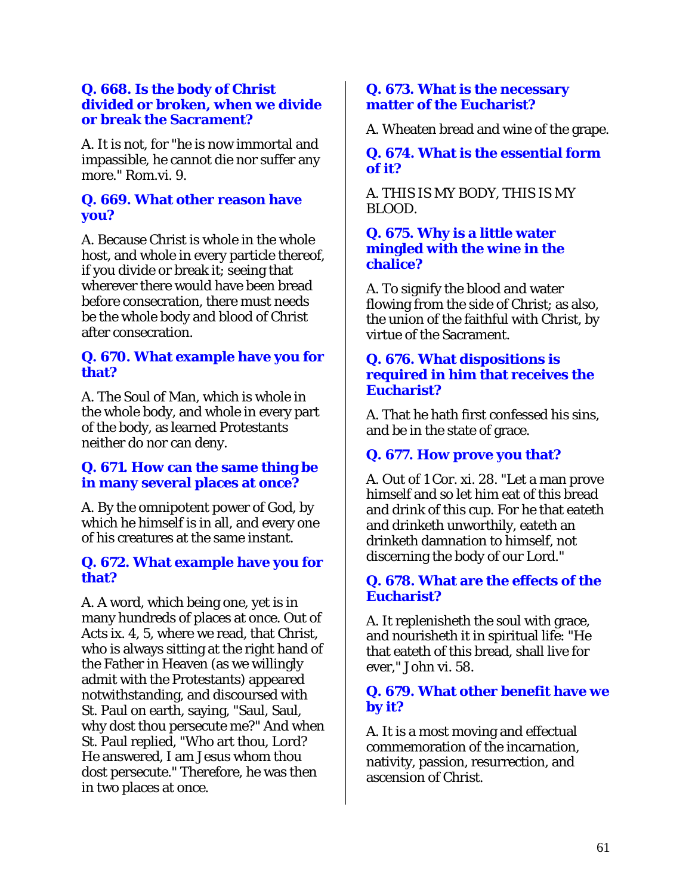### Q. 668. Is the body of Christ divided or broken, when we divide or break the Sacrament?

A. It is not, for "he is now immortal and impassible, he cannot die nor suffer any more." Rom.vi. 9.

### Q. 669. What other reason have you?

A. Because Christ is whole in the whole host, and whole in every particle thereof, if you divide or break it; seeing that wherever there would have been bread before consecration, there must needs be the whole body and blood of Christ after consecration.

### Q. 670. What example have you for that?

A. The Soul of Man, which is whole in the whole body, and whole in every part of the body, as learned Protestants neither do nor can deny.

### Q. 671. How can the same thing be in many several places at once?

A. By the omnipotent power of God, by which he himself is in all, and every one of his creatures at the same instant.

### Q. 672. What example have you for that?

A. A word, which being one, yet is in many hundreds of places at once. Out of Acts ix. 4, 5, where we read, that Christ, who is always sitting at the right hand of the Father in Heaven (as we willingly admit with the Protestants) appeared notwithstanding, and discoursed with St. Paul on earth, saying, "Saul, Saul, why dost thou persecute me?" And when St. Paul replied, "Who art thou, Lord? He answered, I am Jesus whom thou dost persecute." Therefore, he was then in two places at once.

### Q. 673. What is the necessary matter of the Eucharist?

A. Wheaten bread and wine of the grape.

### Q. 674. What is the essential form of it?

A. THIS IS MY BODY, THIS IS MY BLOOD.

### Q. 675. Why is a little water mingled with the wine in the chalice?

A. To signify the blood and water flowing from the side of Christ; as also, the union of the faithful with Christ, by virtue of the Sacrament.

### Q. 676. What dispositions is required in him that receives the Eucharist?

A. That he hath first confessed his sins, and be in the state of grace.

### Q. 677. How prove you that?

A. Out of 1 Cor. xi. 28. "Let a man prove himself and so let him eat of this bread and drink of this cup. For he that eateth and drinketh unworthily, eateth an drinketh damnation to himself, not discerning the body of our Lord."

### Q. 678. What are the effects of the Eucharist?

A. It replenisheth the soul with grace, and nourisheth it in spiritual life: "He that eateth of this bread, shall live for ever," John vi. 58.

### Q. 679. What other benefit have we by it?

A. It is a most moving and effectual commemoration of the incarnation, nativity, passion, resurrection, and ascension of Christ.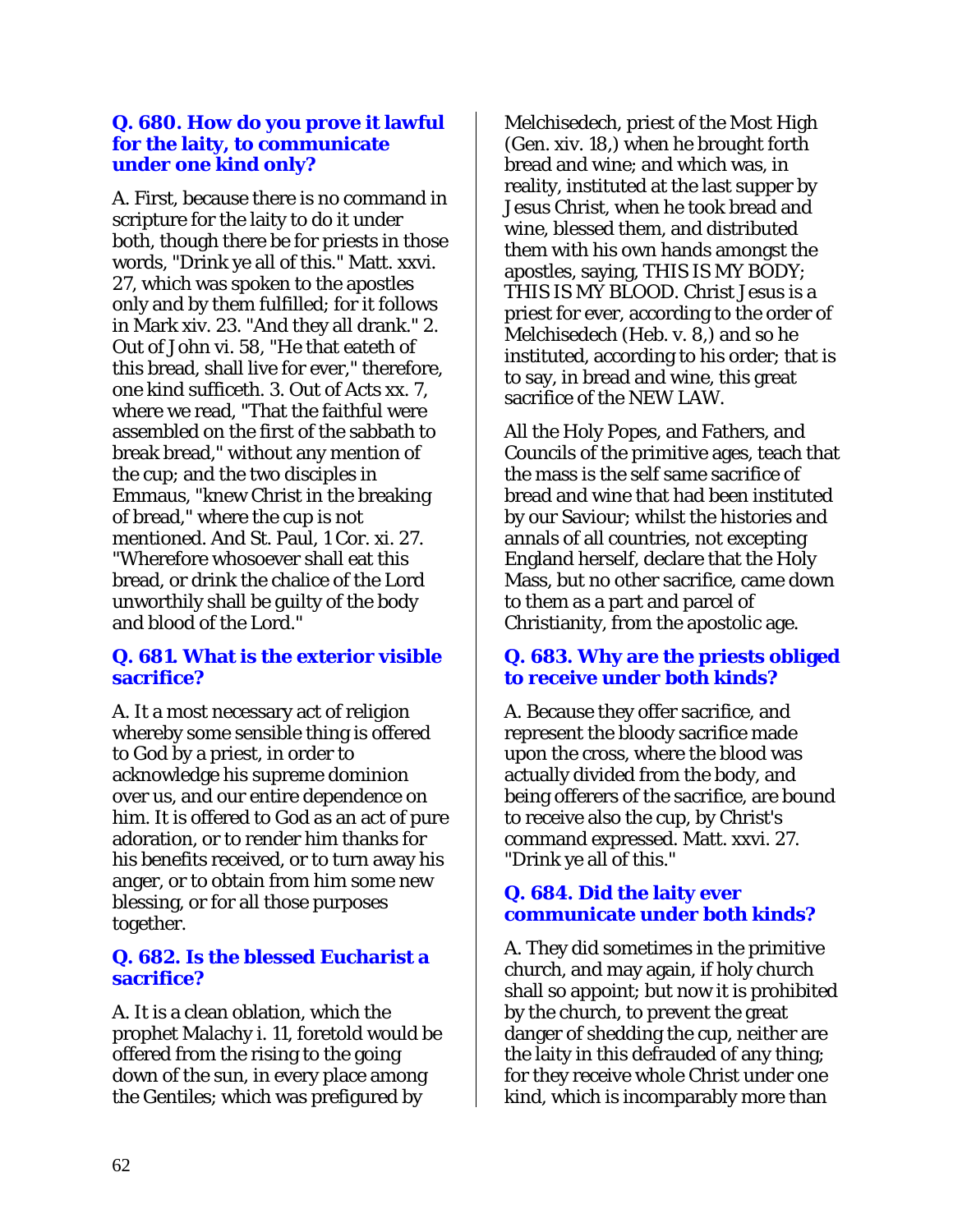### Q. 680. How do you prove it lawful for the laity, to communicate under one kind only?

A. First, because there is no command in scripture for the laity to do it under both, though there be for priests in those words, "Drink ye all of this." Matt. xxvi. 27, which was spoken to the apostles only and by them fulfilled; for it follows in Mark xiv. 23. "And they all drank." 2. Out of John vi. 58, "He that eateth of this bread, shall live for ever," therefore, one kind sufficeth. 3. Out of Acts xx. 7, where we read, "That the faithful were assembled on the first of the sabbath to break bread," without any mention of the cup; and the two disciples in Emmaus, "knew Christ in the breaking of bread," where the cup is not mentioned. And St. Paul, 1 Cor. xi. 27. "Wherefore whosoever shall eat this bread, or drink the chalice of the Lord unworthily shall be guilty of the body and blood of the Lord."

### Q. 681. What is the exterior visible sacrifice?

A. It a most necessary act of religion whereby some sensible thing is offered to God by a priest, in order to acknowledge his supreme dominion over us, and our entire dependence on him. It is offered to God as an act of pure adoration, or to render him thanks for his benefits received, or to turn away his anger, or to obtain from him some new blessing, or for all those purposes together.

### Q. 682. Is the blessed Eucharist a sacrifice?

A. It is a clean oblation, which the prophet Malachy i. 11, foretold would be offered from the rising to the going down of the sun, in every place among the Gentiles; which was prefigured by Melchisedech, priest of the Most High (Gen. xiv. 18,) when he brought forth bread and wine; and which was, in reality, instituted at the last supper by Jesus Christ, when he took bread and wine, blessed them, and distributed them with his own hands amongst the apostles, saying, THIS IS MY BODY; THIS IS MY BLOOD. Christ Jesus is a priest for ever, according to the order of Melchisedech (Heb. v. 8,) and so he instituted, according to his order; that is to say, in bread and wine, this great sacrifice of the NEW LAW.

All the Holy Popes, and Fathers, and Councils of the primitive ages, teach that the mass is the self same sacrifice of bread and wine that had been instituted by our Saviour; whilst the histories and annals of all countries, not excepting England herself, declare that the Holy Mass, but no other sacrifice, came down to them as a part and parcel of Christianity, from the apostolic age.

### Q. 683. Why are the priests obliged to receive under both kinds?

A. Because they offer sacrifice, and represent the bloody sacrifice made upon the cross, where the blood was actually divided from the body, and being offerers of the sacrifice, are bound to receive also the cup, by Christ's command expressed. Matt. xxvi. 27. "Drink ye all of this."

### Q. 684. Did the laity ever communicate under both kinds?

A. They did sometimes in the primitive church, and may again, if holy church shall so appoint; but now it is prohibited by the church, to prevent the great danger of shedding the cup, neither are the laity in this defrauded of any thing; for they receive whole Christ under one kind, which is incomparably more than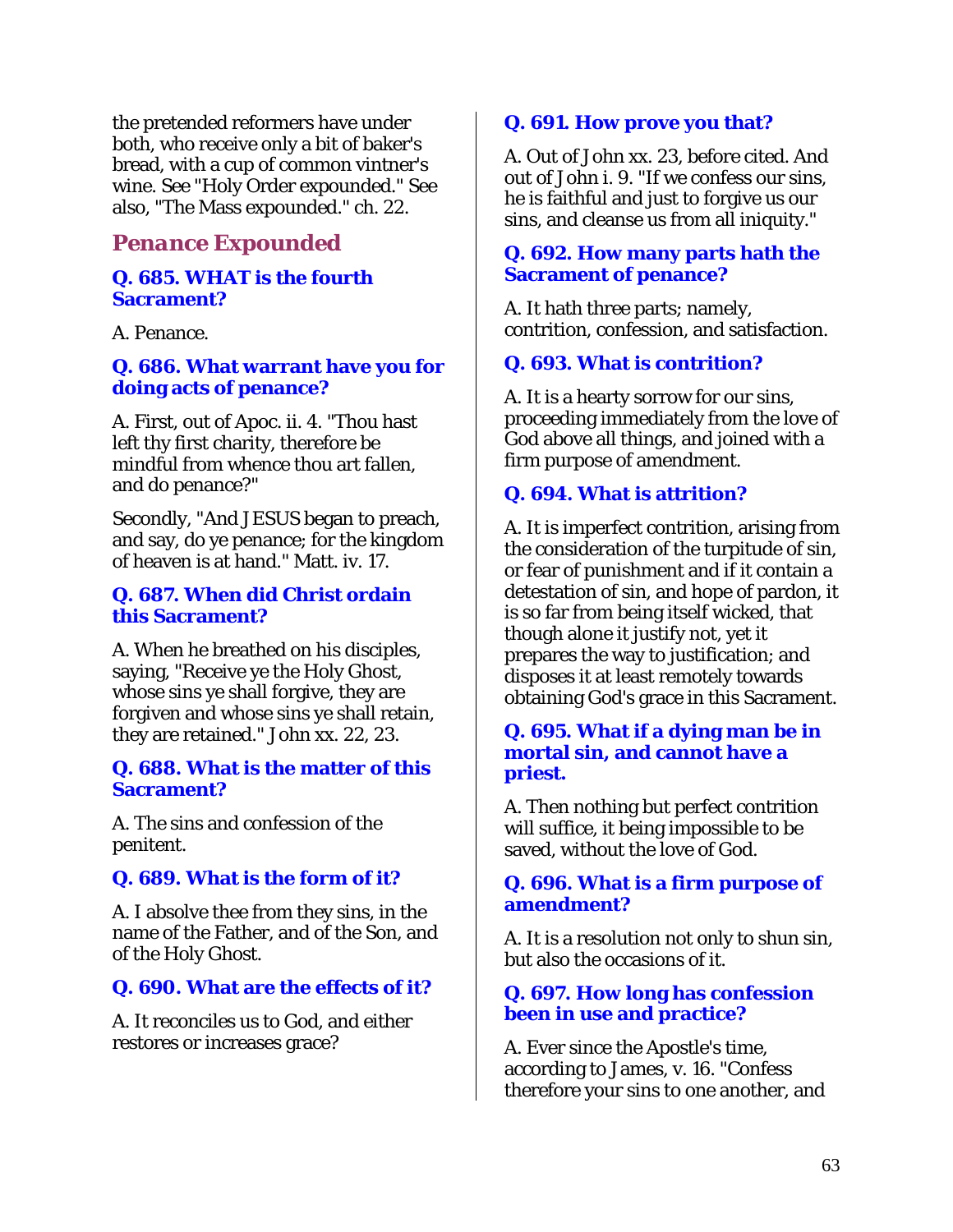the pretended reformers have under both, who receive only a bit of baker's bread, with a cup of common vintner's wine. See "Holy Order expounded." See also, "The Mass expounded." ch. 22.

## Penance Expounded

### Q. 685. WHAT is the fourth Sacrament?

A. Penance.

### Q. 686. What warrant have you for doing acts of penance?

A. First, out of Apoc. ii. 4. "Thou hast left thy first charity, therefore be mindful from whence thou art fallen, and do penance?"

Secondly, "And JESUS began to preach, and say, do ye penance; for the kingdom of heaven is at hand." Matt. iv. 17.

### Q. 687. When did Christ ordain this Sacrament?

A. When he breathed on his disciples, saying, "Receive ye the Holy Ghost, whose sins ye shall forgive, they are forgiven and whose sins ye shall retain, they are retained." John xx. 22, 23.

### Q. 688. What is the matter of this Sacrament?

A. The sins and confession of the penitent.

### Q. 689. What is the form of it?

A. I absolve thee from they sins, in the name of the Father, and of the Son, and of the Holy Ghost.

### Q. 690. What are the effects of it?

A. It reconciles us to God, and either restores or increases grace?

### Q. 691. How prove you that?

A. Out of John xx. 23, before cited. And out of John i. 9. "If we confess our sins, he is faithful and just to forgive us our sins, and cleanse us from all iniquity."

### Q. 692. How many parts hath the Sacrament of penance?

A. It hath three parts; namely, contrition, confession, and satisfaction.

### Q. 693. What is contrition?

A. It is a hearty sorrow for our sins, proceeding immediately from the love of God above all things, and joined with a firm purpose of amendment.

### Q. 694. What is attrition?

A. It is imperfect contrition, arising from the consideration of the turpitude of sin, or fear of punishment and if it contain a detestation of sin, and hope of pardon, it is so far from being itself wicked, that though alone it justify not, yet it prepares the way to justification; and disposes it at least remotely towards obtaining God's grace in this Sacrament.

### Q. 695. What if a dying man be in mortal sin, and cannot have a priest.

A. Then nothing but perfect contrition will suffice, it being impossible to be saved, without the love of God.

### Q. 696. What is a firm purpose of amendment?

A. It is a resolution not only to shun sin, but also the occasions of it.

### Q. 697. How long has confession been in use and practice?

A. Ever since the Apostle's time, according to James, v. 16. "Confess therefore your sins to one another, and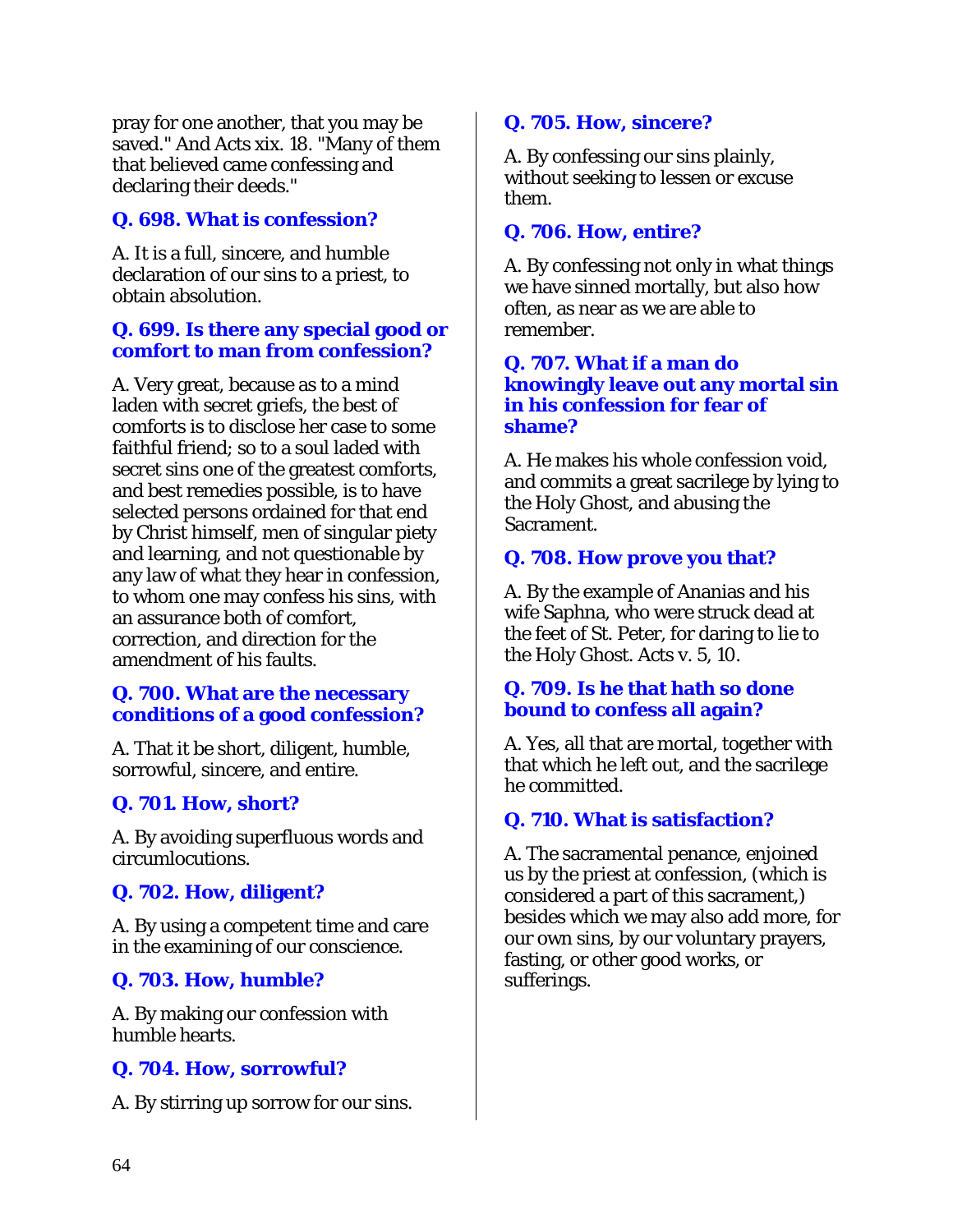pray for one another, that you may be saved." And Acts xix. 18. "Many of them that believed came confessing and declaring their deeds."

### Q. 698. What is confession?

A. It is a full, sincere, and humble declaration of our sins to a priest, to obtain absolution.

### Q. 699. Is there any special good or comfort to man from confession?

A. Very great, because as to a mind laden with secret griefs, the best of comforts is to disclose her case to some faithful friend; so to a soul laded with secret sins one of the greatest comforts, and best remedies possible, is to have selected persons ordained for that end by Christ himself, men of singular piety and learning, and not questionable by any law of what they hear in confession, to whom one may confess his sins, with an assurance both of comfort, correction, and direction for the amendment of his faults.

### Q. 700. What are the necessary conditions of a good confession?

A. That it be short, diligent, humble, sorrowful, sincere, and entire.

### Q. 701. How, short?

A. By avoiding superfluous words and circumlocutions.

### Q. 702. How, diligent?

A. By using a competent time and care in the examining of our conscience.

### Q. 703. How, humble?

A. By making our confession with humble hearts.

### Q. 704. How, sorrowful?

A. By stirring up sorrow for our sins.

### Q. 705. How, sincere?

A. By confessing our sins plainly, without seeking to lessen or excuse them.

### Q. 706. How, entire?

A. By confessing not only in what things we have sinned mortally, but also how often, as near as we are able to remember.

### Q. 707. What if a man do knowingly leave out any mortal sin in his confession for fear of shame?

A. He makes his whole confession void, and commits a great sacrilege by lying to the Holy Ghost, and abusing the Sacrament.

### Q. 708. How prove you that?

A. By the example of Ananias and his wife Saphna, who were struck dead at the feet of St. Peter, for daring to lie to the Holy Ghost. Acts v. 5, 10.

### Q. 709. Is he that hath so done bound to confess all again?

A. Yes, all that are mortal, together with that which he left out, and the sacrilege he committed.

### Q. 710. What is satisfaction?

A. The sacramental penance, enjoined us by the priest at confession, (which is considered a part of this sacrament,) besides which we may also add more, for our own sins, by our voluntary prayers, fasting, or other good works, or sufferings.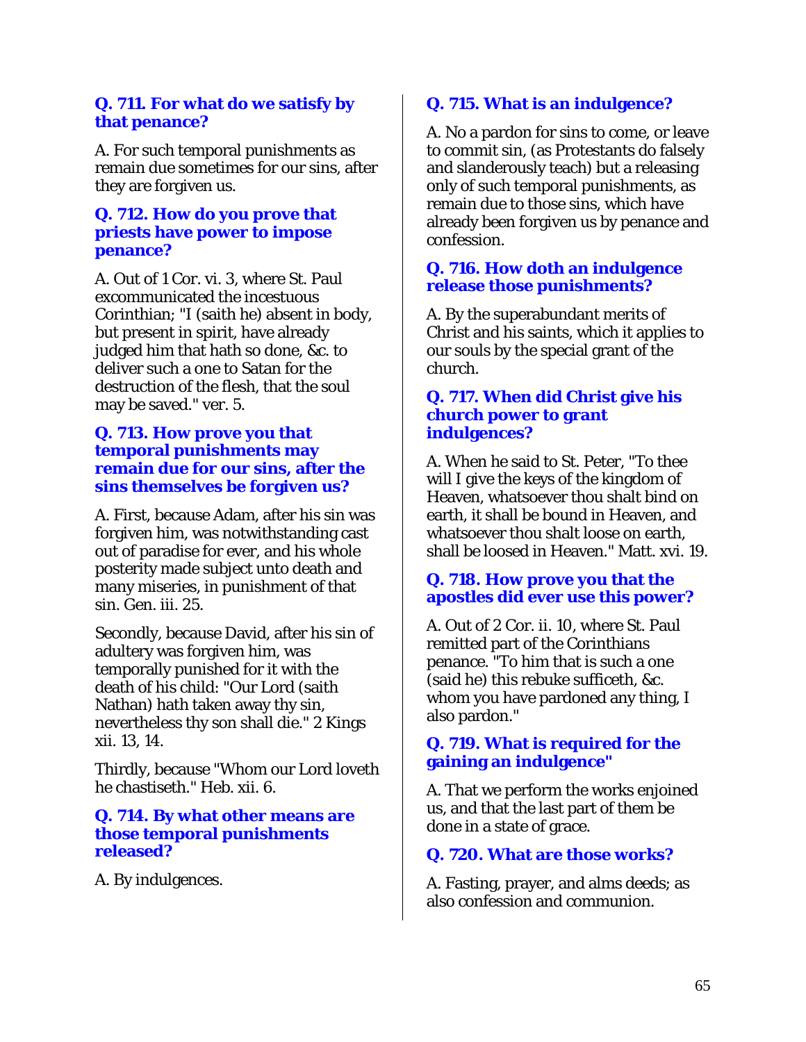**Q. 711. For what do we satisfy by that penance?**

A. For such temporal punishments as remain due sometimes for our sins, after they are forgiven us.

**Q. 712. How do you prove that priests have power to impose penance?**

A. Out of 1 Cor. vi. 3, where St. Paul excommunicated the incestuous Corinthian; "I (saith he) absent in body, but present in spirit, have already judged him that hath so done, &c. to deliver such a one to Satan for the destruction of the flesh, that the soul may be saved." ver. 5.

**Q. 713. How prove you that temporal punishments may remain due for our sins, after the sins themselves be forgiven us?**

A. First, because Adam, after his sin was forgiven him, was notwithstanding cast out of paradise for ever, and his whole posterity made subject unto death and many miseries, in punishment of that sin. Gen. iii. 25.

Secondly, because David, after his sin of adultery was forgiven him, was temporally punished for it with the death of his child: "Our Lord (saith Nathan) hath taken away thy sin, nevertheless thy son shall die." 2 Kings xii. 13, 14.

Thirdly, because "Whom our Lord loveth he chastiseth." Heb. xii. 6.

**Q. 714. By what other means are those temporal punishments released?**

A. By indulgences.

**Q. 715. What is an indulgence?**

A. No a pardon for sins to come, or leave to commit sin, (as Protestants do falsely and slanderously teach) but a releasing only of such temporal punishments, as remain due to those sins, which have already been forgiven us by penance and confession.

**Q. 716. How doth an indulgence release those punishments?**

A. By the superabundant merits of Christ and his saints, which it applies to our souls by the special grant of the church.

**Q. 717. When did Christ give his church power to grant indulgences?**

A. When he said to St. Peter, "To thee will I give the keys of the kingdom of Heaven, whatsoever thou shalt bind on earth, it shall be bound in Heaven, and whatsoever thou shalt loose on earth, shall be loosed in Heaven." Matt. xvi. 19.

**Q. 718. How prove you that the apostles did ever use this power?**

A. Out of 2 Cor. ii. 10, where St. Paul remitted part of the Corinthians penance. "To him that is such a one (said he) this rebuke sufficeth, &c. whom you have pardoned any thing, I also pardon."

**Q. 719. What is required for the gaining an indulgence"**

A. That we perform the works enjoined us, and that the last part of them be done in a state of grace.

**Q. 720. What are those works?**

A. Fasting, prayer, and alms deeds; as also confession and communion.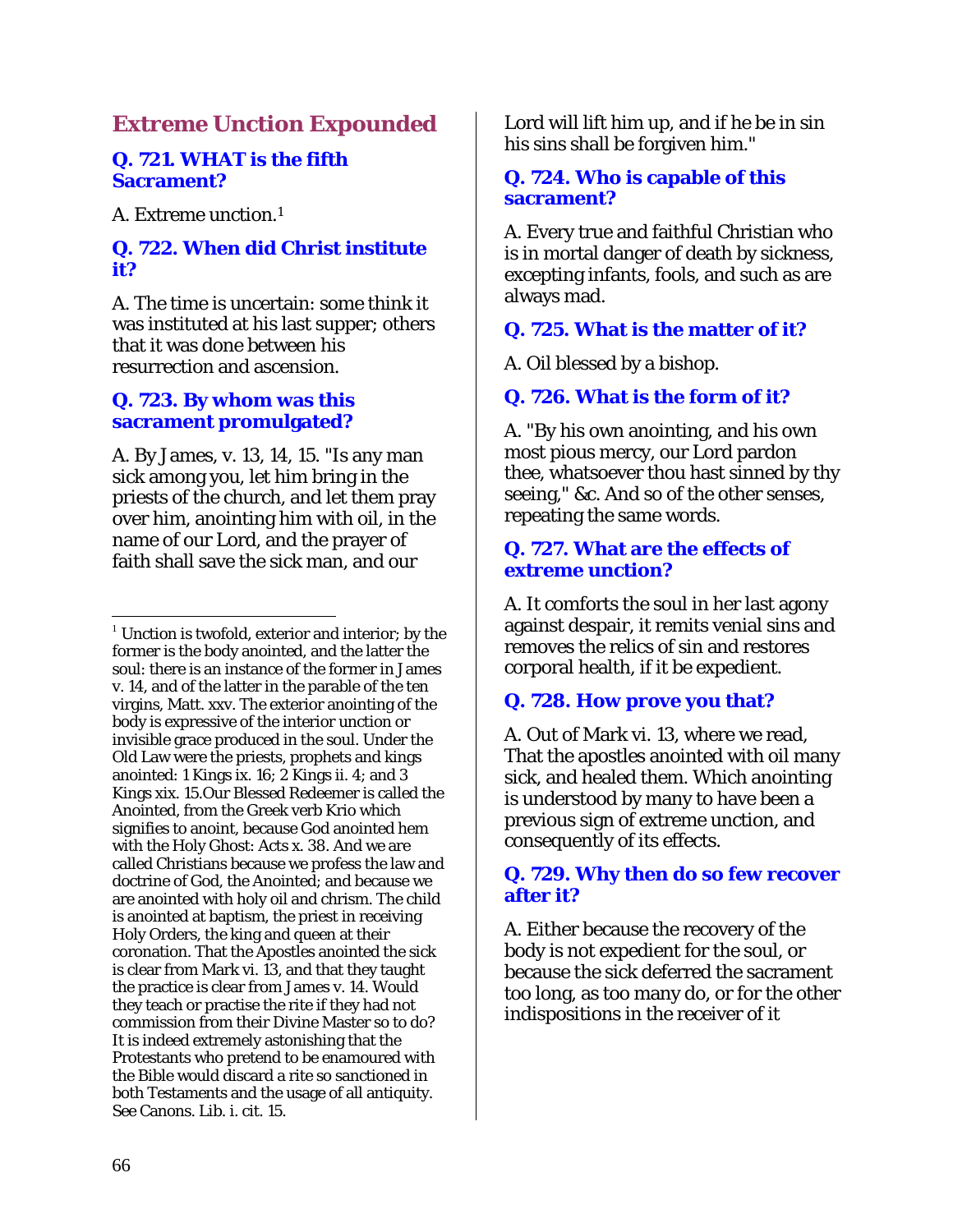## Extreme Unction Expounded

### Q. 721. WHAT is the fifth Sacrament?

A. Extreme unction.[1]

### Q. 722. When did Christ institute it?

A. The time is uncertain: some think it was instituted at his last supper; others that it was done between his resurrection and ascension.

### Q. 723. By whom was this sacrament promulgated?

A. By James, v. 13, 14, 15. "Is any man sick among you, let him bring in the priests of the church, and let them pray over him, anointing him with oil, in the name of our Lord, and the prayer of faith shall save the sick man, and our Lord will lift him up, and if he be in sin his sins shall be forgiven him."

### Q. 724. Who is capable of this sacrament?

A. Every true and faithful Christian who is in mortal danger of death by sickness, excepting infants, fools, and such as are always mad.

### Q. 725. What is the matter of it?

A. Oil blessed by a bishop.

### Q. 726. What is the form of it?

A. "By his own anointing, and his own most pious mercy, our Lord pardon thee, whatsoever thou hast sinned by thy seeing," &c. And so of the other senses, repeating the same words.

### Q. 727. What are the effects of extreme unction?

A. It comforts the soul in her last agony against despair, it remits venial sins and removes the relics of sin and restores corporal health, if it be expedient.

### Q. 728. How prove you that?

A. Out of Mark vi. 13, where we read, That the apostles anointed with oil many sick, and healed them. Which anointing is understood by many to have been a previous sign of extreme unction, and consequently of its effects.

### Q. 729. Why then do so few recover after it?

A. Either because the recovery of the body is not expedient for the soul, or because the sick deferred the sacrament too long, as too many do, or for the other indispositions in the receiver of it

---

[1] Unction is twofold, exterior and interior; by the former is the body anointed, and the latter the soul: there is an instance of the former in James v. 14, and of the latter in the parable of the ten virgins, Matt. xxv. The exterior anointing of the body is expressive of the interior unction or invisible grace produced in the soul. Under the Old Law were the priests, prophets and kings anointed: 1 Kings ix. 16; 2 Kings ii. 4; and 3 Kings xix. 15.Our Blessed Redeemer is called the Anointed, from the Greek verb Krio which signifies to anoint, because God anointed hem with the Holy Ghost: Acts x. 38. And we are called Christians because we profess the law and doctrine of God, the Anointed; and because we are anointed with holy oil and chrism. The child is anointed at baptism, the priest in receiving Holy Orders, the king and queen at their coronation. That the Apostles anointed the sick is clear from Mark vi. 13, and that they taught the practice is clear from James v. 14. Would they teach or practise the rite if they had not commission from their Divine Master so to do? It is indeed extremely astonishing that the Protestants who pretend to be enamoured with the Bible would discard a rite so sanctioned in both Testaments and the usage of all antiquity. See Canons. Lib. i. cit. 15.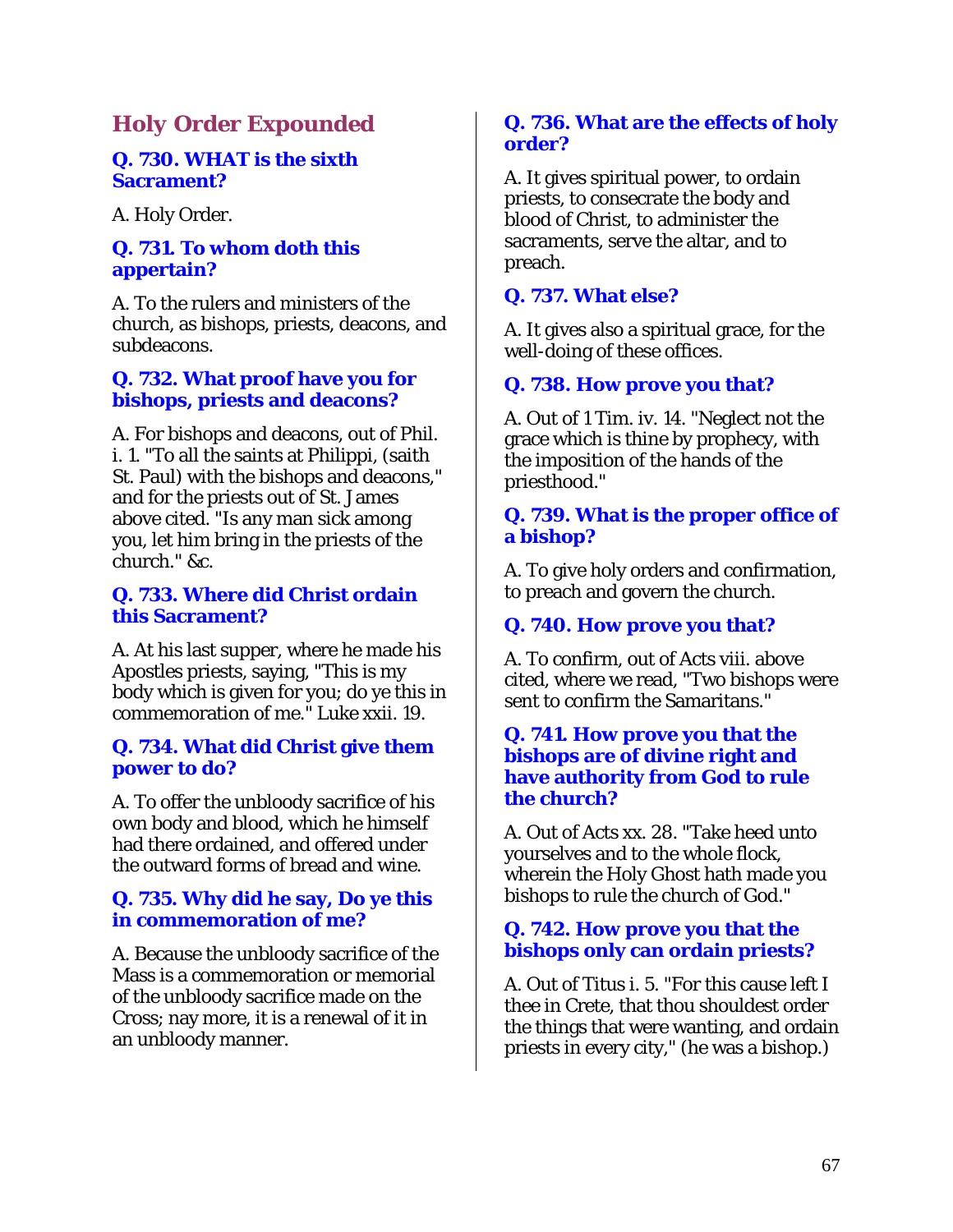## Holy Order Expounded

### Q. 730. WHAT is the sixth Sacrament?

A. Holy Order.

### Q. 731. To whom doth this appertain?

A. To the rulers and ministers of the church, as bishops, priests, deacons, and subdeacons.

### Q. 732. What proof have you for bishops, priests and deacons?

A. For bishops and deacons, out of Phil. i. 1. "To all the saints at Philippi, (saith St. Paul) with the bishops and deacons," and for the priests out of St. James above cited. "Is any man sick among you, let him bring in the priests of the church." &c.

### Q. 733. Where did Christ ordain this Sacrament?

A. At his last supper, where he made his Apostles priests, saying, "This is my body which is given for you; do ye this in commemoration of me." Luke xxii. 19.

### Q. 734. What did Christ give them power to do?

A. To offer the unbloody sacrifice of his own body and blood, which he himself had there ordained, and offered under the outward forms of bread and wine.

### Q. 735. Why did he say, Do ye this in commemoration of me?

A. Because the unbloody sacrifice of the Mass is a commemoration or memorial of the unbloody sacrifice made on the Cross; nay more, it is a renewal of it in an unbloody manner.

### Q. 736. What are the effects of holy order?

A. It gives spiritual power, to ordain priests, to consecrate the body and blood of Christ, to administer the sacraments, serve the altar, and to preach.

### Q. 737. What else?

A. It gives also a spiritual grace, for the well-doing of these offices.

### Q. 738. How prove you that?

A. Out of 1 Tim. iv. 14. "Neglect not the grace which is thine by prophecy, with the imposition of the hands of the priesthood."

### Q. 739. What is the proper office of a bishop?

A. To give holy orders and confirmation, to preach and govern the church.

### Q. 740. How prove you that?

A. To confirm, out of Acts viii. above cited, where we read, "Two bishops were sent to confirm the Samaritans."

### Q. 741. How prove you that the bishops are of divine right and have authority from God to rule the church?

A. Out of Acts xx. 28. "Take heed unto yourselves and to the whole flock, wherein the Holy Ghost hath made you bishops to rule the church of God."

### Q. 742. How prove you that the bishops only can ordain priests?

A. Out of Titus i. 5. "For this cause left I thee in Crete, that thou shouldest order the things that were wanting, and ordain priests in every city," (he was a bishop.)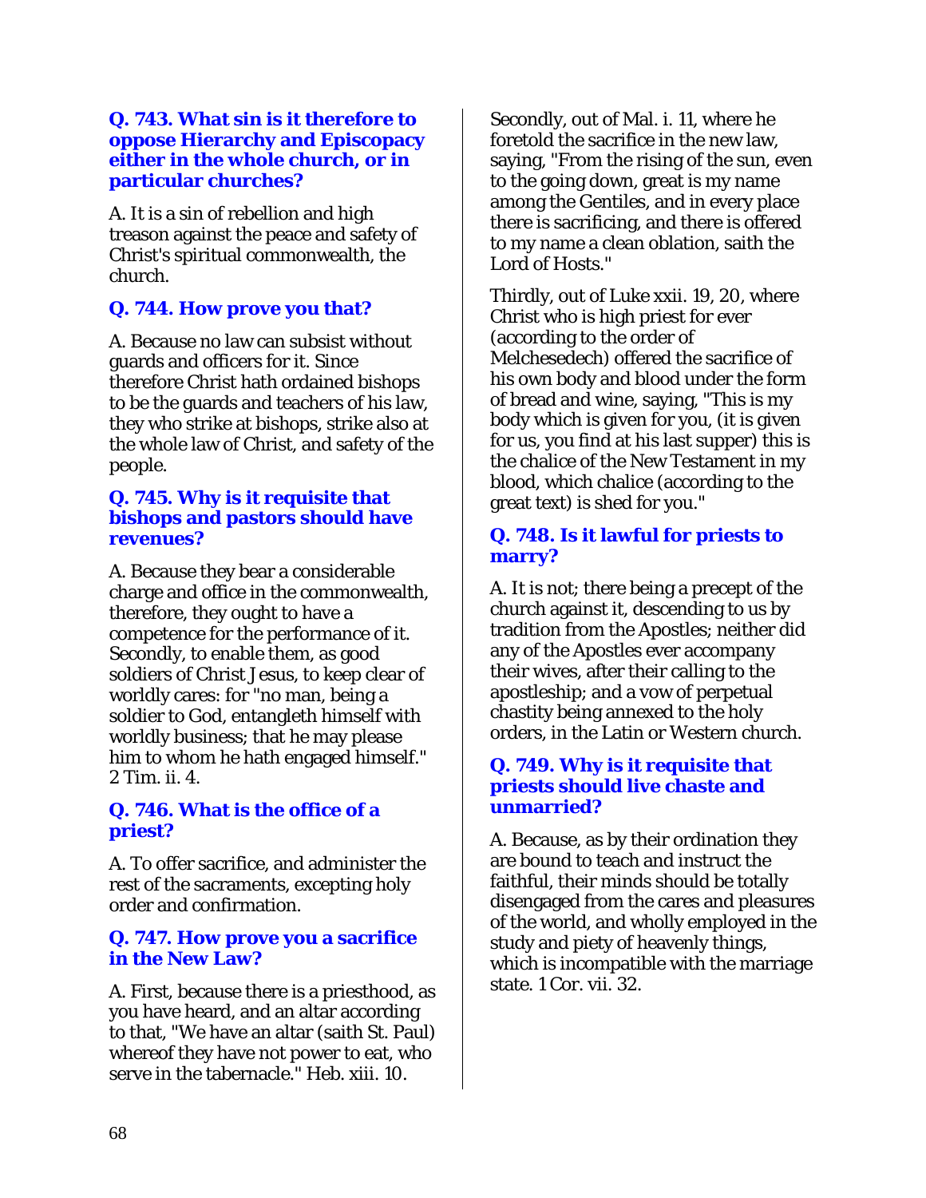### Q. 743. What sin is it therefore to oppose Hierarchy and Episcopacy either in the whole church, or in particular churches?

A. It is a sin of rebellion and high treason against the peace and safety of Christ's spiritual commonwealth, the church.

### Q. 744. How prove you that?

A. Because no law can subsist without guards and officers for it. Since therefore Christ hath ordained bishops to be the guards and teachers of his law, they who strike at bishops, strike also at the whole law of Christ, and safety of the people.

### Q. 745. Why is it requisite that bishops and pastors should have revenues?

A. Because they bear a considerable charge and office in the commonwealth, therefore, they ought to have a competence for the performance of it. Secondly, to enable them, as good soldiers of Christ Jesus, to keep clear of worldly cares: for "no man, being a soldier to God, entangleth himself with worldly business; that he may please him to whom he hath engaged himself." 2 Tim. ii. 4.

### Q. 746. What is the office of a priest?

A. To offer sacrifice, and administer the rest of the sacraments, excepting holy order and confirmation.

### Q. 747. How prove you a sacrifice in the New Law?

A. First, because there is a priesthood, as you have heard, and an altar according to that, "We have an altar (saith St. Paul) whereof they have not power to eat, who serve in the tabernacle." Heb. xiii. 10.

Secondly, out of Mal. i. 11, where he foretold the sacrifice in the new law, saying, "From the rising of the sun, even to the going down, great is my name among the Gentiles, and in every place there is sacrificing, and there is offered to my name a clean oblation, saith the Lord of Hosts."

Thirdly, out of Luke xxii. 19, 20, where Christ who is high priest for ever (according to the order of Melchesedech) offered the sacrifice of his own body and blood under the form of bread and wine, saying, "This is my body which is given for you, (it is given for us, you find at his last supper) this is the chalice of the New Testament in my blood, which chalice (according to the great text) is shed for you."

### Q. 748. Is it lawful for priests to marry?

A. It is not; there being a precept of the church against it, descending to us by tradition from the Apostles; neither did any of the Apostles ever accompany their wives, after their calling to the apostleship; and a vow of perpetual chastity being annexed to the holy orders, in the Latin or Western church.

### Q. 749. Why is it requisite that priests should live chaste and unmarried?

A. Because, as by their ordination they are bound to teach and instruct the faithful, their minds should be totally disengaged from the cares and pleasures of the world, and wholly employed in the study and piety of heavenly things, which is incompatible with the marriage state. 1 Cor. vii. 32.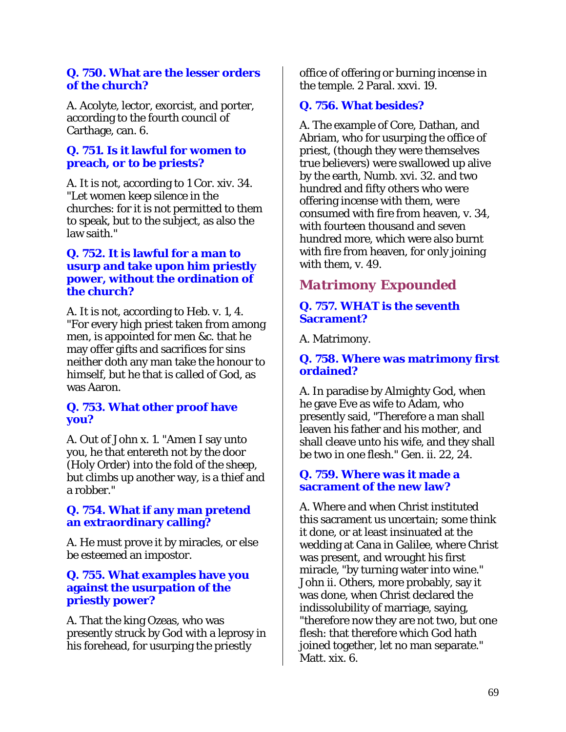**Q. 750. What are the lesser orders of the church?**

A. Acolyte, lector, exorcist, and porter, according to the fourth council of Carthage, can. 6.

**Q. 751. Is it lawful for women to preach, or to be priests?**

A. It is not, according to 1 Cor. xiv. 34. "Let women keep silence in the churches: for it is not permitted to them to speak, but to the subject, as also the law saith."

**Q. 752. It is lawful for a man to usurp and take upon him priestly power, without the ordination of the church?**

A. It is not, according to Heb. v. 1, 4. "For every high priest taken from among men, is appointed for men &c. that he may offer gifts and sacrifices for sins neither doth any man take the honour to himself, but he that is called of God, as was Aaron.

**Q. 753. What other proof have you?**

A. Out of John x. 1. "Amen I say unto you, he that entereth not by the door (Holy Order) into the fold of the sheep, but climbs up another way, is a thief and a robber."

**Q. 754. What if any man pretend an extraordinary calling?**

A. He must prove it by miracles, or else be esteemed an impostor.

**Q. 755. What examples have you against the usurpation of the priestly power?**

A. That the king Ozeas, who was presently struck by God with a leprosy in his forehead, for usurping the priestly office of offering or burning incense in the temple. 2 Paral. xxvi. 19.

**Q. 756. What besides?**

A. The example of Core, Dathan, and Abriam, who for usurping the office of priest, (though they were themselves true believers) were swallowed up alive by the earth, Numb. xvi. 32. and two hundred and fifty others who were offering incense with them, were consumed with fire from heaven, v. 34, with fourteen thousand and seven hundred more, which were also burnt with fire from heaven, for only joining with them, v. 49.

## Matrimony Expounded

**Q. 757. WHAT is the seventh Sacrament?**

A. Matrimony.

**Q. 758. Where was matrimony first ordained?**

A. In paradise by Almighty God, when he gave Eve as wife to Adam, who presently said, "Therefore a man shall leaven his father and his mother, and shall cleave unto his wife, and they shall be two in one flesh." Gen. ii. 22, 24.

**Q. 759. Where was it made a sacrament of the new law?**

A. Where and when Christ instituted this sacrament us uncertain; some think it done, or at least insinuated at the wedding at Cana in Galilee, where Christ was present, and wrought his first miracle, "by turning water into wine." John ii. Others, more probably, say it was done, when Christ declared the indissolubility of marriage, saying, "therefore now they are not two, but one flesh: that therefore which God hath joined together, let no man separate." Matt. xix. 6.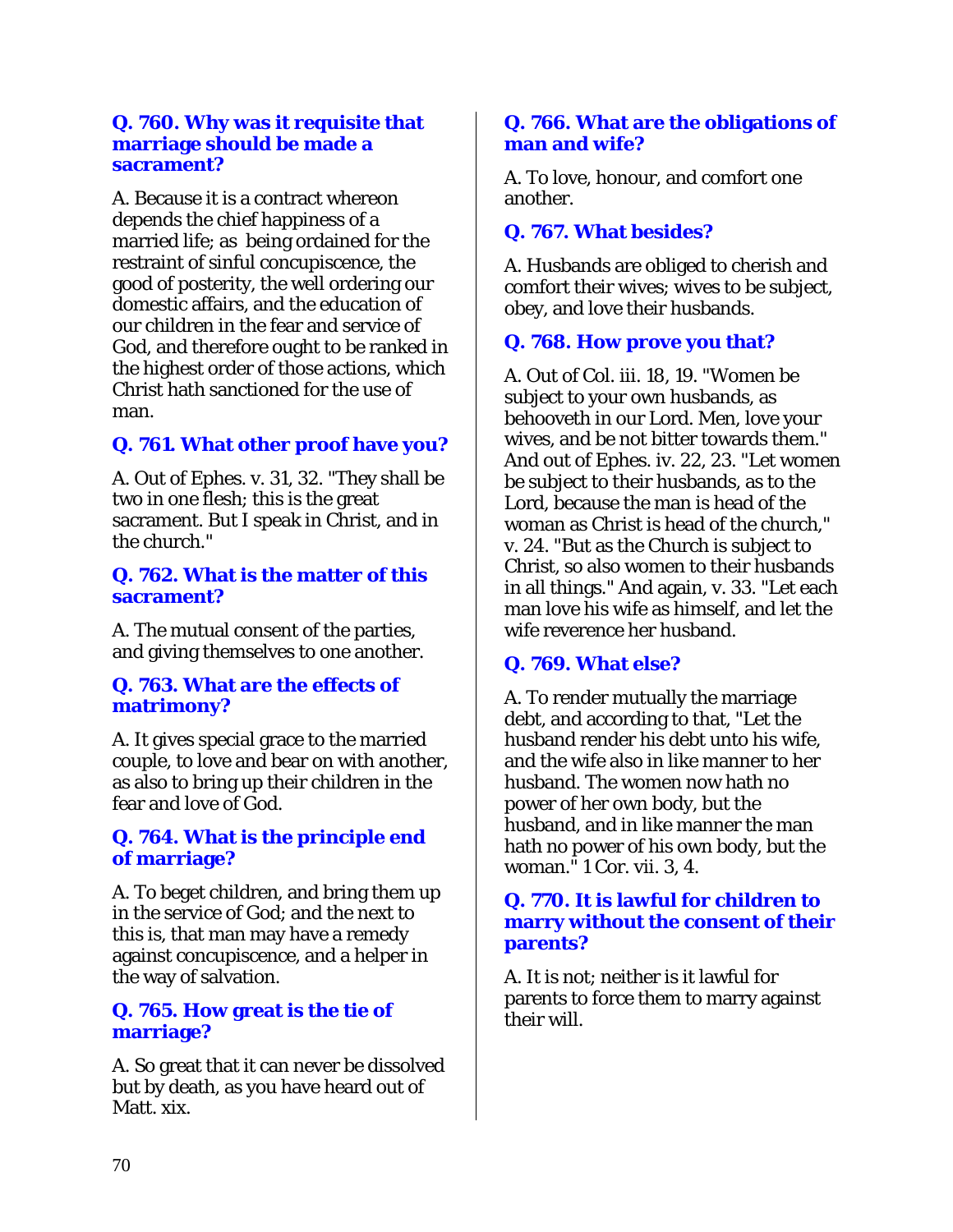**Q. 760. Why was it requisite that marriage should be made a sacrament?**

A. Because it is a contract whereon depends the chief happiness of a married life; as being ordained for the restraint of sinful concupiscence, the good of posterity, the well ordering our domestic affairs, and the education of our children in the fear and service of God, and therefore ought to be ranked in the highest order of those actions, which Christ hath sanctioned for the use of man.

**Q. 761. What other proof have you?**

A. Out of Ephes. v. 31, 32. "They shall be two in one flesh; this is the great sacrament. But I speak in Christ, and in the church."

**Q. 762. What is the matter of this sacrament?**

A. The mutual consent of the parties, and giving themselves to one another.

**Q. 763. What are the effects of matrimony?**

A. It gives special grace to the married couple, to love and bear on with another, as also to bring up their children in the fear and love of God.

**Q. 764. What is the principle end of marriage?**

A. To beget children, and bring them up in the service of God; and the next to this is, that man may have a remedy against concupiscence, and a helper in the way of salvation.

**Q. 765. How great is the tie of marriage?**

A. So great that it can never be dissolved but by death, as you have heard out of Matt. xix.

**Q. 766. What are the obligations of man and wife?**

A. To love, honour, and comfort one another.

**Q. 767. What besides?**

A. Husbands are obliged to cherish and comfort their wives; wives to be subject, obey, and love their husbands.

**Q. 768. How prove you that?**

A. Out of Col. iii. 18, 19. "Women be subject to your own husbands, as behooveth in our Lord. Men, love your wives, and be not bitter towards them." And out of Ephes. iv. 22, 23. "Let women be subject to their husbands, as to the Lord, because the man is head of the woman as Christ is head of the church," v. 24. "But as the Church is subject to Christ, so also women to their husbands in all things." And again, v. 33. "Let each man love his wife as himself, and let the wife reverence her husband.

**Q. 769. What else?**

A. To render mutually the marriage debt, and according to that, "Let the husband render his debt unto his wife, and the wife also in like manner to her husband. The women now hath no power of her own body, but the husband, and in like manner the man hath no power of his own body, but the woman." 1 Cor. vii. 3, 4.

**Q. 770. It is lawful for children to marry without the consent of their parents?**

A. It is not; neither is it lawful for parents to force them to marry against their will.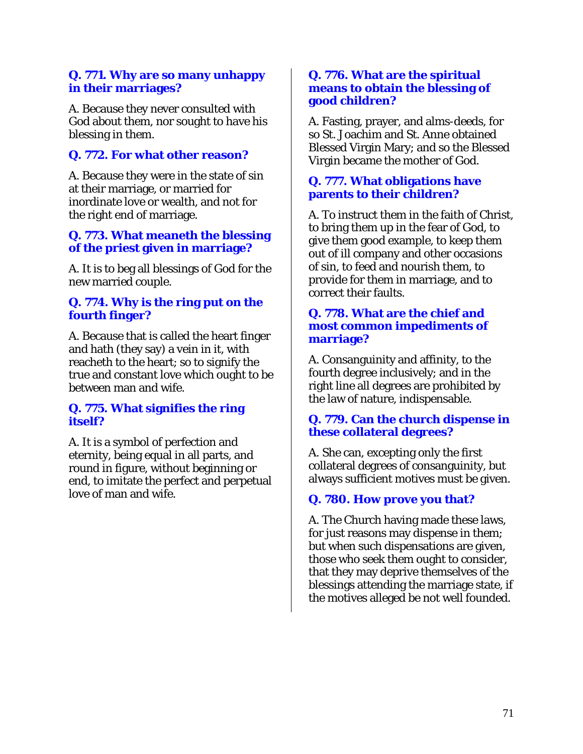**Q. 771. Why are so many unhappy in their marriages?**

A. Because they never consulted with God about them, nor sought to have his blessing in them.

**Q. 772. For what other reason?**

A. Because they were in the state of sin at their marriage, or married for inordinate love or wealth, and not for the right end of marriage.

**Q. 773. What meaneth the blessing of the priest given in marriage?**

A. It is to beg all blessings of God for the new married couple.

**Q. 774. Why is the ring put on the fourth finger?**

A. Because that is called the heart finger and hath (they say) a vein in it, with reacheth to the heart; so to signify the true and constant love which ought to be between man and wife.

**Q. 775. What signifies the ring itself?**

A. It is a symbol of perfection and eternity, being equal in all parts, and round in figure, without beginning or end, to imitate the perfect and perpetual love of man and wife.

**Q. 776. What are the spiritual means to obtain the blessing of good children?**

A. Fasting, prayer, and alms-deeds, for so St. Joachim and St. Anne obtained Blessed Virgin Mary; and so the Blessed Virgin became the mother of God.

**Q. 777. What obligations have parents to their children?**

A. To instruct them in the faith of Christ, to bring them up in the fear of God, to give them good example, to keep them out of ill company and other occasions of sin, to feed and nourish them, to provide for them in marriage, and to correct their faults.

**Q. 778. What are the chief and most common impediments of marriage?**

A. Consanguinity and affinity, to the fourth degree inclusively; and in the right line all degrees are prohibited by the law of nature, indispensable.

**Q. 779. Can the church dispense in these collateral degrees?**

A. She can, excepting only the first collateral degrees of consanguinity, but always sufficient motives must be given.

**Q. 780. How prove you that?**

A. The Church having made these laws, for just reasons may dispense in them; but when such dispensations are given, those who seek them ought to consider, that they may deprive themselves of the blessings attending the marriage state, if the motives alleged be not well founded.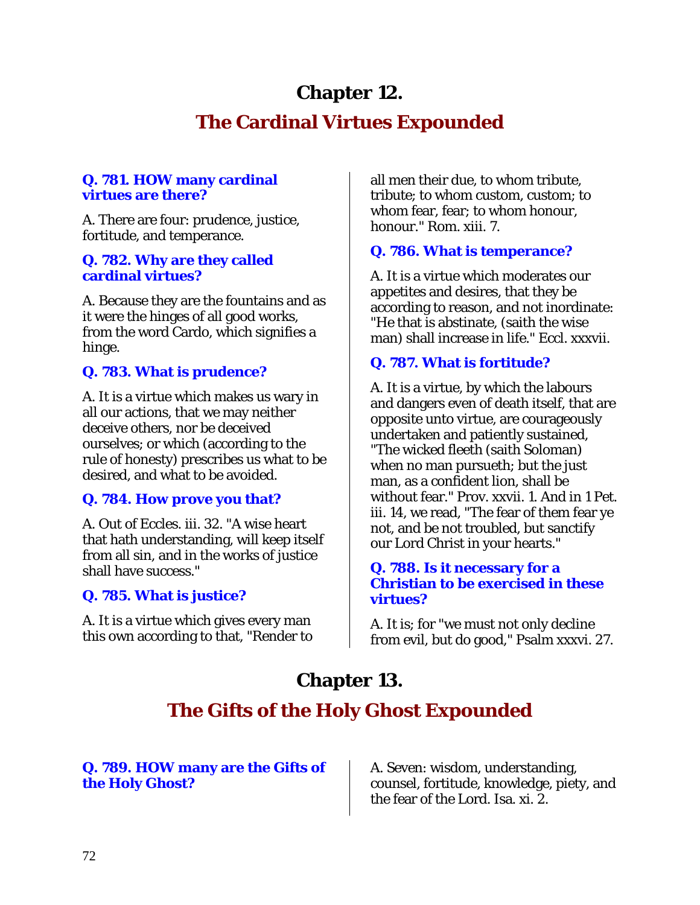# Chapter 12.

## The Cardinal Virtues Expounded

**Q. 781. HOW many cardinal virtues are there?**

A. There are four: prudence, justice, fortitude, and temperance.

**Q. 782. Why are they called cardinal virtues?**

A. Because they are the fountains and as it were the hinges of all good works, from the word Cardo, which signifies a hinge.

**Q. 783. What is prudence?**

A. It is a virtue which makes us wary in all our actions, that we may neither deceive others, nor be deceived ourselves; or which (according to the rule of honesty) prescribes us what to be desired, and what to be avoided.

**Q. 784. How prove you that?**

A. Out of Eccles. iii. 32. "A wise heart that hath understanding, will keep itself from all sin, and in the works of justice shall have success."

**Q. 785. What is justice?**

A. It is a virtue which gives every man this own according to that, "Render to all men their due, to whom tribute, tribute; to whom custom, custom; to whom fear, fear; to whom honour, honour." Rom. xiii. 7.

**Q. 786. What is temperance?**

A. It is a virtue which moderates our appetites and desires, that they be according to reason, and not inordinate: "He that is abstinate, (saith the wise man) shall increase in life." Eccl. xxxvii.

**Q. 787. What is fortitude?**

A. It is a virtue, by which the labours and dangers even of death itself, that are opposite unto virtue, are courageously undertaken and patiently sustained, "The wicked fleeth (saith Soloman) when no man pursueth; but the just man, as a confident lion, shall be without fear." Prov. xxvii. 1. And in 1 Pet. iii. 14, we read, "The fear of them fear ye not, and be not troubled, but sanctify our Lord Christ in your hearts."

**Q. 788. Is it necessary for a Christian to be exercised in these virtues?**

A. It is; for "we must not only decline from evil, but do good," Psalm xxxvi. 27.

# Chapter 13.

## The Gifts of the Holy Ghost Expounded

**Q. 789. HOW many are the Gifts of the Holy Ghost?**

A. Seven: wisdom, understanding, counsel, fortitude, knowledge, piety, and the fear of the Lord. Isa. xi. 2.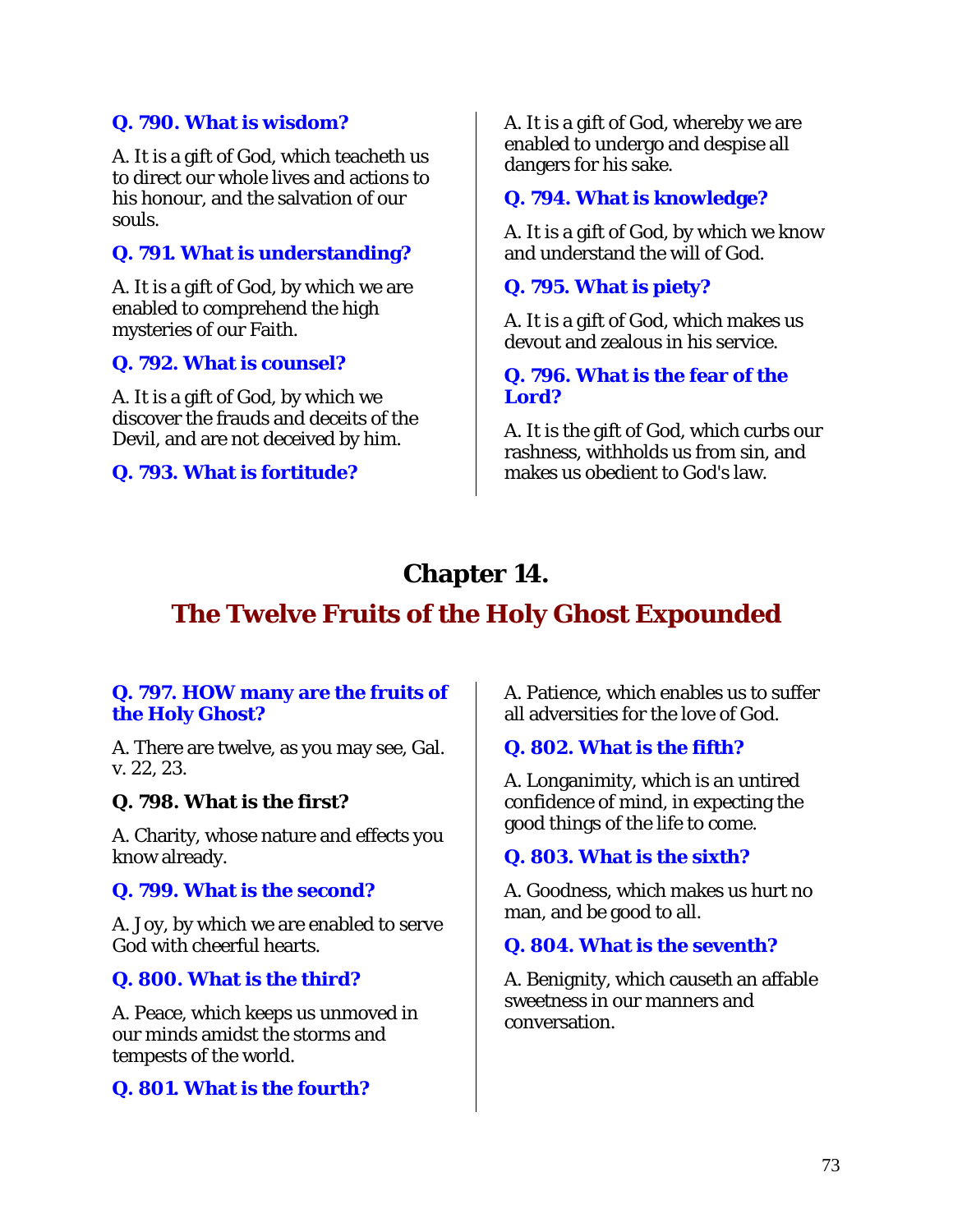**Q. 790. What is wisdom?**

A. It is a gift of God, which teacheth us to direct our whole lives and actions to his honour, and the salvation of our souls.

**Q. 791. What is understanding?**

A. It is a gift of God, by which we are enabled to comprehend the high mysteries of our Faith.

**Q. 792. What is counsel?**

A. It is a gift of God, by which we discover the frauds and deceits of the Devil, and are not deceived by him.

**Q. 793. What is fortitude?**

A. It is a gift of God, whereby we are enabled to undergo and despise all dangers for his sake.

**Q. 794. What is knowledge?**

A. It is a gift of God, by which we know and understand the will of God.

**Q. 795. What is piety?**

A. It is a gift of God, which makes us devout and zealous in his service.

**Q. 796. What is the fear of the Lord?**

A. It is the gift of God, which curbs our rashness, withholds us from sin, and makes us obedient to God's law.

# Chapter 14.

## The Twelve Fruits of the Holy Ghost Expounded

**Q. 797. HOW many are the fruits of the Holy Ghost?**

A. There are twelve, as you may see, Gal. v. 22, 23.

**Q. 798. What is the first?**

A. Charity, whose nature and effects you know already.

**Q. 799. What is the second?**

A. Joy, by which we are enabled to serve God with cheerful hearts.

**Q. 800. What is the third?**

A. Peace, which keeps us unmoved in our minds amidst the storms and tempests of the world.

**Q. 801. What is the fourth?**

A. Patience, which enables us to suffer all adversities for the love of God.

**Q. 802. What is the fifth?**

A. Longanimity, which is an untired confidence of mind, in expecting the good things of the life to come.

**Q. 803. What is the sixth?**

A. Goodness, which makes us hurt no man, and be good to all.

**Q. 804. What is the seventh?**

A. Benignity, which causeth an affable sweetness in our manners and conversation.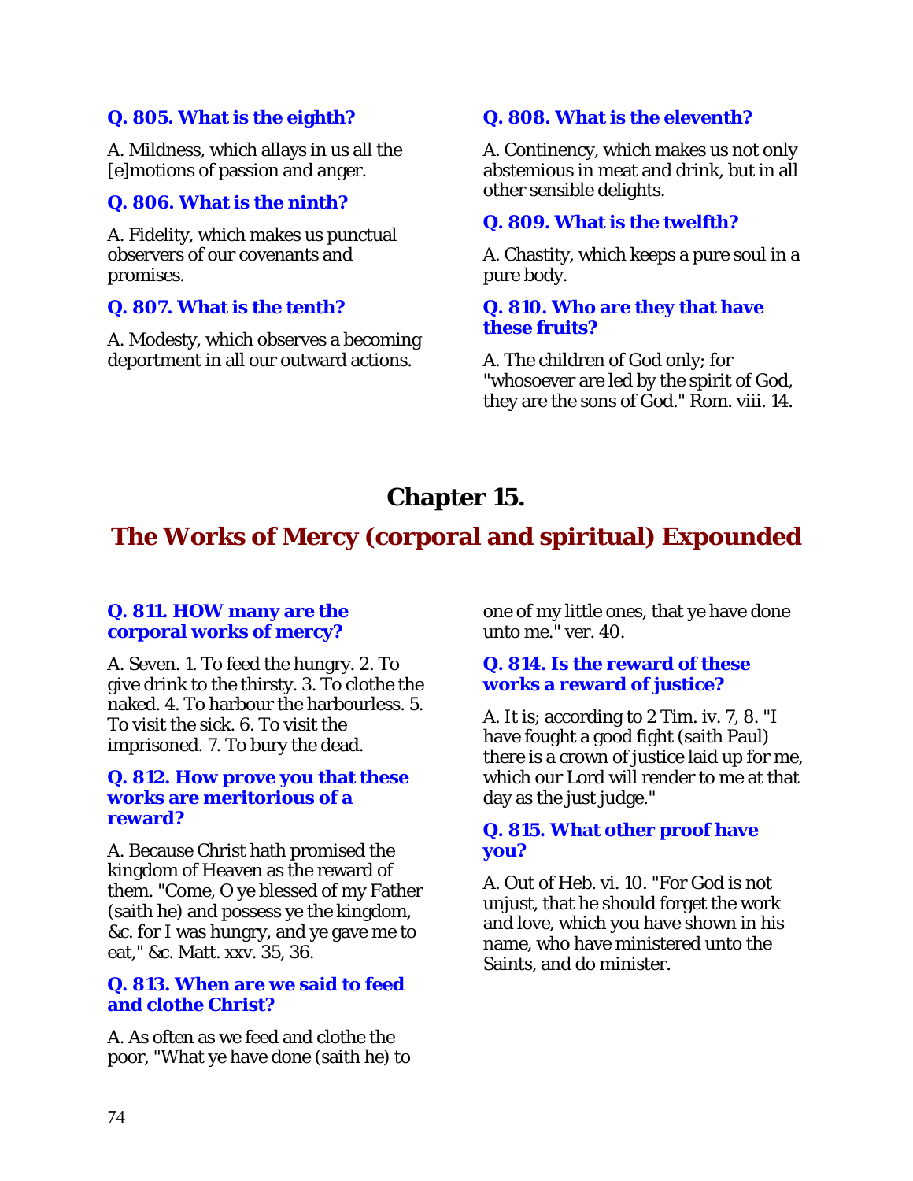**Q. 805. What is the eighth?**

A. Mildness, which allays in us all the [e]motions of passion and anger.

**Q. 806. What is the ninth?**

A. Fidelity, which makes us punctual observers of our covenants and promises.

**Q. 807. What is the tenth?**

A. Modesty, which observes a becoming deportment in all our outward actions.

**Q. 808. What is the eleventh?**

A. Continency, which makes us not only abstemious in meat and drink, but in all other sensible delights.

**Q. 809. What is the twelfth?**

A. Chastity, which keeps a pure soul in a pure body.

**Q. 810. Who are they that have these fruits?**

A. The children of God only; for "whosoever are led by the spirit of God, they are the sons of God." Rom. viii. 14.

# Chapter 15.

## The Works of Mercy (corporal and spiritual) Expounded

**Q. 811. HOW many are the corporal works of mercy?**

A. Seven. 1. To feed the hungry. 2. To give drink to the thirsty. 3. To clothe the naked. 4. To harbour the harbourless. 5. To visit the sick. 6. To visit the imprisoned. 7. To bury the dead.

**Q. 812. How prove you that these works are meritorious of a reward?**

A. Because Christ hath promised the kingdom of Heaven as the reward of them. "Come, O ye blessed of my Father (saith he) and possess ye the kingdom, &c. for I was hungry, and ye gave me to eat," &c. Matt. xxv. 35, 36.

**Q. 813. When are we said to feed and clothe Christ?**

A. As often as we feed and clothe the poor, "What ye have done (saith he) to one of my little ones, that ye have done unto me." ver. 40.

**Q. 814. Is the reward of these works a reward of justice?**

A. It is; according to 2 Tim. iv. 7, 8. "I have fought a good fight (saith Paul) there is a crown of justice laid up for me, which our Lord will render to me at that day as the just judge."

**Q. 815. What other proof have you?**

A. Out of Heb. vi. 10. "For God is not unjust, that he should forget the work and love, which you have shown in his name, who have ministered unto the Saints, and do minister.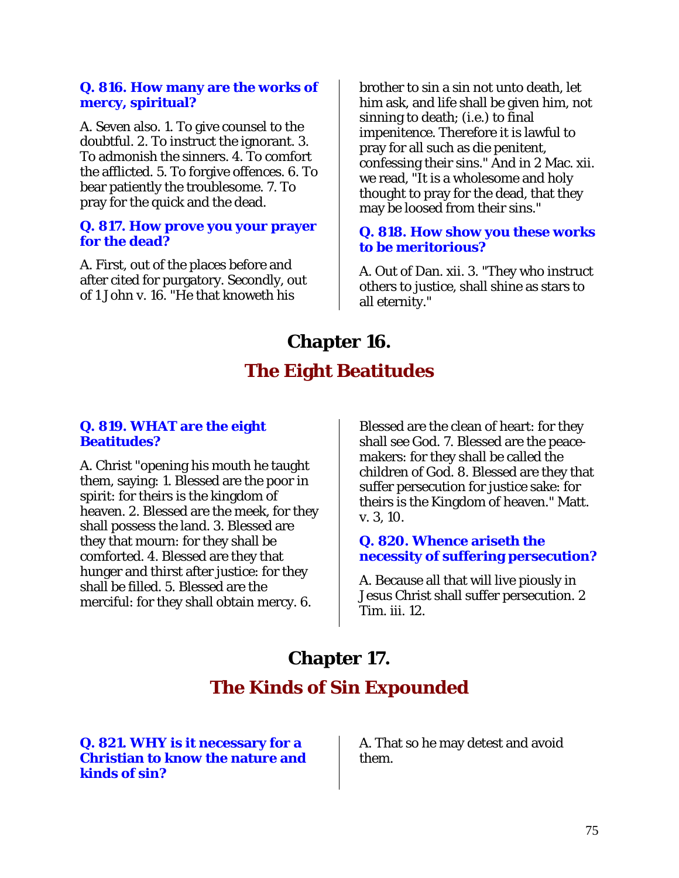**Q. 816. How many are the works of mercy, spiritual?**

A. Seven also. 1. To give counsel to the doubtful. 2. To instruct the ignorant. 3. To admonish the sinners. 4. To comfort the afflicted. 5. To forgive offences. 6. To bear patiently the troublesome. 7. To pray for the quick and the dead.

**Q. 817. How prove you your prayer for the dead?**

A. First, out of the places before and after cited for purgatory. Secondly, out of 1 John v. 16. "He that knoweth his brother to sin a sin not unto death, let him ask, and life shall be given him, not sinning to death; (i.e.) to final impenitence. Therefore it is lawful to pray for all such as die penitent, confessing their sins." And in 2 Mac. xii. we read, "It is a wholesome and holy thought to pray for the dead, that they may be loosed from their sins."

**Q. 818. How show you these works to be meritorious?**

A. Out of Dan. xii. 3. "They who instruct others to justice, shall shine as stars to all eternity."

# Chapter 16.

## The Eight Beatitudes

**Q. 819. WHAT are the eight Beatitudes?**

A. Christ "opening his mouth he taught them, saying: 1. Blessed are the poor in spirit: for theirs is the kingdom of heaven. 2. Blessed are the meek, for they shall possess the land. 3. Blessed are they that mourn: for they shall be comforted. 4. Blessed are they that hunger and thirst after justice: for they shall be filled. 5. Blessed are the merciful: for they shall obtain mercy. 6. Blessed are the clean of heart: for they shall see God. 7. Blessed are the peace-makers: for they shall be called the children of God. 8. Blessed are they that suffer persecution for justice sake: for theirs is the Kingdom of heaven." Matt. v. 3, 10.

**Q. 820. Whence ariseth the necessity of suffering persecution?**

A. Because all that will live piously in Jesus Christ shall suffer persecution. 2 Tim. iii. 12.

# Chapter 17.

## The Kinds of Sin Expounded

**Q. 821. WHY is it necessary for a Christian to know the nature and kinds of sin?**

A. That so he may detest and avoid them.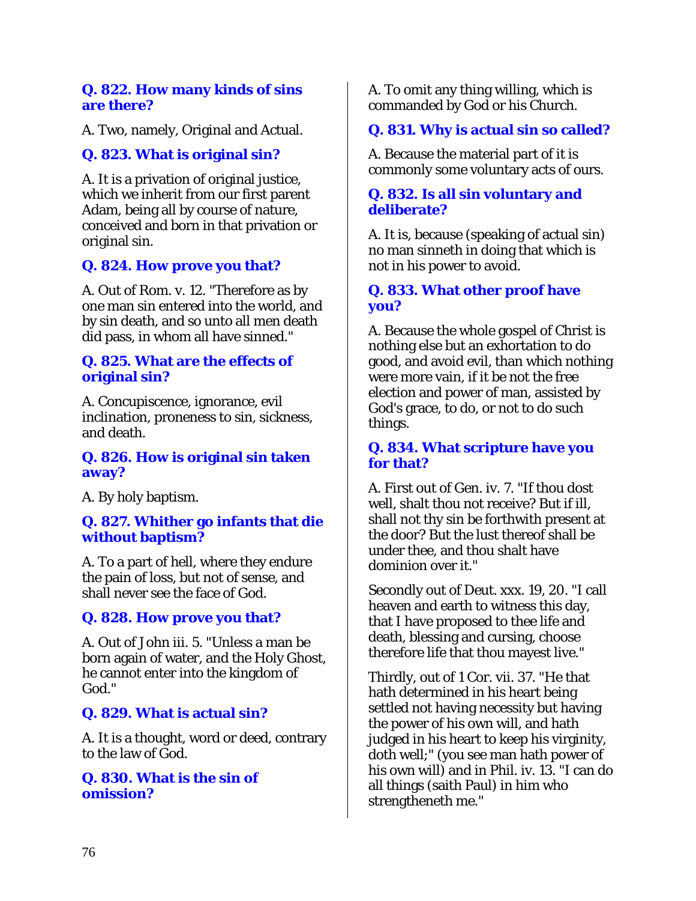**Q. 822. How many kinds of sins are there?**

A. Two, namely, Original and Actual.

**Q. 823. What is original sin?**

A. It is a privation of original justice, which we inherit from our first parent Adam, being all by course of nature, conceived and born in that privation or original sin.

**Q. 824. How prove you that?**

A. Out of Rom. v. 12. "Therefore as by one man sin entered into the world, and by sin death, and so unto all men death did pass, in whom all have sinned."

**Q. 825. What are the effects of original sin?**

A. Concupiscence, ignorance, evil inclination, proneness to sin, sickness, and death.

**Q. 826. How is original sin taken away?**

A. By holy baptism.

**Q. 827. Whither go infants that die without baptism?**

A. To a part of hell, where they endure the pain of loss, but not of sense, and shall never see the face of God.

**Q. 828. How prove you that?**

A. Out of John iii. 5. "Unless a man be born again of water, and the Holy Ghost, he cannot enter into the kingdom of God."

**Q. 829. What is actual sin?**

A. It is a thought, word or deed, contrary to the law of God.

**Q. 830. What is the sin of omission?**

A. To omit any thing willing, which is commanded by God or his Church.

**Q. 831. Why is actual sin so called?**

A. Because the material part of it is commonly some voluntary acts of ours.

**Q. 832. Is all sin voluntary and deliberate?**

A. It is, because (speaking of actual sin) no man sinneth in doing that which is not in his power to avoid.

**Q. 833. What other proof have you?**

A. Because the whole gospel of Christ is nothing else but an exhortation to do good, and avoid evil, than which nothing were more vain, if it be not the free election and power of man, assisted by God's grace, to do, or not to do such things.

**Q. 834. What scripture have you for that?**

A. First out of Gen. iv. 7. "If thou dost well, shalt thou not receive? But if ill, shall not thy sin be forthwith present at the door? But the lust thereof shall be under thee, and thou shalt have dominion over it."

Secondly out of Deut. xxx. 19, 20. "I call heaven and earth to witness this day, that I have proposed to thee life and death, blessing and cursing, choose therefore life that thou mayest live."

Thirdly, out of 1 Cor. vii. 37. "He that hath determined in his heart being settled not having necessity but having the power of his own will, and hath judged in his heart to keep his virginity, doth well;" (you see man hath power of his own will) and in Phil. iv. 13. "I can do all things (saith Paul) in him who strengtheneth me."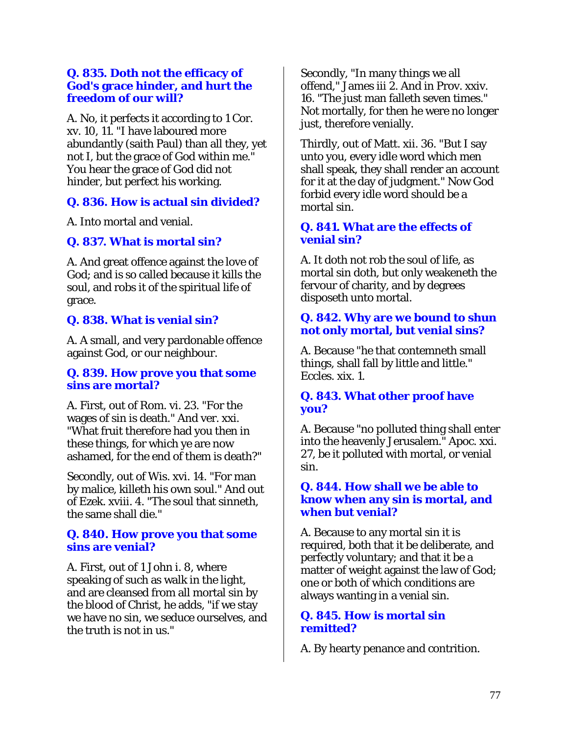**Q. 835. Doth not the efficacy of God's grace hinder, and hurt the freedom of our will?**

A. No, it perfects it according to 1 Cor. xv. 10, 11. "I have laboured more abundantly (saith Paul) than all they, yet not I, but the grace of God within me." You hear the grace of God did not hinder, but perfect his working.

**Q. 836. How is actual sin divided?**

A. Into mortal and venial.

**Q. 837. What is mortal sin?**

A. And great offence against the love of God; and is so called because it kills the soul, and robs it of the spiritual life of grace.

**Q. 838. What is venial sin?**

A. A small, and very pardonable offence against God, or our neighbour.

**Q. 839. How prove you that some sins are mortal?**

A. First, out of Rom. vi. 23. "For the wages of sin is death." And ver. xxi. "What fruit therefore had you then in these things, for which ye are now ashamed, for the end of them is death?"

Secondly, out of Wis. xvi. 14. "For man by malice, killeth his own soul." And out of Ezek. xviii. 4. "The soul that sinneth, the same shall die."

**Q. 840. How prove you that some sins are venial?**

A. First, out of 1 John i. 8, where speaking of such as walk in the light, and are cleansed from all mortal sin by the blood of Christ, he adds, "if we stay we have no sin, we seduce ourselves, and the truth is not in us."

Secondly, "In many things we all offend," James iii 2. And in Prov. xxiv. 16. "The just man falleth seven times." Not mortally, for then he were no longer just, therefore venially.

Thirdly, out of Matt. xii. 36. "But I say unto you, every idle word which men shall speak, they shall render an account for it at the day of judgment." Now God forbid every idle word should be a mortal sin.

**Q. 841. What are the effects of venial sin?**

A. It doth not rob the soul of life, as mortal sin doth, but only weakeneth the fervour of charity, and by degrees disposeth unto mortal.

**Q. 842. Why are we bound to shun not only mortal, but venial sins?**

A. Because "he that contemneth small things, shall fall by little and little." Eccles. xix. 1.

**Q. 843. What other proof have you?**

A. Because "no polluted thing shall enter into the heavenly Jerusalem." Apoc. xxi. 27, be it polluted with mortal, or venial sin.

**Q. 844. How shall we be able to know when any sin is mortal, and when but venial?**

A. Because to any mortal sin it is required, both that it be deliberate, and perfectly voluntary; and that it be a matter of weight against the law of God; one or both of which conditions are always wanting in a venial sin.

**Q. 845. How is mortal sin remitted?**

A. By hearty penance and contrition.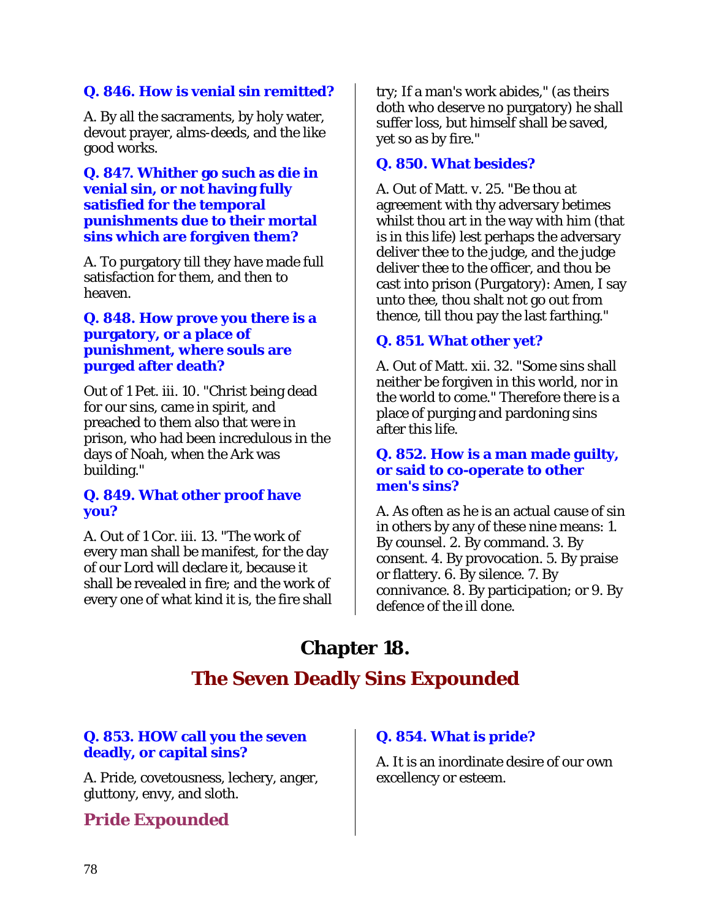### Q. 846. How is venial sin remitted?

A. By all the sacraments, by holy water, devout prayer, alms-deeds, and the like good works.

### Q. 847. Whither go such as die in venial sin, or not having fully satisfied for the temporal punishments due to their mortal sins which are forgiven them?

A. To purgatory till they have made full satisfaction for them, and then to heaven.

### Q. 848. How prove you there is a purgatory, or a place of punishment, where souls are purged after death?

Out of 1 Pet. iii. 10. "Christ being dead for our sins, came in spirit, and preached to them also that were in prison, who had been incredulous in the days of Noah, when the Ark was building."

### Q. 849. What other proof have you?

A. Out of 1 Cor. iii. 13. "The work of every man shall be manifest, for the day of our Lord will declare it, because it shall be revealed in fire; and the work of every one of what kind it is, the fire shall try; If a man's work abides," (as theirs doth who deserve no purgatory) he shall suffer loss, but himself shall be saved, yet so as by fire."

### Q. 850. What besides?

A. Out of Matt. v. 25. "Be thou at agreement with thy adversary betimes whilst thou art in the way with him (that is in this life) lest perhaps the adversary deliver thee to the judge, and the judge deliver thee to the officer, and thou be cast into prison (Purgatory): Amen, I say unto thee, thou shalt not go out from thence, till thou pay the last farthing."

### Q. 851. What other yet?

A. Out of Matt. xii. 32. "Some sins shall neither be forgiven in this world, nor in the world to come." Therefore there is a place of purging and pardoning sins after this life.

### Q. 852. How is a man made guilty, or said to co-operate to other men's sins?

A. As often as he is an actual cause of sin in others by any of these nine means: 1. By counsel. 2. By command. 3. By consent. 4. By provocation. 5. By praise or flattery. 6. By silence. 7. By connivance. 8. By participation; or 9. By defence of the ill done.

# Chapter 18.

## The Seven Deadly Sins Expounded

### Q. 853. HOW call you the seven deadly, or capital sins?

A. Pride, covetousness, lechery, anger, gluttony, envy, and sloth.

## Pride Expounded

### Q. 854. What is pride?

A. It is an inordinate desire of our own excellency or esteem.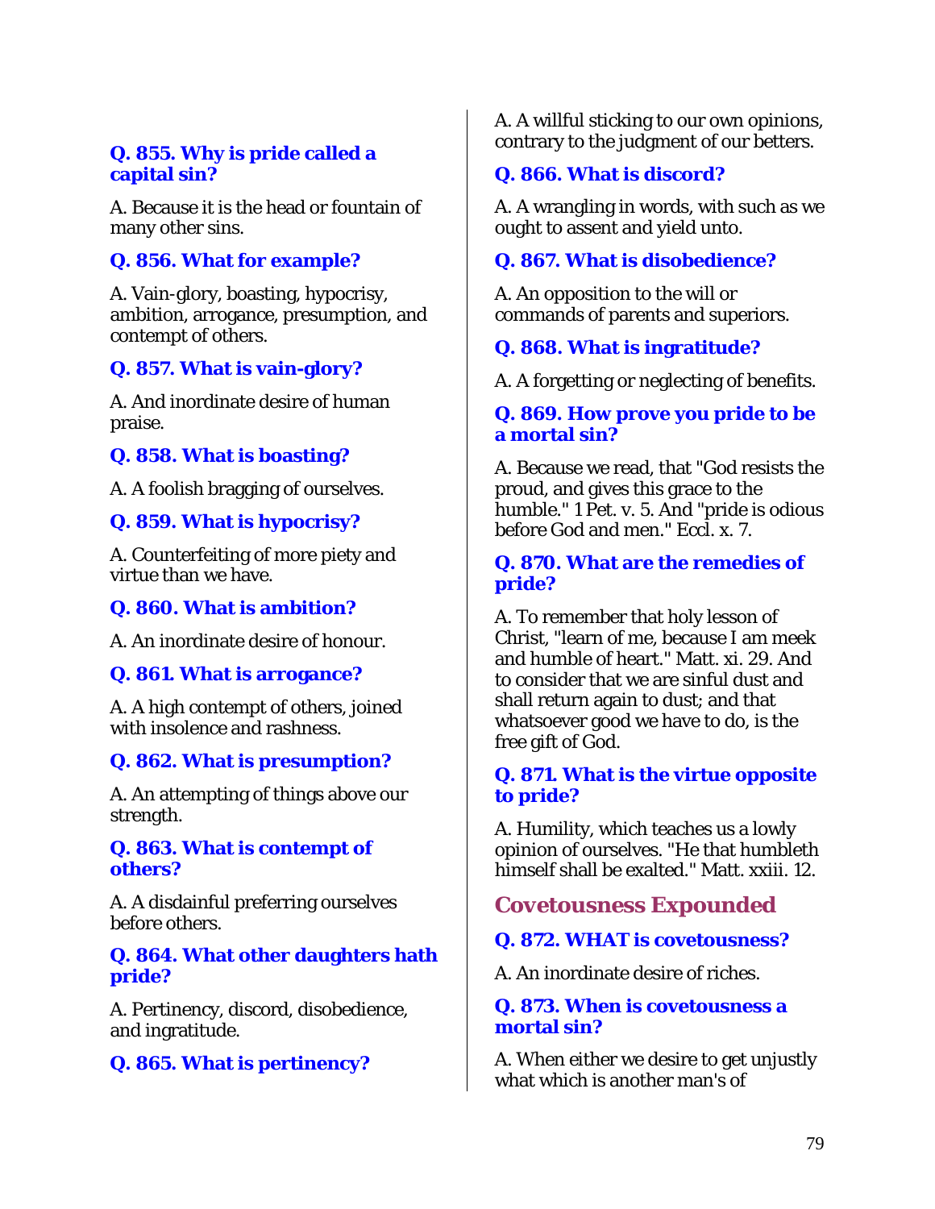**Q. 855. Why is pride called a capital sin?**

A. Because it is the head or fountain of many other sins.

**Q. 856. What for example?**

A. Vain-glory, boasting, hypocrisy, ambition, arrogance, presumption, and contempt of others.

**Q. 857. What is vain-glory?**

A. And inordinate desire of human praise.

**Q. 858. What is boasting?**

A. A foolish bragging of ourselves.

**Q. 859. What is hypocrisy?**

A. Counterfeiting of more piety and virtue than we have.

**Q. 860. What is ambition?**

A. An inordinate desire of honour.

**Q. 861. What is arrogance?**

A. A high contempt of others, joined with insolence and rashness.

**Q. 862. What is presumption?**

A. An attempting of things above our strength.

**Q. 863. What is contempt of others?**

A. A disdainful preferring ourselves before others.

**Q. 864. What other daughters hath pride?**

A. Pertinency, discord, disobedience, and ingratitude.

**Q. 865. What is pertinency?**

A. A willful sticking to our own opinions, contrary to the judgment of our betters.

**Q. 866. What is discord?**

A. A wrangling in words, with such as we ought to assent and yield unto.

**Q. 867. What is disobedience?**

A. An opposition to the will or commands of parents and superiors.

**Q. 868. What is ingratitude?**

A. A forgetting or neglecting of benefits.

**Q. 869. How prove you pride to be a mortal sin?**

A. Because we read, that "God resists the proud, and gives this grace to the humble." 1 Pet. v. 5. And "pride is odious before God and men." Eccl. x. 7.

**Q. 870. What are the remedies of pride?**

A. To remember that holy lesson of Christ, "learn of me, because I am meek and humble of heart." Matt. xi. 29. And to consider that we are sinful dust and shall return again to dust; and that whatsoever good we have to do, is the free gift of God.

**Q. 871. What is the virtue opposite to pride?**

A. Humility, which teaches us a lowly opinion of ourselves. "He that humbleth himself shall be exalted." Matt. xxiii. 12.

## Covetousness Expounded

**Q. 872. WHAT is covetousness?**

A. An inordinate desire of riches.

**Q. 873. When is covetousness a mortal sin?**

A. When either we desire to get unjustly what which is another man's of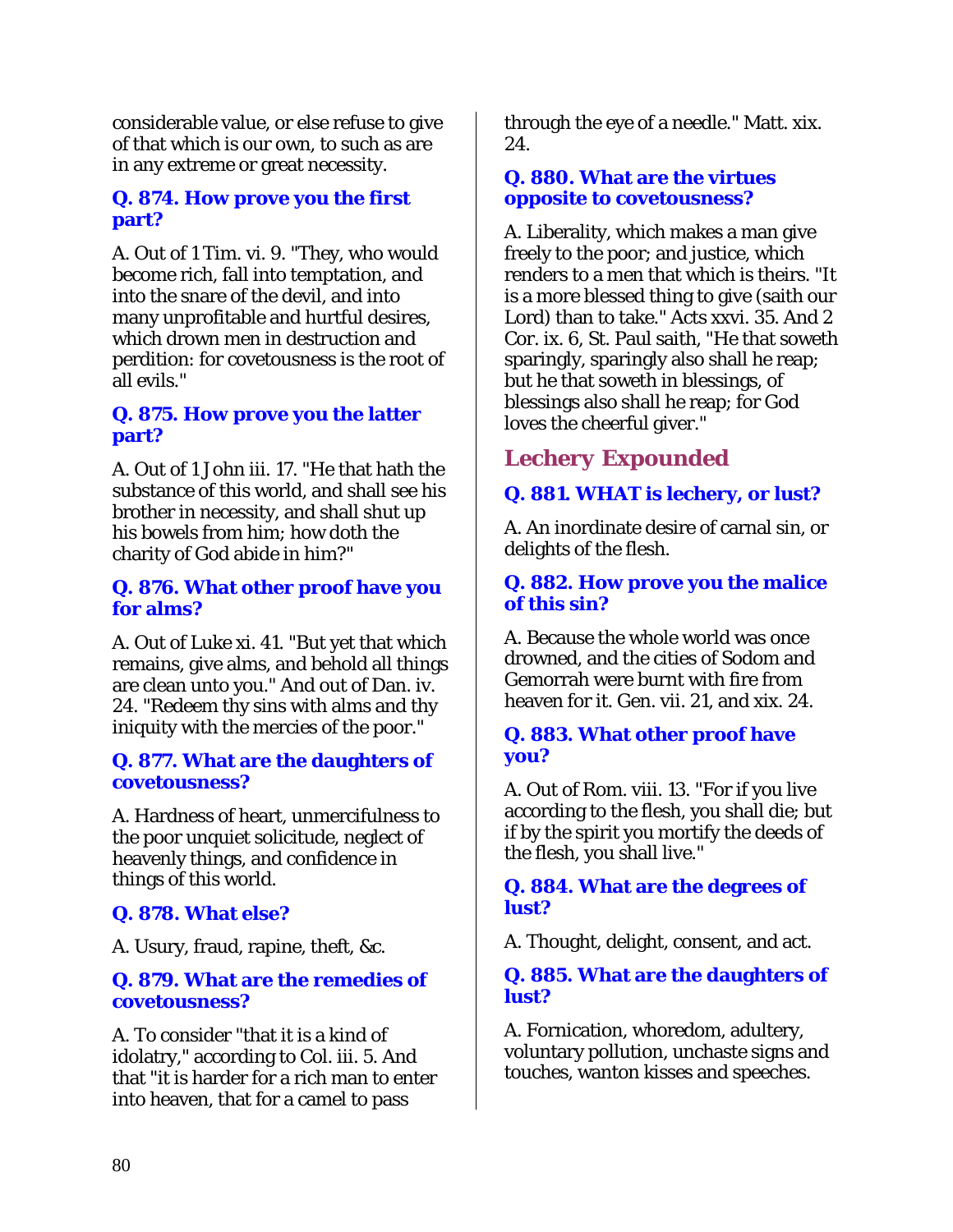considerable value, or else refuse to give of that which is our own, to such as are in any extreme or great necessity.

### Q. 874. How prove you the first part?

A. Out of 1 Tim. vi. 9. "They, who would become rich, fall into temptation, and into the snare of the devil, and into many unprofitable and hurtful desires, which drown men in destruction and perdition: for covetousness is the root of all evils."

### Q. 875. How prove you the latter part?

A. Out of 1 John iii. 17. "He that hath the substance of this world, and shall see his brother in necessity, and shall shut up his bowels from him; how doth the charity of God abide in him?"

### Q. 876. What other proof have you for alms?

A. Out of Luke xi. 41. "But yet that which remains, give alms, and behold all things are clean unto you." And out of Dan. iv. 24. "Redeem thy sins with alms and thy iniquity with the mercies of the poor."

### Q. 877. What are the daughters of covetousness?

A. Hardness of heart, unmercifulness to the poor unquiet solicitude, neglect of heavenly things, and confidence in things of this world.

### Q. 878. What else?

A. Usury, fraud, rapine, theft, &c.

### Q. 879. What are the remedies of covetousness?

A. To consider "that it is a kind of idolatry," according to Col. iii. 5. And that "it is harder for a rich man to enter into heaven, that for a camel to pass through the eye of a needle." Matt. xix. 24.

### Q. 880. What are the virtues opposite to covetousness?

A. Liberality, which makes a man give freely to the poor; and justice, which renders to a men that which is theirs. "It is a more blessed thing to give (saith our Lord) than to take." Acts xxvi. 35. And 2 Cor. ix. 6, St. Paul saith, "He that soweth sparingly, sparingly also shall he reap; but he that soweth in blessings, of blessings also shall he reap; for God loves the cheerful giver."

## Lechery Expounded

### Q. 881. WHAT is lechery, or lust?

A. An inordinate desire of carnal sin, or delights of the flesh.

### Q. 882. How prove you the malice of this sin?

A. Because the whole world was once drowned, and the cities of Sodom and Gemorrah were burnt with fire from heaven for it. Gen. vii. 21, and xix. 24.

### Q. 883. What other proof have you?

A. Out of Rom. viii. 13. "For if you live according to the flesh, you shall die; but if by the spirit you mortify the deeds of the flesh, you shall live."

### Q. 884. What are the degrees of lust?

A. Thought, delight, consent, and act.

### Q. 885. What are the daughters of lust?

A. Fornication, whoredom, adultery, voluntary pollution, unchaste signs and touches, wanton kisses and speeches.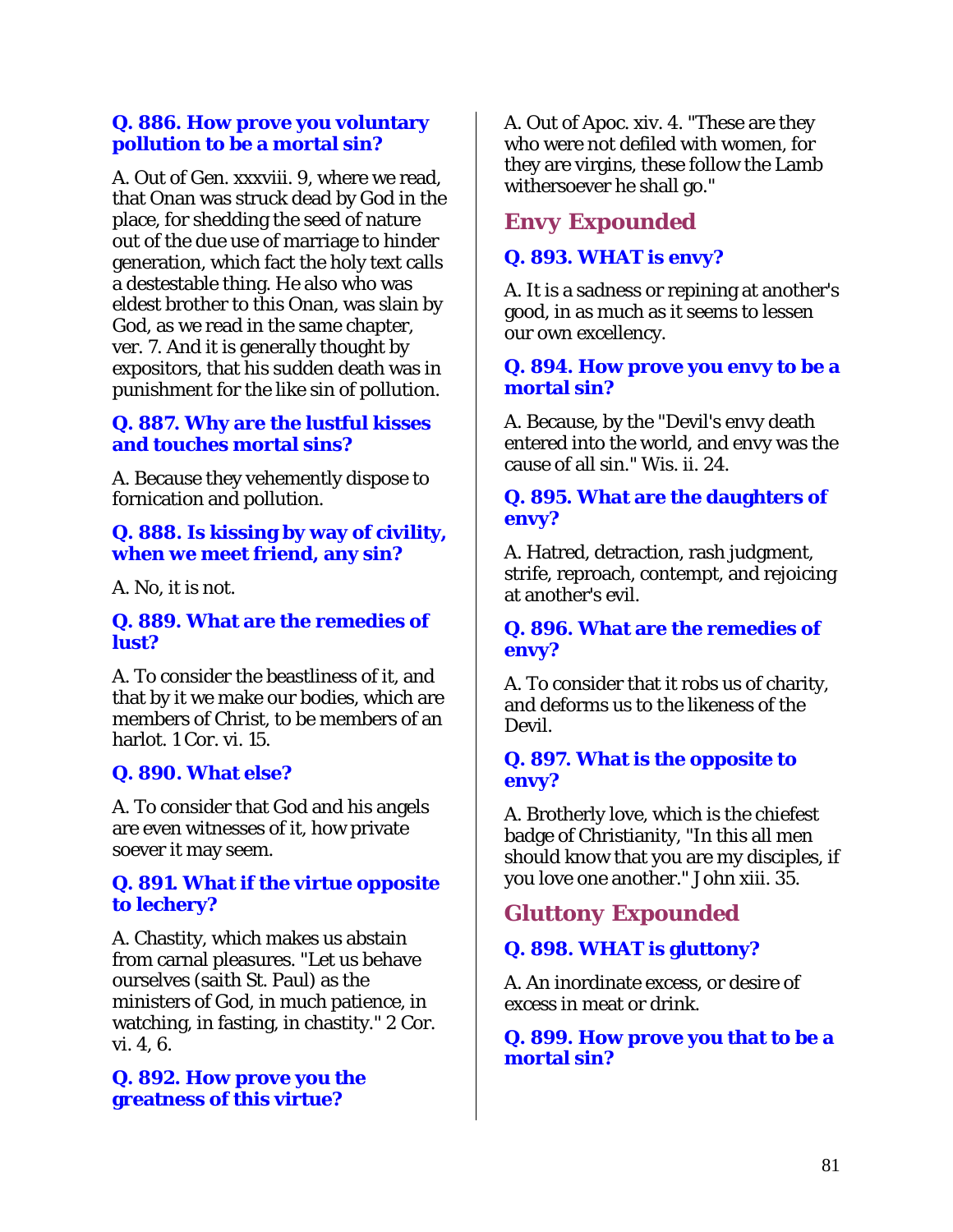**Q. 886. How prove you voluntary pollution to be a mortal sin?**

A. Out of Gen. xxxviii. 9, where we read, that Onan was struck dead by God in the place, for shedding the seed of nature out of the due use of marriage to hinder generation, which fact the holy text calls a destestable thing. He also who was eldest brother to this Onan, was slain by God, as we read in the same chapter, ver. 7. And it is generally thought by expositors, that his sudden death was in punishment for the like sin of pollution.

**Q. 887. Why are the lustful kisses and touches mortal sins?**

A. Because they vehemently dispose to fornication and pollution.

**Q. 888. Is kissing by way of civility, when we meet friend, any sin?**

A. No, it is not.

**Q. 889. What are the remedies of lust?**

A. To consider the beastliness of it, and that by it we make our bodies, which are members of Christ, to be members of an harlot. 1 Cor. vi. 15.

**Q. 890. What else?**

A. To consider that God and his angels are even witnesses of it, how private soever it may seem.

**Q. 891. What if the virtue opposite to lechery?**

A. Chastity, which makes us abstain from carnal pleasures. "Let us behave ourselves (saith St. Paul) as the ministers of God, in much patience, in watching, in fasting, in chastity." 2 Cor. vi. 4, 6.

**Q. 892. How prove you the greatness of this virtue?**

A. Out of Apoc. xiv. 4. "These are they who were not defiled with women, for they are virgins, these follow the Lamb withersoever he shall go."

## Envy Expounded

**Q. 893. WHAT is envy?**

A. It is a sadness or repining at another's good, in as much as it seems to lessen our own excellency.

**Q. 894. How prove you envy to be a mortal sin?**

A. Because, by the "Devil's envy death entered into the world, and envy was the cause of all sin." Wis. ii. 24.

**Q. 895. What are the daughters of envy?**

A. Hatred, detraction, rash judgment, strife, reproach, contempt, and rejoicing at another's evil.

**Q. 896. What are the remedies of envy?**

A. To consider that it robs us of charity, and deforms us to the likeness of the Devil.

**Q. 897. What is the opposite to envy?**

A. Brotherly love, which is the chiefest badge of Christianity, "In this all men should know that you are my disciples, if you love one another." John xiii. 35.

## Gluttony Expounded

**Q. 898. WHAT is gluttony?**

A. An inordinate excess, or desire of excess in meat or drink.

**Q. 899. How prove you that to be a mortal sin?**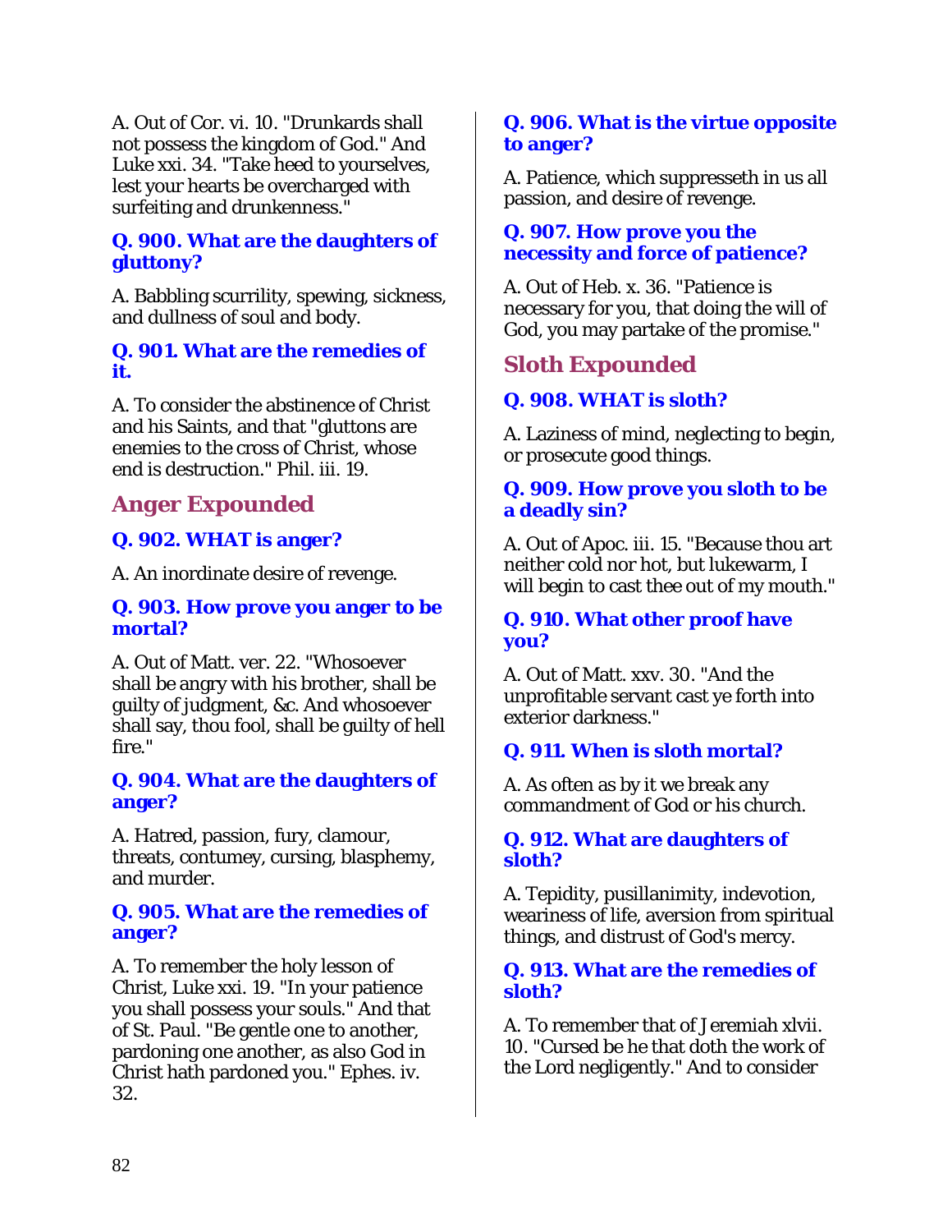A. Out of Cor. vi. 10. "Drunkards shall not possess the kingdom of God." And Luke xxi. 34. "Take heed to yourselves, lest your hearts be overcharged with surfeiting and drunkenness."

**Q. 900. What are the daughters of gluttony?**

A. Babbling scurrility, spewing, sickness, and dullness of soul and body.

**Q. 901. What are the remedies of it.**

A. To consider the abstinence of Christ and his Saints, and that "gluttons are enemies to the cross of Christ, whose end is destruction." Phil. iii. 19.

## Anger Expounded

**Q. 902. WHAT is anger?**

A. An inordinate desire of revenge.

**Q. 903. How prove you anger to be mortal?**

A. Out of Matt. ver. 22. "Whosoever shall be angry with his brother, shall be guilty of judgment, &c. And whosoever shall say, thou fool, shall be guilty of hell fire."

**Q. 904. What are the daughters of anger?**

A. Hatred, passion, fury, clamour, threats, contumey, cursing, blasphemy, and murder.

**Q. 905. What are the remedies of anger?**

A. To remember the holy lesson of Christ, Luke xxi. 19. "In your patience you shall possess your souls." And that of St. Paul. "Be gentle one to another, pardoning one another, as also God in Christ hath pardoned you." Ephes. iv. 32.

**Q. 906. What is the virtue opposite to anger?**

A. Patience, which suppresseth in us all passion, and desire of revenge.

**Q. 907. How prove you the necessity and force of patience?**

A. Out of Heb. x. 36. "Patience is necessary for you, that doing the will of God, you may partake of the promise."

## Sloth Expounded

**Q. 908. WHAT is sloth?**

A. Laziness of mind, neglecting to begin, or prosecute good things.

**Q. 909. How prove you sloth to be a deadly sin?**

A. Out of Apoc. iii. 15. "Because thou art neither cold nor hot, but lukewarm, I will begin to cast thee out of my mouth."

**Q. 910. What other proof have you?**

A. Out of Matt. xxv. 30. "And the unprofitable servant cast ye forth into exterior darkness."

**Q. 911. When is sloth mortal?**

A. As often as by it we break any commandment of God or his church.

**Q. 912. What are daughters of sloth?**

A. Tepidity, pusillanimity, indevotion, weariness of life, aversion from spiritual things, and distrust of God's mercy.

**Q. 913. What are the remedies of sloth?**

A. To remember that of Jeremiah xlvii. 10. "Cursed be he that doth the work of the Lord negligently." And to consider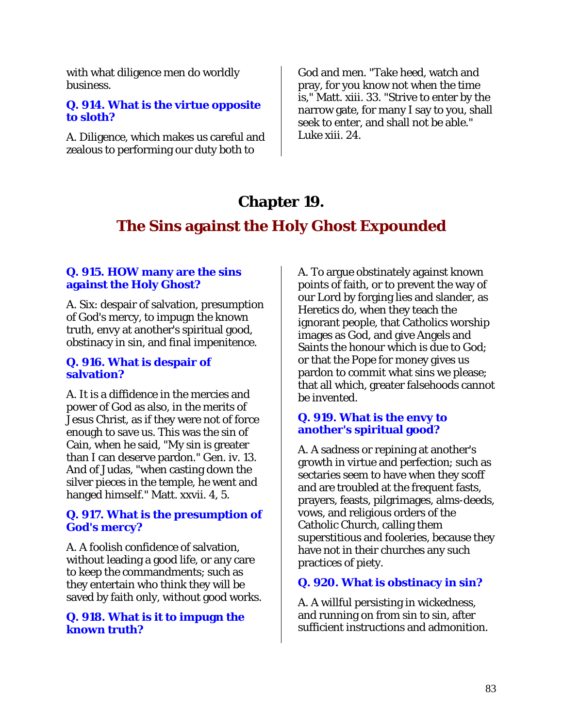with what diligence men do worldly business.

**Q. 914. What is the virtue opposite to sloth?**

A. Diligence, which makes us careful and zealous to performing our duty both to God and men. "Take heed, watch and pray, for you know not when the time is," Matt. xiii. 33. "Strive to enter by the narrow gate, for many I say to you, shall seek to enter, and shall not be able." Luke xiii. 24.

# Chapter 19.

## The Sins against the Holy Ghost Expounded

**Q. 915. HOW many are the sins against the Holy Ghost?**

A. Six: despair of salvation, presumption of God's mercy, to impugn the known truth, envy at another's spiritual good, obstinacy in sin, and final impenitence.

**Q. 916. What is despair of salvation?**

A. It is a diffidence in the mercies and power of God as also, in the merits of Jesus Christ, as if they were not of force enough to save us. This was the sin of Cain, when he said, "My sin is greater than I can deserve pardon." Gen. iv. 13. And of Judas, "when casting down the silver pieces in the temple, he went and hanged himself." Matt. xxvii. 4, 5.

**Q. 917. What is the presumption of God's mercy?**

A. A foolish confidence of salvation, without leading a good life, or any care to keep the commandments; such as they entertain who think they will be saved by faith only, without good works.

**Q. 918. What is it to impugn the known truth?**

A. To argue obstinately against known points of faith, or to prevent the way of our Lord by forging lies and slander, as Heretics do, when they teach the ignorant people, that Catholics worship images as God, and give Angels and Saints the honour which is due to God; or that the Pope for money gives us pardon to commit what sins we please; that all which, greater falsehoods cannot be invented.

**Q. 919. What is the envy to another's spiritual good?**

A. A sadness or repining at another's growth in virtue and perfection; such as sectaries seem to have when they scoff and are troubled at the frequent fasts, prayers, feasts, pilgrimages, alms-deeds, vows, and religious orders of the Catholic Church, calling them superstitious and fooleries, because they have not in their churches any such practices of piety.

**Q. 920. What is obstinacy in sin?**

A. A willful persisting in wickedness, and running on from sin to sin, after sufficient instructions and admonition.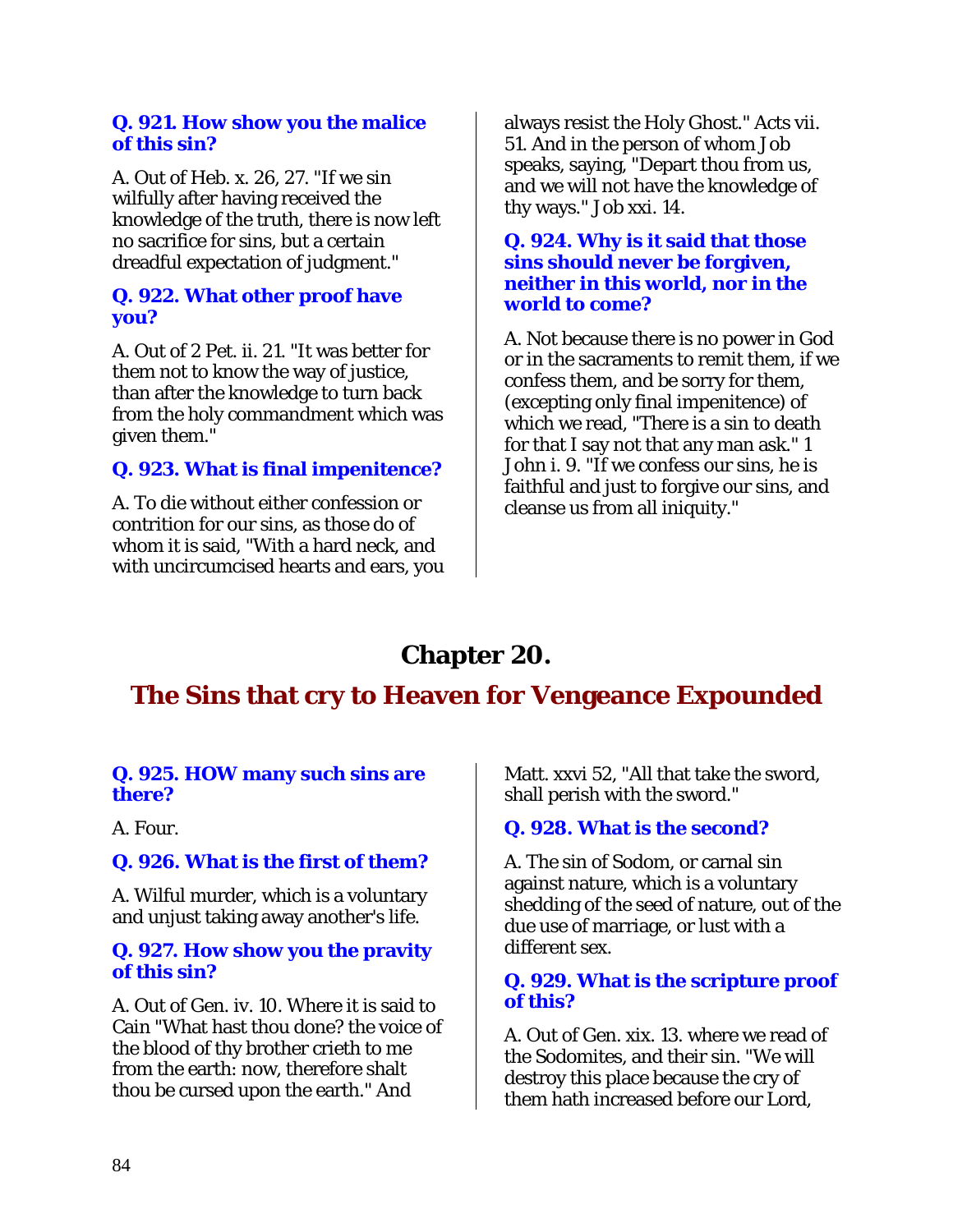**Q. 921. How show you the malice of this sin?**

A. Out of Heb. x. 26, 27. "If we sin wilfully after having received the knowledge of the truth, there is now left no sacrifice for sins, but a certain dreadful expectation of judgment."

**Q. 922. What other proof have you?**

A. Out of 2 Pet. ii. 21. "It was better for them not to know the way of justice, than after the knowledge to turn back from the holy commandment which was given them."

**Q. 923. What is final impenitence?**

A. To die without either confession or contrition for our sins, as those do of whom it is said, "With a hard neck, and with uncircumcised hearts and ears, you always resist the Holy Ghost." Acts vii. 51. And in the person of whom Job speaks, saying, "Depart thou from us, and we will not have the knowledge of thy ways." Job xxi. 14.

**Q. 924. Why is it said that those sins should never be forgiven, neither in this world, nor in the world to come?**

A. Not because there is no power in God or in the sacraments to remit them, if we confess them, and be sorry for them, (excepting only final impenitence) of which we read, "There is a sin to death for that I say not that any man ask." 1 John i. 9. "If we confess our sins, he is faithful and just to forgive our sins, and cleanse us from all iniquity."

# Chapter 20.

## The Sins that cry to Heaven for Vengeance Expounded

**Q. 925. HOW many such sins are there?**

A. Four.

**Q. 926. What is the first of them?**

A. Wilful murder, which is a voluntary and unjust taking away another's life.

**Q. 927. How show you the pravity of this sin?**

A. Out of Gen. iv. 10. Where it is said to Cain "What hast thou done? the voice of the blood of thy brother crieth to me from the earth: now, therefore shalt thou be cursed upon the earth." And Matt. xxvi 52, "All that take the sword, shall perish with the sword."

**Q. 928. What is the second?**

A. The sin of Sodom, or carnal sin against nature, which is a voluntary shedding of the seed of nature, out of the due use of marriage, or lust with a different sex.

**Q. 929. What is the scripture proof of this?**

A. Out of Gen. xix. 13. where we read of the Sodomites, and their sin. "We will destroy this place because the cry of them hath increased before our Lord,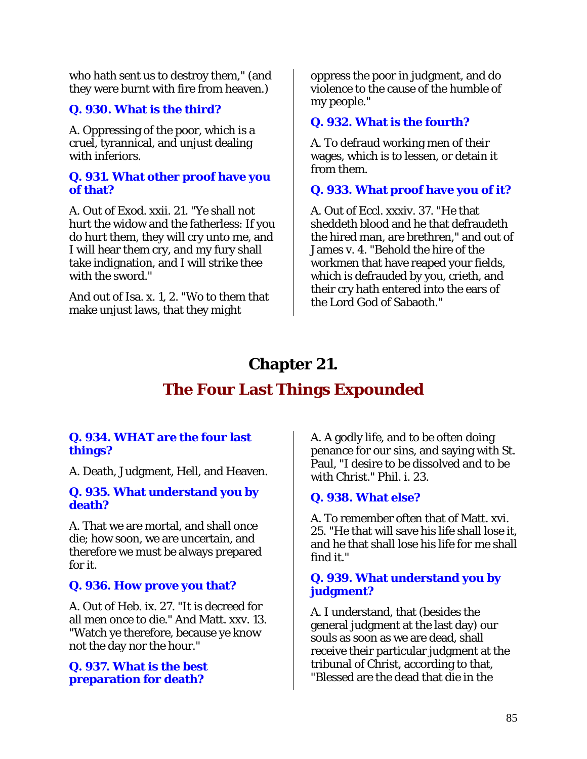who hath sent us to destroy them," (and they were burnt with fire from heaven.)

**Q. 930. What is the third?**

A. Oppressing of the poor, which is a cruel, tyrannical, and unjust dealing with inferiors.

**Q. 931. What other proof have you of that?**

A. Out of Exod. xxii. 21. "Ye shall not hurt the widow and the fatherless: If you do hurt them, they will cry unto me, and I will hear them cry, and my fury shall take indignation, and I will strike thee with the sword."

And out of Isa. x. 1, 2. "Wo to them that make unjust laws, that they might oppress the poor in judgment, and do violence to the cause of the humble of my people."

**Q. 932. What is the fourth?**

A. To defraud working men of their wages, which is to lessen, or detain it from them.

**Q. 933. What proof have you of it?**

A. Out of Eccl. xxxiv. 37. "He that sheddeth blood and he that defraudeth the hired man, are brethren," and out of James v. 4. "Behold the hire of the workmen that have reaped your fields, which is defrauded by you, crieth, and their cry hath entered into the ears of the Lord God of Sabaoth."

# Chapter 21.

## The Four Last Things Expounded

**Q. 934. WHAT are the four last things?**

A. Death, Judgment, Hell, and Heaven.

**Q. 935. What understand you by death?**

A. That we are mortal, and shall once die; how soon, we are uncertain, and therefore we must be always prepared for it.

**Q. 936. How prove you that?**

A. Out of Heb. ix. 27. "It is decreed for all men once to die." And Matt. xxv. 13. "Watch ye therefore, because ye know not the day nor the hour."

**Q. 937. What is the best preparation for death?**

A. A godly life, and to be often doing penance for our sins, and saying with St. Paul, "I desire to be dissolved and to be with Christ." Phil. i. 23.

**Q. 938. What else?**

A. To remember often that of Matt. xvi. 25. "He that will save his life shall lose it, and he that shall lose his life for me shall find it."

**Q. 939. What understand you by judgment?**

A. I understand, that (besides the general judgment at the last day) our souls as soon as we are dead, shall receive their particular judgment at the tribunal of Christ, according to that, "Blessed are the dead that die in the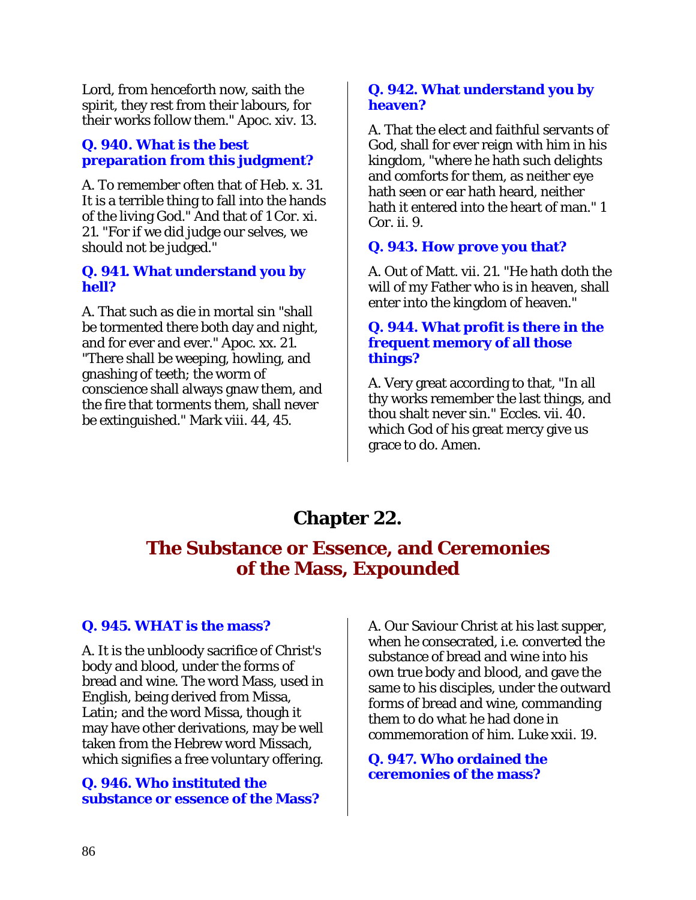Lord, from henceforth now, saith the spirit, they rest from their labours, for their works follow them." Apoc. xiv. 13.

**Q. 940. What is the best preparation from this judgment?**

A. To remember often that of Heb. x. 31. It is a terrible thing to fall into the hands of the living God." And that of 1 Cor. xi. 21. "For if we did judge our selves, we should not be judged."

**Q. 941. What understand you by hell?**

A. That such as die in mortal sin "shall be tormented there both day and night, and for ever and ever." Apoc. xx. 21. "There shall be weeping, howling, and gnashing of teeth; the worm of conscience shall always gnaw them, and the fire that torments them, shall never be extinguished." Mark viii. 44, 45.

**Q. 942. What understand you by heaven?**

A. That the elect and faithful servants of God, shall for ever reign with him in his kingdom, "where he hath such delights and comforts for them, as neither eye hath seen or ear hath heard, neither hath it entered into the heart of man." 1 Cor. ii. 9.

**Q. 943. How prove you that?**

A. Out of Matt. vii. 21. "He hath doth the will of my Father who is in heaven, shall enter into the kingdom of heaven."

**Q. 944. What profit is there in the frequent memory of all those things?**

A. Very great according to that, "In all thy works remember the last things, and thou shalt never sin." Eccles. vii. 40. which God of his great mercy give us grace to do. Amen.

# Chapter 22.

## The Substance or Essence, and Ceremonies of the Mass, Expounded

**Q. 945. WHAT is the mass?**

A. It is the unbloody sacrifice of Christ's body and blood, under the forms of bread and wine. The word Mass, used in English, being derived from Missa, Latin; and the word Missa, though it may have other derivations, may be well taken from the Hebrew word Missach, which signifies a free voluntary offering.

**Q. 946. Who instituted the substance or essence of the Mass?**

A. Our Saviour Christ at his last supper, when he consecrated, i.e. converted the substance of bread and wine into his own true body and blood, and gave the same to his disciples, under the outward forms of bread and wine, commanding them to do what he had done in commemoration of him. Luke xxii. 19.

**Q. 947. Who ordained the ceremonies of the mass?**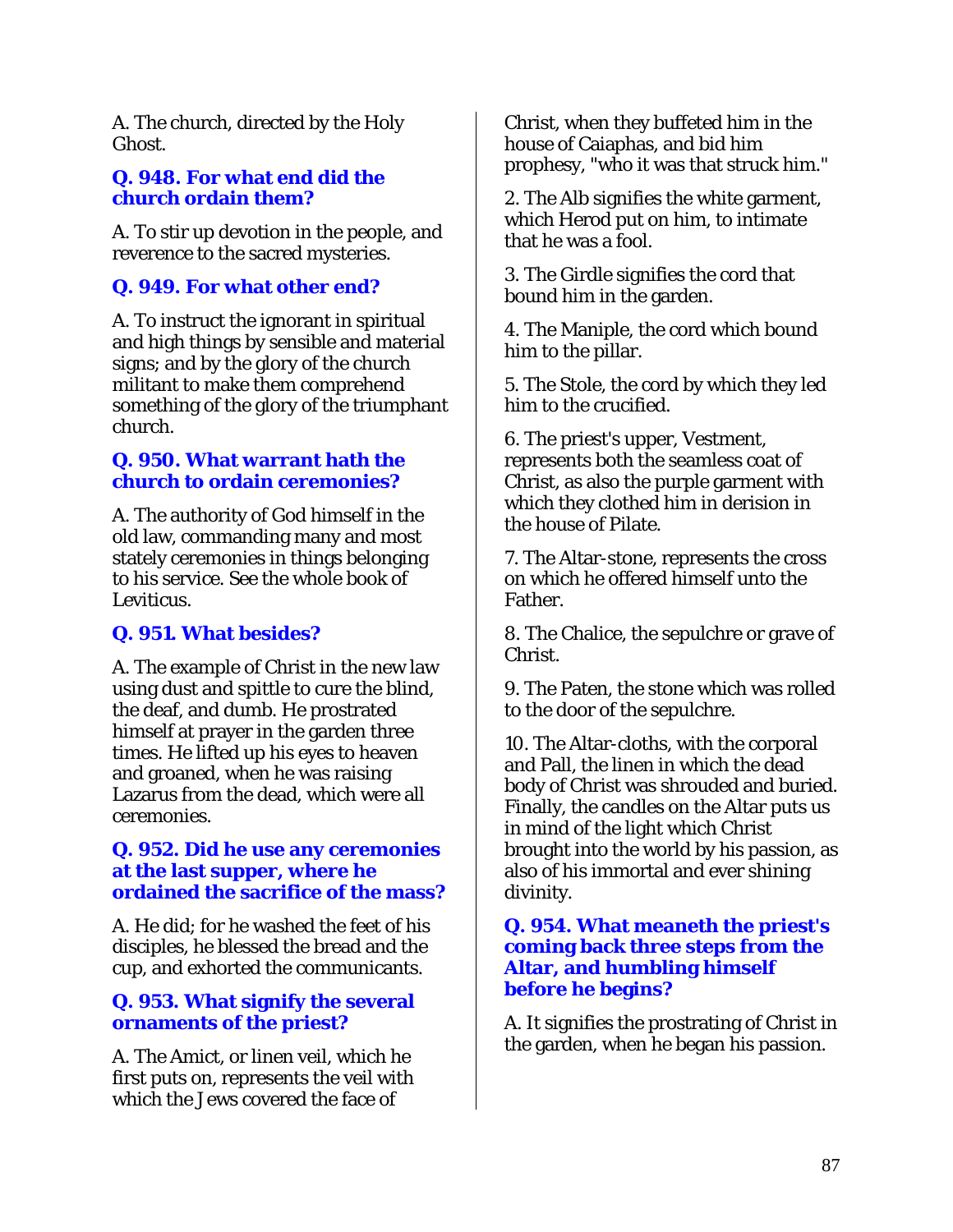A. The church, directed by the Holy Ghost.

### Q. 948. For what end did the church ordain them?

A. To stir up devotion in the people, and reverence to the sacred mysteries.

### Q. 949. For what other end?

A. To instruct the ignorant in spiritual and high things by sensible and material signs; and by the glory of the church militant to make them comprehend something of the glory of the triumphant church.

### Q. 950. What warrant hath the church to ordain ceremonies?

A. The authority of God himself in the old law, commanding many and most stately ceremonies in things belonging to his service. See the whole book of Leviticus.

### Q. 951. What besides?

A. The example of Christ in the new law using dust and spittle to cure the blind, the deaf, and dumb. He prostrated himself at prayer in the garden three times. He lifted up his eyes to heaven and groaned, when he was raising Lazarus from the dead, which were all ceremonies.

### Q. 952. Did he use any ceremonies at the last supper, where he ordained the sacrifice of the mass?

A. He did; for he washed the feet of his disciples, he blessed the bread and the cup, and exhorted the communicants.

### Q. 953. What signify the several ornaments of the priest?

A. The Amict, or linen veil, which he first puts on, represents the veil with which the Jews covered the face of Christ, when they buffeted him in the house of Caiaphas, and bid him prophesy, "who it was that struck him."

2. The Alb signifies the white garment, which Herod put on him, to intimate that he was a fool.

3. The Girdle signifies the cord that bound him in the garden.

4. The Maniple, the cord which bound him to the pillar.

5. The Stole, the cord by which they led him to the crucified.

6. The priest's upper, Vestment, represents both the seamless coat of Christ, as also the purple garment with which they clothed him in derision in the house of Pilate.

7. The Altar-stone, represents the cross on which he offered himself unto the Father.

8. The Chalice, the sepulchre or grave of Christ.

9. The Paten, the stone which was rolled to the door of the sepulchre.

10. The Altar-cloths, with the corporal and Pall, the linen in which the dead body of Christ was shrouded and buried. Finally, the candles on the Altar puts us in mind of the light which Christ brought into the world by his passion, as also of his immortal and ever shining divinity.

### Q. 954. What meaneth the priest's coming back three steps from the Altar, and humbling himself before he begins?

A. It signifies the prostrating of Christ in the garden, when he began his passion.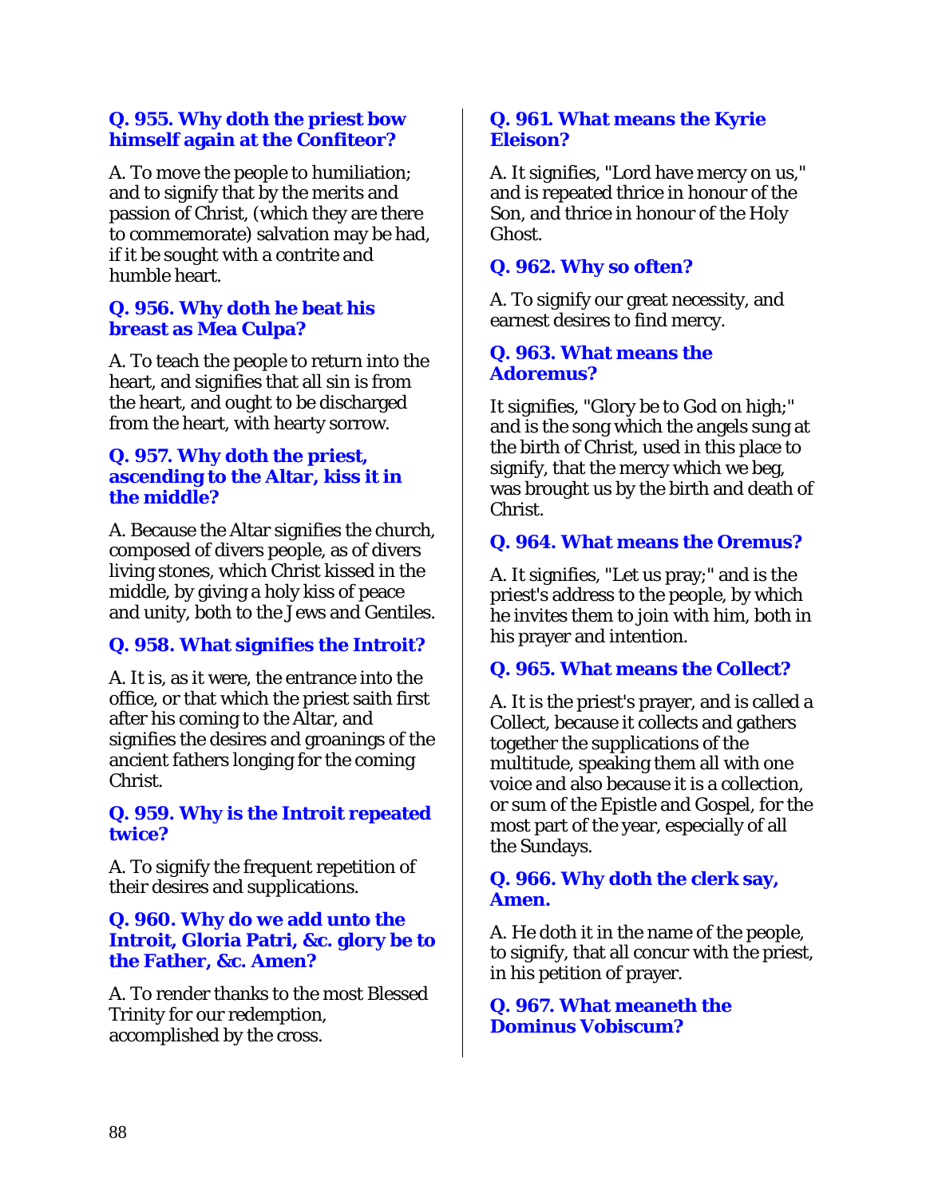**Q. 955. Why doth the priest bow himself again at the Confiteor?**

A. To move the people to humiliation; and to signify that by the merits and passion of Christ, (which they are there to commemorate) salvation may be had, if it be sought with a contrite and humble heart.

**Q. 956. Why doth he beat his breast as Mea Culpa?**

A. To teach the people to return into the heart, and signifies that all sin is from the heart, and ought to be discharged from the heart, with hearty sorrow.

**Q. 957. Why doth the priest, ascending to the Altar, kiss it in the middle?**

A. Because the Altar signifies the church, composed of divers people, as of divers living stones, which Christ kissed in the middle, by giving a holy kiss of peace and unity, both to the Jews and Gentiles.

**Q. 958. What signifies the Introit?**

A. It is, as it were, the entrance into the office, or that which the priest saith first after his coming to the Altar, and signifies the desires and groanings of the ancient fathers longing for the coming Christ.

**Q. 959. Why is the Introit repeated twice?**

A. To signify the frequent repetition of their desires and supplications.

**Q. 960. Why do we add unto the Introit, Gloria Patri, &c. glory be to the Father, &c. Amen?**

A. To render thanks to the most Blessed Trinity for our redemption, accomplished by the cross.

**Q. 961. What means the Kyrie Eleison?**

A. It signifies, "Lord have mercy on us," and is repeated thrice in honour of the Son, and thrice in honour of the Holy Ghost.

**Q. 962. Why so often?**

A. To signify our great necessity, and earnest desires to find mercy.

**Q. 963. What means the Adoremus?**

It signifies, "Glory be to God on high;" and is the song which the angels sung at the birth of Christ, used in this place to signify, that the mercy which we beg, was brought us by the birth and death of Christ.

**Q. 964. What means the Oremus?**

A. It signifies, "Let us pray;" and is the priest's address to the people, by which he invites them to join with him, both in his prayer and intention.

**Q. 965. What means the Collect?**

A. It is the priest's prayer, and is called a Collect, because it collects and gathers together the supplications of the multitude, speaking them all with one voice and also because it is a collection, or sum of the Epistle and Gospel, for the most part of the year, especially of all the Sundays.

**Q. 966. Why doth the clerk say, Amen.**

A. He doth it in the name of the people, to signify, that all concur with the priest, in his petition of prayer.

**Q. 967. What meaneth the Dominus Vobiscum?**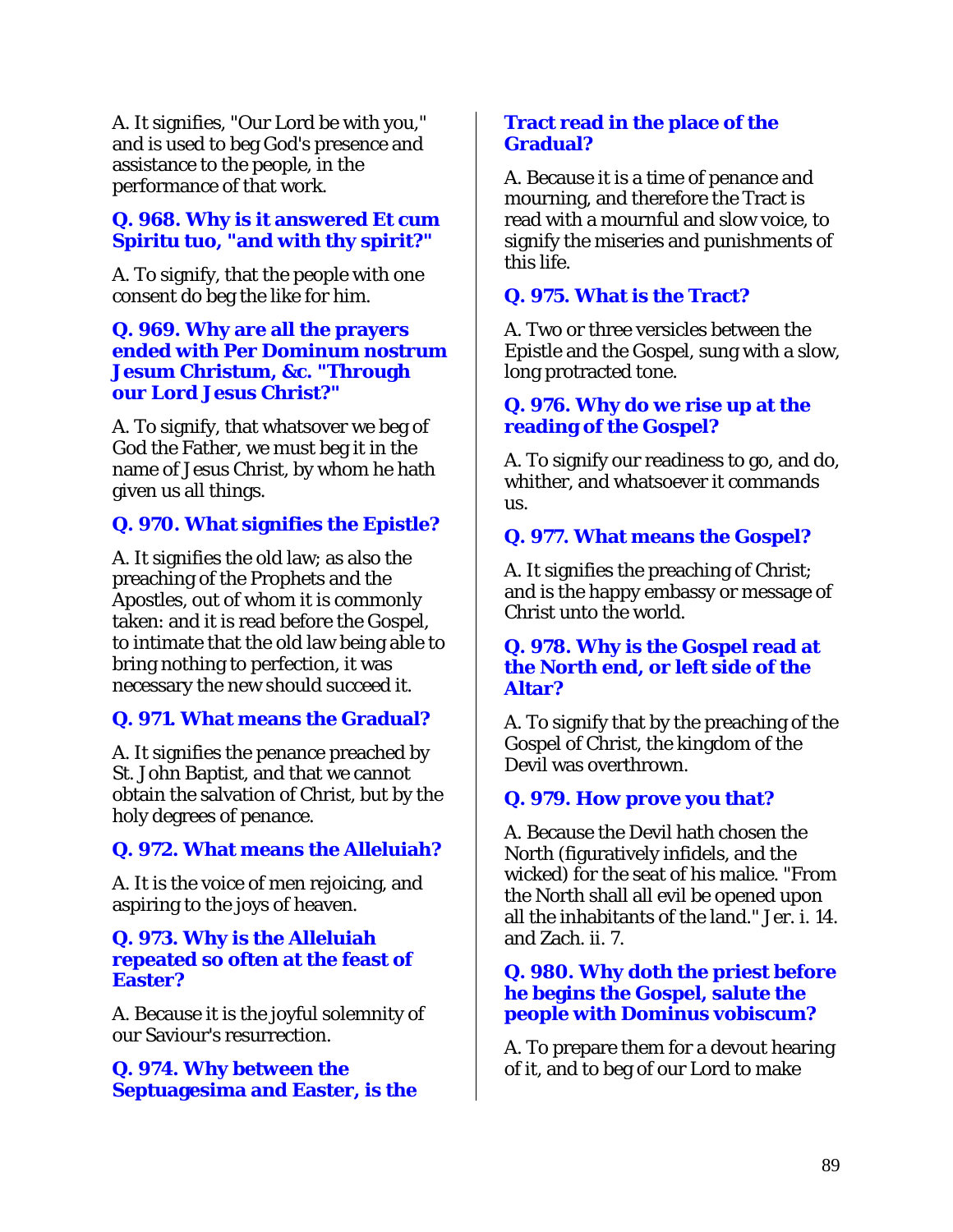A. It signifies, "Our Lord be with you," and is used to beg God's presence and assistance to the people, in the performance of that work.

**Q. 968. Why is it answered Et cum Spiritu tuo, "and with thy spirit?"**

A. To signify, that the people with one consent do beg the like for him.

**Q. 969. Why are all the prayers ended with Per Dominum nostrum Jesum Christum, &c. "Through our Lord Jesus Christ?"**

A. To signify, that whatsover we beg of God the Father, we must beg it in the name of Jesus Christ, by whom he hath given us all things.

**Q. 970. What signifies the Epistle?**

A. It signifies the old law; as also the preaching of the Prophets and the Apostles, out of whom it is commonly taken: and it is read before the Gospel, to intimate that the old law being able to bring nothing to perfection, it was necessary the new should succeed it.

**Q. 971. What means the Gradual?**

A. It signifies the penance preached by St. John Baptist, and that we cannot obtain the salvation of Christ, but by the holy degrees of penance.

**Q. 972. What means the Alleluiah?**

A. It is the voice of men rejoicing, and aspiring to the joys of heaven.

**Q. 973. Why is the Alleluiah repeated so often at the feast of Easter?**

A. Because it is the joyful solemnity of our Saviour's resurrection.

**Q. 974. Why between the Septuagesima and Easter, is the Tract read in the place of the Gradual?**

A. Because it is a time of penance and mourning, and therefore the Tract is read with a mournful and slow voice, to signify the miseries and punishments of this life.

**Q. 975. What is the Tract?**

A. Two or three versicles between the Epistle and the Gospel, sung with a slow, long protracted tone.

**Q. 976. Why do we rise up at the reading of the Gospel?**

A. To signify our readiness to go, and do, whither, and whatsoever it commands us.

**Q. 977. What means the Gospel?**

A. It signifies the preaching of Christ; and is the happy embassy or message of Christ unto the world.

**Q. 978. Why is the Gospel read at the North end, or left side of the Altar?**

A. To signify that by the preaching of the Gospel of Christ, the kingdom of the Devil was overthrown.

**Q. 979. How prove you that?**

A. Because the Devil hath chosen the North (figuratively infidels, and the wicked) for the seat of his malice. "From the North shall all evil be opened upon all the inhabitants of the land." Jer. i. 14. and Zach. ii. 7.

**Q. 980. Why doth the priest before he begins the Gospel, salute the people with Dominus vobiscum?**

A. To prepare them for a devout hearing of it, and to beg of our Lord to make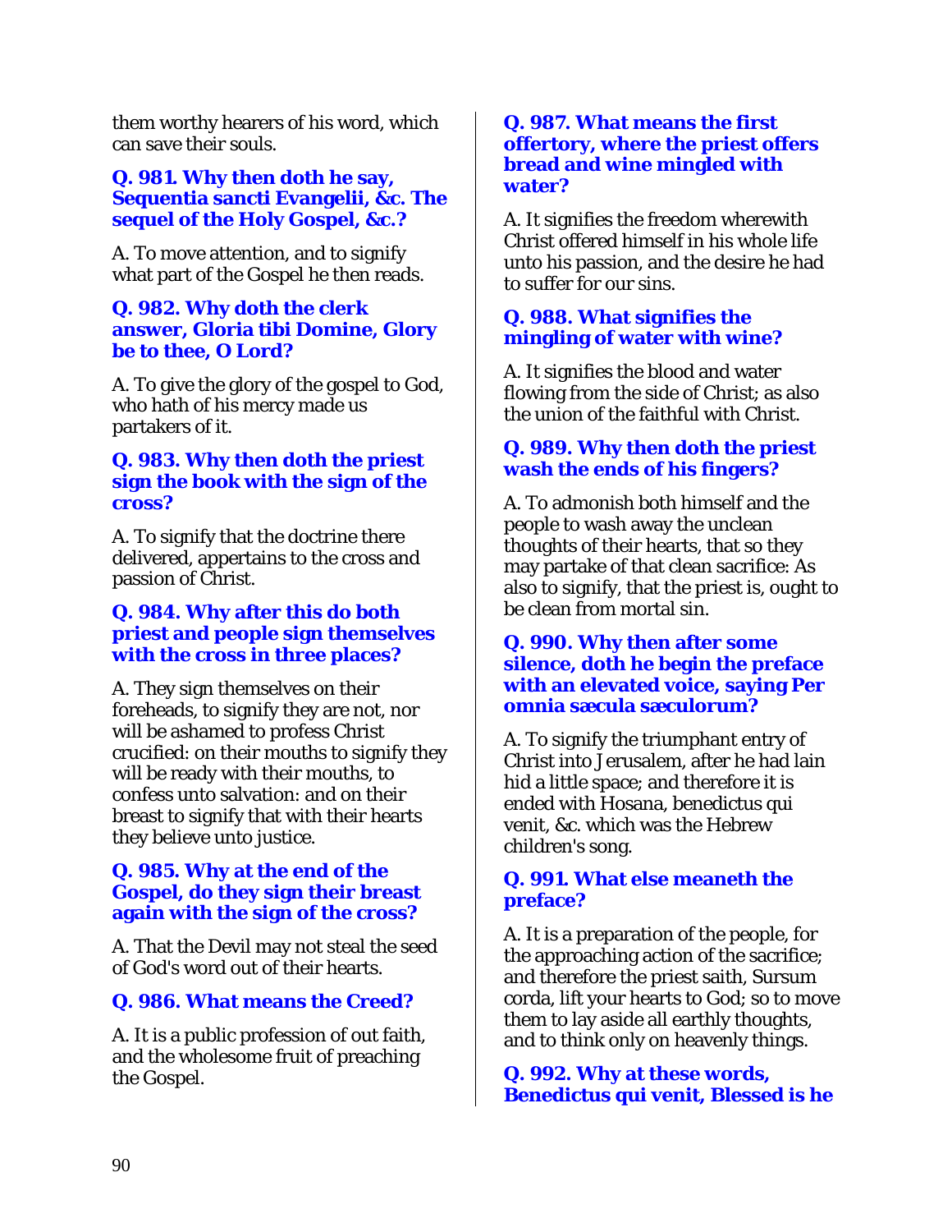them worthy hearers of his word, which can save their souls.

**Q. 981. Why then doth he say, Sequentia sancti Evangelii, &c. The sequel of the Holy Gospel, &c.?**

A. To move attention, and to signify what part of the Gospel he then reads.

**Q. 982. Why doth the clerk answer, Gloria tibi Domine, Glory be to thee, O Lord?**

A. To give the glory of the gospel to God, who hath of his mercy made us partakers of it.

**Q. 983. Why then doth the priest sign the book with the sign of the cross?**

A. To signify that the doctrine there delivered, appertains to the cross and passion of Christ.

**Q. 984. Why after this do both priest and people sign themselves with the cross in three places?**

A. They sign themselves on their foreheads, to signify they are not, nor will be ashamed to profess Christ crucified: on their mouths to signify they will be ready with their mouths, to confess unto salvation: and on their breast to signify that with their hearts they believe unto justice.

**Q. 985. Why at the end of the Gospel, do they sign their breast again with the sign of the cross?**

A. That the Devil may not steal the seed of God's word out of their hearts.

**Q. 986. What means the Creed?**

A. It is a public profession of out faith, and the wholesome fruit of preaching the Gospel.

**Q. 987. What means the first offertory, where the priest offers bread and wine mingled with water?**

A. It signifies the freedom wherewith Christ offered himself in his whole life unto his passion, and the desire he had to suffer for our sins.

**Q. 988. What signifies the mingling of water with wine?**

A. It signifies the blood and water flowing from the side of Christ; as also the union of the faithful with Christ.

**Q. 989. Why then doth the priest wash the ends of his fingers?**

A. To admonish both himself and the people to wash away the unclean thoughts of their hearts, that so they may partake of that clean sacrifice: As also to signify, that the priest is, ought to be clean from mortal sin.

**Q. 990. Why then after some silence, doth he begin the preface with an elevated voice, saying Per omnia sæcula sæculorum?**

A. To signify the triumphant entry of Christ into Jerusalem, after he had lain hid a little space; and therefore it is ended with Hosana, benedictus qui venit, &c. which was the Hebrew children's song.

**Q. 991. What else meaneth the preface?**

A. It is a preparation of the people, for the approaching action of the sacrifice; and therefore the priest saith, Sursum corda, lift your hearts to God; so to move them to lay aside all earthly thoughts, and to think only on heavenly things.

**Q. 992. Why at these words, Benedictus qui venit, Blessed is he**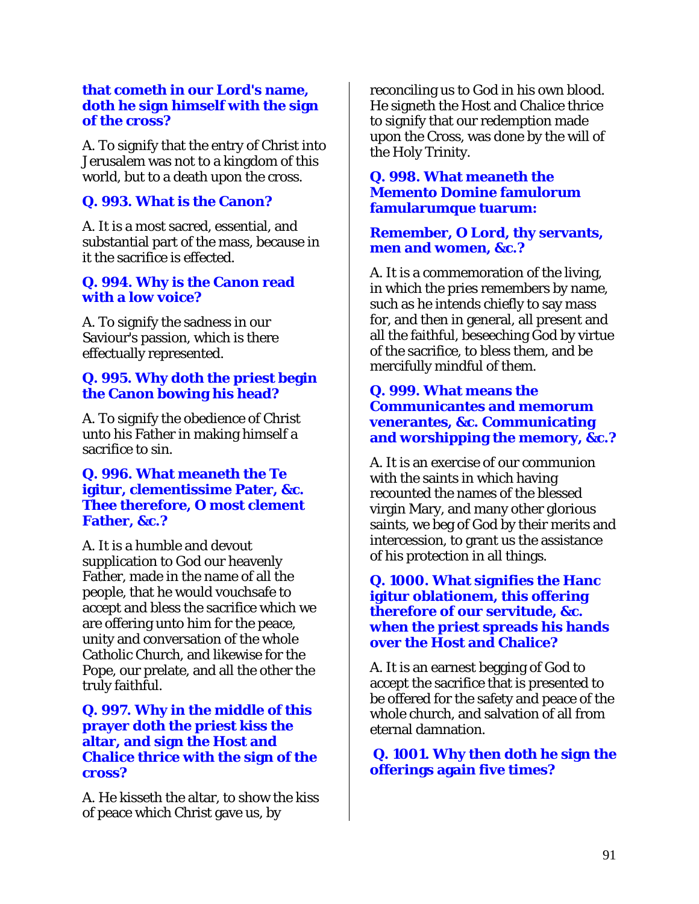**that cometh in our Lord's name, doth he sign himself with the sign of the cross?**

A. To signify that the entry of Christ into Jerusalem was not to a kingdom of this world, but to a death upon the cross.

**Q. 993. What is the Canon?**

A. It is a most sacred, essential, and substantial part of the mass, because in it the sacrifice is effected.

**Q. 994. Why is the Canon read with a low voice?**

A. To signify the sadness in our Saviour's passion, which is there effectually represented.

**Q. 995. Why doth the priest begin the Canon bowing his head?**

A. To signify the obedience of Christ unto his Father in making himself a sacrifice to sin.

**Q. 996. What meaneth the Te igitur, clementissime Pater, &c. Thee therefore, O most clement Father, &c.?**

A. It is a humble and devout supplication to God our heavenly Father, made in the name of all the people, that he would vouchsafe to accept and bless the sacrifice which we are offering unto him for the peace, unity and conversation of the whole Catholic Church, and likewise for the Pope, our prelate, and all the other the truly faithful.

**Q. 997. Why in the middle of this prayer doth the priest kiss the altar, and sign the Host and Chalice thrice with the sign of the cross?**

A. He kisseth the altar, to show the kiss of peace which Christ gave us, by reconciling us to God in his own blood. He signeth the Host and Chalice thrice to signify that our redemption made upon the Cross, was done by the will of the Holy Trinity.

**Q. 998. What meaneth the Memento Domine famulorum famularumque tuarum:**

**Remember, O Lord, thy servants, men and women, &c.?**

A. It is a commemoration of the living, in which the pries remembers by name, such as he intends chiefly to say mass for, and then in general, all present and all the faithful, beseeching God by virtue of the sacrifice, to bless them, and be mercifully mindful of them.

**Q. 999. What means the Communicantes and memorum venerantes, &c. Communicating and worshipping the memory, &c.?**

A. It is an exercise of our communion with the saints in which having recounted the names of the blessed virgin Mary, and many other glorious saints, we beg of God by their merits and intercession, to grant us the assistance of his protection in all things.

**Q. 1000. What signifies the Hanc igitur oblationem, this offering therefore of our servitude, &c. when the priest spreads his hands over the Host and Chalice?**

A. It is an earnest begging of God to accept the sacrifice that is presented to be offered for the safety and peace of the whole church, and salvation of all from eternal damnation.

**Q. 1001. Why then doth he sign the offerings again five times?**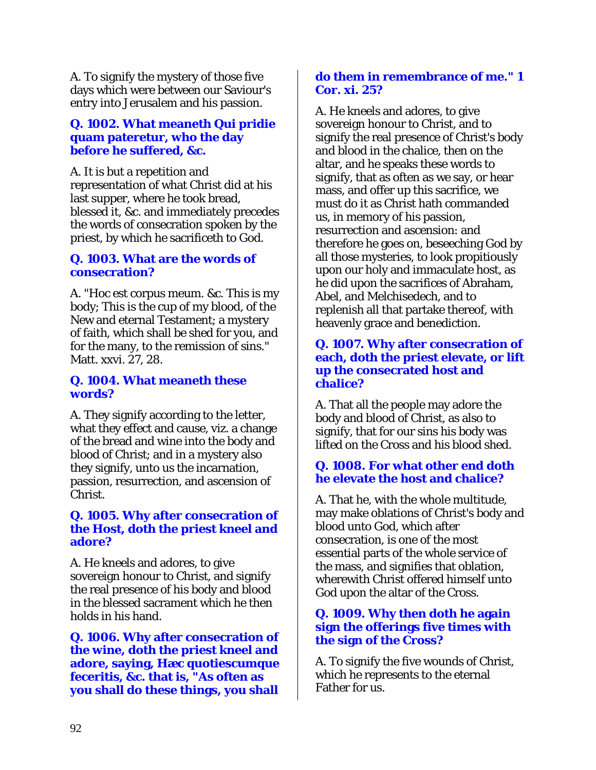A. To signify the mystery of those five days which were between our Saviour's entry into Jerusalem and his passion.

**Q. 1002. What meaneth Qui pridie quam pateretur, who the day before he suffered, &c.**

A. It is but a repetition and representation of what Christ did at his last supper, where he took bread, blessed it, &c. and immediately precedes the words of consecration spoken by the priest, by which he sacrificeth to God.

**Q. 1003. What are the words of consecration?**

A. "Hoc est corpus meum. &c. This is my body; This is the cup of my blood, of the New and eternal Testament; a mystery of faith, which shall be shed for you, and for the many, to the remission of sins." Matt. xxvi. 27, 28.

**Q. 1004. What meaneth these words?**

A. They signify according to the letter, what they effect and cause, viz. a change of the bread and wine into the body and blood of Christ; and in a mystery also they signify, unto us the incarnation, passion, resurrection, and ascension of Christ.

**Q. 1005. Why after consecration of the Host, doth the priest kneel and adore?**

A. He kneels and adores, to give sovereign honour to Christ, and signify the real presence of his body and blood in the blessed sacrament which he then holds in his hand.

**Q. 1006. Why after consecration of the wine, doth the priest kneel and adore, saying, Hæc quotiescumque feceritis, &c. that is, "As often as you shall do these things, you shall do them in remembrance of me." 1 Cor. xi. 25?**

A. He kneels and adores, to give sovereign honour to Christ, and to signify the real presence of Christ's body and blood in the chalice, then on the altar, and he speaks these words to signify, that as often as we say, or hear mass, and offer up this sacrifice, we must do it as Christ hath commanded us, in memory of his passion, resurrection and ascension: and therefore he goes on, beseeching God by all those mysteries, to look propitiously upon our holy and immaculate host, as he did upon the sacrifices of Abraham, Abel, and Melchisedech, and to replenish all that partake thereof, with heavenly grace and benediction.

**Q. 1007. Why after consecration of each, doth the priest elevate, or lift up the consecrated host and chalice?**

A. That all the people may adore the body and blood of Christ, as also to signify, that for our sins his body was lifted on the Cross and his blood shed.

**Q. 1008. For what other end doth he elevate the host and chalice?**

A. That he, with the whole multitude, may make oblations of Christ's body and blood unto God, which after consecration, is one of the most essential parts of the whole service of the mass, and signifies that oblation, wherewith Christ offered himself unto God upon the altar of the Cross.

**Q. 1009. Why then doth he again sign the offerings five times with the sign of the Cross?**

A. To signify the five wounds of Christ, which he represents to the eternal Father for us.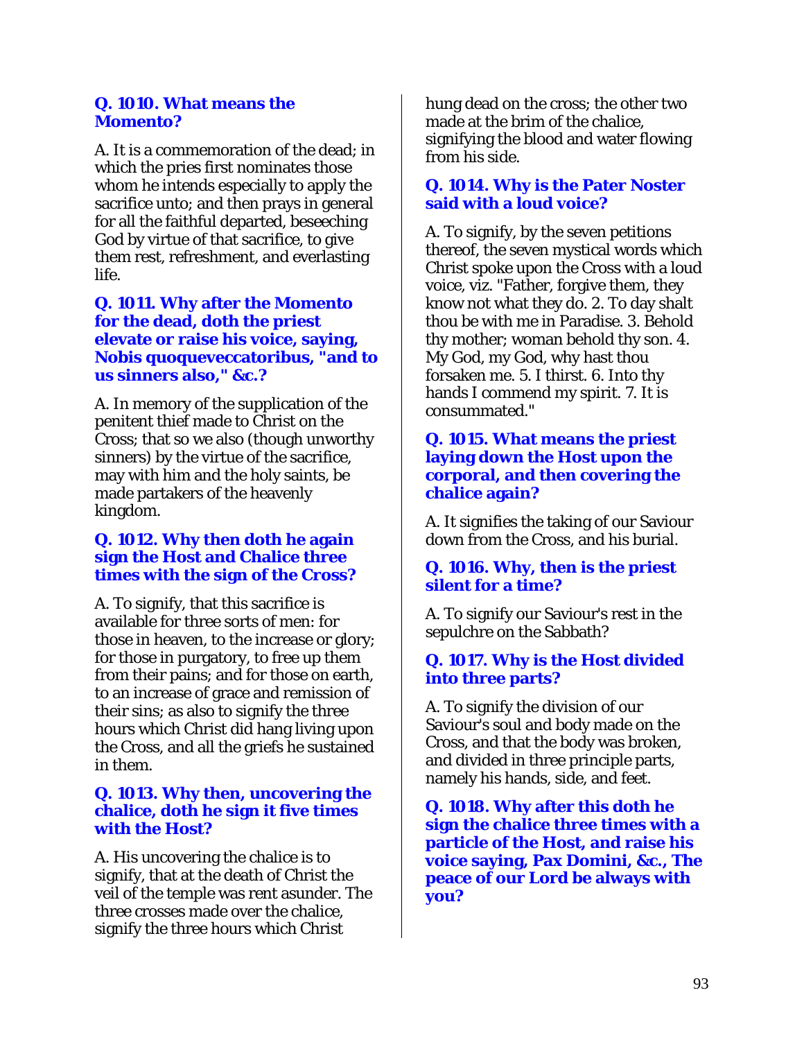**Q. 1010. What means the Momento?**

A. It is a commemoration of the dead; in which the pries first nominates those whom he intends especially to apply the sacrifice unto; and then prays in general for all the faithful departed, beseeching God by virtue of that sacrifice, to give them rest, refreshment, and everlasting life.

**Q. 1011. Why after the Momento for the dead, doth the priest elevate or raise his voice, saying, Nobis quoqueveccatoribus, "and to us sinners also," &c.?**

A. In memory of the supplication of the penitent thief made to Christ on the Cross; that so we also (though unworthy sinners) by the virtue of the sacrifice, may with him and the holy saints, be made partakers of the heavenly kingdom.

**Q. 1012. Why then doth he again sign the Host and Chalice three times with the sign of the Cross?**

A. To signify, that this sacrifice is available for three sorts of men: for those in heaven, to the increase or glory; for those in purgatory, to free up them from their pains; and for those on earth, to an increase of grace and remission of their sins; as also to signify the three hours which Christ did hang living upon the Cross, and all the griefs he sustained in them.

**Q. 1013. Why then, uncovering the chalice, doth he sign it five times with the Host?**

A. His uncovering the chalice is to signify, that at the death of Christ the veil of the temple was rent asunder. The three crosses made over the chalice, signify the three hours which Christ hung dead on the cross; the other two made at the brim of the chalice, signifying the blood and water flowing from his side.

**Q. 1014. Why is the Pater Noster said with a loud voice?**

A. To signify, by the seven petitions thereof, the seven mystical words which Christ spoke upon the Cross with a loud voice, viz. "Father, forgive them, they know not what they do. 2. To day shalt thou be with me in Paradise. 3. Behold thy mother; woman behold thy son. 4. My God, my God, why hast thou forsaken me. 5. I thirst. 6. Into thy hands I commend my spirit. 7. It is consummated."

**Q. 1015. What means the priest laying down the Host upon the corporal, and then covering the chalice again?**

A. It signifies the taking of our Saviour down from the Cross, and his burial.

**Q. 1016. Why, then is the priest silent for a time?**

A. To signify our Saviour's rest in the sepulchre on the Sabbath?

**Q. 1017. Why is the Host divided into three parts?**

A. To signify the division of our Saviour's soul and body made on the Cross, and that the body was broken, and divided in three principle parts, namely his hands, side, and feet.

**Q. 1018. Why after this doth he sign the chalice three times with a particle of the Host, and raise his voice saying, Pax Domini, &c., The peace of our Lord be always with you?**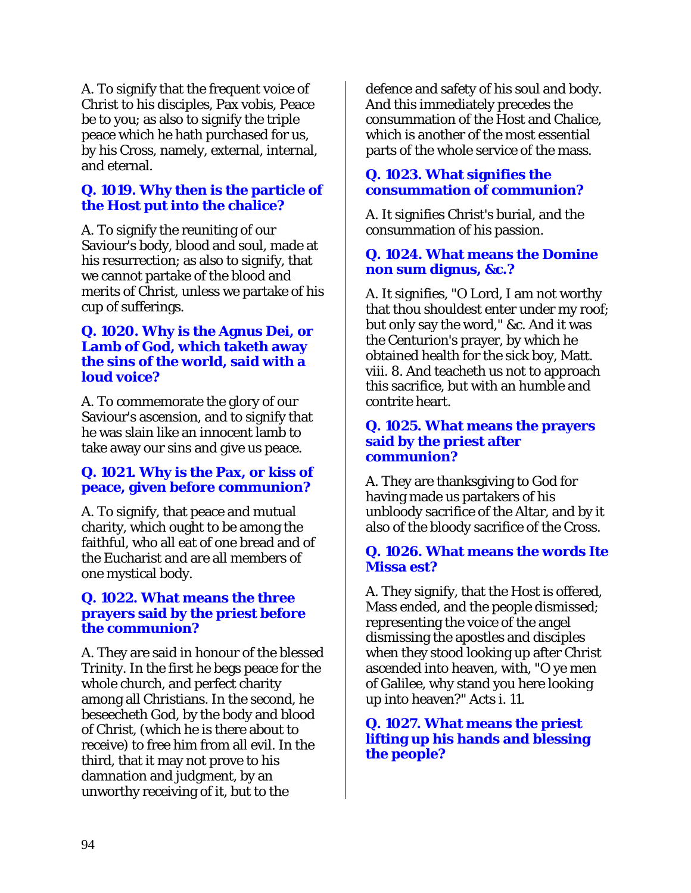A. To signify that the frequent voice of Christ to his disciples, Pax vobis, Peace be to you; as also to signify the triple peace which he hath purchased for us, by his Cross, namely, external, internal, and eternal.

**Q. 1019. Why then is the particle of the Host put into the chalice?**

A. To signify the reuniting of our Saviour's body, blood and soul, made at his resurrection; as also to signify, that we cannot partake of the blood and merits of Christ, unless we partake of his cup of sufferings.

**Q. 1020. Why is the Agnus Dei, or Lamb of God, which taketh away the sins of the world, said with a loud voice?**

A. To commemorate the glory of our Saviour's ascension, and to signify that he was slain like an innocent lamb to take away our sins and give us peace.

**Q. 1021. Why is the Pax, or kiss of peace, given before communion?**

A. To signify, that peace and mutual charity, which ought to be among the faithful, who all eat of one bread and of the Eucharist and are all members of one mystical body.

**Q. 1022. What means the three prayers said by the priest before the communion?**

A. They are said in honour of the blessed Trinity. In the first he begs peace for the whole church, and perfect charity among all Christians. In the second, he beseecheth God, by the body and blood of Christ, (which he is there about to receive) to free him from all evil. In the third, that it may not prove to his damnation and judgment, by an unworthy receiving of it, but to the defence and safety of his soul and body. And this immediately precedes the consummation of the Host and Chalice, which is another of the most essential parts of the whole service of the mass.

**Q. 1023. What signifies the consummation of communion?**

A. It signifies Christ's burial, and the consummation of his passion.

**Q. 1024. What means the Domine non sum dignus, &c.?**

A. It signifies, "O Lord, I am not worthy that thou shouldest enter under my roof; but only say the word," &c. And it was the Centurion's prayer, by which he obtained health for the sick boy, Matt. viii. 8. And teacheth us not to approach this sacrifice, but with an humble and contrite heart.

**Q. 1025. What means the prayers said by the priest after communion?**

A. They are thanksgiving to God for having made us partakers of his unbloody sacrifice of the Altar, and by it also of the bloody sacrifice of the Cross.

**Q. 1026. What means the words Ite Missa est?**

A. They signify, that the Host is offered, Mass ended, and the people dismissed; representing the voice of the angel dismissing the apostles and disciples when they stood looking up after Christ ascended into heaven, with, "O ye men of Galilee, why stand you here looking up into heaven?" Acts i. 11.

**Q. 1027. What means the priest lifting up his hands and blessing the people?**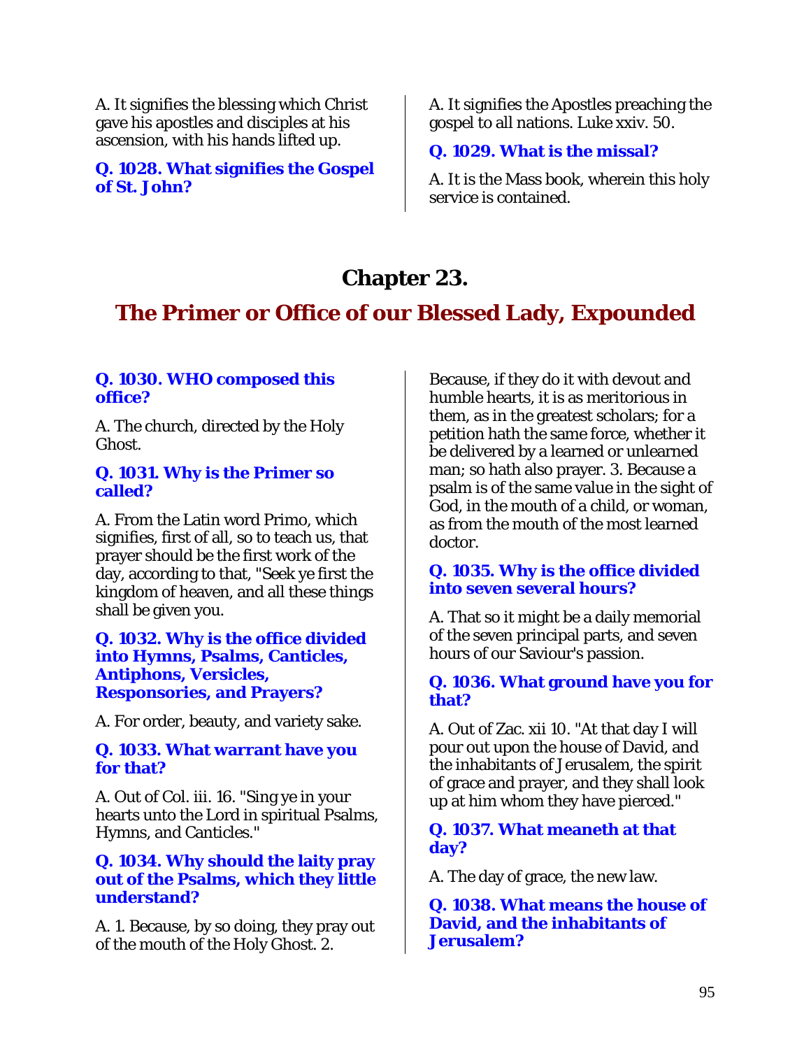A. It signifies the blessing which Christ gave his apostles and disciples at his ascension, with his hands lifted up.

**Q. 1028. What signifies the Gospel of St. John?**

A. It signifies the Apostles preaching the gospel to all nations. Luke xxiv. 50.

**Q. 1029. What is the missal?**

A. It is the Mass book, wherein this holy service is contained.

# Chapter 23.

## The Primer or Office of our Blessed Lady, Expounded

**Q. 1030. WHO composed this office?**

A. The church, directed by the Holy Ghost.

**Q. 1031. Why is the Primer so called?**

A. From the Latin word Primo, which signifies, first of all, so to teach us, that prayer should be the first work of the day, according to that, "Seek ye first the kingdom of heaven, and all these things shall be given you.

**Q. 1032. Why is the office divided into Hymns, Psalms, Canticles, Antiphons, Versicles, Responsories, and Prayers?**

A. For order, beauty, and variety sake.

**Q. 1033. What warrant have you for that?**

A. Out of Col. iii. 16. "Sing ye in your hearts unto the Lord in spiritual Psalms, Hymns, and Canticles."

**Q. 1034. Why should the laity pray out of the Psalms, which they little understand?**

A. 1. Because, by so doing, they pray out of the mouth of the Holy Ghost. 2. Because, if they do it with devout and humble hearts, it is as meritorious in them, as in the greatest scholars; for a petition hath the same force, whether it be delivered by a learned or unlearned man; so hath also prayer. 3. Because a psalm is of the same value in the sight of God, in the mouth of a child, or woman, as from the mouth of the most learned doctor.

**Q. 1035. Why is the office divided into seven several hours?**

A. That so it might be a daily memorial of the seven principal parts, and seven hours of our Saviour's passion.

**Q. 1036. What ground have you for that?**

A. Out of Zac. xii 10. "At that day I will pour out upon the house of David, and the inhabitants of Jerusalem, the spirit of grace and prayer, and they shall look up at him whom they have pierced."

**Q. 1037. What meaneth at that day?**

A. The day of grace, the new law.

**Q. 1038. What means the house of David, and the inhabitants of Jerusalem?**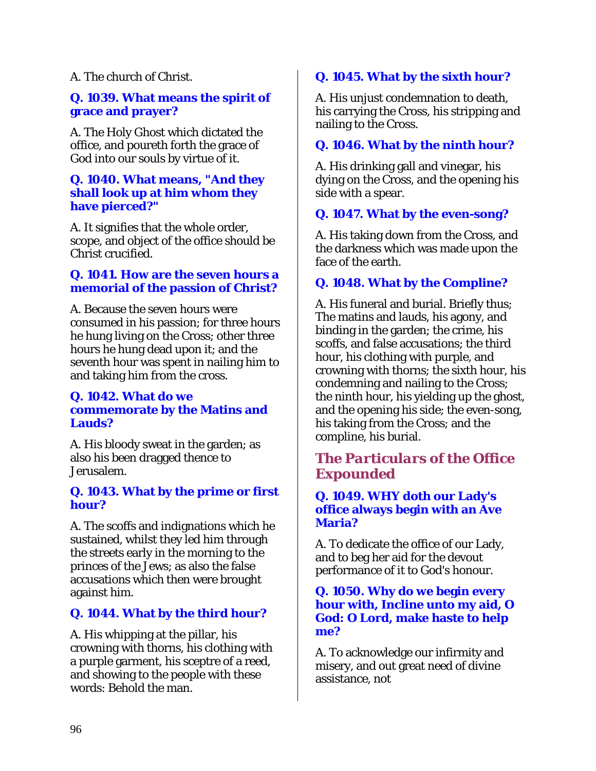A. The church of Christ.

**Q. 1039. What means the spirit of grace and prayer?**

A. The Holy Ghost which dictated the office, and poureth forth the grace of God into our souls by virtue of it.

**Q. 1040. What means, "And they shall look up at him whom they have pierced?"**

A. It signifies that the whole order, scope, and object of the office should be Christ crucified.

**Q. 1041. How are the seven hours a memorial of the passion of Christ?**

A. Because the seven hours were consumed in his passion; for three hours he hung living on the Cross; other three hours he hung dead upon it; and the seventh hour was spent in nailing him to and taking him from the cross.

**Q. 1042. What do we commemorate by the Matins and Lauds?**

A. His bloody sweat in the garden; as also his been dragged thence to Jerusalem.

**Q. 1043. What by the prime or first hour?**

A. The scoffs and indignations which he sustained, whilst they led him through the streets early in the morning to the princes of the Jews; as also the false accusations which then were brought against him.

**Q. 1044. What by the third hour?**

A. His whipping at the pillar, his crowning with thorns, his clothing with a purple garment, his sceptre of a reed, and showing to the people with these words: Behold the man.

**Q. 1045. What by the sixth hour?**

A. His unjust condemnation to death, his carrying the Cross, his stripping and nailing to the Cross.

**Q. 1046. What by the ninth hour?**

A. His drinking gall and vinegar, his dying on the Cross, and the opening his side with a spear.

**Q. 1047. What by the even-song?**

A. His taking down from the Cross, and the darkness which was made upon the face of the earth.

**Q. 1048. What by the Compline?**

A. His funeral and burial. Briefly thus; The matins and lauds, his agony, and binding in the garden; the crime, his scoffs, and false accusations; the third hour, his clothing with purple, and crowning with thorns; the sixth hour, his condemning and nailing to the Cross; the ninth hour, his yielding up the ghost, and the opening his side; the even-song, his taking from the Cross; and the compline, his burial.

## *The Particulars of the Office Expounded*

**Q. 1049. WHY doth our Lady's office always begin with an Ave Maria?**

A. To dedicate the office of our Lady, and to beg her aid for the devout performance of it to God's honour.

**Q. 1050. Why do we begin every hour with, Incline unto my aid, O God: O Lord, make haste to help me?**

A. To acknowledge our infirmity and misery, and out great need of divine assistance, not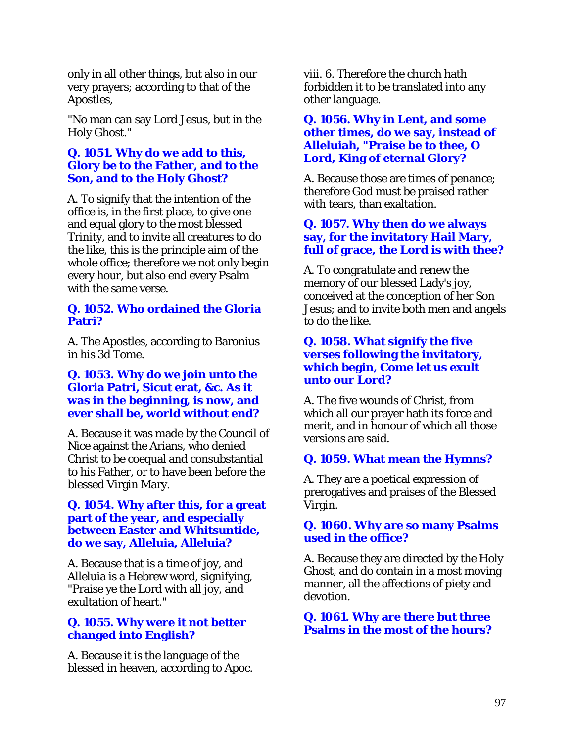only in all other things, but also in our very prayers; according to that of the Apostles,

"No man can say Lord Jesus, but in the Holy Ghost."

### Q. 1051. Why do we add to this, Glory be to the Father, and to the Son, and to the Holy Ghost?

A. To signify that the intention of the office is, in the first place, to give one and equal glory to the most blessed Trinity, and to invite all creatures to do the like, this is the principle aim of the whole office; therefore we not only begin every hour, but also end every Psalm with the same verse.

### Q. 1052. Who ordained the Gloria Patri?

A. The Apostles, according to Baronius in his 3d Tome.

### Q. 1053. Why do we join unto the Gloria Patri, Sicut erat, &c. As it was in the beginning, is now, and ever shall be, world without end?

A. Because it was made by the Council of Nice against the Arians, who denied Christ to be coequal and consubstantial to his Father, or to have been before the blessed Virgin Mary.

### Q. 1054. Why after this, for a great part of the year, and especially between Easter and Whitsuntide, do we say, Alleluia, Alleluia?

A. Because that is a time of joy, and Alleluia is a Hebrew word, signifying, "Praise ye the Lord with all joy, and exultation of heart."

### Q. 1055. Why were it not better changed into English?

A. Because it is the language of the blessed in heaven, according to Apoc. viii. 6. Therefore the church hath forbidden it to be translated into any other language.

### Q. 1056. Why in Lent, and some other times, do we say, instead of Alleluiah, "Praise be to thee, O Lord, King of eternal Glory?

A. Because those are times of penance; therefore God must be praised rather with tears, than exaltation.

### Q. 1057. Why then do we always say, for the invitatory Hail Mary, full of grace, the Lord is with thee?

A. To congratulate and renew the memory of our blessed Lady's joy, conceived at the conception of her Son Jesus; and to invite both men and angels to do the like.

### Q. 1058. What signify the five verses following the invitatory, which begin, Come let us exult unto our Lord?

A. The five wounds of Christ, from which all our prayer hath its force and merit, and in honour of which all those versions are said.

### Q. 1059. What mean the Hymns?

A. They are a poetical expression of prerogatives and praises of the Blessed Virgin.

### Q. 1060. Why are so many Psalms used in the office?

A. Because they are directed by the Holy Ghost, and do contain in a most moving manner, all the affections of piety and devotion.

### Q. 1061. Why are there but three Psalms in the most of the hours?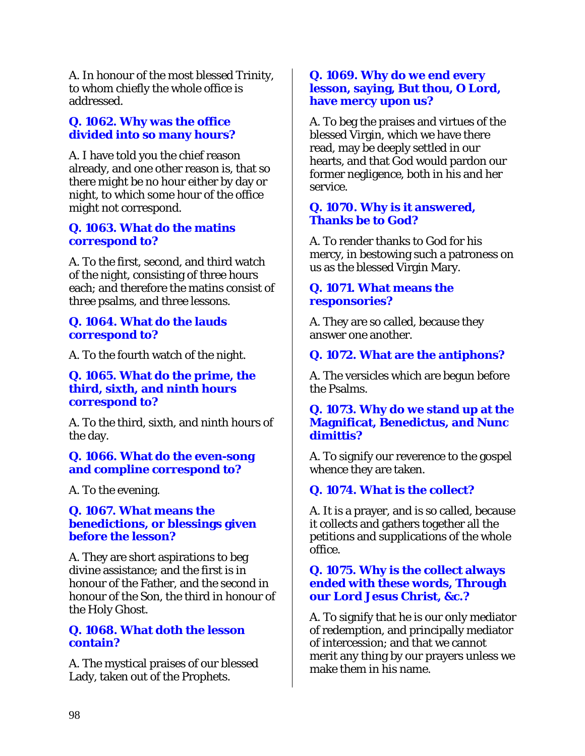A. In honour of the most blessed Trinity, to whom chiefly the whole office is addressed.

### Q. 1062. Why was the office divided into so many hours?

A. I have told you the chief reason already, and one other reason is, that so there might be no hour either by day or night, to which some hour of the office might not correspond.

### Q. 1063. What do the matins correspond to?

A. To the first, second, and third watch of the night, consisting of three hours each; and therefore the matins consist of three psalms, and three lessons.

### Q. 1064. What do the lauds correspond to?

A. To the fourth watch of the night.

### Q. 1065. What do the prime, the third, sixth, and ninth hours correspond to?

A. To the third, sixth, and ninth hours of the day.

### Q. 1066. What do the even-song and compline correspond to?

A. To the evening.

### Q. 1067. What means the benedictions, or blessings given before the lesson?

A. They are short aspirations to beg divine assistance; and the first is in honour of the Father, and the second in honour of the Son, the third in honour of the Holy Ghost.

### Q. 1068. What doth the lesson contain?

A. The mystical praises of our blessed Lady, taken out of the Prophets.

### Q. 1069. Why do we end every lesson, saying, But thou, O Lord, have mercy upon us?

A. To beg the praises and virtues of the blessed Virgin, which we have there read, may be deeply settled in our hearts, and that God would pardon our former negligence, both in his and her service.

### Q. 1070. Why is it answered, Thanks be to God?

A. To render thanks to God for his mercy, in bestowing such a patroness on us as the blessed Virgin Mary.

### Q. 1071. What means the responsories?

A. They are so called, because they answer one another.

### Q. 1072. What are the antiphons?

A. The versicles which are begun before the Psalms.

### Q. 1073. Why do we stand up at the Magnificat, Benedictus, and Nunc dimittis?

A. To signify our reverence to the gospel whence they are taken.

### Q. 1074. What is the collect?

A. It is a prayer, and is so called, because it collects and gathers together all the petitions and supplications of the whole office.

### Q. 1075. Why is the collect always ended with these words, Through our Lord Jesus Christ, &c.?

A. To signify that he is our only mediator of redemption, and principally mediator of intercession; and that we cannot merit any thing by our prayers unless we make them in his name.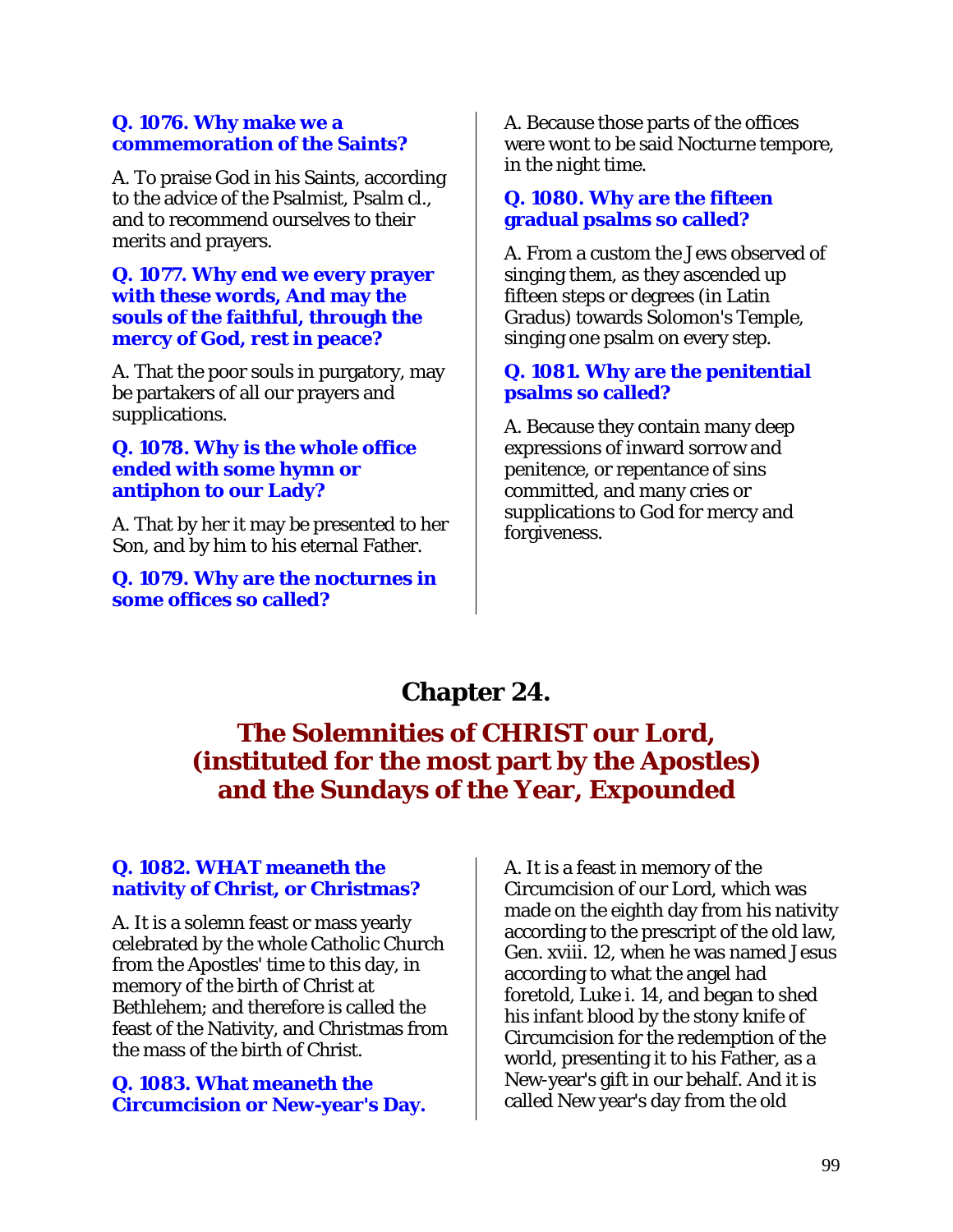**Q. 1076. Why make we a commemoration of the Saints?**

A. To praise God in his Saints, according to the advice of the Psalmist, Psalm cl., and to recommend ourselves to their merits and prayers.

**Q. 1077. Why end we every prayer with these words, And may the souls of the faithful, through the mercy of God, rest in peace?**

A. That the poor souls in purgatory, may be partakers of all our prayers and supplications.

**Q. 1078. Why is the whole office ended with some hymn or antiphon to our Lady?**

A. That by her it may be presented to her Son, and by him to his eternal Father.

**Q. 1079. Why are the nocturnes in some offices so called?**

A. Because those parts of the offices were wont to be said Nocturne tempore, in the night time.

**Q. 1080. Why are the fifteen gradual psalms so called?**

A. From a custom the Jews observed of singing them, as they ascended up fifteen steps or degrees (in Latin Gradus) towards Solomon's Temple, singing one psalm on every step.

**Q. 1081. Why are the penitential psalms so called?**

A. Because they contain many deep expressions of inward sorrow and penitence, or repentance of sins committed, and many cries or supplications to God for mercy and forgiveness.

# Chapter 24.

## The Solemnities of CHRIST our Lord, (instituted for the most part by the Apostles) and the Sundays of the Year, Expounded

**Q. 1082. WHAT meaneth the nativity of Christ, or Christmas?**

A. It is a solemn feast or mass yearly celebrated by the whole Catholic Church from the Apostles' time to this day, in memory of the birth of Christ at Bethlehem; and therefore is called the feast of the Nativity, and Christmas from the mass of the birth of Christ.

**Q. 1083. What meaneth the Circumcision or New-year's Day.**

A. It is a feast in memory of the Circumcision of our Lord, which was made on the eighth day from his nativity according to the prescript of the old law, Gen. xviii. 12, when he was named Jesus according to what the angel had foretold, Luke i. 14, and began to shed his infant blood by the stony knife of Circumcision for the redemption of the world, presenting it to his Father, as a New-year's gift in our behalf. And it is called New year's day from the old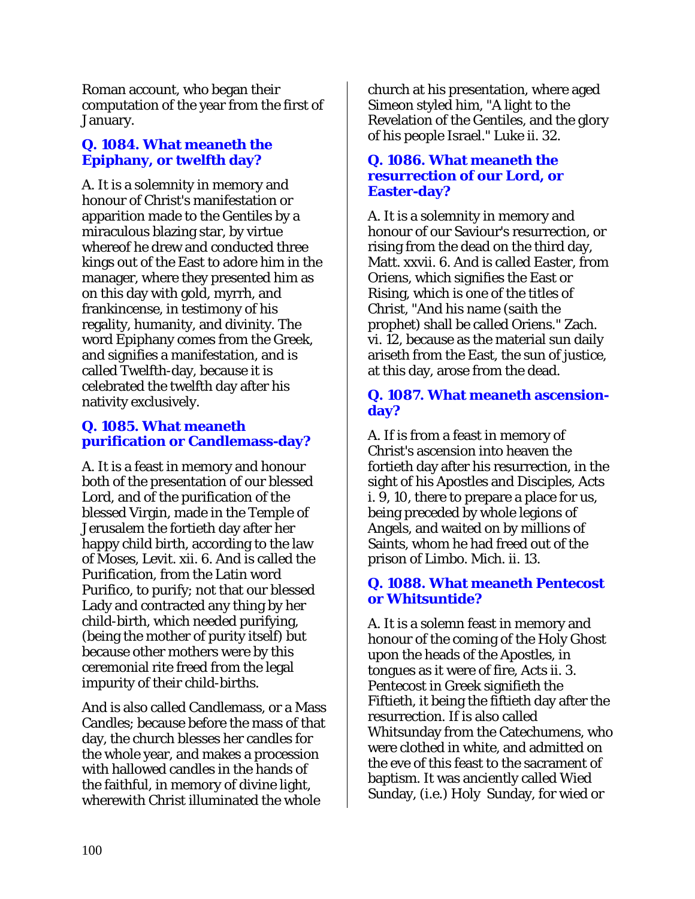Roman account, who began their computation of the year from the first of January.

### Q. 1084. What meaneth the Epiphany, or twelfth day?

A. It is a solemnity in memory and honour of Christ's manifestation or apparition made to the Gentiles by a miraculous blazing star, by virtue whereof he drew and conducted three kings out of the East to adore him in the manager, where they presented him as on this day with gold, myrrh, and frankincense, in testimony of his regality, humanity, and divinity. The word Epiphany comes from the Greek, and signifies a manifestation, and is called Twelfth-day, because it is celebrated the twelfth day after his nativity exclusively.

### Q. 1085. What meaneth purification or Candlemass-day?

A. It is a feast in memory and honour both of the presentation of our blessed Lord, and of the purification of the blessed Virgin, made in the Temple of Jerusalem the fortieth day after her happy child birth, according to the law of Moses, Levit. xii. 6. And is called the Purification, from the Latin word Purifico, to purify; not that our blessed Lady and contracted any thing by her child-birth, which needed purifying, (being the mother of purity itself) but because other mothers were by this ceremonial rite freed from the legal impurity of their child-births.

And is also called Candlemass, or a Mass Candles; because before the mass of that day, the church blesses her candles for the whole year, and makes a procession with hallowed candles in the hands of the faithful, in memory of divine light, wherewith Christ illuminated the whole church at his presentation, where aged Simeon styled him, "A light to the Revelation of the Gentiles, and the glory of his people Israel." Luke ii. 32.

### Q. 1086. What meaneth the resurrection of our Lord, or Easter-day?

A. It is a solemnity in memory and honour of our Saviour's resurrection, or rising from the dead on the third day, Matt. xxvii. 6. And is called Easter, from Oriens, which signifies the East or Rising, which is one of the titles of Christ, "And his name (saith the prophet) shall be called Oriens." Zach. vi. 12, because as the material sun daily ariseth from the East, the sun of justice, at this day, arose from the dead.

### Q. 1087. What meaneth ascension-day?

A. If is from a feast in memory of Christ's ascension into heaven the fortieth day after his resurrection, in the sight of his Apostles and Disciples, Acts i. 9, 10, there to prepare a place for us, being preceded by whole legions of Angels, and waited on by millions of Saints, whom he had freed out of the prison of Limbo. Mich. ii. 13.

### Q. 1088. What meaneth Pentecost or Whitsuntide?

A. It is a solemn feast in memory and honour of the coming of the Holy Ghost upon the heads of the Apostles, in tongues as it were of fire, Acts ii. 3. Pentecost in Greek signifieth the Fiftieth, it being the fiftieth day after the resurrection. If is also called Whitsunday from the Catechumens, who were clothed in white, and admitted on the eve of this feast to the sacrament of baptism. It was anciently called Wied Sunday, (i.e.) Holy Sunday, for wied or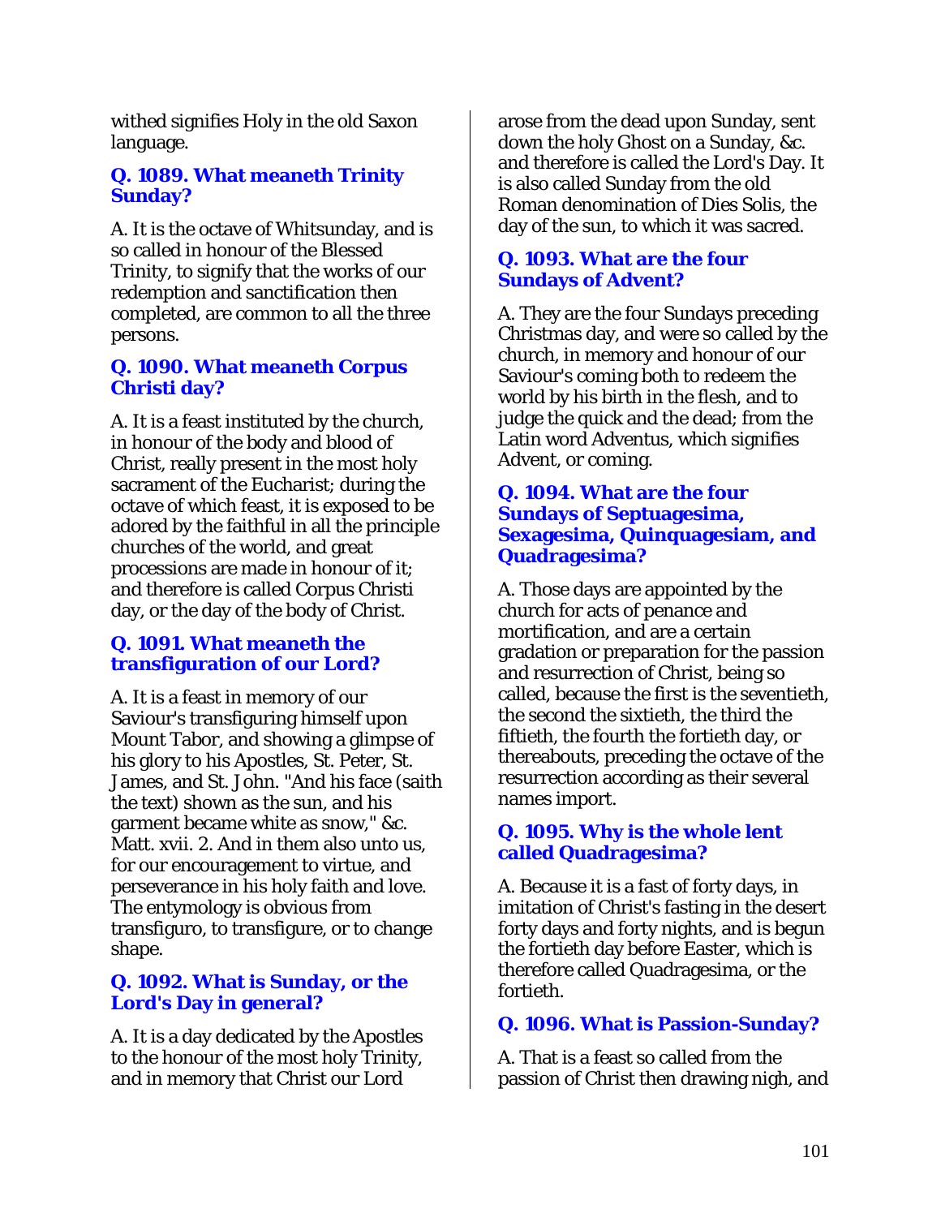withed signifies Holy in the old Saxon language.

### Q. 1089. What meaneth Trinity Sunday?

A. It is the octave of Whitsunday, and is so called in honour of the Blessed Trinity, to signify that the works of our redemption and sanctification then completed, are common to all the three persons.

### Q. 1090. What meaneth Corpus Christi day?

A. It is a feast instituted by the church, in honour of the body and blood of Christ, really present in the most holy sacrament of the Eucharist; during the octave of which feast, it is exposed to be adored by the faithful in all the principle churches of the world, and great processions are made in honour of it; and therefore is called Corpus Christi day, or the day of the body of Christ.

### Q. 1091. What meaneth the transfiguration of our Lord?

A. It is a feast in memory of our Saviour's transfiguring himself upon Mount Tabor, and showing a glimpse of his glory to his Apostles, St. Peter, St. James, and St. John. "And his face (saith the text) shown as the sun, and his garment became white as snow," &c. Matt. xvii. 2. And in them also unto us, for our encouragement to virtue, and perseverance in his holy faith and love. The entymology is obvious from transfiguro, to transfigure, or to change shape.

### Q. 1092. What is Sunday, or the Lord's Day in general?

A. It is a day dedicated by the Apostles to the honour of the most holy Trinity, and in memory that Christ our Lord arose from the dead upon Sunday, sent down the holy Ghost on a Sunday, &c. and therefore is called the Lord's Day. It is also called Sunday from the old Roman denomination of Dies Solis, the day of the sun, to which it was sacred.

### Q. 1093. What are the four Sundays of Advent?

A. They are the four Sundays preceding Christmas day, and were so called by the church, in memory and honour of our Saviour's coming both to redeem the world by his birth in the flesh, and to judge the quick and the dead; from the Latin word Adventus, which signifies Advent, or coming.

### Q. 1094. What are the four Sundays of Septuagesima, Sexagesima, Quinquagesiam, and Quadragesima?

A. Those days are appointed by the church for acts of penance and mortification, and are a certain gradation or preparation for the passion and resurrection of Christ, being so called, because the first is the seventieth, the second the sixtieth, the third the fiftieth, the fourth the fortieth day, or thereabouts, preceding the octave of the resurrection according as their several names import.

### Q. 1095. Why is the whole lent called Quadragesima?

A. Because it is a fast of forty days, in imitation of Christ's fasting in the desert forty days and forty nights, and is begun the fortieth day before Easter, which is therefore called Quadragesima, or the fortieth.

### Q. 1096. What is Passion-Sunday?

A. That is a feast so called from the passion of Christ then drawing nigh, and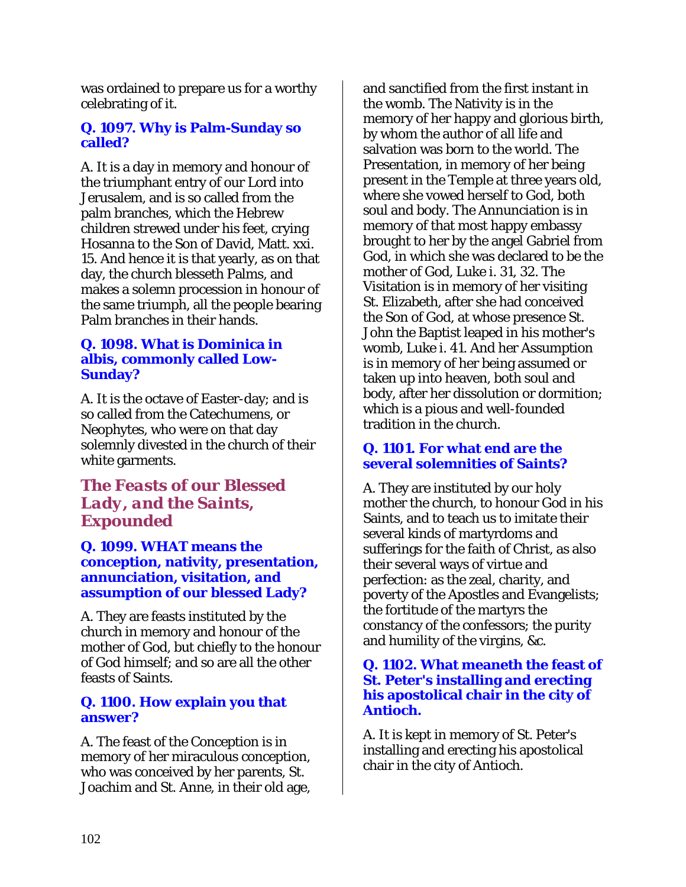was ordained to prepare us for a worthy celebrating of it.

### Q. 1097. Why is Palm-Sunday so called?

A. It is a day in memory and honour of the triumphant entry of our Lord into Jerusalem, and is so called from the palm branches, which the Hebrew children strewed under his feet, crying Hosanna to the Son of David, Matt. xxi. 15. And hence it is that yearly, as on that day, the church blesseth Palms, and makes a solemn procession in honour of the same triumph, all the people bearing Palm branches in their hands.

### Q. 1098. What is Dominica in albis, commonly called Low-Sunday?

A. It is the octave of Easter-day; and is so called from the Catechumens, or Neophytes, who were on that day solemnly divested in the church of their white garments.

## The Feasts of our Blessed *Lady, and the Saints,* Expounded

### Q. 1099. WHAT means the conception, nativity, presentation, annunciation, visitation, and assumption of our blessed Lady?

A. They are feasts instituted by the church in memory and honour of the mother of God, but chiefly to the honour of God himself; and so are all the other feasts of Saints.

### Q. 1100. How explain you that answer?

A. The feast of the Conception is in memory of her miraculous conception, who was conceived by her parents, St. Joachim and St. Anne, in their old age, and sanctified from the first instant in the womb. The Nativity is in the memory of her happy and glorious birth, by whom the author of all life and salvation was born to the world. The Presentation, in memory of her being present in the Temple at three years old, where she vowed herself to God, both soul and body. The Annunciation is in memory of that most happy embassy brought to her by the angel Gabriel from God, in which she was declared to be the mother of God, Luke i. 31, 32. The Visitation is in memory of her visiting St. Elizabeth, after she had conceived the Son of God, at whose presence St. John the Baptist leaped in his mother's womb, Luke i. 41. And her Assumption is in memory of her being assumed or taken up into heaven, both soul and body, after her dissolution or dormition; which is a pious and well-founded tradition in the church.

### Q. 1101. For what end are the several solemnities of Saints?

A. They are instituted by our holy mother the church, to honour God in his Saints, and to teach us to imitate their several kinds of martyrdoms and sufferings for the faith of Christ, as also their several ways of virtue and perfection: as the zeal, charity, and poverty of the Apostles and Evangelists; the fortitude of the martyrs the constancy of the confessors; the purity and humility of the virgins, &c.

### Q. 1102. What meaneth the feast of St. Peter's installing and erecting his apostolical chair in the city of Antioch.

A. It is kept in memory of St. Peter's installing and erecting his apostolical chair in the city of Antioch.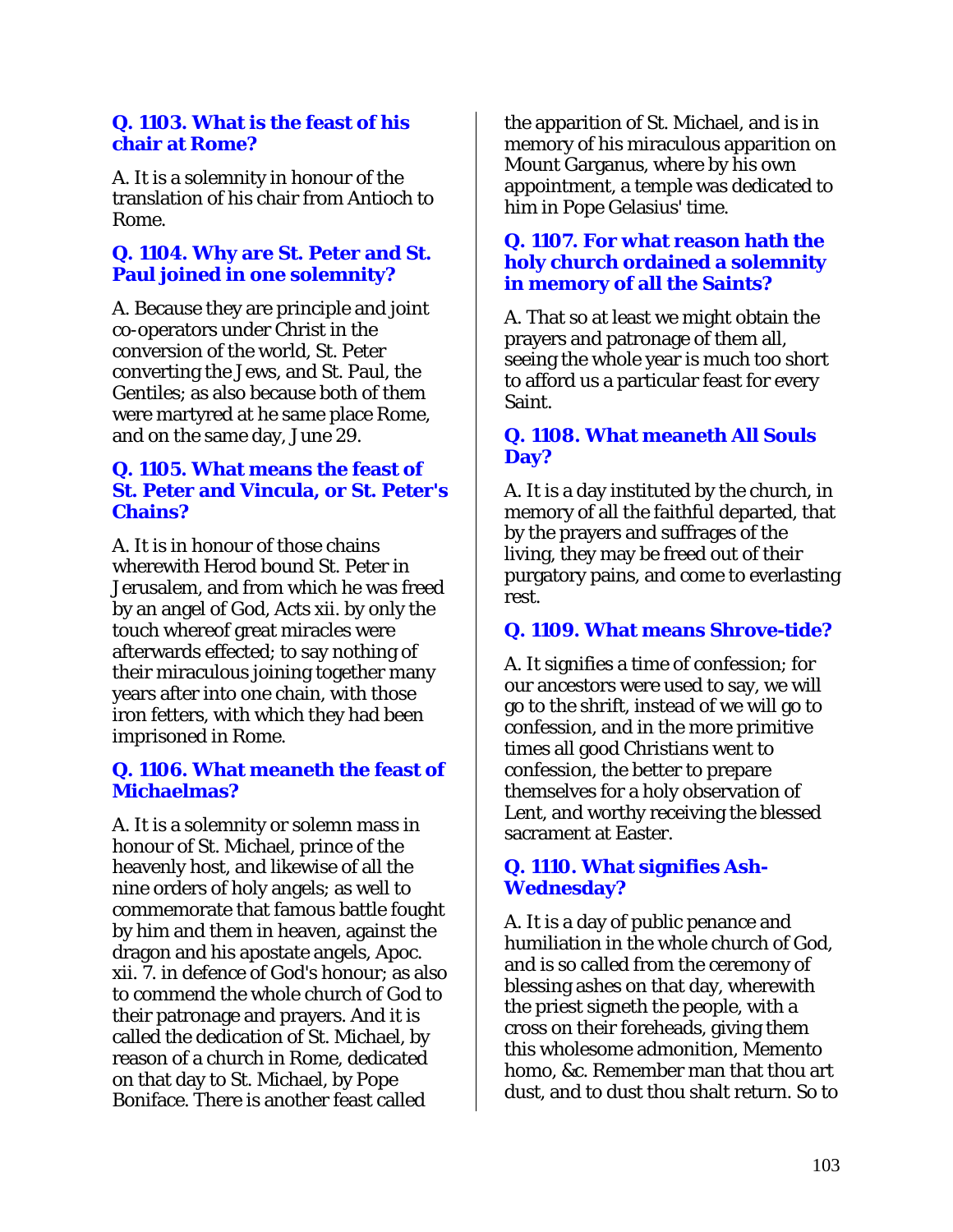### Q. 1103. What is the feast of his chair at Rome?

A. It is a solemnity in honour of the translation of his chair from Antioch to Rome.

### Q. 1104. Why are St. Peter and St. Paul joined in one solemnity?

A. Because they are principle and joint co-operators under Christ in the conversion of the world, St. Peter converting the Jews, and St. Paul, the Gentiles; as also because both of them were martyred at he same place Rome, and on the same day, June 29.

### Q. 1105. What means the feast of St. Peter and Vincula, or St. Peter's Chains?

A. It is in honour of those chains wherewith Herod bound St. Peter in Jerusalem, and from which he was freed by an angel of God, Acts xii. by only the touch whereof great miracles were afterwards effected; to say nothing of their miraculous joining together many years after into one chain, with those iron fetters, with which they had been imprisoned in Rome.

### Q. 1106. What meaneth the feast of Michaelmas?

A. It is a solemnity or solemn mass in honour of St. Michael, prince of the heavenly host, and likewise of all the nine orders of holy angels; as well to commemorate that famous battle fought by him and them in heaven, against the dragon and his apostate angels, Apoc. xii. 7. in defence of God's honour; as also to commend the whole church of God to their patronage and prayers. And it is called the dedication of St. Michael, by reason of a church in Rome, dedicated on that day to St. Michael, by Pope Boniface. There is another feast called the apparition of St. Michael, and is in memory of his miraculous apparition on Mount Garganus, where by his own appointment, a temple was dedicated to him in Pope Gelasius' time.

### Q. 1107. For what reason hath the holy church ordained a solemnity in memory of all the Saints?

A. That so at least we might obtain the prayers and patronage of them all, seeing the whole year is much too short to afford us a particular feast for every Saint.

### Q. 1108. What meaneth All Souls Day?

A. It is a day instituted by the church, in memory of all the faithful departed, that by the prayers and suffrages of the living, they may be freed out of their purgatory pains, and come to everlasting rest.

### Q. 1109. What means Shrove-tide?

A. It signifies a time of confession; for our ancestors were used to say, we will go to the shrift, instead of we will go to confession, and in the more primitive times all good Christians went to confession, the better to prepare themselves for a holy observation of Lent, and worthy receiving the blessed sacrament at Easter.

### Q. 1110. What signifies Ash-Wednesday?

A. It is a day of public penance and humiliation in the whole church of God, and is so called from the ceremony of blessing ashes on that day, wherewith the priest signeth the people, with a cross on their foreheads, giving them this wholesome admonition, Memento homo, &c. Remember man that thou art dust, and to dust thou shalt return. So to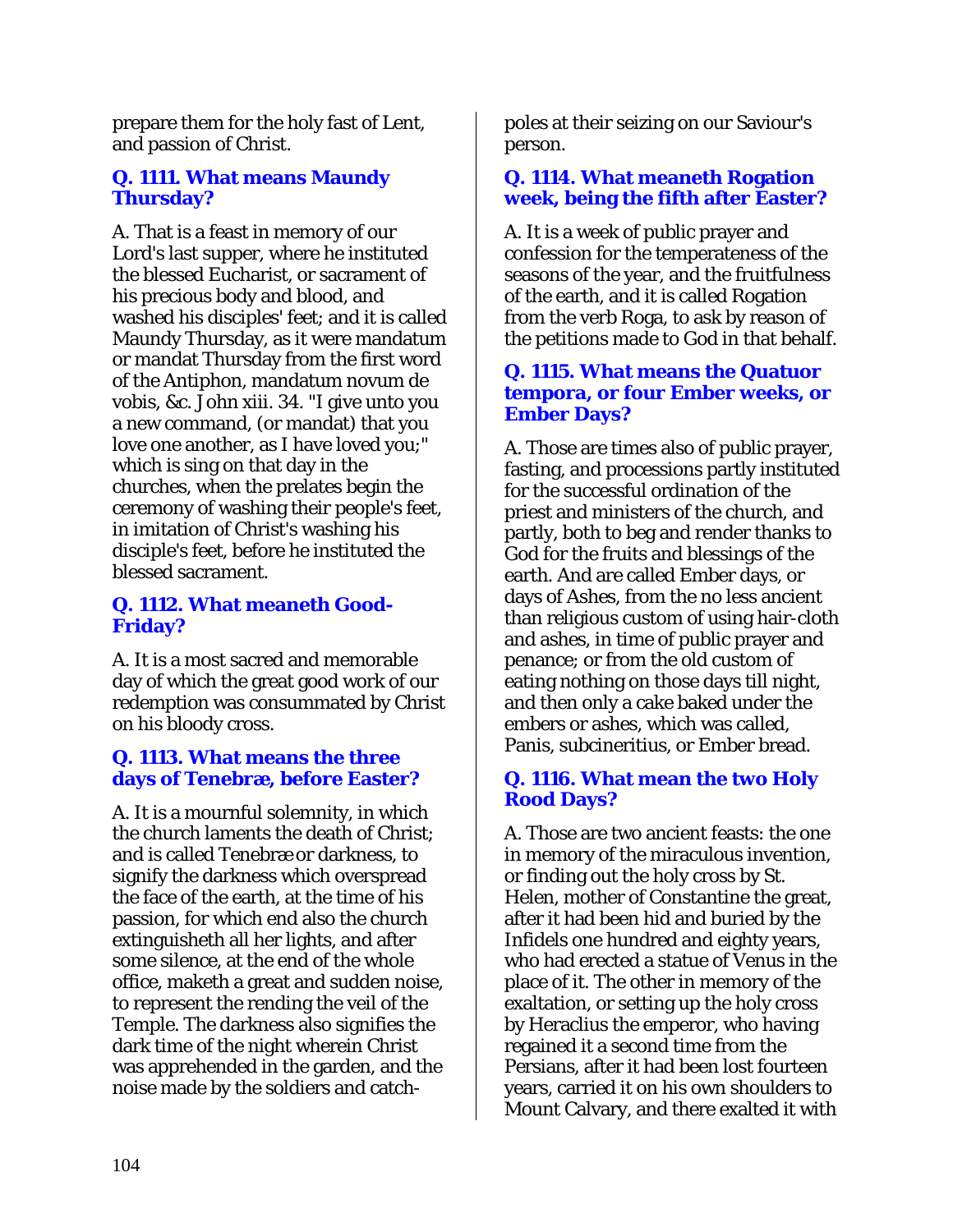prepare them for the holy fast of Lent, and passion of Christ.

### Q. 1111. What means Maundy Thursday?

A. That is a feast in memory of our Lord's last supper, where he instituted the blessed Eucharist, or sacrament of his precious body and blood, and washed his disciples' feet; and it is called Maundy Thursday, as it were mandatum or mandat Thursday from the first word of the Antiphon, mandatum novum de vobis, &c. John xiii. 34. "I give unto you a new command, (or mandat) that you love one another, as I have loved you;" which is sing on that day in the churches, when the prelates begin the ceremony of washing their people's feet, in imitation of Christ's washing his disciple's feet, before he instituted the blessed sacrament.

### Q. 1112. What meaneth Good-Friday?

A. It is a most sacred and memorable day of which the great good work of our redemption was consummated by Christ on his bloody cross.

### Q. 1113. What means the three days of Tenebræ, before Easter?

A. It is a mournful solemnity, in which the church laments the death of Christ; and is called Tenebræ or darkness, to signify the darkness which overspread the face of the earth, at the time of his passion, for which end also the church extinguisheth all her lights, and after some silence, at the end of the whole office, maketh a great and sudden noise, to represent the rending the veil of the Temple. The darkness also signifies the dark time of the night wherein Christ was apprehended in the garden, and the noise made by the soldiers and catch-poles at their seizing on our Saviour's person.

### Q. 1114. What meaneth Rogation week, being the fifth after Easter?

A. It is a week of public prayer and confession for the temperateness of the seasons of the year, and the fruitfulness of the earth, and it is called Rogation from the verb Roga, to ask by reason of the petitions made to God in that behalf.

### Q. 1115. What means the Quatuor tempora, or four Ember weeks, or Ember Days?

A. Those are times also of public prayer, fasting, and processions partly instituted for the successful ordination of the priest and ministers of the church, and partly, both to beg and render thanks to God for the fruits and blessings of the earth. And are called Ember days, or days of Ashes, from the no less ancient than religious custom of using hair-cloth and ashes, in time of public prayer and penance; or from the old custom of eating nothing on those days till night, and then only a cake baked under the embers or ashes, which was called, Panis, subcineritius, or Ember bread.

### Q. 1116. What mean the two Holy Rood Days?

A. Those are two ancient feasts: the one in memory of the miraculous invention, or finding out the holy cross by St. Helen, mother of Constantine the great, after it had been hid and buried by the Infidels one hundred and eighty years, who had erected a statue of Venus in the place of it. The other in memory of the exaltation, or setting up the holy cross by Heraclius the emperor, who having regained it a second time from the Persians, after it had been lost fourteen years, carried it on his own shoulders to Mount Calvary, and there exalted it with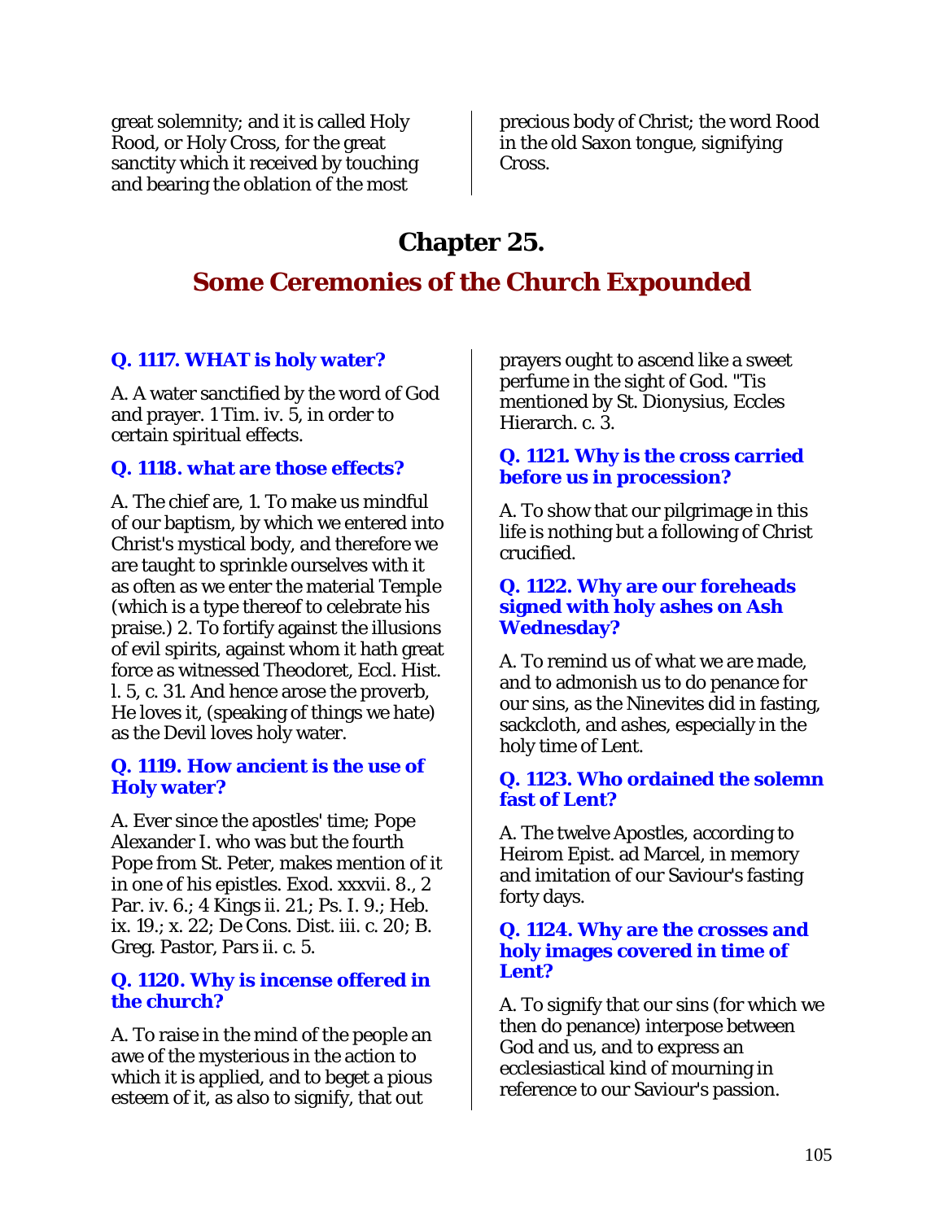great solemnity; and it is called Holy Rood, or Holy Cross, for the great sanctity which it received by touching and bearing the oblation of the most precious body of Christ; the word Rood in the old Saxon tongue, signifying Cross.

# Chapter 25.

## Some Ceremonies of the Church Expounded

### Q. 1117. WHAT is holy water?

A. A water sanctified by the word of God and prayer. 1 Tim. iv. 5, in order to certain spiritual effects.

### Q. 1118. what are those effects?

A. The chief are, 1. To make us mindful of our baptism, by which we entered into Christ's mystical body, and therefore we are taught to sprinkle ourselves with it as often as we enter the material Temple (which is a type thereof to celebrate his praise.) 2. To fortify against the illusions of evil spirits, against whom it hath great force as witnessed Theodoret, Eccl. Hist. l. 5, c. 31. And hence arose the proverb, He loves it, (speaking of things we hate) as the Devil loves holy water.

### Q. 1119. How ancient is the use of Holy water?

A. Ever since the apostles' time; Pope Alexander I. who was but the fourth Pope from St. Peter, makes mention of it in one of his epistles. Exod. xxxvii. 8., 2 Par. iv. 6.; 4 Kings ii. 21.; Ps. I. 9.; Heb. ix. 19.; x. 22; De Cons. Dist. iii. c. 20; B. Greg. Pastor, Pars ii. c. 5.

### Q. 1120. Why is incense offered in the church?

A. To raise in the mind of the people an awe of the mysterious in the action to which it is applied, and to beget a pious esteem of it, as also to signify, that out prayers ought to ascend like a sweet perfume in the sight of God. "Tis mentioned by St. Dionysius, Eccles Hierarch. c. 3.

### Q. 1121. Why is the cross carried before us in procession?

A. To show that our pilgrimage in this life is nothing but a following of Christ crucified.

### Q. 1122. Why are our foreheads signed with holy ashes on Ash Wednesday?

A. To remind us of what we are made, and to admonish us to do penance for our sins, as the Ninevites did in fasting, sackcloth, and ashes, especially in the holy time of Lent.

### Q. 1123. Who ordained the solemn fast of Lent?

A. The twelve Apostles, according to Heirom Epist. ad Marcel, in memory and imitation of our Saviour's fasting forty days.

### Q. 1124. Why are the crosses and holy images covered in time of Lent?

A. To signify that our sins (for which we then do penance) interpose between God and us, and to express an ecclesiastical kind of mourning in reference to our Saviour's passion.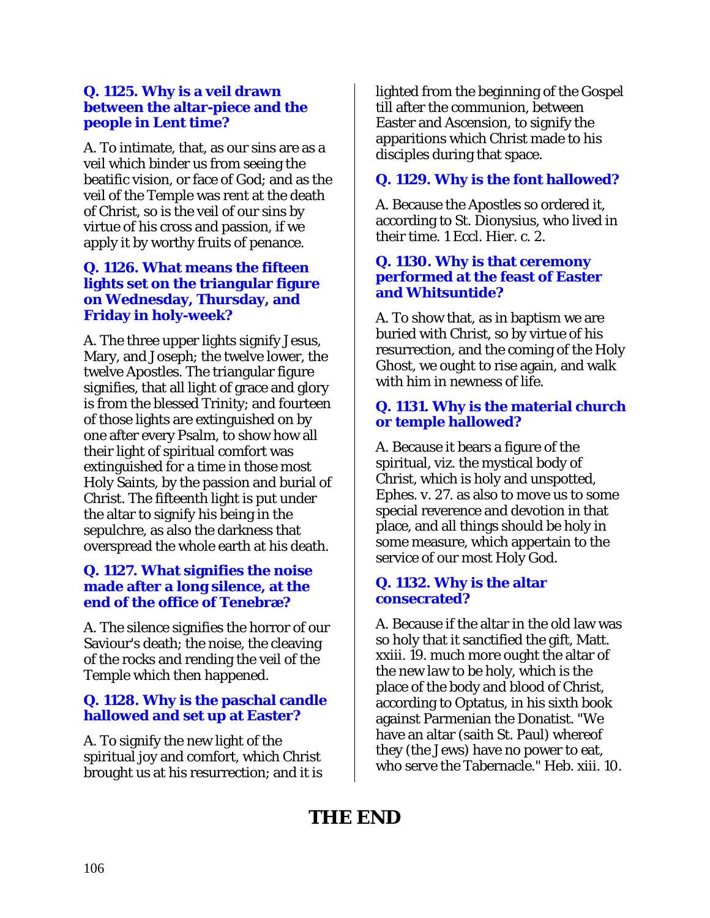**Q. 1125. Why is a veil drawn between the altar-piece and the people in Lent time?**

A. To intimate, that, as our sins are as a veil which binder us from seeing the beatific vision, or face of God; and as the veil of the Temple was rent at the death of Christ, so is the veil of our sins by virtue of his cross and passion, if we apply it by worthy fruits of penance.

**Q. 1126. What means the fifteen lights set on the triangular figure on Wednesday, Thursday, and Friday in holy-week?**

A. The three upper lights signify Jesus, Mary, and Joseph; the twelve lower, the twelve Apostles. The triangular figure signifies, that all light of grace and glory is from the blessed Trinity; and fourteen of those lights are extinguished on by one after every Psalm, to show how all their light of spiritual comfort was extinguished for a time in those most Holy Saints, by the passion and burial of Christ. The fifteenth light is put under the altar to signify his being in the sepulchre, as also the darkness that overspread the whole earth at his death.

**Q. 1127. What signifies the noise made after a long silence, at the end of the office of Tenebræ?**

A. The silence signifies the horror of our Saviour's death; the noise, the cleaving of the rocks and rending the veil of the Temple which then happened.

**Q. 1128. Why is the paschal candle hallowed and set up at Easter?**

A. To signify the new light of the spiritual joy and comfort, which Christ brought us at his resurrection; and it is lighted from the beginning of the Gospel till after the communion, between Easter and Ascension, to signify the apparitions which Christ made to his disciples during that space.

**Q. 1129. Why is the font hallowed?**

A. Because the Apostles so ordered it, according to St. Dionysius, who lived in their time. 1 Eccl. Hier. c. 2.

**Q. 1130. Why is that ceremony performed at the feast of Easter and Whitsuntide?**

A. To show that, as in baptism we are buried with Christ, so by virtue of his resurrection, and the coming of the Holy Ghost, we ought to rise again, and walk with him in newness of life.

**Q. 1131. Why is the material church or temple hallowed?**

A. Because it bears a figure of the spiritual, viz. the mystical body of Christ, which is holy and unspotted, Ephes. v. 27. as also to move us to some special reverence and devotion in that place, and all things should be holy in some measure, which appertain to the service of our most Holy God.

**Q. 1132. Why is the altar consecrated?**

A. Because if the altar in the old law was so holy that it sanctified the gift, Matt. xxiii. 19. much more ought the altar of the new law to be holy, which is the place of the body and blood of Christ, according to Optatus, in his sixth book against Parmenian the Donatist. "We have an altar (saith St. Paul) whereof they (the Jews) have no power to eat, who serve the Tabernacle." Heb. xiii. 10.

# THE END